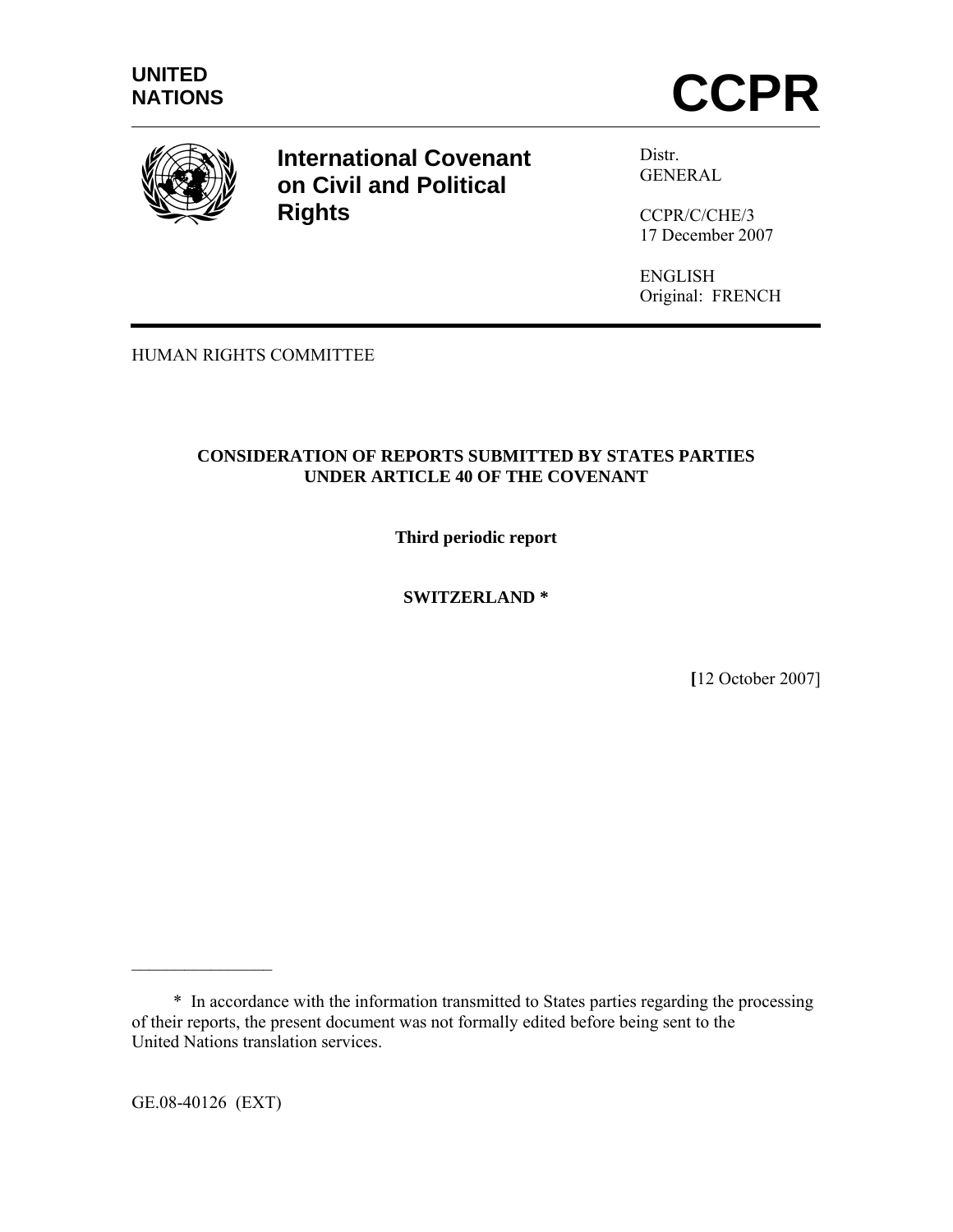UNITED NATIONS

# CCPR

**International Covenant on Civil and Political Rights**

Distr.
GENERAL

CCPR/C/CHE/3
17 December 2007

ENGLISH
Original: FRENCH

HUMAN RIGHTS COMMITTEE

## CONSIDERATION OF REPORTS SUBMITTED BY STATES PARTIES UNDER ARTICLE 40 OF THE COVENANT

**Third periodic report**

**SWITZERLAND ***

[12 October 2007]

---

* In accordance with the information transmitted to States parties regarding the processing of their reports, the present document was not formally edited before being sent to the United Nations translation services.

GE.08-40126 (EXT)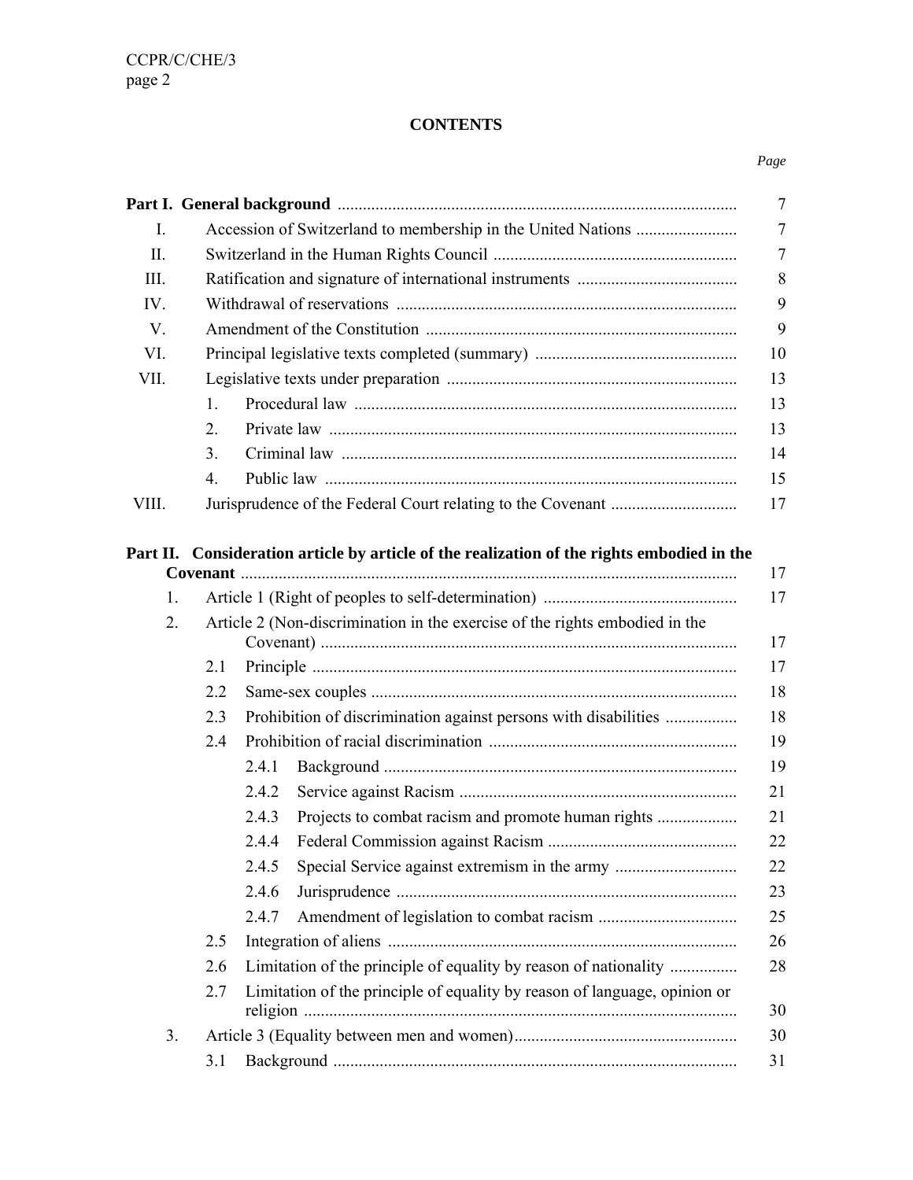# CONTENTS

| | | | | Page |
|---|---|---|---|---|
| **Part I. General background** | | | | 7 |
| I. | Accession of Switzerland to membership in the United Nations | | | 7 |
| II. | Switzerland in the Human Rights Council | | | 7 |
| III. | Ratification and signature of international instruments | | | 8 |
| IV. | Withdrawal of reservations | | | 9 |
| V. | Amendment of the Constitution | | | 9 |
| VI. | Principal legislative texts completed (summary) | | | 10 |
| VII. | Legislative texts under preparation | | | 13 |
| | 1. | Procedural law | | 13 |
| | 2. | Private law | | 13 |
| | 3. | Criminal law | | 14 |
| | 4. | Public law | | 15 |
| VIII. | Jurisprudence of the Federal Court relating to the Covenant | | | 17 |
| **Part II. Consideration article by article of the realization of the rights embodied in the Covenant** | | | | 17 |
| 1. | Article 1 (Right of peoples to self-determination) | | | 17 |
| 2. | Article 2 (Non-discrimination in the exercise of the rights embodied in the Covenant) | | | 17 |
| | 2.1 | Principle | | 17 |
| | 2.2 | Same-sex couples | | 18 |
| | 2.3 | Prohibition of discrimination against persons with disabilities | | 18 |
| | 2.4 | Prohibition of racial discrimination | | 19 |
| | | 2.4.1 | Background | 19 |
| | | 2.4.2 | Service against Racism | 21 |
| | | 2.4.3 | Projects to combat racism and promote human rights | 21 |
| | | 2.4.4 | Federal Commission against Racism | 22 |
| | | 2.4.5 | Special Service against extremism in the army | 22 |
| | | 2.4.6 | Jurisprudence | 23 |
| | | 2.4.7 | Amendment of legislation to combat racism | 25 |
| | 2.5 | Integration of aliens | | 26 |
| | 2.6 | Limitation of the principle of equality by reason of nationality | | 28 |
| | 2.7 | Limitation of the principle of equality by reason of language, opinion or religion | | 30 |
| 3. | Article 3 (Equality between men and women) | | | 30 |
| | 3.1 | Background | | 31 |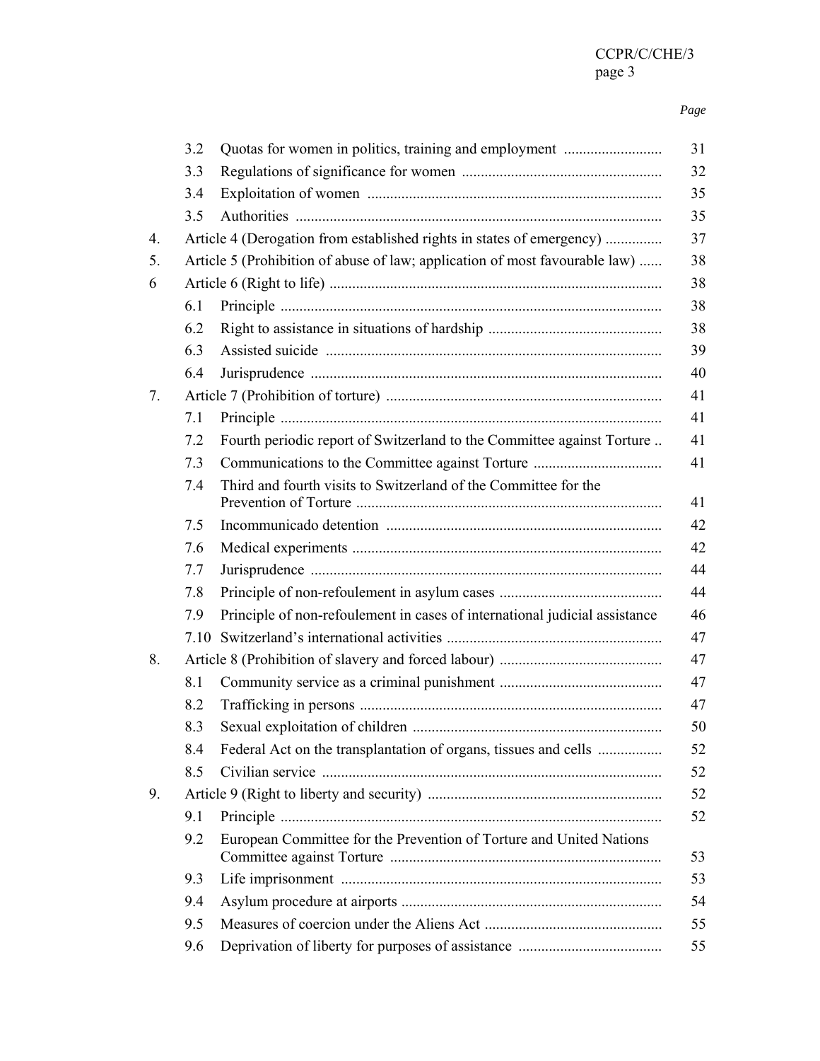*Page*

| | | | |
|---|---|---|---|
| | 3.2 | Quotas for women in politics, training and employment | 31 |
| | 3.3 | Regulations of significance for women | 32 |
| | 3.4 | Exploitation of women | 35 |
| | 3.5 | Authorities | 35 |
| 4. | Article 4 (Derogation from established rights in states of emergency) | | 37 |
| 5. | Article 5 (Prohibition of abuse of law; application of most favourable law) | | 38 |
| 6 | Article 6 (Right to life) | | 38 |
| | 6.1 | Principle | 38 |
| | 6.2 | Right to assistance in situations of hardship | 38 |
| | 6.3 | Assisted suicide | 39 |
| | 6.4 | Jurisprudence | 40 |
| 7. | Article 7 (Prohibition of torture) | | 41 |
| | 7.1 | Principle | 41 |
| | 7.2 | Fourth periodic report of Switzerland to the Committee against Torture | 41 |
| | 7.3 | Communications to the Committee against Torture | 41 |
| | 7.4 | Third and fourth visits to Switzerland of the Committee for the Prevention of Torture | 41 |
| | 7.5 | Incommunicado detention | 42 |
| | 7.6 | Medical experiments | 42 |
| | 7.7 | Jurisprudence | 44 |
| | 7.8 | Principle of non-refoulement in asylum cases | 44 |
| | 7.9 | Principle of non-refoulement in cases of international judicial assistance | 46 |
| | 7.10 | Switzerland's international activities | 47 |
| 8. | Article 8 (Prohibition of slavery and forced labour) | | 47 |
| | 8.1 | Community service as a criminal punishment | 47 |
| | 8.2 | Trafficking in persons | 47 |
| | 8.3 | Sexual exploitation of children | 50 |
| | 8.4 | Federal Act on the transplantation of organs, tissues and cells | 52 |
| | 8.5 | Civilian service | 52 |
| 9. | Article 9 (Right to liberty and security) | | 52 |
| | 9.1 | Principle | 52 |
| | 9.2 | European Committee for the Prevention of Torture and United Nations Committee against Torture | 53 |
| | 9.3 | Life imprisonment | 53 |
| | 9.4 | Asylum procedure at airports | 54 |
| | 9.5 | Measures of coercion under the Aliens Act | 55 |
| | 9.6 | Deprivation of liberty for purposes of assistance | 55 |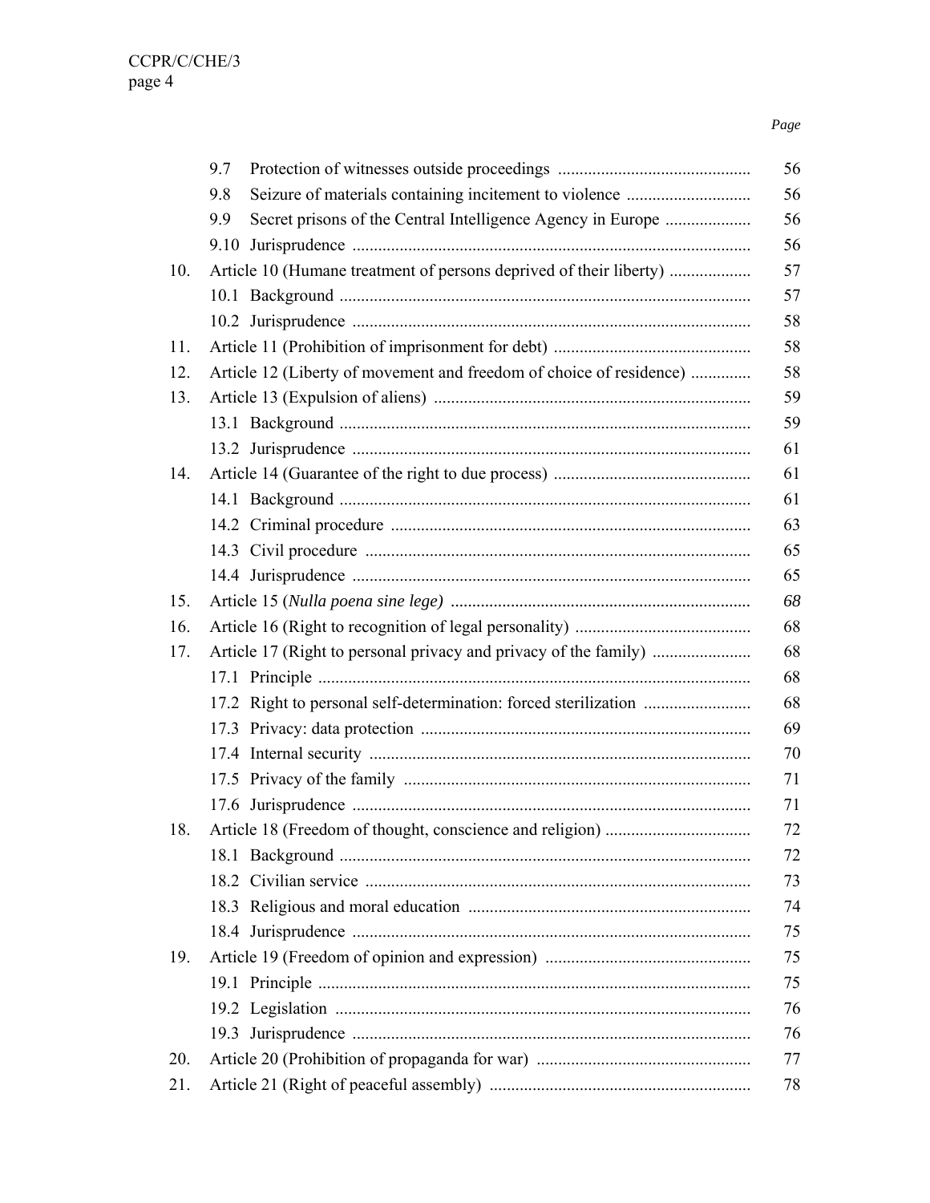| | | Page |
|---|---|---|
| | 9.7 Protection of witnesses outside proceedings | 56 |
| | 9.8 Seizure of materials containing incitement to violence | 56 |
| | 9.9 Secret prisons of the Central Intelligence Agency in Europe | 56 |
| | 9.10 Jurisprudence | 56 |
| 10. | Article 10 (Humane treatment of persons deprived of their liberty) | 57 |
| | 10.1 Background | 57 |
| | 10.2 Jurisprudence | 58 |
| 11. | Article 11 (Prohibition of imprisonment for debt) | 58 |
| 12. | Article 12 (Liberty of movement and freedom of choice of residence) | 58 |
| 13. | Article 13 (Expulsion of aliens) | 59 |
| | 13.1 Background | 59 |
| | 13.2 Jurisprudence | 61 |
| 14. | Article 14 (Guarantee of the right to due process) | 61 |
| | 14.1 Background | 61 |
| | 14.2 Criminal procedure | 63 |
| | 14.3 Civil procedure | 65 |
| | 14.4 Jurisprudence | 65 |
| 15. | Article 15 (*Nulla poena sine lege)* | *68* |
| 16. | Article 16 (Right to recognition of legal personality) | 68 |
| 17. | Article 17 (Right to personal privacy and privacy of the family) | 68 |
| | 17.1 Principle | 68 |
| | 17.2 Right to personal self-determination: forced sterilization | 68 |
| | 17.3 Privacy: data protection | 69 |
| | 17.4 Internal security | 70 |
| | 17.5 Privacy of the family | 71 |
| | 17.6 Jurisprudence | 71 |
| 18. | Article 18 (Freedom of thought, conscience and religion) | 72 |
| | 18.1 Background | 72 |
| | 18.2 Civilian service | 73 |
| | 18.3 Religious and moral education | 74 |
| | 18.4 Jurisprudence | 75 |
| 19. | Article 19 (Freedom of opinion and expression) | 75 |
| | 19.1 Principle | 75 |
| | 19.2 Legislation | 76 |
| | 19.3 Jurisprudence | 76 |
| 20. | Article 20 (Prohibition of propaganda for war) | 77 |
| 21. | Article 21 (Right of peaceful assembly) | 78 |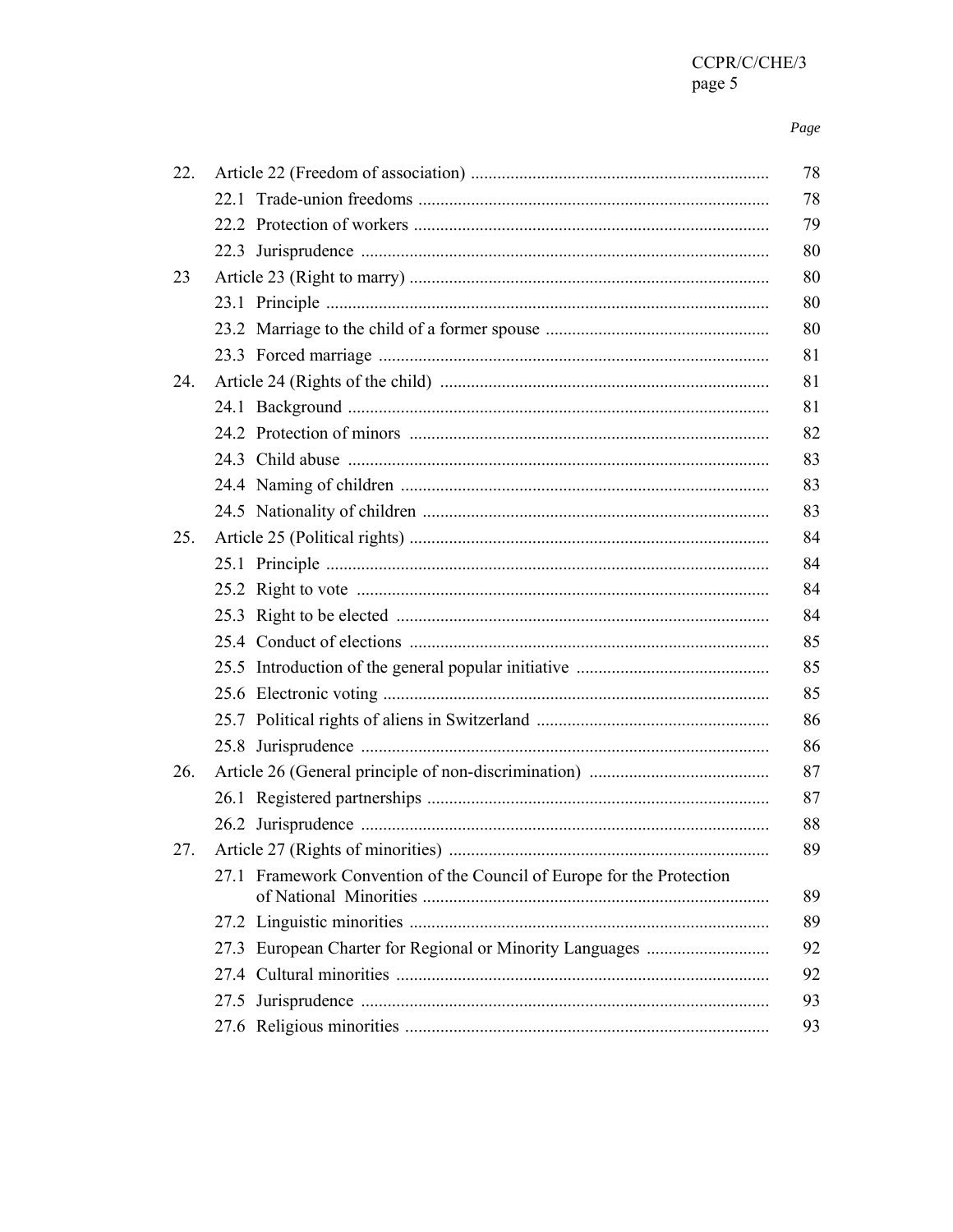| | | Page |
|---|---|---|
| 22. | Article 22 (Freedom of association) | 78 |
| | 22.1 Trade-union freedoms | 78 |
| | 22.2 Protection of workers | 79 |
| | 22.3 Jurisprudence | 80 |
| 23 | Article 23 (Right to marry) | 80 |
| | 23.1 Principle | 80 |
| | 23.2 Marriage to the child of a former spouse | 80 |
| | 23.3 Forced marriage | 81 |
| 24. | Article 24 (Rights of the child) | 81 |
| | 24.1 Background | 81 |
| | 24.2 Protection of minors | 82 |
| | 24.3 Child abuse | 83 |
| | 24.4 Naming of children | 83 |
| | 24.5 Nationality of children | 83 |
| 25. | Article 25 (Political rights) | 84 |
| | 25.1 Principle | 84 |
| | 25.2 Right to vote | 84 |
| | 25.3 Right to be elected | 84 |
| | 25.4 Conduct of elections | 85 |
| | 25.5 Introduction of the general popular initiative | 85 |
| | 25.6 Electronic voting | 85 |
| | 25.7 Political rights of aliens in Switzerland | 86 |
| | 25.8 Jurisprudence | 86 |
| 26. | Article 26 (General principle of non-discrimination) | 87 |
| | 26.1 Registered partnerships | 87 |
| | 26.2 Jurisprudence | 88 |
| 27. | Article 27 (Rights of minorities) | 89 |
| | 27.1 Framework Convention of the Council of Europe for the Protection of National Minorities | 89 |
| | 27.2 Linguistic minorities | 89 |
| | 27.3 European Charter for Regional or Minority Languages | 92 |
| | 27.4 Cultural minorities | 92 |
| | 27.5 Jurisprudence | 93 |
| | 27.6 Religious minorities | 93 |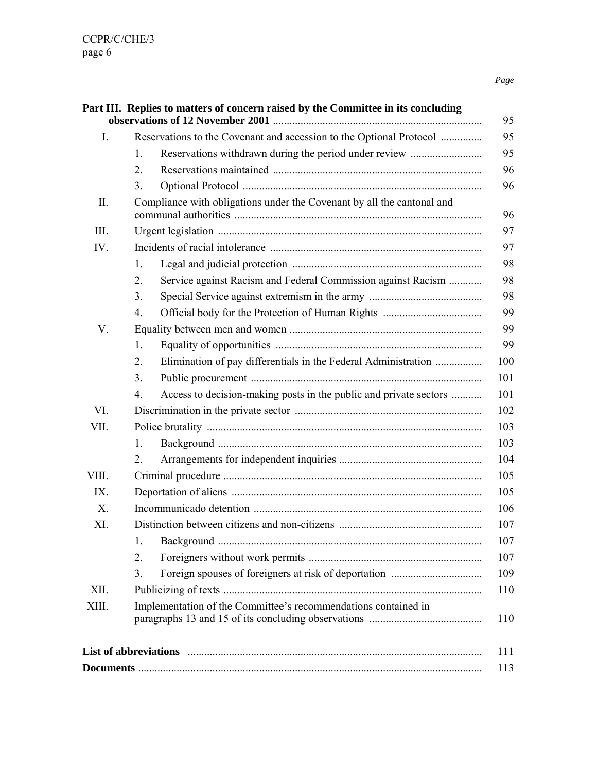| | | Page |
|---|---|---|
| **Part III. Replies to matters of concern raised by the Committee in its concluding observations of 12 November 2001** | | 95 |
| I. | Reservations to the Covenant and accession to the Optional Protocol | 95 |
| | 1. Reservations withdrawn during the period under review | 95 |
| | 2. Reservations maintained | 96 |
| | 3. Optional Protocol | 96 |
| II. | Compliance with obligations under the Covenant by all the cantonal and communal authorities | 96 |
| III. | Urgent legislation | 97 |
| IV. | Incidents of racial intolerance | 97 |
| | 1. Legal and judicial protection | 98 |
| | 2. Service against Racism and Federal Commission against Racism | 98 |
| | 3. Special Service against extremism in the army | 98 |
| | 4. Official body for the Protection of Human Rights | 99 |
| V. | Equality between men and women | 99 |
| | 1. Equality of opportunities | 99 |
| | 2. Elimination of pay differentials in the Federal Administration | 100 |
| | 3. Public procurement | 101 |
| | 4. Access to decision-making posts in the public and private sectors | 101 |
| VI. | Discrimination in the private sector | 102 |
| VII. | Police brutality | 103 |
| | 1. Background | 103 |
| | 2. Arrangements for independent inquiries | 104 |
| VIII. | Criminal procedure | 105 |
| IX. | Deportation of aliens | 105 |
| X. | Incommunicado detention | 106 |
| XI. | Distinction between citizens and non-citizens | 107 |
| | 1. Background | 107 |
| | 2. Foreigners without work permits | 107 |
| | 3. Foreign spouses of foreigners at risk of deportation | 109 |
| XII. | Publicizing of texts | 110 |
| XIII. | Implementation of the Committee's recommendations contained in paragraphs 13 and 15 of its concluding observations | 110 |
| **List of abbreviations** | | 111 |
| **Documents** | | 113 |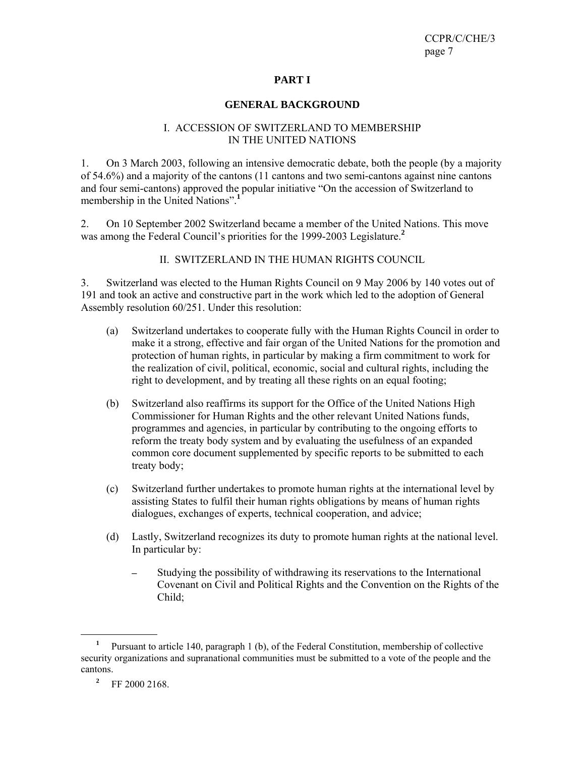# PART I

## GENERAL BACKGROUND

### I. ACCESSION OF SWITZERLAND TO MEMBERSHIP IN THE UNITED NATIONS

1. On 3 March 2003, following an intensive democratic debate, both the people (by a majority of 54.6%) and a majority of the cantons (11 cantons and two semi-cantons against nine cantons and four semi-cantons) approved the popular initiative "On the accession of Switzerland to membership in the United Nations".[1]

2. On 10 September 2002 Switzerland became a member of the United Nations. This move was among the Federal Council's priorities for the 1999-2003 Legislature.[2]

### II. SWITZERLAND IN THE HUMAN RIGHTS COUNCIL

3. Switzerland was elected to the Human Rights Council on 9 May 2006 by 140 votes out of 191 and took an active and constructive part in the work which led to the adoption of General Assembly resolution 60/251. Under this resolution:

(a) Switzerland undertakes to cooperate fully with the Human Rights Council in order to make it a strong, effective and fair organ of the United Nations for the promotion and protection of human rights, in particular by making a firm commitment to work for the realization of civil, political, economic, social and cultural rights, including the right to development, and by treating all these rights on an equal footing;

(b) Switzerland also reaffirms its support for the Office of the United Nations High Commissioner for Human Rights and the other relevant United Nations funds, programmes and agencies, in particular by contributing to the ongoing efforts to reform the treaty body system and by evaluating the usefulness of an expanded common core document supplemented by specific reports to be submitted to each treaty body;

(c) Switzerland further undertakes to promote human rights at the international level by assisting States to fulfil their human rights obligations by means of human rights dialogues, exchanges of experts, technical cooperation, and advice;

(d) Lastly, Switzerland recognizes its duty to promote human rights at the national level. In particular by:

- Studying the possibility of withdrawing its reservations to the International Covenant on Civil and Political Rights and the Convention on the Rights of the Child;

---

[1] Pursuant to article 140, paragraph 1 (b), of the Federal Constitution, membership of collective security organizations and supranational communities must be submitted to a vote of the people and the cantons.

[2] FF 2000 2168.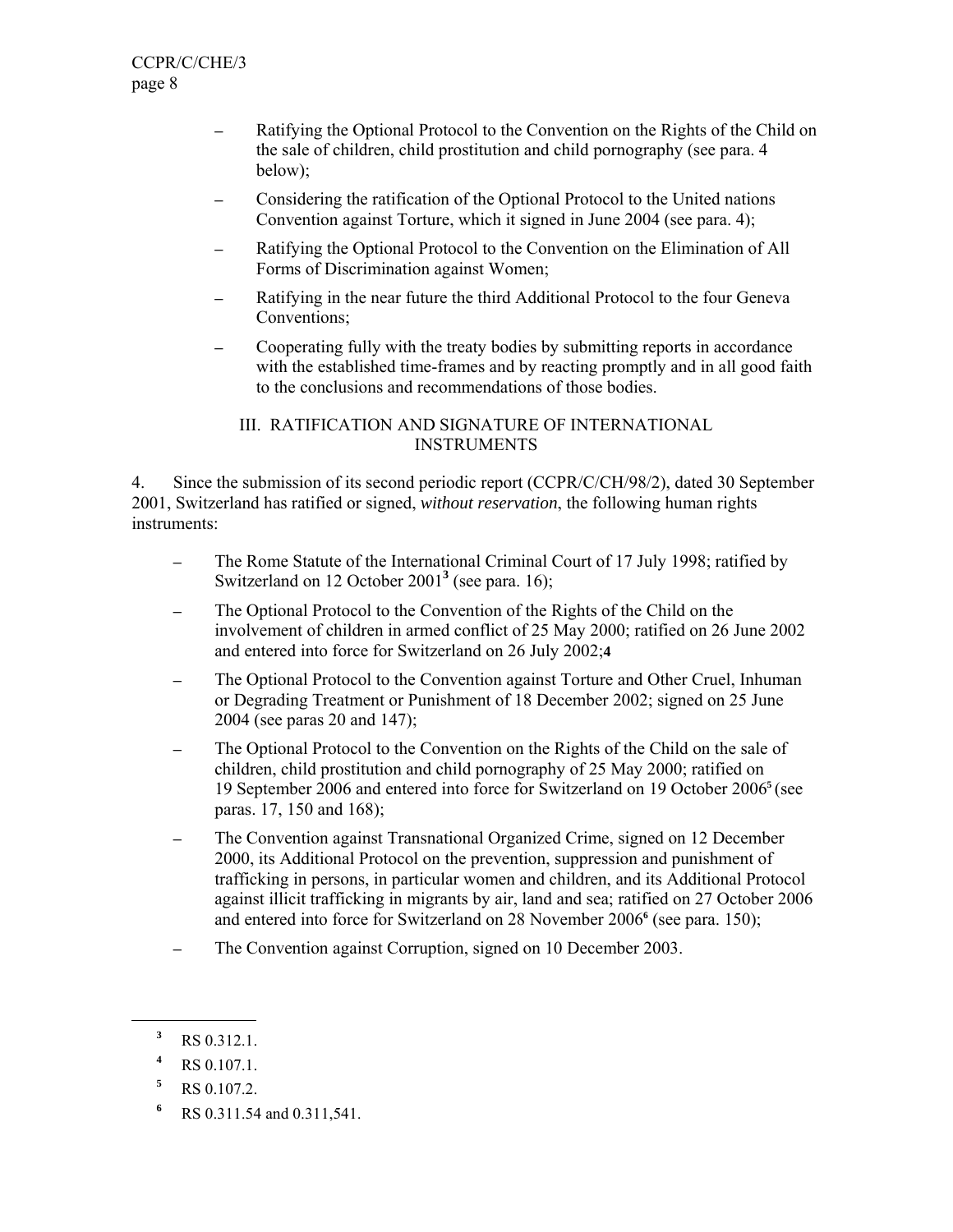- Ratifying the Optional Protocol to the Convention on the Rights of the Child on the sale of children, child prostitution and child pornography (see para. 4 below);
- Considering the ratification of the Optional Protocol to the United nations Convention against Torture, which it signed in June 2004 (see para. 4);
- Ratifying the Optional Protocol to the Convention on the Elimination of All Forms of Discrimination against Women;
- Ratifying in the near future the third Additional Protocol to the four Geneva Conventions;
- Cooperating fully with the treaty bodies by submitting reports in accordance with the established time-frames and by reacting promptly and in all good faith to the conclusions and recommendations of those bodies.

## III. RATIFICATION AND SIGNATURE OF INTERNATIONAL INSTRUMENTS

4. Since the submission of its second periodic report (CCPR/C/CH/98/2), dated 30 September 2001, Switzerland has ratified or signed, *without reservation*, the following human rights instruments:

- The Rome Statute of the International Criminal Court of 17 July 1998; ratified by Switzerland on 12 October 2001[3] (see para. 16);
- The Optional Protocol to the Convention of the Rights of the Child on the involvement of children in armed conflict of 25 May 2000; ratified on 26 June 2002 and entered into force for Switzerland on 26 July 2002;[4]
- The Optional Protocol to the Convention against Torture and Other Cruel, Inhuman or Degrading Treatment or Punishment of 18 December 2002; signed on 25 June 2004 (see paras 20 and 147);
- The Optional Protocol to the Convention on the Rights of the Child on the sale of children, child prostitution and child pornography of 25 May 2000; ratified on 19 September 2006 and entered into force for Switzerland on 19 October 2006[5] (see paras. 17, 150 and 168);
- The Convention against Transnational Organized Crime, signed on 12 December 2000, its Additional Protocol on the prevention, suppression and punishment of trafficking in persons, in particular women and children, and its Additional Protocol against illicit trafficking in migrants by air, land and sea; ratified on 27 October 2006 and entered into force for Switzerland on 28 November 2006[6] (see para. 150);
- The Convention against Corruption, signed on 10 December 2003.

---

[3] RS 0.312.1.

[4] RS 0.107.1.

[5] RS 0.107.2.

[6] RS 0.311.54 and 0.311,541.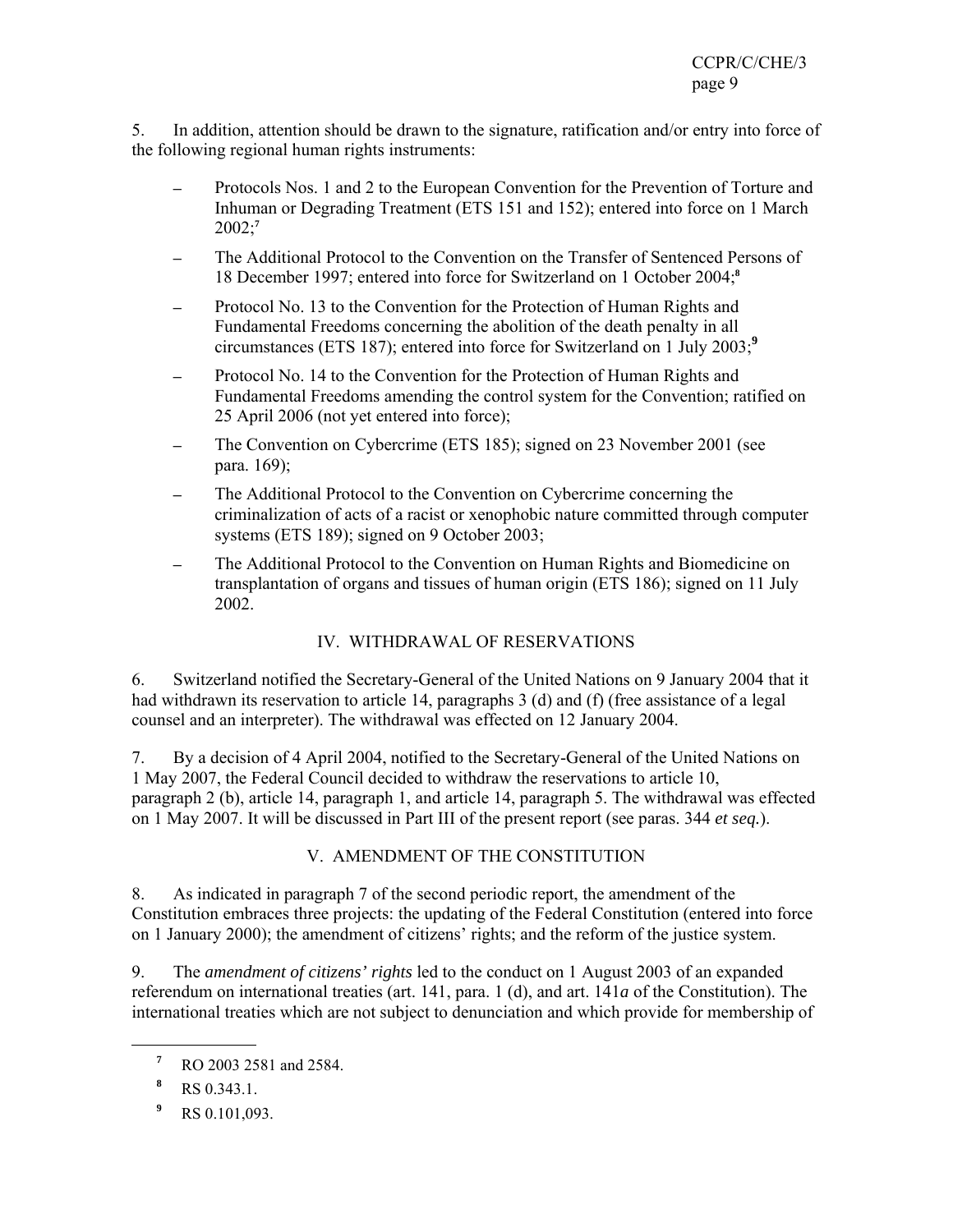5. In addition, attention should be drawn to the signature, ratification and/or entry into force of the following regional human rights instruments:

- Protocols Nos. 1 and 2 to the European Convention for the Prevention of Torture and Inhuman or Degrading Treatment (ETS 151 and 152); entered into force on 1 March 2002;[7]
- The Additional Protocol to the Convention on the Transfer of Sentenced Persons of 18 December 1997; entered into force for Switzerland on 1 October 2004;[8]
- Protocol No. 13 to the Convention for the Protection of Human Rights and Fundamental Freedoms concerning the abolition of the death penalty in all circumstances (ETS 187); entered into force for Switzerland on 1 July 2003;[9]
- Protocol No. 14 to the Convention for the Protection of Human Rights and Fundamental Freedoms amending the control system for the Convention; ratified on 25 April 2006 (not yet entered into force);
- The Convention on Cybercrime (ETS 185); signed on 23 November 2001 (see para. 169);
- The Additional Protocol to the Convention on Cybercrime concerning the criminalization of acts of a racist or xenophobic nature committed through computer systems (ETS 189); signed on 9 October 2003;
- The Additional Protocol to the Convention on Human Rights and Biomedicine on transplantation of organs and tissues of human origin (ETS 186); signed on 11 July 2002.

## IV. WITHDRAWAL OF RESERVATIONS

6. Switzerland notified the Secretary-General of the United Nations on 9 January 2004 that it had withdrawn its reservation to article 14, paragraphs 3 (d) and (f) (free assistance of a legal counsel and an interpreter). The withdrawal was effected on 12 January 2004.

7. By a decision of 4 April 2004, notified to the Secretary-General of the United Nations on 1 May 2007, the Federal Council decided to withdraw the reservations to article 10, paragraph 2 (b), article 14, paragraph 1, and article 14, paragraph 5. The withdrawal was effected on 1 May 2007. It will be discussed in Part III of the present report (see paras. 344 *et seq.*).

## V. AMENDMENT OF THE CONSTITUTION

8. As indicated in paragraph 7 of the second periodic report, the amendment of the Constitution embraces three projects: the updating of the Federal Constitution (entered into force on 1 January 2000); the amendment of citizens' rights; and the reform of the justice system.

9. The *amendment of citizens' rights* led to the conduct on 1 August 2003 of an expanded referendum on international treaties (art. 141, para. 1 (d), and art. 141*a* of the Constitution). The international treaties which are not subject to denunciation and which provide for membership of

---

[7] RO 2003 2581 and 2584.

[8] RS 0.343.1.

[9] RS 0.101,093.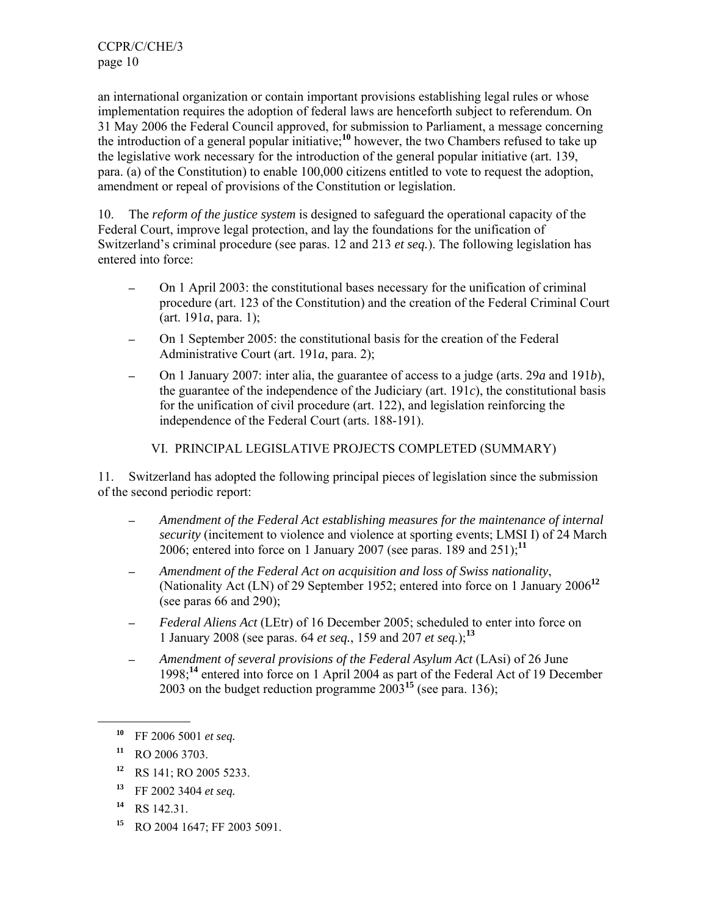an international organization or contain important provisions establishing legal rules or whose implementation requires the adoption of federal laws are henceforth subject to referendum. On 31 May 2006 the Federal Council approved, for submission to Parliament, a message concerning the introduction of a general popular initiative;[10] however, the two Chambers refused to take up the legislative work necessary for the introduction of the general popular initiative (art. 139, para. (a) of the Constitution) to enable 100,000 citizens entitled to vote to request the adoption, amendment or repeal of provisions of the Constitution or legislation.

10. The *reform of the justice system* is designed to safeguard the operational capacity of the Federal Court, improve legal protection, and lay the foundations for the unification of Switzerland's criminal procedure (see paras. 12 and 213 *et seq.*). The following legislation has entered into force:

- On 1 April 2003: the constitutional bases necessary for the unification of criminal procedure (art. 123 of the Constitution) and the creation of the Federal Criminal Court (art. 191*a*, para. 1);
- On 1 September 2005: the constitutional basis for the creation of the Federal Administrative Court (art. 191*a*, para. 2);
- On 1 January 2007: inter alia, the guarantee of access to a judge (arts. 29*a* and 191*b*), the guarantee of the independence of the Judiciary (art. 191*c*), the constitutional basis for the unification of civil procedure (art. 122), and legislation reinforcing the independence of the Federal Court (arts. 188-191).

## VI. PRINCIPAL LEGISLATIVE PROJECTS COMPLETED (SUMMARY)

11. Switzerland has adopted the following principal pieces of legislation since the submission of the second periodic report:

- *Amendment of the Federal Act establishing measures for the maintenance of internal security* (incitement to violence and violence at sporting events; LMSI I) of 24 March 2006; entered into force on 1 January 2007 (see paras. 189 and 251);[11]
- *Amendment of the Federal Act on acquisition and loss of Swiss nationality*, (Nationality Act (LN) of 29 September 1952; entered into force on 1 January 2006[12] (see paras 66 and 290);
- *Federal Aliens Act* (LEtr) of 16 December 2005; scheduled to enter into force on 1 January 2008 (see paras. 64 *et seq.*, 159 and 207 *et seq.*);[13]
- *Amendment of several provisions of the Federal Asylum Act* (LAsi) of 26 June 1998;[14] entered into force on 1 April 2004 as part of the Federal Act of 19 December 2003 on the budget reduction programme 2003[15] (see para. 136);

---

[10] FF 2006 5001 *et seq.*

[11] RO 2006 3703.

[12] RS 141; RO 2005 5233.

[13] FF 2002 3404 *et seq.*

[14] RS 142.31.

[15] RO 2004 1647; FF 2003 5091.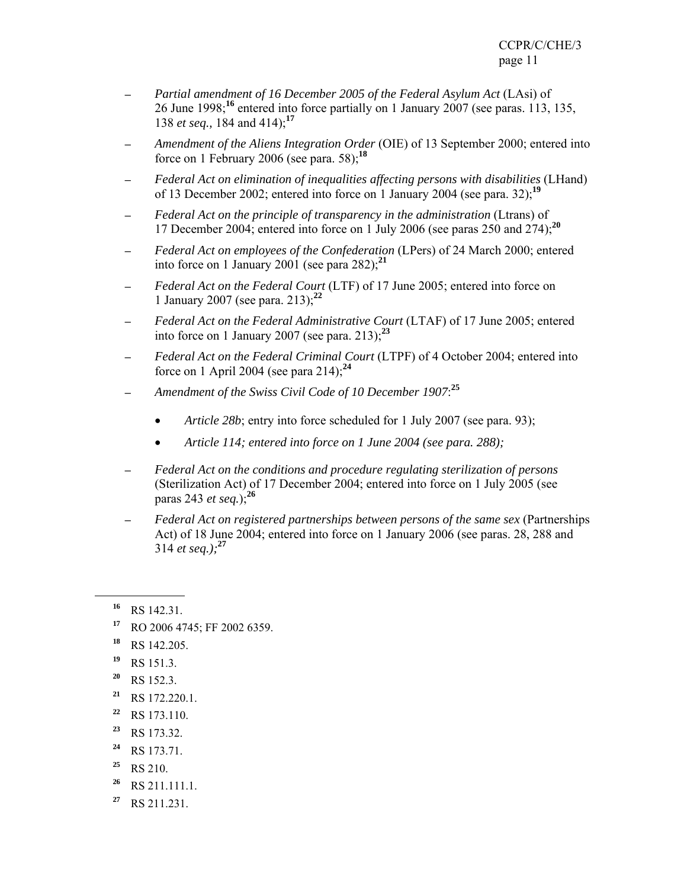- *Partial amendment of 16 December 2005 of the Federal Asylum Act* (LAsi) of 26 June 1998;[16] entered into force partially on 1 January 2007 (see paras. 113, 135, 138 *et seq.,* 184 and 414);[17]

- *Amendment of the Aliens Integration Order* (OIE) of 13 September 2000; entered into force on 1 February 2006 (see para. 58);[18]

- *Federal Act on elimination of inequalities affecting persons with disabilities* (LHand) of 13 December 2002; entered into force on 1 January 2004 (see para. 32);[19]

- *Federal Act on the principle of transparency in the administration* (Ltrans) of 17 December 2004; entered into force on 1 July 2006 (see paras 250 and 274);[20]

- *Federal Act on employees of the Confederation* (LPers) of 24 March 2000; entered into force on 1 January 2001 (see para 282);[21]

- *Federal Act on the Federal Court* (LTF) of 17 June 2005; entered into force on 1 January 2007 (see para. 213);[22]

- *Federal Act on the Federal Administrative Court* (LTAF) of 17 June 2005; entered into force on 1 January 2007 (see para. 213);[23]

- *Federal Act on the Federal Criminal Court* (LTPF) of 4 October 2004; entered into force on 1 April 2004 (see para 214);[24]

- *Amendment of the Swiss Civil Code of 10 December 1907*:[25]

  - *Article 28b*; entry into force scheduled for 1 July 2007 (see para. 93);
  - *Article 114; entered into force on 1 June 2004 (see para. 288);*

- *Federal Act on the conditions and procedure regulating sterilization of persons* (Sterilization Act) of 17 December 2004; entered into force on 1 July 2005 (see paras 243 *et seq.*);[26]

- *Federal Act on registered partnerships between persons of the same sex* (Partnerships Act) of 18 June 2004; entered into force on 1 January 2006 (see paras. 28, 288 and 314 *et seq.);*[27]

---

[16] RS 142.31.

[17] RO 2006 4745; FF 2002 6359.

[18] RS 142.205.

[19] RS 151.3.

[20] RS 152.3.

[21] RS 172.220.1.

[22] RS 173.110.

[23] RS 173.32.

[24] RS 173.71.

[25] RS 210.

[26] RS 211.111.1.

[27] RS 211.231.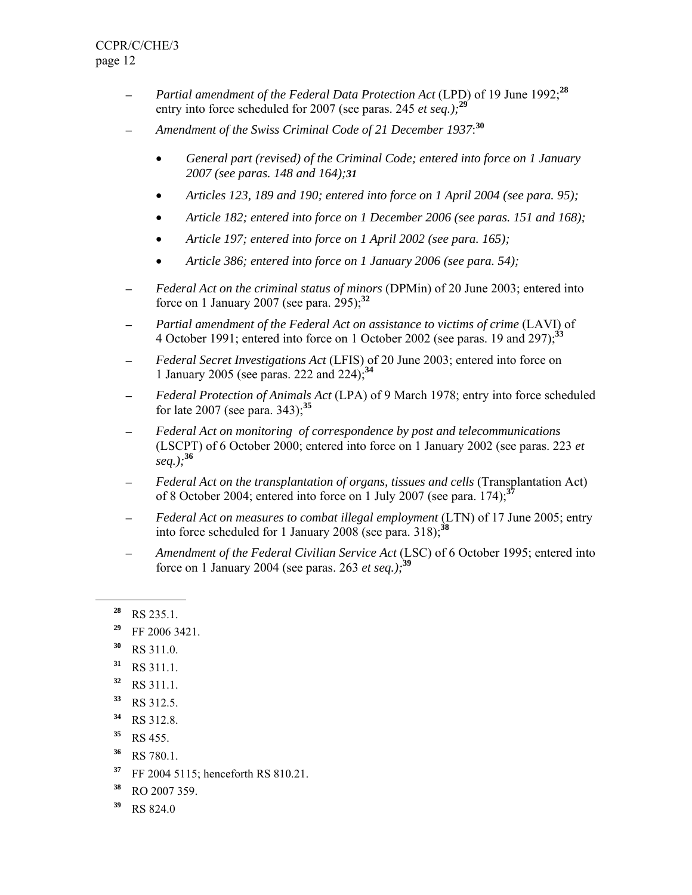- *Partial amendment of the Federal Data Protection Act* (LPD) of 19 June 1992;[28] entry into force scheduled for 2007 (see paras. 245 *et seq.);*[29]
- *Amendment of the Swiss Criminal Code of 21 December 1937*:[30]
    - *General part (revised) of the Criminal Code; entered into force on 1 January 2007 (see paras. 148 and 164);31*
    - *Articles 123, 189 and 190; entered into force on 1 April 2004 (see para. 95);*
    - *Article 182; entered into force on 1 December 2006 (see paras. 151 and 168);*
    - *Article 197; entered into force on 1 April 2002 (see para. 165);*
    - *Article 386; entered into force on 1 January 2006 (see para. 54);*
- *Federal Act on the criminal status of minors* (DPMin) of 20 June 2003; entered into force on 1 January 2007 (see para. 295);[32]
- *Partial amendment of the Federal Act on assistance to victims of crime* (LAVI) of 4 October 1991; entered into force on 1 October 2002 (see paras. 19 and 297);[33]
- *Federal Secret Investigations Act* (LFIS) of 20 June 2003; entered into force on 1 January 2005 (see paras. 222 and 224);[34]
- *Federal Protection of Animals Act* (LPA) of 9 March 1978; entry into force scheduled for late 2007 (see para. 343);[35]
- *Federal Act on monitoring of correspondence by post and telecommunications* (LSCPT) of 6 October 2000; entered into force on 1 January 2002 (see paras. 223 *et seq.);*[36]
- *Federal Act on the transplantation of organs, tissues and cells* (Transplantation Act) of 8 October 2004; entered into force on 1 July 2007 (see para. 174);[37]
- *Federal Act on measures to combat illegal employment* (LTN) of 17 June 2005; entry into force scheduled for 1 January 2008 (see para. 318);[38]
- *Amendment of the Federal Civilian Service Act* (LSC) of 6 October 1995; entered into force on 1 January 2004 (see paras. 263 *et seq.);*[39]

---

[28] RS 235.1.

[29] FF 2006 3421.

[30] RS 311.0.

[31] RS 311.1.

[32] RS 311.1.

[33] RS 312.5.

[34] RS 312.8.

[35] RS 455.

[36] RS 780.1.

[37] FF 2004 5115; henceforth RS 810.21.

[38] RO 2007 359.

[39] RS 824.0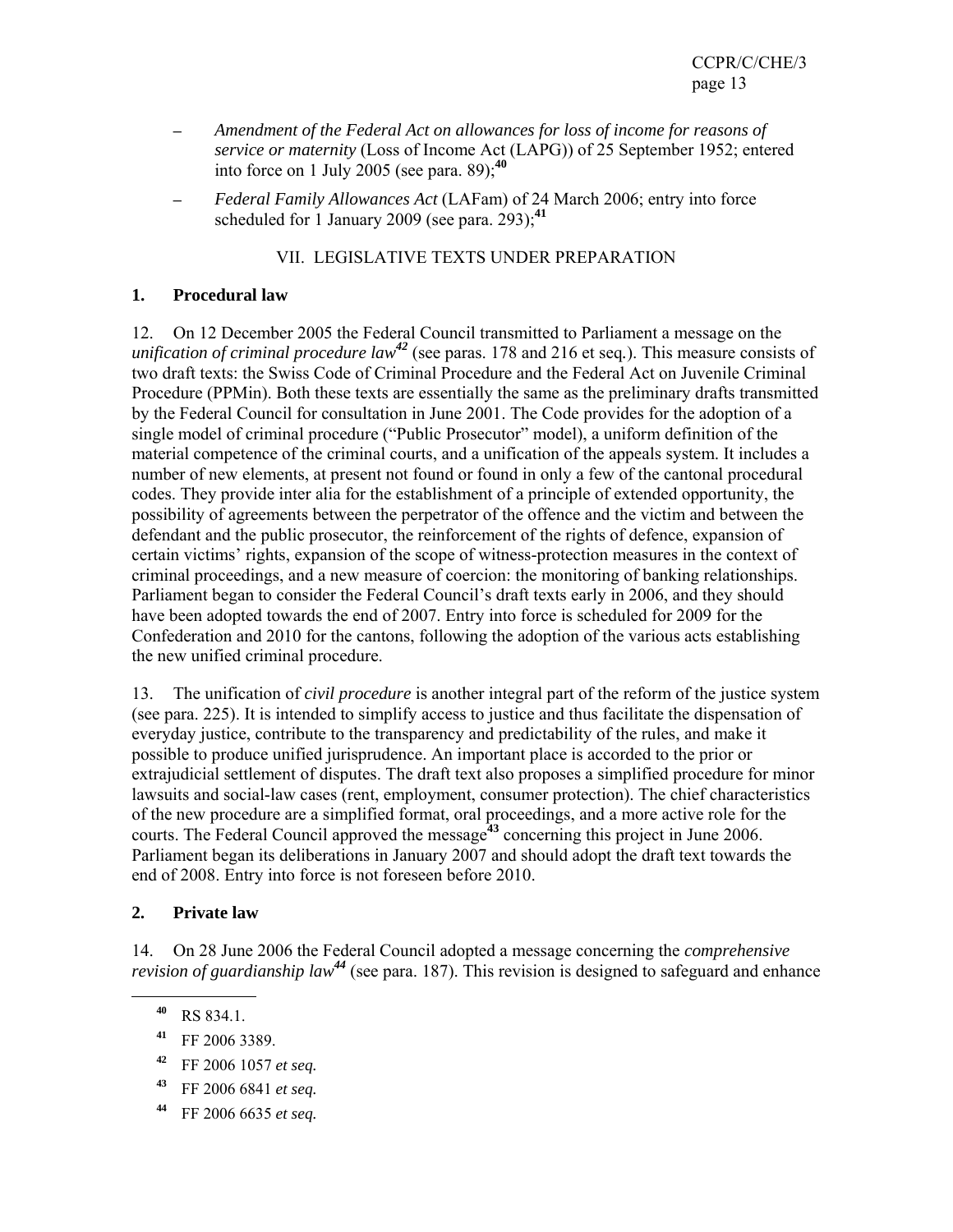- *Amendment of the Federal Act on allowances for loss of income for reasons of service or maternity* (Loss of Income Act (LAPG)) of 25 September 1952; entered into force on 1 July 2005 (see para. 89);[40]
- *Federal Family Allowances Act* (LAFam) of 24 March 2006; entry into force scheduled for 1 January 2009 (see para. 293);[41]

## VII. LEGISLATIVE TEXTS UNDER PREPARATION

### 1. Procedural law

12. On 12 December 2005 the Federal Council transmitted to Parliament a message on the *unification of criminal procedure law*[42] (see paras. 178 and 216 et seq.). This measure consists of two draft texts: the Swiss Code of Criminal Procedure and the Federal Act on Juvenile Criminal Procedure (PPMin). Both these texts are essentially the same as the preliminary drafts transmitted by the Federal Council for consultation in June 2001. The Code provides for the adoption of a single model of criminal procedure ("Public Prosecutor" model), a uniform definition of the material competence of the criminal courts, and a unification of the appeals system. It includes a number of new elements, at present not found or found in only a few of the cantonal procedural codes. They provide inter alia for the establishment of a principle of extended opportunity, the possibility of agreements between the perpetrator of the offence and the victim and between the defendant and the public prosecutor, the reinforcement of the rights of defence, expansion of certain victims' rights, expansion of the scope of witness-protection measures in the context of criminal proceedings, and a new measure of coercion: the monitoring of banking relationships. Parliament began to consider the Federal Council's draft texts early in 2006, and they should have been adopted towards the end of 2007. Entry into force is scheduled for 2009 for the Confederation and 2010 for the cantons, following the adoption of the various acts establishing the new unified criminal procedure.

13. The unification of *civil procedure* is another integral part of the reform of the justice system (see para. 225). It is intended to simplify access to justice and thus facilitate the dispensation of everyday justice, contribute to the transparency and predictability of the rules, and make it possible to produce unified jurisprudence. An important place is accorded to the prior or extrajudicial settlement of disputes. The draft text also proposes a simplified procedure for minor lawsuits and social-law cases (rent, employment, consumer protection). The chief characteristics of the new procedure are a simplified format, oral proceedings, and a more active role for the courts. The Federal Council approved the message[43] concerning this project in June 2006. Parliament began its deliberations in January 2007 and should adopt the draft text towards the end of 2008. Entry into force is not foreseen before 2010.

### 2. Private law

14. On 28 June 2006 the Federal Council adopted a message concerning the *comprehensive revision of guardianship law*[44] (see para. 187). This revision is designed to safeguard and enhance

---

[40] RS 834.1.

[41] FF 2006 3389.

[42] FF 2006 1057 *et seq.*

[43] FF 2006 6841 *et seq.*

[44] FF 2006 6635 *et seq.*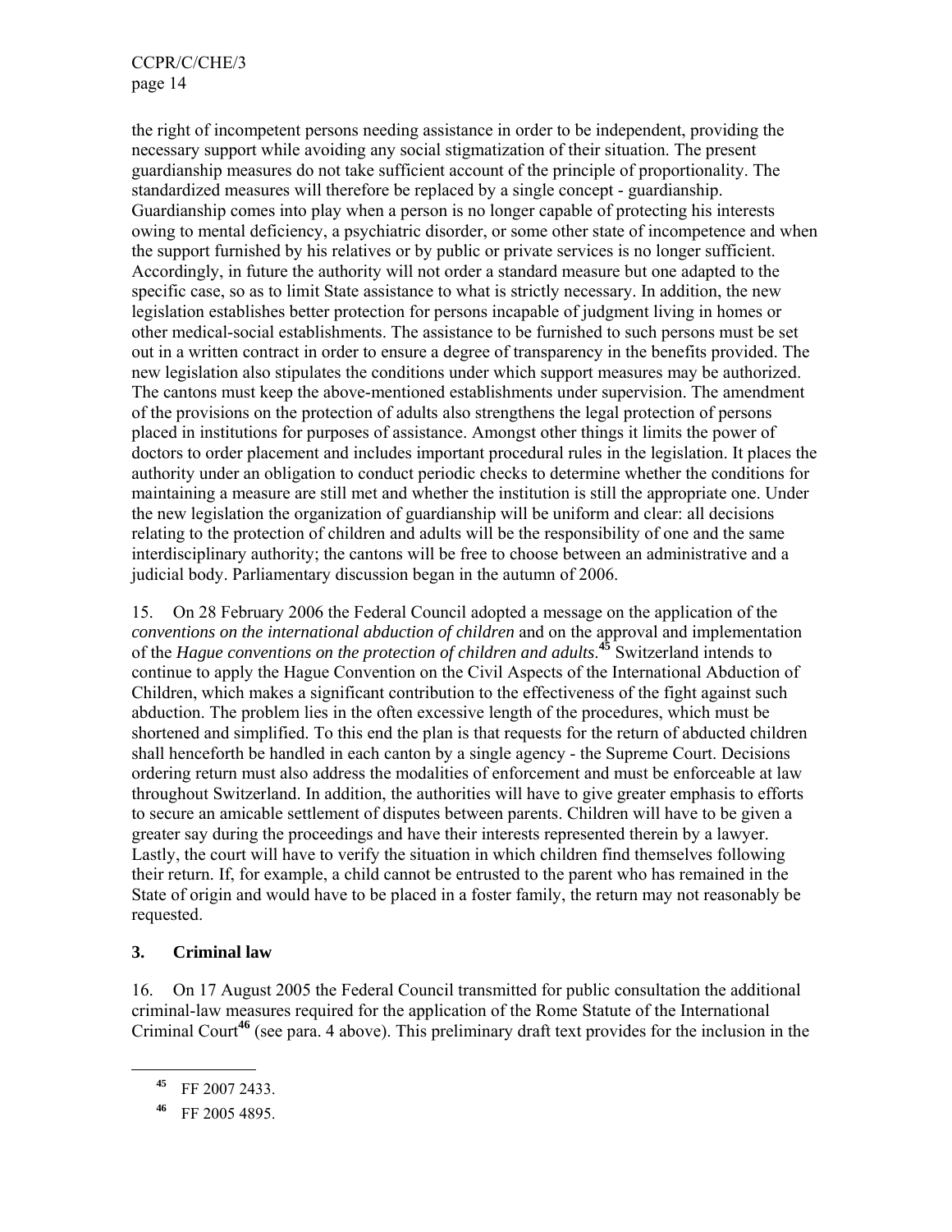the right of incompetent persons needing assistance in order to be independent, providing the necessary support while avoiding any social stigmatization of their situation. The present guardianship measures do not take sufficient account of the principle of proportionality. The standardized measures will therefore be replaced by a single concept - guardianship. Guardianship comes into play when a person is no longer capable of protecting his interests owing to mental deficiency, a psychiatric disorder, or some other state of incompetence and when the support furnished by his relatives or by public or private services is no longer sufficient. Accordingly, in future the authority will not order a standard measure but one adapted to the specific case, so as to limit State assistance to what is strictly necessary. In addition, the new legislation establishes better protection for persons incapable of judgment living in homes or other medical-social establishments. The assistance to be furnished to such persons must be set out in a written contract in order to ensure a degree of transparency in the benefits provided. The new legislation also stipulates the conditions under which support measures may be authorized. The cantons must keep the above-mentioned establishments under supervision. The amendment of the provisions on the protection of adults also strengthens the legal protection of persons placed in institutions for purposes of assistance. Amongst other things it limits the power of doctors to order placement and includes important procedural rules in the legislation. It places the authority under an obligation to conduct periodic checks to determine whether the conditions for maintaining a measure are still met and whether the institution is still the appropriate one. Under the new legislation the organization of guardianship will be uniform and clear: all decisions relating to the protection of children and adults will be the responsibility of one and the same interdisciplinary authority; the cantons will be free to choose between an administrative and a judicial body. Parliamentary discussion began in the autumn of 2006.

15. On 28 February 2006 the Federal Council adopted a message on the application of the *conventions on the international abduction of children* and on the approval and implementation of the *Hague conventions on the protection of children and adults*.[45] Switzerland intends to continue to apply the Hague Convention on the Civil Aspects of the International Abduction of Children, which makes a significant contribution to the effectiveness of the fight against such abduction. The problem lies in the often excessive length of the procedures, which must be shortened and simplified. To this end the plan is that requests for the return of abducted children shall henceforth be handled in each canton by a single agency - the Supreme Court. Decisions ordering return must also address the modalities of enforcement and must be enforceable at law throughout Switzerland. In addition, the authorities will have to give greater emphasis to efforts to secure an amicable settlement of disputes between parents. Children will have to be given a greater say during the proceedings and have their interests represented therein by a lawyer. Lastly, the court will have to verify the situation in which children find themselves following their return. If, for example, a child cannot be entrusted to the parent who has remained in the State of origin and would have to be placed in a foster family, the return may not reasonably be requested.

### 3. Criminal law

16. On 17 August 2005 the Federal Council transmitted for public consultation the additional criminal-law measures required for the application of the Rome Statute of the International Criminal Court[46] (see para. 4 above). This preliminary draft text provides for the inclusion in the

---

[45] FF 2007 2433.

[46] FF 2005 4895.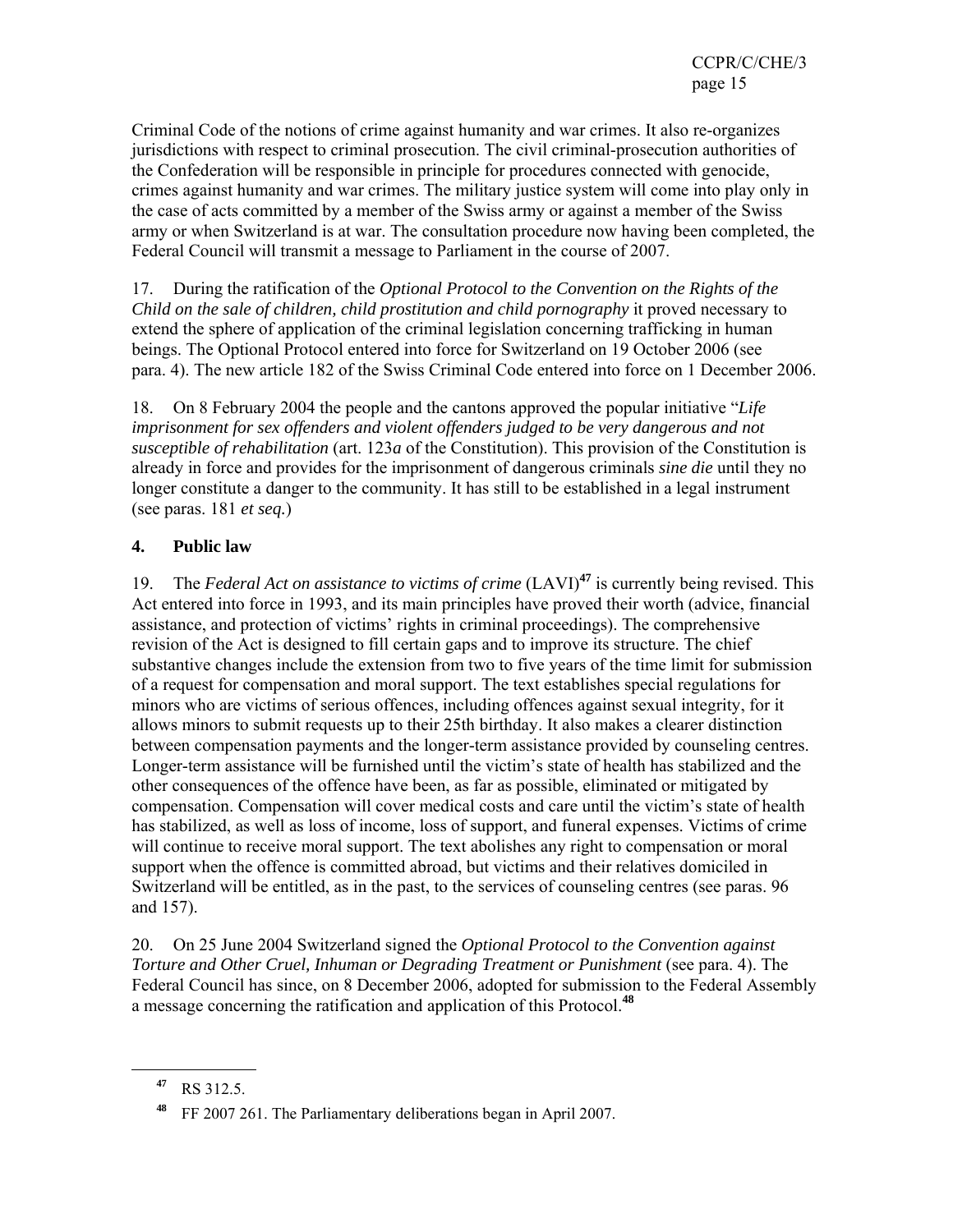Criminal Code of the notions of crime against humanity and war crimes. It also re-organizes jurisdictions with respect to criminal prosecution. The civil criminal-prosecution authorities of the Confederation will be responsible in principle for procedures connected with genocide, crimes against humanity and war crimes. The military justice system will come into play only in the case of acts committed by a member of the Swiss army or against a member of the Swiss army or when Switzerland is at war. The consultation procedure now having been completed, the Federal Council will transmit a message to Parliament in the course of 2007.

17. During the ratification of the *Optional Protocol to the Convention on the Rights of the Child on the sale of children, child prostitution and child pornography* it proved necessary to extend the sphere of application of the criminal legislation concerning trafficking in human beings. The Optional Protocol entered into force for Switzerland on 19 October 2006 (see para. 4). The new article 182 of the Swiss Criminal Code entered into force on 1 December 2006.

18. On 8 February 2004 the people and the cantons approved the popular initiative "*Life imprisonment for sex offenders and violent offenders judged to be very dangerous and not susceptible of rehabilitation* (art. 123*a* of the Constitution). This provision of the Constitution is already in force and provides for the imprisonment of dangerous criminals *sine die* until they no longer constitute a danger to the community. It has still to be established in a legal instrument (see paras. 181 *et seq.*)

## 4. Public law

19. The *Federal Act on assistance to victims of crime* (LAVI)[47] is currently being revised. This Act entered into force in 1993, and its main principles have proved their worth (advice, financial assistance, and protection of victims' rights in criminal proceedings). The comprehensive revision of the Act is designed to fill certain gaps and to improve its structure. The chief substantive changes include the extension from two to five years of the time limit for submission of a request for compensation and moral support. The text establishes special regulations for minors who are victims of serious offences, including offences against sexual integrity, for it allows minors to submit requests up to their 25th birthday. It also makes a clearer distinction between compensation payments and the longer-term assistance provided by counseling centres. Longer-term assistance will be furnished until the victim's state of health has stabilized and the other consequences of the offence have been, as far as possible, eliminated or mitigated by compensation. Compensation will cover medical costs and care until the victim's state of health has stabilized, as well as loss of income, loss of support, and funeral expenses. Victims of crime will continue to receive moral support. The text abolishes any right to compensation or moral support when the offence is committed abroad, but victims and their relatives domiciled in Switzerland will be entitled, as in the past, to the services of counseling centres (see paras. 96 and 157).

20. On 25 June 2004 Switzerland signed the *Optional Protocol to the Convention against Torture and Other Cruel, Inhuman or Degrading Treatment or Punishment* (see para. 4). The Federal Council has since, on 8 December 2006, adopted for submission to the Federal Assembly a message concerning the ratification and application of this Protocol.[48]

---

[47] RS 312.5.

[48] FF 2007 261. The Parliamentary deliberations began in April 2007.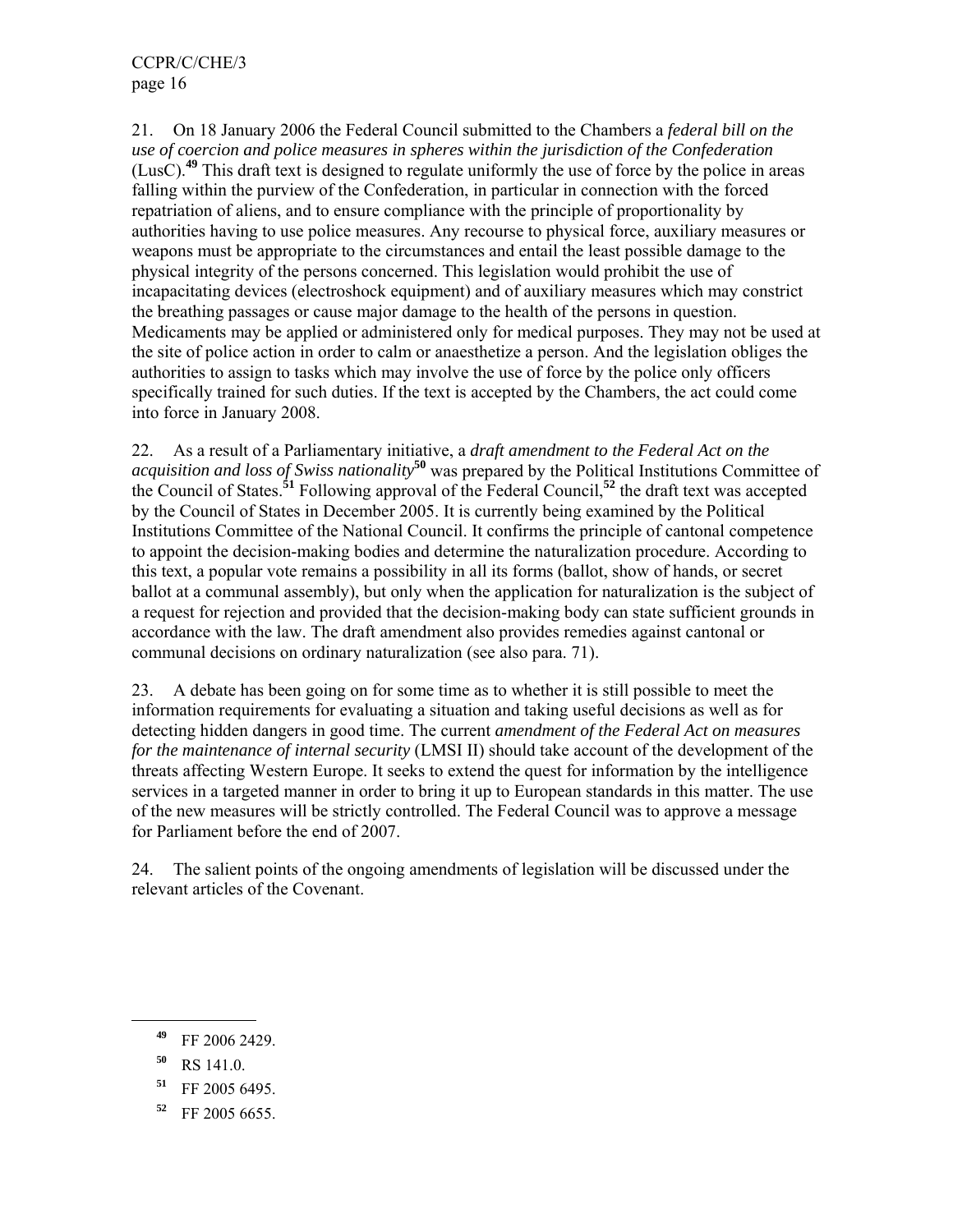21. On 18 January 2006 the Federal Council submitted to the Chambers a *federal bill on the use of coercion and police measures in spheres within the jurisdiction of the Confederation* (LusC).[49] This draft text is designed to regulate uniformly the use of force by the police in areas falling within the purview of the Confederation, in particular in connection with the forced repatriation of aliens, and to ensure compliance with the principle of proportionality by authorities having to use police measures. Any recourse to physical force, auxiliary measures or weapons must be appropriate to the circumstances and entail the least possible damage to the physical integrity of the persons concerned. This legislation would prohibit the use of incapacitating devices (electroshock equipment) and of auxiliary measures which may constrict the breathing passages or cause major damage to the health of the persons in question. Medicaments may be applied or administered only for medical purposes. They may not be used at the site of police action in order to calm or anaesthetize a person. And the legislation obliges the authorities to assign to tasks which may involve the use of force by the police only officers specifically trained for such duties. If the text is accepted by the Chambers, the act could come into force in January 2008.

22. As a result of a Parliamentary initiative, a *draft amendment to the Federal Act on the acquisition and loss of Swiss nationality*[50] was prepared by the Political Institutions Committee of the Council of States.[51] Following approval of the Federal Council,[52] the draft text was accepted by the Council of States in December 2005. It is currently being examined by the Political Institutions Committee of the National Council. It confirms the principle of cantonal competence to appoint the decision-making bodies and determine the naturalization procedure. According to this text, a popular vote remains a possibility in all its forms (ballot, show of hands, or secret ballot at a communal assembly), but only when the application for naturalization is the subject of a request for rejection and provided that the decision-making body can state sufficient grounds in accordance with the law. The draft amendment also provides remedies against cantonal or communal decisions on ordinary naturalization (see also para. 71).

23. A debate has been going on for some time as to whether it is still possible to meet the information requirements for evaluating a situation and taking useful decisions as well as for detecting hidden dangers in good time. The current *amendment of the Federal Act on measures for the maintenance of internal security* (LMSI II) should take account of the development of the threats affecting Western Europe. It seeks to extend the quest for information by the intelligence services in a targeted manner in order to bring it up to European standards in this matter. The use of the new measures will be strictly controlled. The Federal Council was to approve a message for Parliament before the end of 2007.

24. The salient points of the ongoing amendments of legislation will be discussed under the relevant articles of the Covenant.

---

[49] FF 2006 2429.

[50] RS 141.0.

[51] FF 2005 6495.

[52] FF 2005 6655.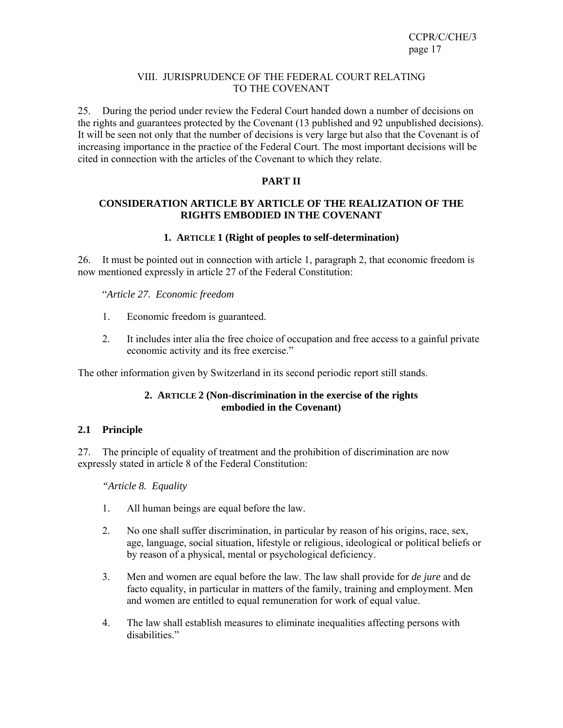## VIII. JURISPRUDENCE OF THE FEDERAL COURT RELATING TO THE COVENANT

25. During the period under review the Federal Court handed down a number of decisions on the rights and guarantees protected by the Covenant (13 published and 92 unpublished decisions). It will be seen not only that the number of decisions is very large but also that the Covenant is of increasing importance in the practice of the Federal Court. The most important decisions will be cited in connection with the articles of the Covenant to which they relate.

# PART II

## CONSIDERATION ARTICLE BY ARTICLE OF THE REALIZATION OF THE RIGHTS EMBODIED IN THE COVENANT

### 1. ARTICLE 1 (Right of peoples to self-determination)

26. It must be pointed out in connection with article 1, paragraph 2, that economic freedom is now mentioned expressly in article 27 of the Federal Constitution:

> "*Article 27. Economic freedom*
>
> 1. Economic freedom is guaranteed.
>
> 2. It includes inter alia the free choice of occupation and free access to a gainful private economic activity and its free exercise."

The other information given by Switzerland in its second periodic report still stands.

### 2. ARTICLE 2 (Non-discrimination in the exercise of the rights embodied in the Covenant)

#### 2.1 Principle

27. The principle of equality of treatment and the prohibition of discrimination are now expressly stated in article 8 of the Federal Constitution:

> *"Article 8. Equality*
>
> 1. All human beings are equal before the law.
>
> 2. No one shall suffer discrimination, in particular by reason of his origins, race, sex, age, language, social situation, lifestyle or religious, ideological or political beliefs or by reason of a physical, mental or psychological deficiency.
>
> 3. Men and women are equal before the law. The law shall provide for *de jure* and de facto equality, in particular in matters of the family, training and employment. Men and women are entitled to equal remuneration for work of equal value.
>
> 4. The law shall establish measures to eliminate inequalities affecting persons with disabilities."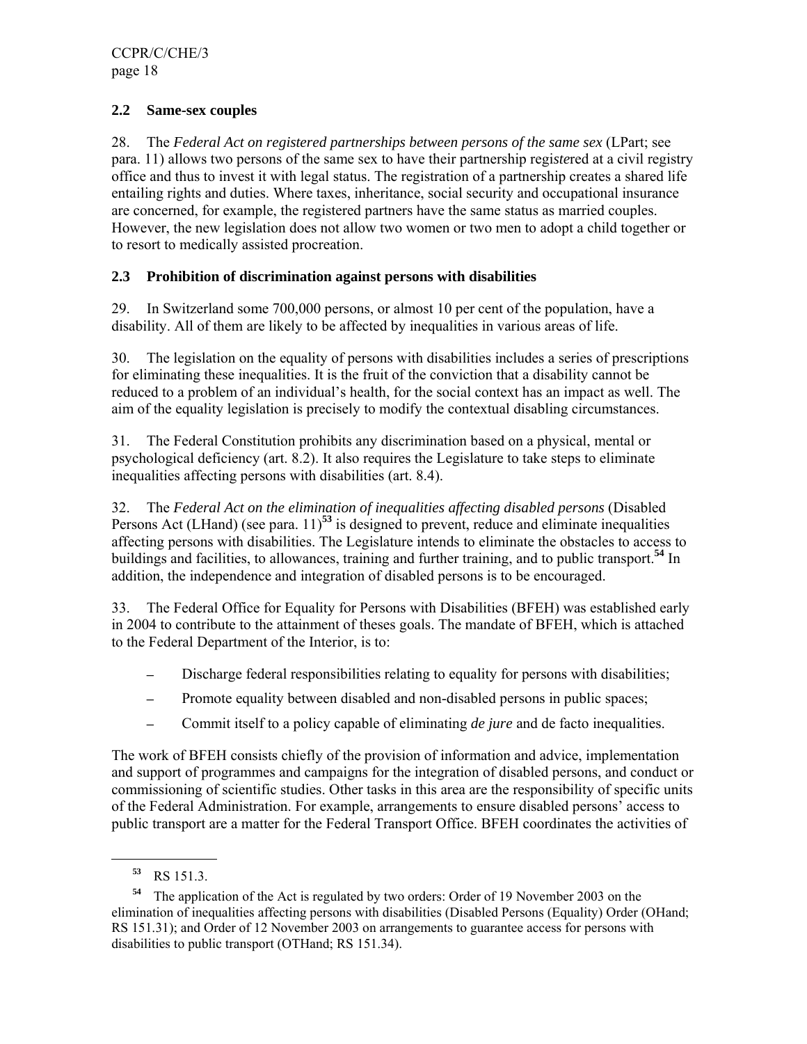## 2.2 Same-sex couples

28. The *Federal Act on registered partnerships between persons of the same sex* (LPart; see para. 11) allows two persons of the same sex to have their partnership registered at a civil registry office and thus to invest it with legal status. The registration of a partnership creates a shared life entailing rights and duties. Where taxes, inheritance, social security and occupational insurance are concerned, for example, the registered partners have the same status as married couples. However, the new legislation does not allow two women or two men to adopt a child together or to resort to medically assisted procreation.

## 2.3 Prohibition of discrimination against persons with disabilities

29. In Switzerland some 700,000 persons, or almost 10 per cent of the population, have a disability. All of them are likely to be affected by inequalities in various areas of life.

30. The legislation on the equality of persons with disabilities includes a series of prescriptions for eliminating these inequalities. It is the fruit of the conviction that a disability cannot be reduced to a problem of an individual's health, for the social context has an impact as well. The aim of the equality legislation is precisely to modify the contextual disabling circumstances.

31. The Federal Constitution prohibits any discrimination based on a physical, mental or psychological deficiency (art. 8.2). It also requires the Legislature to take steps to eliminate inequalities affecting persons with disabilities (art. 8.4).

32. The *Federal Act on the elimination of inequalities affecting disabled persons* (Disabled Persons Act (LHand) (see para. 11)[53] is designed to prevent, reduce and eliminate inequalities affecting persons with disabilities. The Legislature intends to eliminate the obstacles to access to buildings and facilities, to allowances, training and further training, and to public transport.[54] In addition, the independence and integration of disabled persons is to be encouraged.

33. The Federal Office for Equality for Persons with Disabilities (BFEH) was established early in 2004 to contribute to the attainment of theses goals. The mandate of BFEH, which is attached to the Federal Department of the Interior, is to:

- Discharge federal responsibilities relating to equality for persons with disabilities;
- Promote equality between disabled and non-disabled persons in public spaces;
- Commit itself to a policy capable of eliminating *de jure* and de facto inequalities.

The work of BFEH consists chiefly of the provision of information and advice, implementation and support of programmes and campaigns for the integration of disabled persons, and conduct or commissioning of scientific studies. Other tasks in this area are the responsibility of specific units of the Federal Administration. For example, arrangements to ensure disabled persons' access to public transport are a matter for the Federal Transport Office. BFEH coordinates the activities of

---

[53] RS 151.3.

[54] The application of the Act is regulated by two orders: Order of 19 November 2003 on the elimination of inequalities affecting persons with disabilities (Disabled Persons (Equality) Order (OHand; RS 151.31); and Order of 12 November 2003 on arrangements to guarantee access for persons with disabilities to public transport (OTHand; RS 151.34).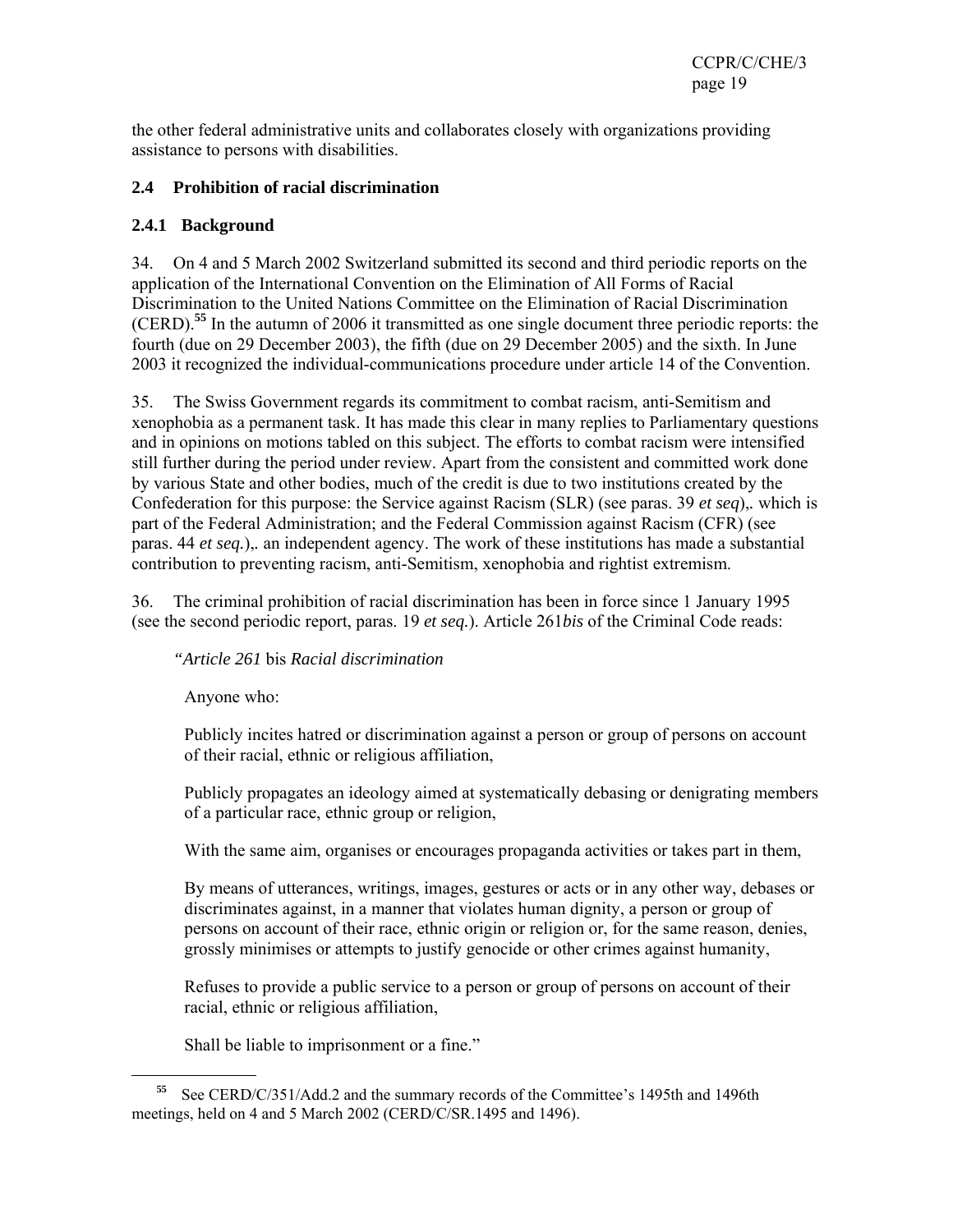the other federal administrative units and collaborates closely with organizations providing assistance to persons with disabilities.

## 2.4 Prohibition of racial discrimination

### 2.4.1 Background

34. On 4 and 5 March 2002 Switzerland submitted its second and third periodic reports on the application of the International Convention on the Elimination of All Forms of Racial Discrimination to the United Nations Committee on the Elimination of Racial Discrimination (CERD).[55] In the autumn of 2006 it transmitted as one single document three periodic reports: the fourth (due on 29 December 2003), the fifth (due on 29 December 2005) and the sixth. In June 2003 it recognized the individual-communications procedure under article 14 of the Convention.

35. The Swiss Government regards its commitment to combat racism, anti-Semitism and xenophobia as a permanent task. It has made this clear in many replies to Parliamentary questions and in opinions on motions tabled on this subject. The efforts to combat racism were intensified still further during the period under review. Apart from the consistent and committed work done by various State and other bodies, much of the credit is due to two institutions created by the Confederation for this purpose: the Service against Racism (SLR) (see paras. 39 *et seq*),. which is part of the Federal Administration; and the Federal Commission against Racism (CFR) (see paras. 44 *et seq.*),. an independent agency. The work of these institutions has made a substantial contribution to preventing racism, anti-Semitism, xenophobia and rightist extremism.

36. The criminal prohibition of racial discrimination has been in force since 1 January 1995 (see the second periodic report, paras. 19 *et seq.*). Article 261*bis* of the Criminal Code reads:

> *"Article 261* bis *Racial discrimination*
>
> Anyone who:
>
> Publicly incites hatred or discrimination against a person or group of persons on account of their racial, ethnic or religious affiliation,
>
> Publicly propagates an ideology aimed at systematically debasing or denigrating members of a particular race, ethnic group or religion,
>
> With the same aim, organises or encourages propaganda activities or takes part in them,
>
> By means of utterances, writings, images, gestures or acts or in any other way, debases or discriminates against, in a manner that violates human dignity, a person or group of persons on account of their race, ethnic origin or religion or, for the same reason, denies, grossly minimises or attempts to justify genocide or other crimes against humanity,
>
> Refuses to provide a public service to a person or group of persons on account of their racial, ethnic or religious affiliation,
>
> Shall be liable to imprisonment or a fine."

---

[55] See CERD/C/351/Add.2 and the summary records of the Committee's 1495th and 1496th meetings, held on 4 and 5 March 2002 (CERD/C/SR.1495 and 1496).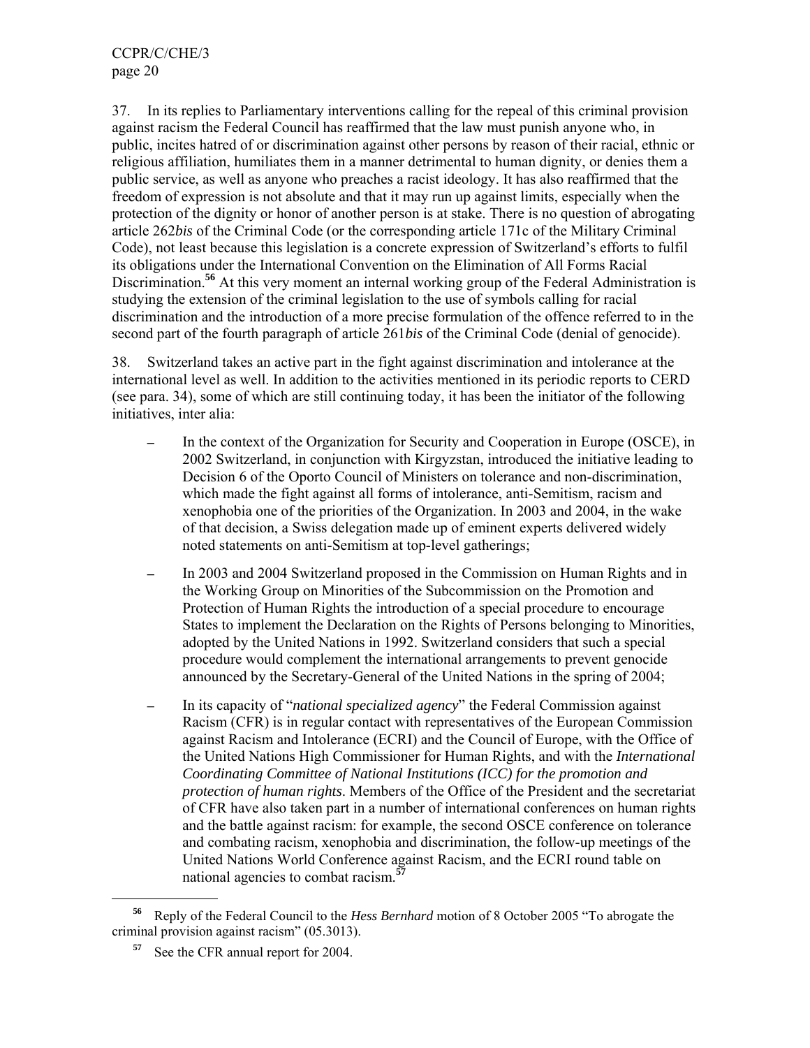37. In its replies to Parliamentary interventions calling for the repeal of this criminal provision against racism the Federal Council has reaffirmed that the law must punish anyone who, in public, incites hatred of or discrimination against other persons by reason of their racial, ethnic or religious affiliation, humiliates them in a manner detrimental to human dignity, or denies them a public service, as well as anyone who preaches a racist ideology. It has also reaffirmed that the freedom of expression is not absolute and that it may run up against limits, especially when the protection of the dignity or honor of another person is at stake. There is no question of abrogating article 262*bis* of the Criminal Code (or the corresponding article 171c of the Military Criminal Code), not least because this legislation is a concrete expression of Switzerland's efforts to fulfil its obligations under the International Convention on the Elimination of All Forms Racial Discrimination.[56] At this very moment an internal working group of the Federal Administration is studying the extension of the criminal legislation to the use of symbols calling for racial discrimination and the introduction of a more precise formulation of the offence referred to in the second part of the fourth paragraph of article 261*bis* of the Criminal Code (denial of genocide).

38. Switzerland takes an active part in the fight against discrimination and intolerance at the international level as well. In addition to the activities mentioned in its periodic reports to CERD (see para. 34), some of which are still continuing today, it has been the initiator of the following initiatives, inter alia:

- In the context of the Organization for Security and Cooperation in Europe (OSCE), in 2002 Switzerland, in conjunction with Kirgyzstan, introduced the initiative leading to Decision 6 of the Oporto Council of Ministers on tolerance and non-discrimination, which made the fight against all forms of intolerance, anti-Semitism, racism and xenophobia one of the priorities of the Organization. In 2003 and 2004, in the wake of that decision, a Swiss delegation made up of eminent experts delivered widely noted statements on anti-Semitism at top-level gatherings;

- In 2003 and 2004 Switzerland proposed in the Commission on Human Rights and in the Working Group on Minorities of the Subcommission on the Promotion and Protection of Human Rights the introduction of a special procedure to encourage States to implement the Declaration on the Rights of Persons belonging to Minorities, adopted by the United Nations in 1992. Switzerland considers that such a special procedure would complement the international arrangements to prevent genocide announced by the Secretary-General of the United Nations in the spring of 2004;

- In its capacity of "*national specialized agency*" the Federal Commission against Racism (CFR) is in regular contact with representatives of the European Commission against Racism and Intolerance (ECRI) and the Council of Europe, with the Office of the United Nations High Commissioner for Human Rights, and with the *International Coordinating Committee of National Institutions (ICC) for the promotion and protection of human rights*. Members of the Office of the President and the secretariat of CFR have also taken part in a number of international conferences on human rights and the battle against racism: for example, the second OSCE conference on tolerance and combating racism, xenophobia and discrimination, the follow-up meetings of the United Nations World Conference against Racism, and the ECRI round table on national agencies to combat racism.[57]

---

[56] Reply of the Federal Council to the *Hess Bernhard* motion of 8 October 2005 "To abrogate the criminal provision against racism" (05.3013).

[57] See the CFR annual report for 2004.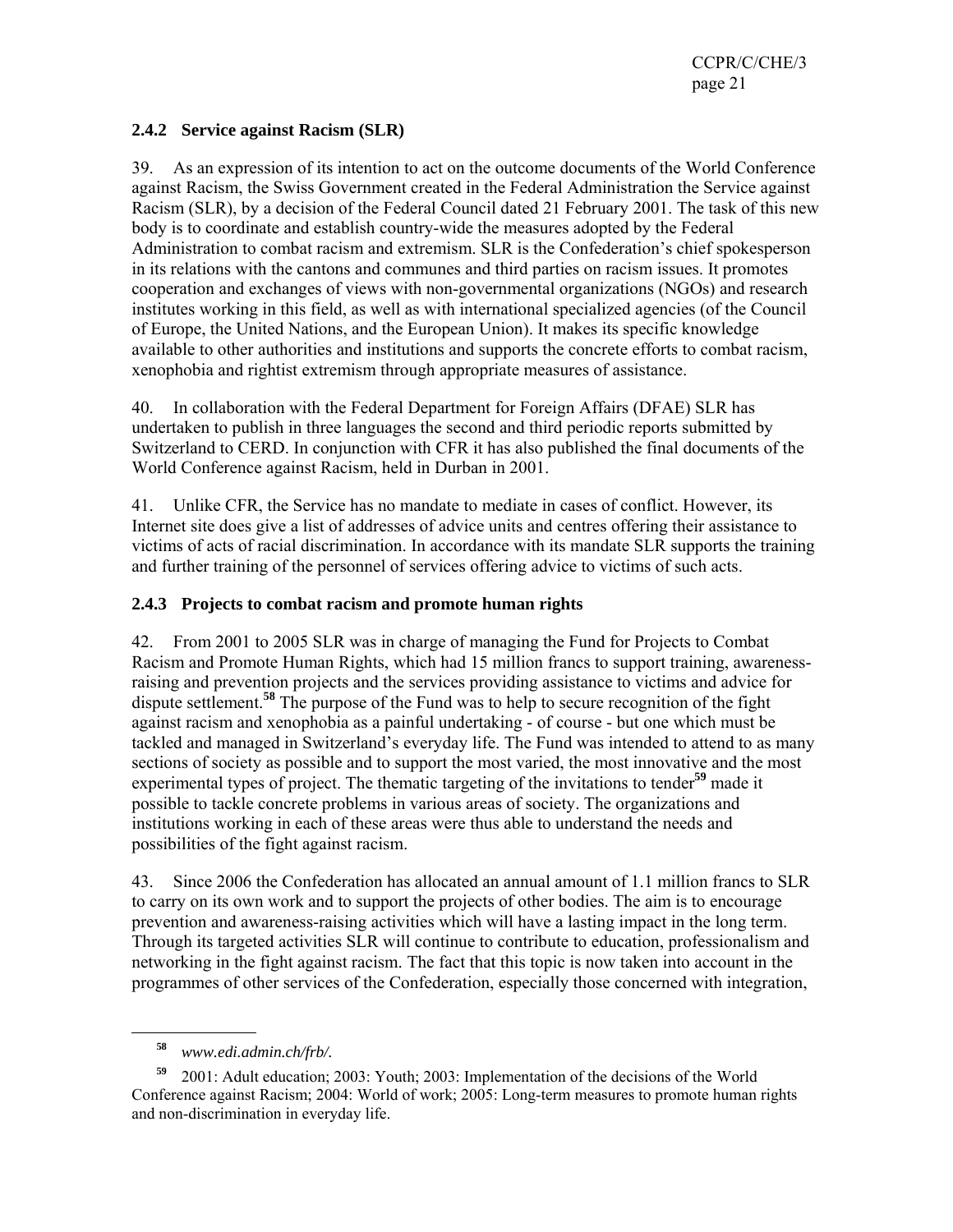### 2.4.2 Service against Racism (SLR)

39. As an expression of its intention to act on the outcome documents of the World Conference against Racism, the Swiss Government created in the Federal Administration the Service against Racism (SLR), by a decision of the Federal Council dated 21 February 2001. The task of this new body is to coordinate and establish country-wide the measures adopted by the Federal Administration to combat racism and extremism. SLR is the Confederation's chief spokesperson in its relations with the cantons and communes and third parties on racism issues. It promotes cooperation and exchanges of views with non-governmental organizations (NGOs) and research institutes working in this field, as well as with international specialized agencies (of the Council of Europe, the United Nations, and the European Union). It makes its specific knowledge available to other authorities and institutions and supports the concrete efforts to combat racism, xenophobia and rightist extremism through appropriate measures of assistance.

40. In collaboration with the Federal Department for Foreign Affairs (DFAE) SLR has undertaken to publish in three languages the second and third periodic reports submitted by Switzerland to CERD. In conjunction with CFR it has also published the final documents of the World Conference against Racism, held in Durban in 2001.

41. Unlike CFR, the Service has no mandate to mediate in cases of conflict. However, its Internet site does give a list of addresses of advice units and centres offering their assistance to victims of acts of racial discrimination. In accordance with its mandate SLR supports the training and further training of the personnel of services offering advice to victims of such acts.

### 2.4.3 Projects to combat racism and promote human rights

42. From 2001 to 2005 SLR was in charge of managing the Fund for Projects to Combat Racism and Promote Human Rights, which had 15 million francs to support training, awareness-raising and prevention projects and the services providing assistance to victims and advice for dispute settlement.[58] The purpose of the Fund was to help to secure recognition of the fight against racism and xenophobia as a painful undertaking - of course - but one which must be tackled and managed in Switzerland's everyday life. The Fund was intended to attend to as many sections of society as possible and to support the most varied, the most innovative and the most experimental types of project. The thematic targeting of the invitations to tender[59] made it possible to tackle concrete problems in various areas of society. The organizations and institutions working in each of these areas were thus able to understand the needs and possibilities of the fight against racism.

43. Since 2006 the Confederation has allocated an annual amount of 1.1 million francs to SLR to carry on its own work and to support the projects of other bodies. The aim is to encourage prevention and awareness-raising activities which will have a lasting impact in the long term. Through its targeted activities SLR will continue to contribute to education, professionalism and networking in the fight against racism. The fact that this topic is now taken into account in the programmes of other services of the Confederation, especially those concerned with integration,

---

[58] *www.edi.admin.ch/frb/.*

[59] 2001: Adult education; 2003: Youth; 2003: Implementation of the decisions of the World Conference against Racism; 2004: World of work; 2005: Long-term measures to promote human rights and non-discrimination in everyday life.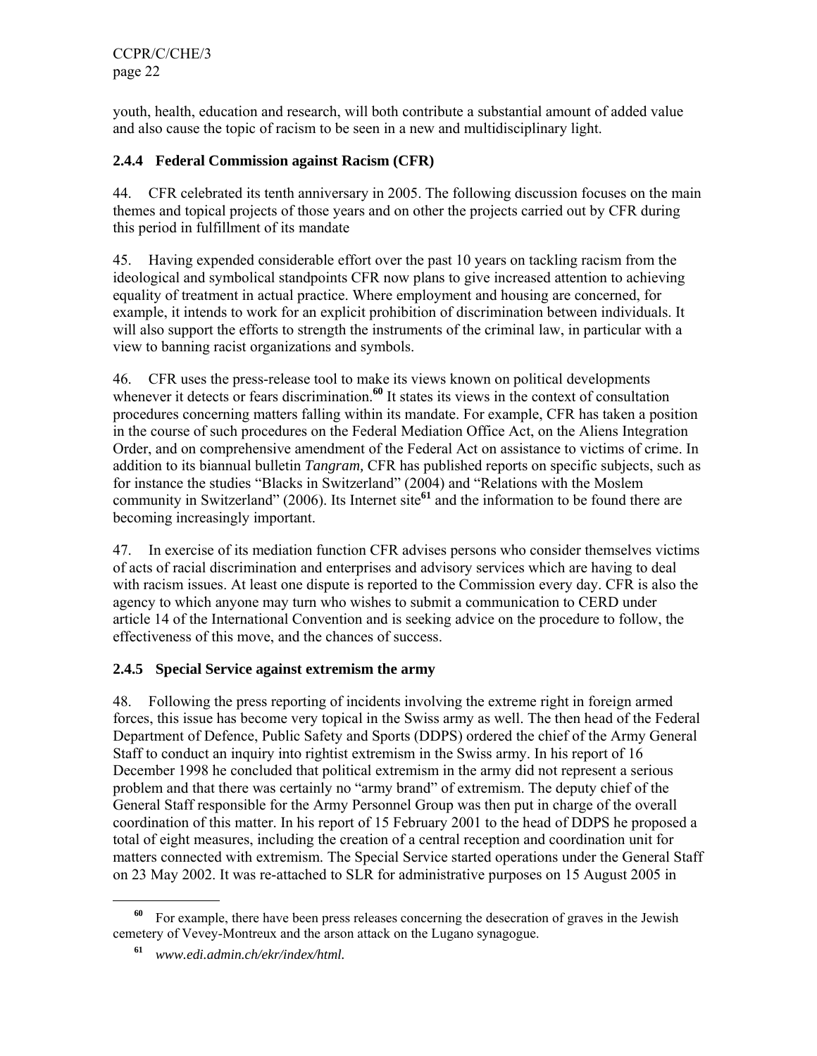youth, health, education and research, will both contribute a substantial amount of added value and also cause the topic of racism to be seen in a new and multidisciplinary light.

### 2.4.4 Federal Commission against Racism (CFR)

44. CFR celebrated its tenth anniversary in 2005. The following discussion focuses on the main themes and topical projects of those years and on other the projects carried out by CFR during this period in fulfillment of its mandate

45. Having expended considerable effort over the past 10 years on tackling racism from the ideological and symbolical standpoints CFR now plans to give increased attention to achieving equality of treatment in actual practice. Where employment and housing are concerned, for example, it intends to work for an explicit prohibition of discrimination between individuals. It will also support the efforts to strength the instruments of the criminal law, in particular with a view to banning racist organizations and symbols.

46. CFR uses the press-release tool to make its views known on political developments whenever it detects or fears discrimination.[60] It states its views in the context of consultation procedures concerning matters falling within its mandate. For example, CFR has taken a position in the course of such procedures on the Federal Mediation Office Act, on the Aliens Integration Order, and on comprehensive amendment of the Federal Act on assistance to victims of crime. In addition to its biannual bulletin *Tangram,* CFR has published reports on specific subjects, such as for instance the studies "Blacks in Switzerland" (2004) and "Relations with the Moslem community in Switzerland" (2006). Its Internet site[61] and the information to be found there are becoming increasingly important.

47. In exercise of its mediation function CFR advises persons who consider themselves victims of acts of racial discrimination and enterprises and advisory services which are having to deal with racism issues. At least one dispute is reported to the Commission every day. CFR is also the agency to which anyone may turn who wishes to submit a communication to CERD under article 14 of the International Convention and is seeking advice on the procedure to follow, the effectiveness of this move, and the chances of success.

### 2.4.5 Special Service against extremism the army

48. Following the press reporting of incidents involving the extreme right in foreign armed forces, this issue has become very topical in the Swiss army as well. The then head of the Federal Department of Defence, Public Safety and Sports (DDPS) ordered the chief of the Army General Staff to conduct an inquiry into rightist extremism in the Swiss army. In his report of 16 December 1998 he concluded that political extremism in the army did not represent a serious problem and that there was certainly no "army brand" of extremism. The deputy chief of the General Staff responsible for the Army Personnel Group was then put in charge of the overall coordination of this matter. In his report of 15 February 2001 to the head of DDPS he proposed a total of eight measures, including the creation of a central reception and coordination unit for matters connected with extremism. The Special Service started operations under the General Staff on 23 May 2002. It was re-attached to SLR for administrative purposes on 15 August 2005 in

---

[60] For example, there have been press releases concerning the desecration of graves in the Jewish cemetery of Vevey-Montreux and the arson attack on the Lugano synagogue.

[61] *www.edi.admin.ch/ekr/index/html.*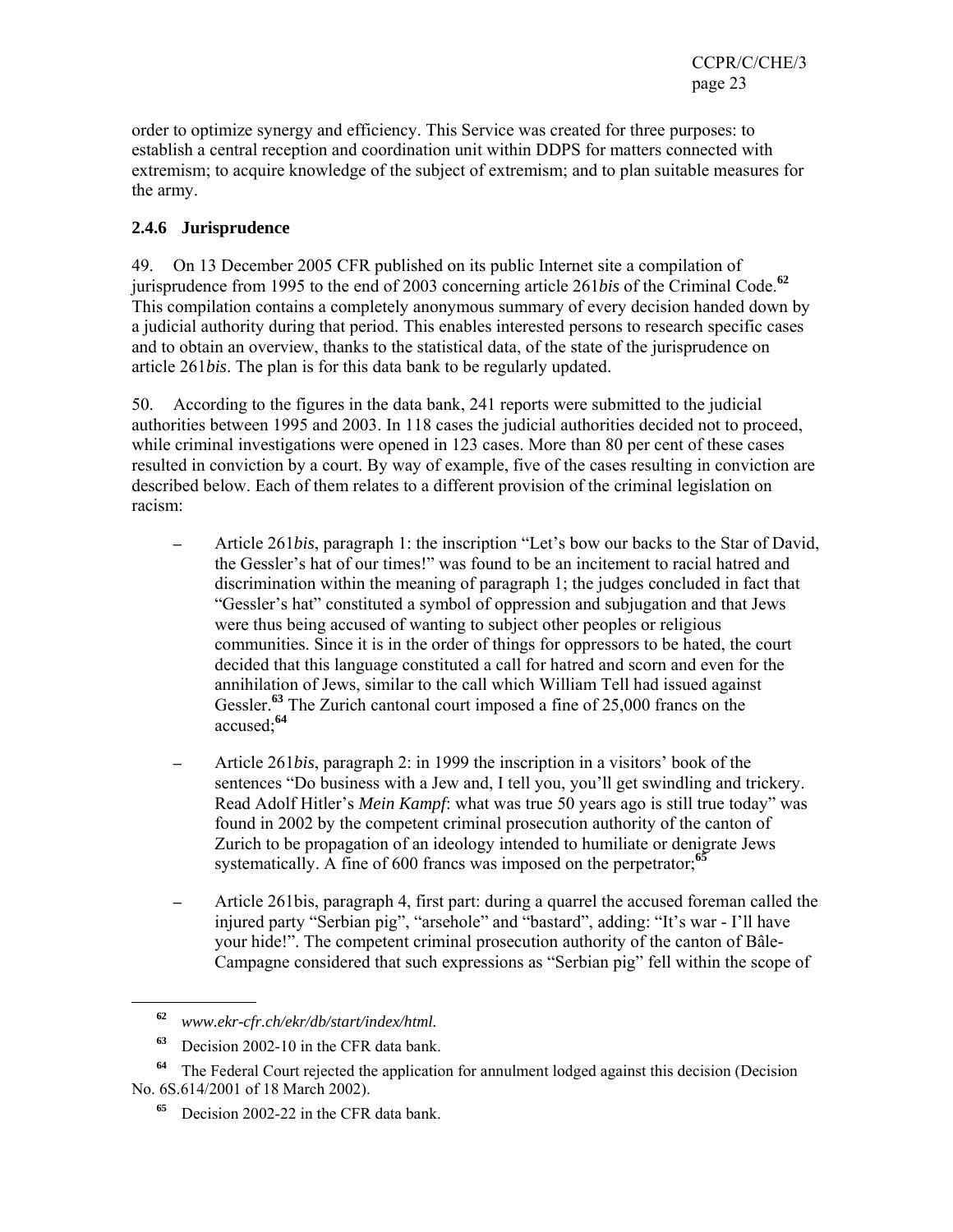order to optimize synergy and efficiency. This Service was created for three purposes: to establish a central reception and coordination unit within DDPS for matters connected with extremism; to acquire knowledge of the subject of extremism; and to plan suitable measures for the army.

### 2.4.6 Jurisprudence

49. On 13 December 2005 CFR published on its public Internet site a compilation of jurisprudence from 1995 to the end of 2003 concerning article 261*bis* of the Criminal Code.[62] This compilation contains a completely anonymous summary of every decision handed down by a judicial authority during that period. This enables interested persons to research specific cases and to obtain an overview, thanks to the statistical data, of the state of the jurisprudence on article 261*bis*. The plan is for this data bank to be regularly updated.

50. According to the figures in the data bank, 241 reports were submitted to the judicial authorities between 1995 and 2003. In 118 cases the judicial authorities decided not to proceed, while criminal investigations were opened in 123 cases. More than 80 per cent of these cases resulted in conviction by a court. By way of example, five of the cases resulting in conviction are described below. Each of them relates to a different provision of the criminal legislation on racism:

- Article 261*bis*, paragraph 1: the inscription "Let's bow our backs to the Star of David, the Gessler's hat of our times!" was found to be an incitement to racial hatred and discrimination within the meaning of paragraph 1; the judges concluded in fact that "Gessler's hat" constituted a symbol of oppression and subjugation and that Jews were thus being accused of wanting to subject other peoples or religious communities. Since it is in the order of things for oppressors to be hated, the court decided that this language constituted a call for hatred and scorn and even for the annihilation of Jews, similar to the call which William Tell had issued against Gessler.[63] The Zurich cantonal court imposed a fine of 25,000 francs on the accused;[64]

- Article 261*bis*, paragraph 2: in 1999 the inscription in a visitors' book of the sentences "Do business with a Jew and, I tell you, you'll get swindling and trickery. Read Adolf Hitler's *Mein Kampf*: what was true 50 years ago is still true today" was found in 2002 by the competent criminal prosecution authority of the canton of Zurich to be propagation of an ideology intended to humiliate or denigrate Jews systematically. A fine of 600 francs was imposed on the perpetrator;[65]

- Article 261bis, paragraph 4, first part: during a quarrel the accused foreman called the injured party "Serbian pig", "arsehole" and "bastard", adding: "It's war - I'll have your hide!". The competent criminal prosecution authority of the canton of Bâle-Campagne considered that such expressions as "Serbian pig" fell within the scope of

---

[62] *www.ekr-cfr.ch/ekr/db/start/index/html.*

[63] Decision 2002-10 in the CFR data bank.

[64] The Federal Court rejected the application for annulment lodged against this decision (Decision No. 6S.614/2001 of 18 March 2002).

[65] Decision 2002-22 in the CFR data bank.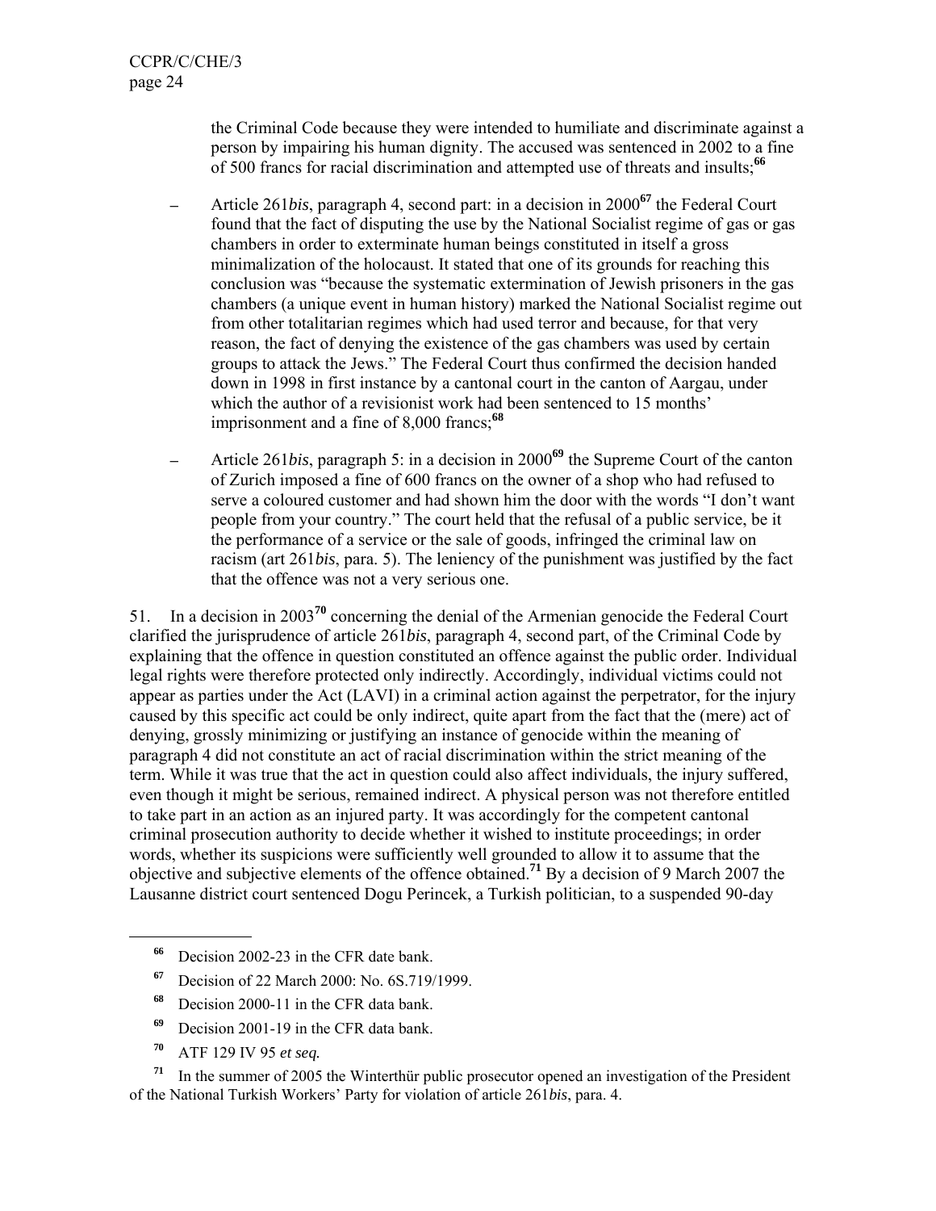the Criminal Code because they were intended to humiliate and discriminate against a person by impairing his human dignity. The accused was sentenced in 2002 to a fine of 500 francs for racial discrimination and attempted use of threats and insults;[66]

- Article 261*bis*, paragraph 4, second part: in a decision in 2000[67] the Federal Court found that the fact of disputing the use by the National Socialist regime of gas or gas chambers in order to exterminate human beings constituted in itself a gross minimalization of the holocaust. It stated that one of its grounds for reaching this conclusion was "because the systematic extermination of Jewish prisoners in the gas chambers (a unique event in human history) marked the National Socialist regime out from other totalitarian regimes which had used terror and because, for that very reason, the fact of denying the existence of the gas chambers was used by certain groups to attack the Jews." The Federal Court thus confirmed the decision handed down in 1998 in first instance by a cantonal court in the canton of Aargau, under which the author of a revisionist work had been sentenced to 15 months' imprisonment and a fine of 8,000 francs;[68]

- Article 261*bis*, paragraph 5: in a decision in 2000[69] the Supreme Court of the canton of Zurich imposed a fine of 600 francs on the owner of a shop who had refused to serve a coloured customer and had shown him the door with the words "I don't want people from your country." The court held that the refusal of a public service, be it the performance of a service or the sale of goods, infringed the criminal law on racism (art 261*bis*, para. 5). The leniency of the punishment was justified by the fact that the offence was not a very serious one.

51. In a decision in 2003[70] concerning the denial of the Armenian genocide the Federal Court clarified the jurisprudence of article 261*bis*, paragraph 4, second part, of the Criminal Code by explaining that the offence in question constituted an offence against the public order. Individual legal rights were therefore protected only indirectly. Accordingly, individual victims could not appear as parties under the Act (LAVI) in a criminal action against the perpetrator, for the injury caused by this specific act could be only indirect, quite apart from the fact that the (mere) act of denying, grossly minimizing or justifying an instance of genocide within the meaning of paragraph 4 did not constitute an act of racial discrimination within the strict meaning of the term. While it was true that the act in question could also affect individuals, the injury suffered, even though it might be serious, remained indirect. A physical person was not therefore entitled to take part in an action as an injured party. It was accordingly for the competent cantonal criminal prosecution authority to decide whether it wished to institute proceedings; in order words, whether its suspicions were sufficiently well grounded to allow it to assume that the objective and subjective elements of the offence obtained.[71] By a decision of 9 March 2007 the Lausanne district court sentenced Dogu Perincek, a Turkish politician, to a suspended 90-day

---

[66] Decision 2002-23 in the CFR date bank.

[67] Decision of 22 March 2000: No. 6S.719/1999.

[68] Decision 2000-11 in the CFR data bank.

[69] Decision 2001-19 in the CFR data bank.

[70] ATF 129 IV 95 *et seq.*

[71] In the summer of 2005 the Winterthür public prosecutor opened an investigation of the President of the National Turkish Workers' Party for violation of article 261*bis*, para. 4.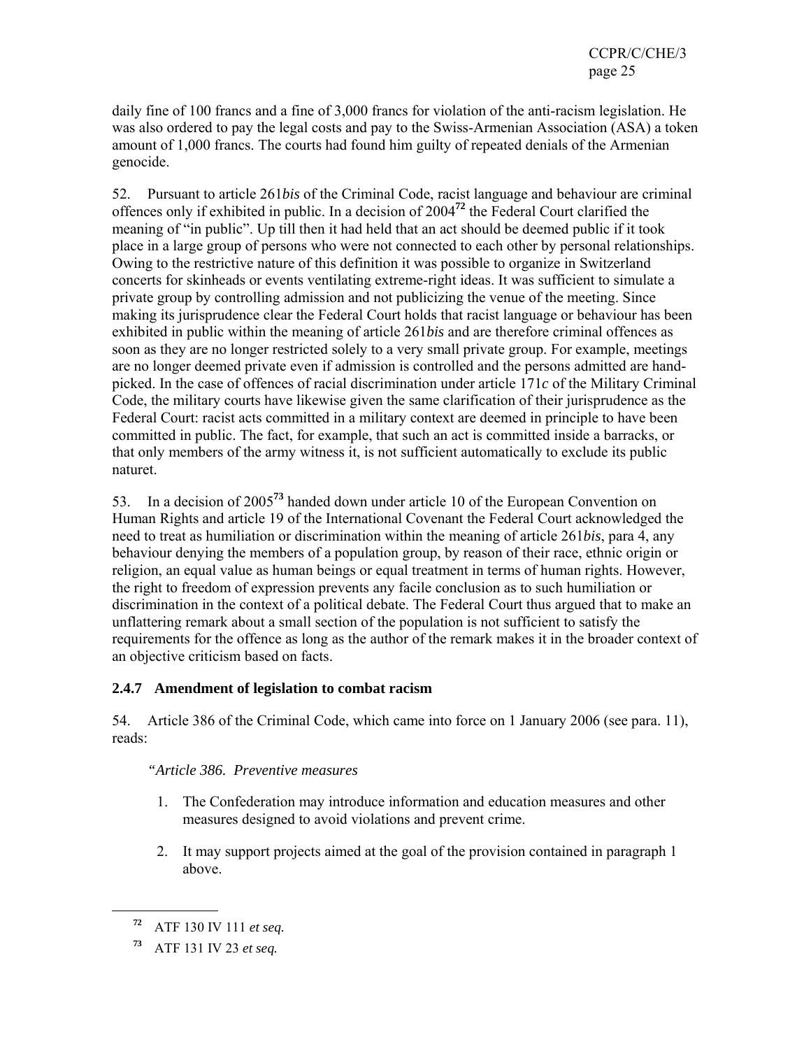daily fine of 100 francs and a fine of 3,000 francs for violation of the anti-racism legislation. He was also ordered to pay the legal costs and pay to the Swiss-Armenian Association (ASA) a token amount of 1,000 francs. The courts had found him guilty of repeated denials of the Armenian genocide.

52. Pursuant to article 261*bis* of the Criminal Code, racist language and behaviour are criminal offences only if exhibited in public. In a decision of 2004[72] the Federal Court clarified the meaning of "in public". Up till then it had held that an act should be deemed public if it took place in a large group of persons who were not connected to each other by personal relationships. Owing to the restrictive nature of this definition it was possible to organize in Switzerland concerts for skinheads or events ventilating extreme-right ideas. It was sufficient to simulate a private group by controlling admission and not publicizing the venue of the meeting. Since making its jurisprudence clear the Federal Court holds that racist language or behaviour has been exhibited in public within the meaning of article 261*bis* and are therefore criminal offences as soon as they are no longer restricted solely to a very small private group. For example, meetings are no longer deemed private even if admission is controlled and the persons admitted are hand-picked. In the case of offences of racial discrimination under article 171*c* of the Military Criminal Code, the military courts have likewise given the same clarification of their jurisprudence as the Federal Court: racist acts committed in a military context are deemed in principle to have been committed in public. The fact, for example, that such an act is committed inside a barracks, or that only members of the army witness it, is not sufficient automatically to exclude its public naturet.

53. In a decision of 2005[73] handed down under article 10 of the European Convention on Human Rights and article 19 of the International Covenant the Federal Court acknowledged the need to treat as humiliation or discrimination within the meaning of article 261*bis*, para 4, any behaviour denying the members of a population group, by reason of their race, ethnic origin or religion, an equal value as human beings or equal treatment in terms of human rights. However, the right to freedom of expression prevents any facile conclusion as to such humiliation or discrimination in the context of a political debate. The Federal Court thus argued that to make an unflattering remark about a small section of the population is not sufficient to satisfy the requirements for the offence as long as the author of the remark makes it in the broader context of an objective criticism based on facts.

### 2.4.7 Amendment of legislation to combat racism

54. Article 386 of the Criminal Code, which came into force on 1 January 2006 (see para. 11), reads:

*"Article 386. Preventive measures*

1. The Confederation may introduce information and education measures and other measures designed to avoid violations and prevent crime.
2. It may support projects aimed at the goal of the provision contained in paragraph 1 above.

---

[72] ATF 130 IV 111 *et seq.*

[73] ATF 131 IV 23 *et seq.*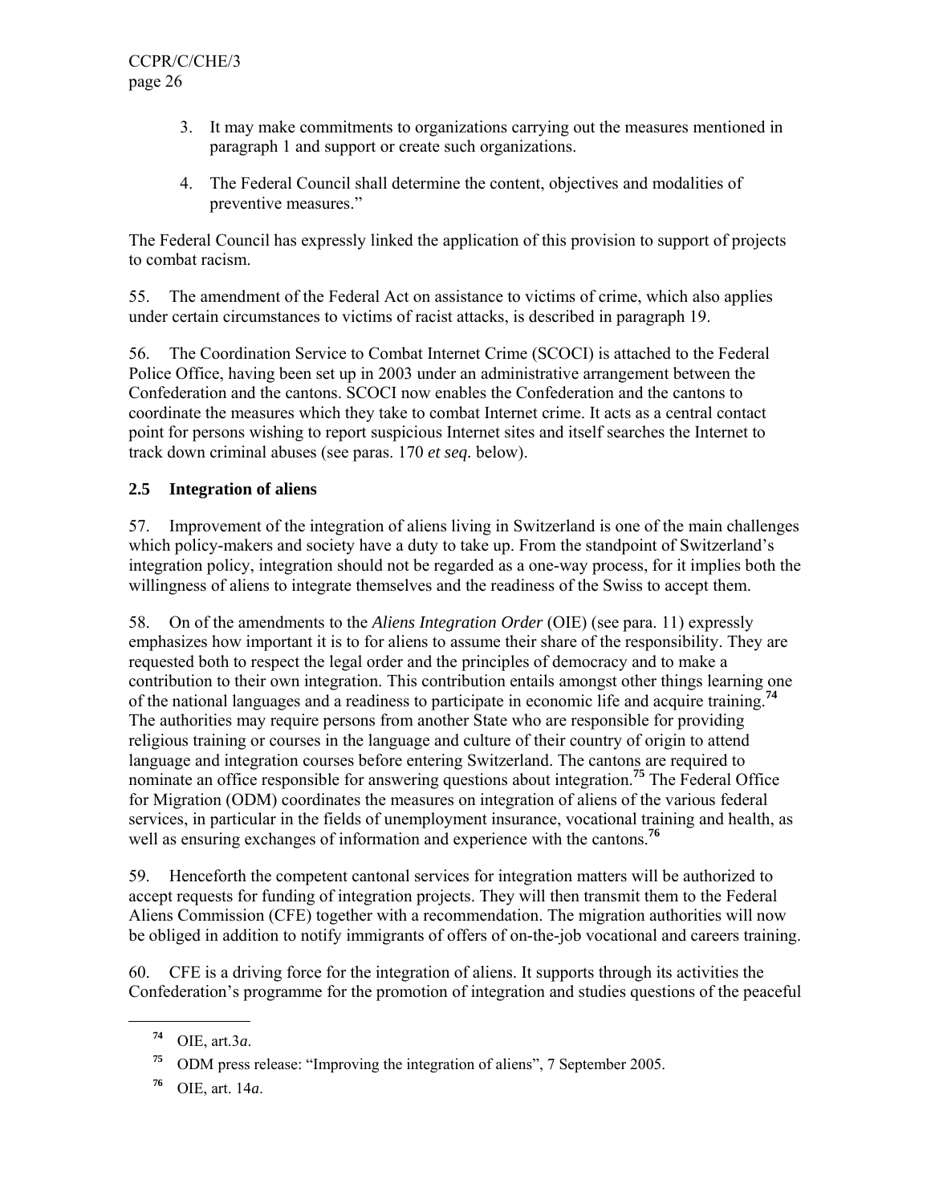3. It may make commitments to organizations carrying out the measures mentioned in paragraph 1 and support or create such organizations.

4. The Federal Council shall determine the content, objectives and modalities of preventive measures."

The Federal Council has expressly linked the application of this provision to support of projects to combat racism.

55. The amendment of the Federal Act on assistance to victims of crime, which also applies under certain circumstances to victims of racist attacks, is described in paragraph 19.

56. The Coordination Service to Combat Internet Crime (SCOCI) is attached to the Federal Police Office, having been set up in 2003 under an administrative arrangement between the Confederation and the cantons. SCOCI now enables the Confederation and the cantons to coordinate the measures which they take to combat Internet crime. It acts as a central contact point for persons wishing to report suspicious Internet sites and itself searches the Internet to track down criminal abuses (see paras. 170 *et seq.* below).

## 2.5 Integration of aliens

57. Improvement of the integration of aliens living in Switzerland is one of the main challenges which policy-makers and society have a duty to take up. From the standpoint of Switzerland's integration policy, integration should not be regarded as a one-way process, for it implies both the willingness of aliens to integrate themselves and the readiness of the Swiss to accept them.

58. On of the amendments to the *Aliens Integration Order* (OIE) (see para. 11) expressly emphasizes how important it is to for aliens to assume their share of the responsibility. They are requested both to respect the legal order and the principles of democracy and to make a contribution to their own integration. This contribution entails amongst other things learning one of the national languages and a readiness to participate in economic life and acquire training.[74] The authorities may require persons from another State who are responsible for providing religious training or courses in the language and culture of their country of origin to attend language and integration courses before entering Switzerland. The cantons are required to nominate an office responsible for answering questions about integration.[75] The Federal Office for Migration (ODM) coordinates the measures on integration of aliens of the various federal services, in particular in the fields of unemployment insurance, vocational training and health, as well as ensuring exchanges of information and experience with the cantons.[76]

59. Henceforth the competent cantonal services for integration matters will be authorized to accept requests for funding of integration projects. They will then transmit them to the Federal Aliens Commission (CFE) together with a recommendation. The migration authorities will now be obliged in addition to notify immigrants of offers of on-the-job vocational and careers training.

60. CFE is a driving force for the integration of aliens. It supports through its activities the Confederation's programme for the promotion of integration and studies questions of the peaceful

---

[74] OIE, art.3*a*.

[75] ODM press release: "Improving the integration of aliens", 7 September 2005.

[76] OIE, art. 14*a*.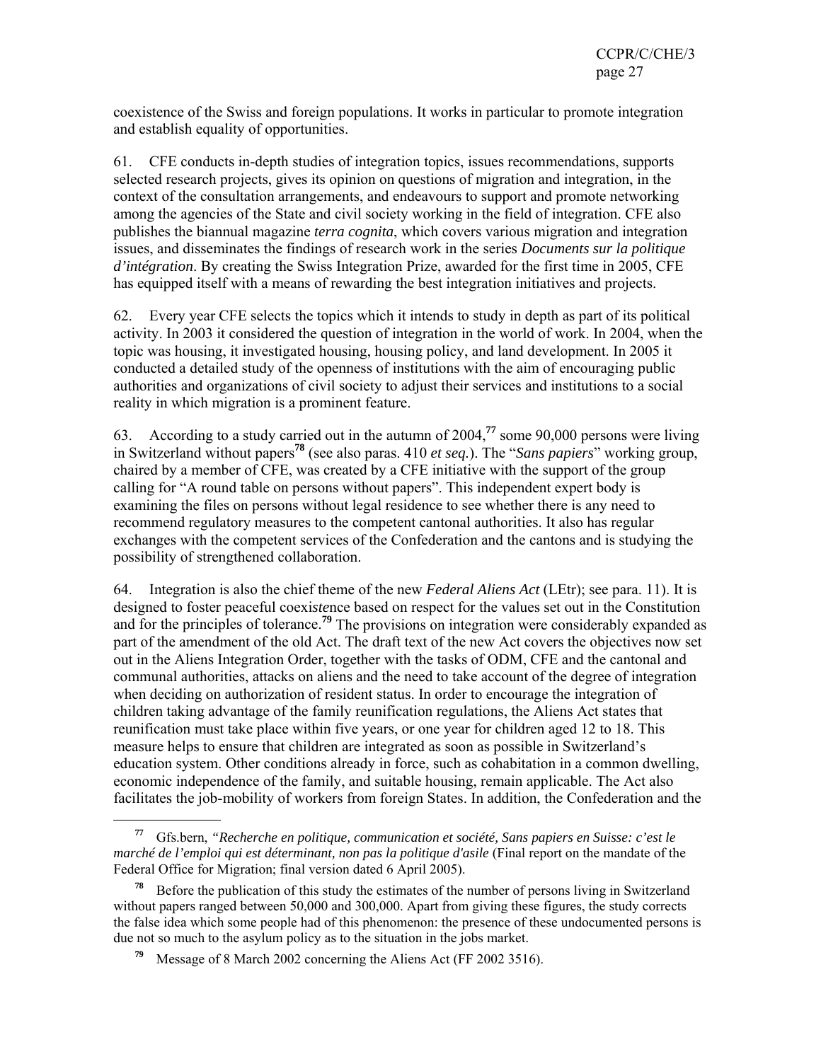coexistence of the Swiss and foreign populations. It works in particular to promote integration and establish equality of opportunities.

61. CFE conducts in-depth studies of integration topics, issues recommendations, supports selected research projects, gives its opinion on questions of migration and integration, in the context of the consultation arrangements, and endeavours to support and promote networking among the agencies of the State and civil society working in the field of integration. CFE also publishes the biannual magazine *terra cognita*, which covers various migration and integration issues, and disseminates the findings of research work in the series *Documents sur la politique d'intégration*. By creating the Swiss Integration Prize, awarded for the first time in 2005, CFE has equipped itself with a means of rewarding the best integration initiatives and projects.

62. Every year CFE selects the topics which it intends to study in depth as part of its political activity. In 2003 it considered the question of integration in the world of work. In 2004, when the topic was housing, it investigated housing, housing policy, and land development. In 2005 it conducted a detailed study of the openness of institutions with the aim of encouraging public authorities and organizations of civil society to adjust their services and institutions to a social reality in which migration is a prominent feature.

63. According to a study carried out in the autumn of 2004,[77] some 90,000 persons were living in Switzerland without papers[78] (see also paras. 410 *et seq.*). The "*Sans papiers*" working group, chaired by a member of CFE, was created by a CFE initiative with the support of the group calling for "A round table on persons without papers". This independent expert body is examining the files on persons without legal residence to see whether there is any need to recommend regulatory measures to the competent cantonal authorities. It also has regular exchanges with the competent services of the Confederation and the cantons and is studying the possibility of strengthened collaboration.

64. Integration is also the chief theme of the new *Federal Aliens Act* (LEtr); see para. 11). It is designed to foster peaceful coexistence based on respect for the values set out in the Constitution and for the principles of tolerance.[79] The provisions on integration were considerably expanded as part of the amendment of the old Act. The draft text of the new Act covers the objectives now set out in the Aliens Integration Order, together with the tasks of ODM, CFE and the cantonal and communal authorities, attacks on aliens and the need to take account of the degree of integration when deciding on authorization of resident status. In order to encourage the integration of children taking advantage of the family reunification regulations, the Aliens Act states that reunification must take place within five years, or one year for children aged 12 to 18. This measure helps to ensure that children are integrated as soon as possible in Switzerland's education system. Other conditions already in force, such as cohabitation in a common dwelling, economic independence of the family, and suitable housing, remain applicable. The Act also facilitates the job-mobility of workers from foreign States. In addition, the Confederation and the

---

[77] Gfs.bern, *"Recherche en politique, communication et société, Sans papiers en Suisse: c'est le marché de l'emploi qui est déterminant, non pas la politique d'asile* (Final report on the mandate of the Federal Office for Migration; final version dated 6 April 2005).

[78] Before the publication of this study the estimates of the number of persons living in Switzerland without papers ranged between 50,000 and 300,000. Apart from giving these figures, the study corrects the false idea which some people had of this phenomenon: the presence of these undocumented persons is due not so much to the asylum policy as to the situation in the jobs market.

[79] Message of 8 March 2002 concerning the Aliens Act (FF 2002 3516).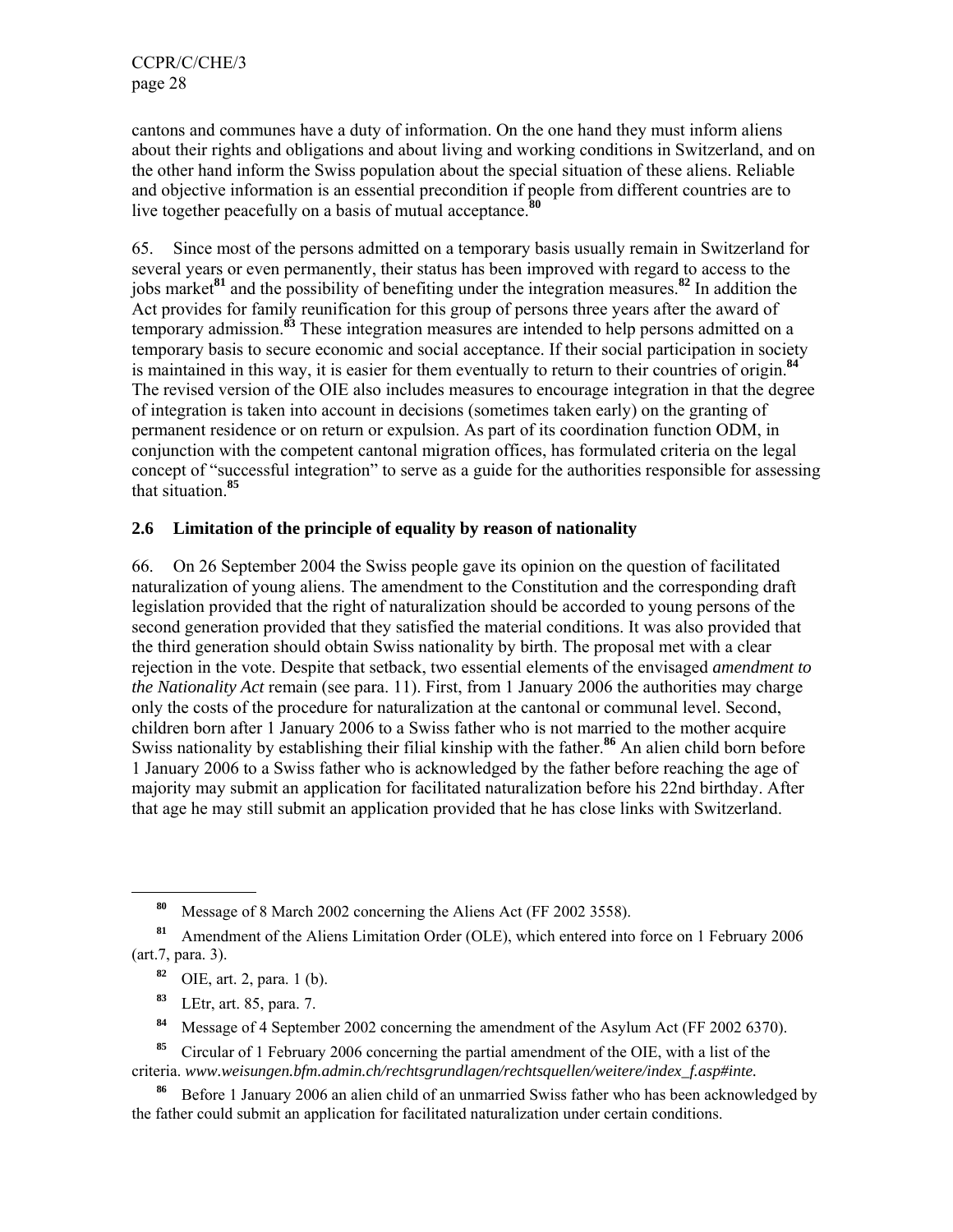cantons and communes have a duty of information. On the one hand they must inform aliens about their rights and obligations and about living and working conditions in Switzerland, and on the other hand inform the Swiss population about the special situation of these aliens. Reliable and objective information is an essential precondition if people from different countries are to live together peacefully on a basis of mutual acceptance.[80]

65. Since most of the persons admitted on a temporary basis usually remain in Switzerland for several years or even permanently, their status has been improved with regard to access to the jobs market[81] and the possibility of benefiting under the integration measures.[82] In addition the Act provides for family reunification for this group of persons three years after the award of temporary admission.[83] These integration measures are intended to help persons admitted on a temporary basis to secure economic and social acceptance. If their social participation in society is maintained in this way, it is easier for them eventually to return to their countries of origin.[84] The revised version of the OIE also includes measures to encourage integration in that the degree of integration is taken into account in decisions (sometimes taken early) on the granting of permanent residence or on return or expulsion. As part of its coordination function ODM, in conjunction with the competent cantonal migration offices, has formulated criteria on the legal concept of "successful integration" to serve as a guide for the authorities responsible for assessing that situation.[85]

## 2.6 Limitation of the principle of equality by reason of nationality

66. On 26 September 2004 the Swiss people gave its opinion on the question of facilitated naturalization of young aliens. The amendment to the Constitution and the corresponding draft legislation provided that the right of naturalization should be accorded to young persons of the second generation provided that they satisfied the material conditions. It was also provided that the third generation should obtain Swiss nationality by birth. The proposal met with a clear rejection in the vote. Despite that setback, two essential elements of the envisaged *amendment to the Nationality Act* remain (see para. 11). First, from 1 January 2006 the authorities may charge only the costs of the procedure for naturalization at the cantonal or communal level. Second, children born after 1 January 2006 to a Swiss father who is not married to the mother acquire Swiss nationality by establishing their filial kinship with the father.[86] An alien child born before 1 January 2006 to a Swiss father who is acknowledged by the father before reaching the age of majority may submit an application for facilitated naturalization before his 22nd birthday. After that age he may still submit an application provided that he has close links with Switzerland.

---

[80] Message of 8 March 2002 concerning the Aliens Act (FF 2002 3558).

[81] Amendment of the Aliens Limitation Order (OLE), which entered into force on 1 February 2006 (art.7, para. 3).

[82] OIE, art. 2, para. 1 (b).

[83] LEtr, art. 85, para. 7.

[84] Message of 4 September 2002 concerning the amendment of the Asylum Act (FF 2002 6370).

[85] Circular of 1 February 2006 concerning the partial amendment of the OIE, with a list of the criteria. *www.weisungen.bfm.admin.ch/rechtsgrundlagen/rechtsquellen/weitere/index_f.asp#inte.*

[86] Before 1 January 2006 an alien child of an unmarried Swiss father who has been acknowledged by the father could submit an application for facilitated naturalization under certain conditions.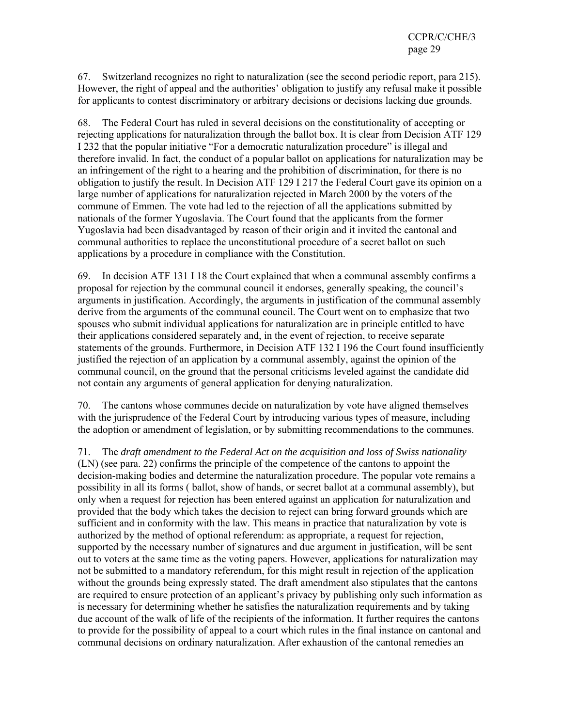67. Switzerland recognizes no right to naturalization (see the second periodic report, para 215). However, the right of appeal and the authorities' obligation to justify any refusal make it possible for applicants to contest discriminatory or arbitrary decisions or decisions lacking due grounds.

68. The Federal Court has ruled in several decisions on the constitutionality of accepting or rejecting applications for naturalization through the ballot box. It is clear from Decision ATF 129 I 232 that the popular initiative "For a democratic naturalization procedure" is illegal and therefore invalid. In fact, the conduct of a popular ballot on applications for naturalization may be an infringement of the right to a hearing and the prohibition of discrimination, for there is no obligation to justify the result. In Decision ATF 129 I 217 the Federal Court gave its opinion on a large number of applications for naturalization rejected in March 2000 by the voters of the commune of Emmen. The vote had led to the rejection of all the applications submitted by nationals of the former Yugoslavia. The Court found that the applicants from the former Yugoslavia had been disadvantaged by reason of their origin and it invited the cantonal and communal authorities to replace the unconstitutional procedure of a secret ballot on such applications by a procedure in compliance with the Constitution.

69. In decision ATF 131 I 18 the Court explained that when a communal assembly confirms a proposal for rejection by the communal council it endorses, generally speaking, the council's arguments in justification. Accordingly, the arguments in justification of the communal assembly derive from the arguments of the communal council. The Court went on to emphasize that two spouses who submit individual applications for naturalization are in principle entitled to have their applications considered separately and, in the event of rejection, to receive separate statements of the grounds. Furthermore, in Decision ATF 132 I 196 the Court found insufficiently justified the rejection of an application by a communal assembly, against the opinion of the communal council, on the ground that the personal criticisms leveled against the candidate did not contain any arguments of general application for denying naturalization.

70. The cantons whose communes decide on naturalization by vote have aligned themselves with the jurisprudence of the Federal Court by introducing various types of measure, including the adoption or amendment of legislation, or by submitting recommendations to the communes.

71. The *draft amendment to the Federal Act on the acquisition and loss of Swiss nationality* (LN) (see para. 22) confirms the principle of the competence of the cantons to appoint the decision-making bodies and determine the naturalization procedure. The popular vote remains a possibility in all its forms ( ballot, show of hands, or secret ballot at a communal assembly), but only when a request for rejection has been entered against an application for naturalization and provided that the body which takes the decision to reject can bring forward grounds which are sufficient and in conformity with the law. This means in practice that naturalization by vote is authorized by the method of optional referendum: as appropriate, a request for rejection, supported by the necessary number of signatures and due argument in justification, will be sent out to voters at the same time as the voting papers. However, applications for naturalization may not be submitted to a mandatory referendum, for this might result in rejection of the application without the grounds being expressly stated. The draft amendment also stipulates that the cantons are required to ensure protection of an applicant's privacy by publishing only such information as is necessary for determining whether he satisfies the naturalization requirements and by taking due account of the walk of life of the recipients of the information. It further requires the cantons to provide for the possibility of appeal to a court which rules in the final instance on cantonal and communal decisions on ordinary naturalization. After exhaustion of the cantonal remedies an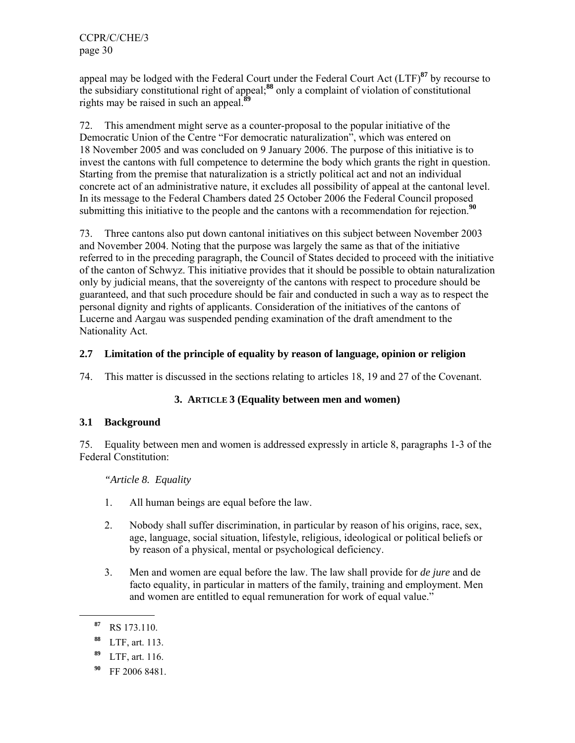appeal may be lodged with the Federal Court under the Federal Court Act (LTF)[87] by recourse to the subsidiary constitutional right of appeal;[88] only a complaint of violation of constitutional rights may be raised in such an appeal.[89]

72. This amendment might serve as a counter-proposal to the popular initiative of the Democratic Union of the Centre "For democratic naturalization", which was entered on 18 November 2005 and was concluded on 9 January 2006. The purpose of this initiative is to invest the cantons with full competence to determine the body which grants the right in question. Starting from the premise that naturalization is a strictly political act and not an individual concrete act of an administrative nature, it excludes all possibility of appeal at the cantonal level. In its message to the Federal Chambers dated 25 October 2006 the Federal Council proposed submitting this initiative to the people and the cantons with a recommendation for rejection.[90]

73. Three cantons also put down cantonal initiatives on this subject between November 2003 and November 2004. Noting that the purpose was largely the same as that of the initiative referred to in the preceding paragraph, the Council of States decided to proceed with the initiative of the canton of Schwyz. This initiative provides that it should be possible to obtain naturalization only by judicial means, that the sovereignty of the cantons with respect to procedure should be guaranteed, and that such procedure should be fair and conducted in such a way as to respect the personal dignity and rights of applicants. Consideration of the initiatives of the cantons of Lucerne and Aargau was suspended pending examination of the draft amendment to the Nationality Act.

### 2.7 Limitation of the principle of equality by reason of language, opinion or religion

74. This matter is discussed in the sections relating to articles 18, 19 and 27 of the Covenant.

## 3. ARTICLE 3 (Equality between men and women)

### 3.1 Background

75. Equality between men and women is addressed expressly in article 8, paragraphs 1-3 of the Federal Constitution:

*"Article 8. Equality*

1. All human beings are equal before the law.

2. Nobody shall suffer discrimination, in particular by reason of his origins, race, sex, age, language, social situation, lifestyle, religious, ideological or political beliefs or by reason of a physical, mental or psychological deficiency.

3. Men and women are equal before the law. The law shall provide for *de jure* and de facto equality, in particular in matters of the family, training and employment. Men and women are entitled to equal remuneration for work of equal value."

---

[87] RS 173.110.

[88] LTF, art. 113.

[89] LTF, art. 116.

[90] FF 2006 8481.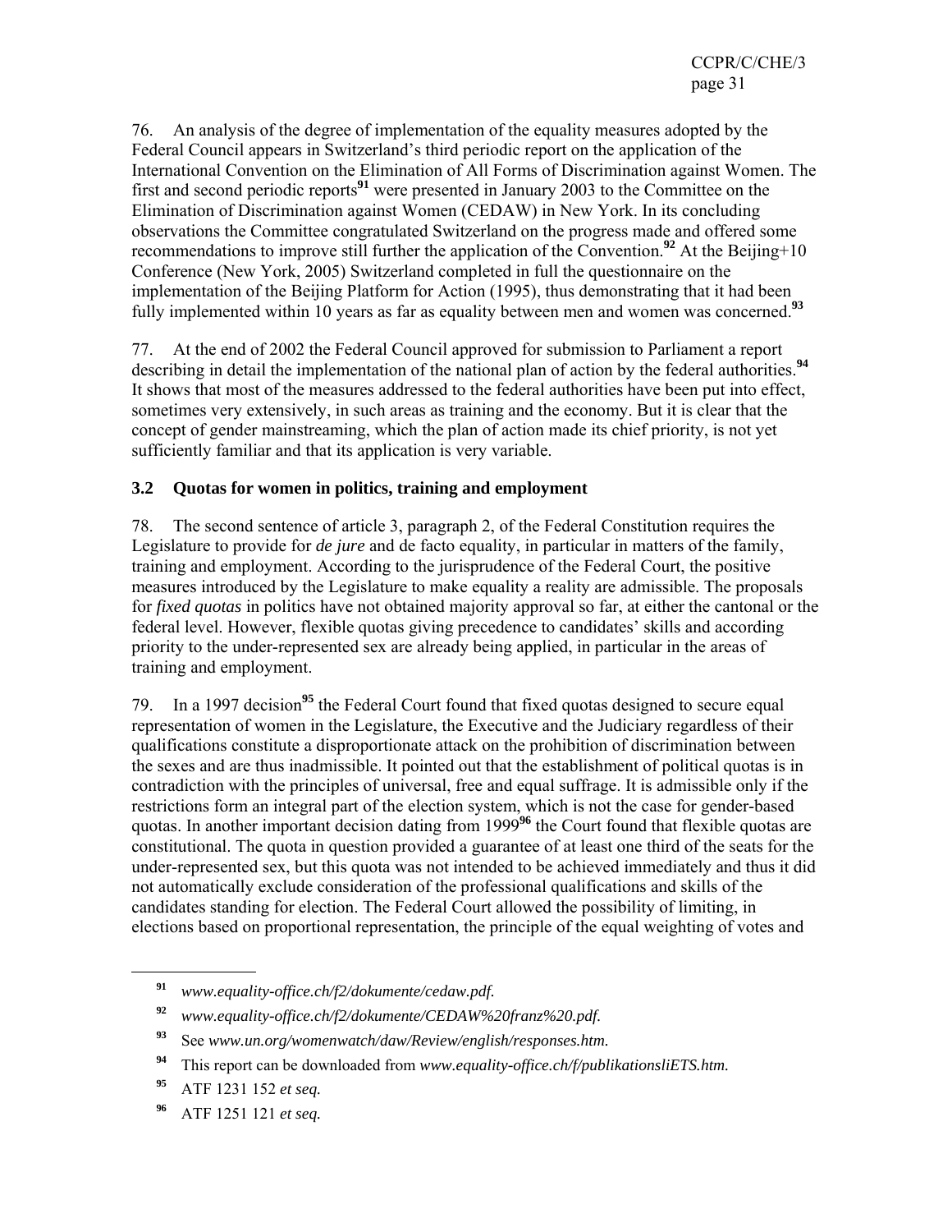76. An analysis of the degree of implementation of the equality measures adopted by the Federal Council appears in Switzerland's third periodic report on the application of the International Convention on the Elimination of All Forms of Discrimination against Women. The first and second periodic reports[91] were presented in January 2003 to the Committee on the Elimination of Discrimination against Women (CEDAW) in New York. In its concluding observations the Committee congratulated Switzerland on the progress made and offered some recommendations to improve still further the application of the Convention.[92] At the Beijing+10 Conference (New York, 2005) Switzerland completed in full the questionnaire on the implementation of the Beijing Platform for Action (1995), thus demonstrating that it had been fully implemented within 10 years as far as equality between men and women was concerned.[93]

77. At the end of 2002 the Federal Council approved for submission to Parliament a report describing in detail the implementation of the national plan of action by the federal authorities.[94] It shows that most of the measures addressed to the federal authorities have been put into effect, sometimes very extensively, in such areas as training and the economy. But it is clear that the concept of gender mainstreaming, which the plan of action made its chief priority, is not yet sufficiently familiar and that its application is very variable.

### 3.2 Quotas for women in politics, training and employment

78. The second sentence of article 3, paragraph 2, of the Federal Constitution requires the Legislature to provide for *de jure* and de facto equality, in particular in matters of the family, training and employment. According to the jurisprudence of the Federal Court, the positive measures introduced by the Legislature to make equality a reality are admissible. The proposals for *fixed quotas* in politics have not obtained majority approval so far, at either the cantonal or the federal level. However, flexible quotas giving precedence to candidates' skills and according priority to the under-represented sex are already being applied, in particular in the areas of training and employment.

79. In a 1997 decision[95] the Federal Court found that fixed quotas designed to secure equal representation of women in the Legislature, the Executive and the Judiciary regardless of their qualifications constitute a disproportionate attack on the prohibition of discrimination between the sexes and are thus inadmissible. It pointed out that the establishment of political quotas is in contradiction with the principles of universal, free and equal suffrage. It is admissible only if the restrictions form an integral part of the election system, which is not the case for gender-based quotas. In another important decision dating from 1999[96] the Court found that flexible quotas are constitutional. The quota in question provided a guarantee of at least one third of the seats for the under-represented sex, but this quota was not intended to be achieved immediately and thus it did not automatically exclude consideration of the professional qualifications and skills of the candidates standing for election. The Federal Court allowed the possibility of limiting, in elections based on proportional representation, the principle of the equal weighting of votes and

---

[91] *www.equality-office.ch/f2/dokumente/cedaw.pdf.*

[92] *www.equality-office.ch/f2/dokumente/CEDAW%20franz%20.pdf.*

[93] See *www.un.org/womenwatch/daw/Review/english/responses.htm.*

[94] This report can be downloaded from *www.equality-office.ch/f/publikationsliETS.htm.*

[95] ATF 1231 152 *et seq.*

[96] ATF 1251 121 *et seq.*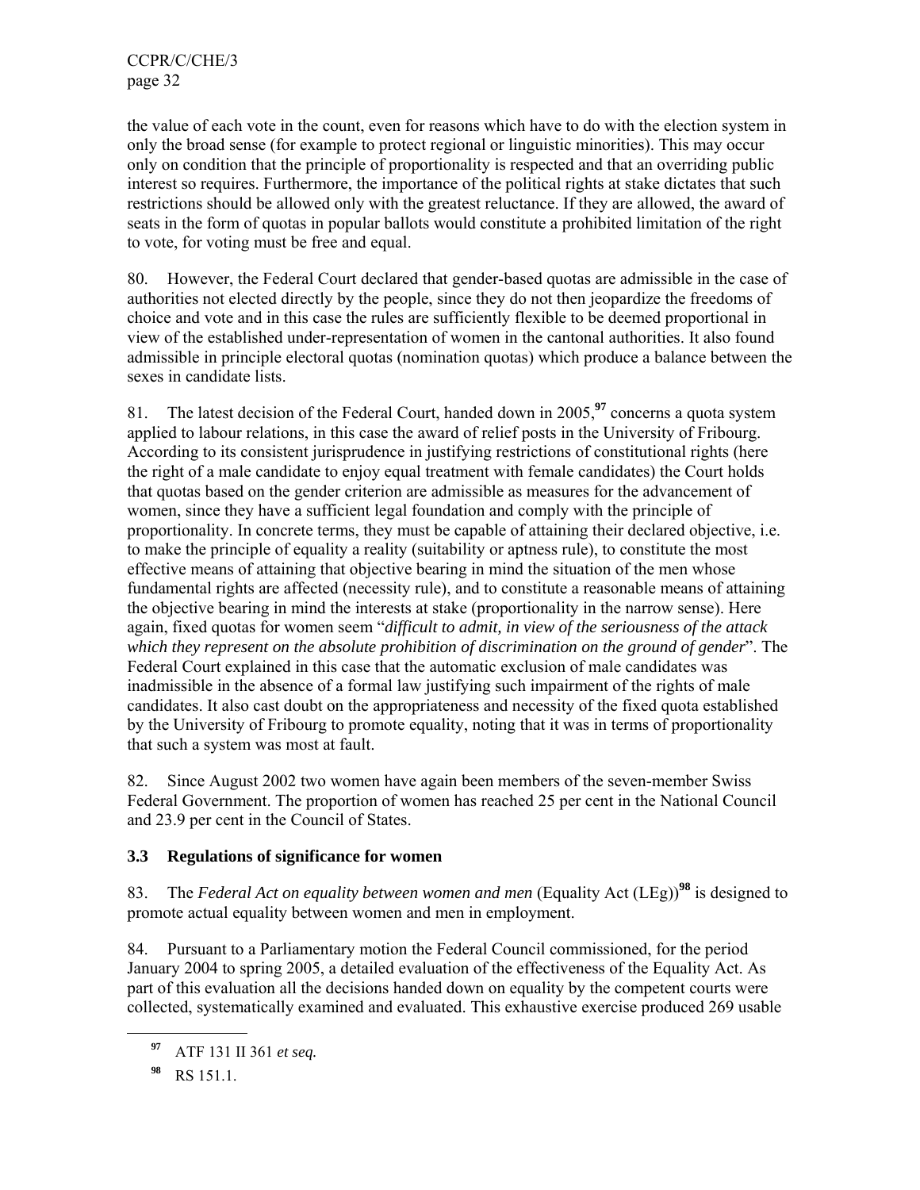the value of each vote in the count, even for reasons which have to do with the election system in only the broad sense (for example to protect regional or linguistic minorities). This may occur only on condition that the principle of proportionality is respected and that an overriding public interest so requires. Furthermore, the importance of the political rights at stake dictates that such restrictions should be allowed only with the greatest reluctance. If they are allowed, the award of seats in the form of quotas in popular ballots would constitute a prohibited limitation of the right to vote, for voting must be free and equal.

80. However, the Federal Court declared that gender-based quotas are admissible in the case of authorities not elected directly by the people, since they do not then jeopardize the freedoms of choice and vote and in this case the rules are sufficiently flexible to be deemed proportional in view of the established under-representation of women in the cantonal authorities. It also found admissible in principle electoral quotas (nomination quotas) which produce a balance between the sexes in candidate lists.

81. The latest decision of the Federal Court, handed down in 2005,[97] concerns a quota system applied to labour relations, in this case the award of relief posts in the University of Fribourg. According to its consistent jurisprudence in justifying restrictions of constitutional rights (here the right of a male candidate to enjoy equal treatment with female candidates) the Court holds that quotas based on the gender criterion are admissible as measures for the advancement of women, since they have a sufficient legal foundation and comply with the principle of proportionality. In concrete terms, they must be capable of attaining their declared objective, i.e. to make the principle of equality a reality (suitability or aptness rule), to constitute the most effective means of attaining that objective bearing in mind the situation of the men whose fundamental rights are affected (necessity rule), and to constitute a reasonable means of attaining the objective bearing in mind the interests at stake (proportionality in the narrow sense). Here again, fixed quotas for women seem "*difficult to admit, in view of the seriousness of the attack which they represent on the absolute prohibition of discrimination on the ground of gender*". The Federal Court explained in this case that the automatic exclusion of male candidates was inadmissible in the absence of a formal law justifying such impairment of the rights of male candidates. It also cast doubt on the appropriateness and necessity of the fixed quota established by the University of Fribourg to promote equality, noting that it was in terms of proportionality that such a system was most at fault.

82. Since August 2002 two women have again been members of the seven-member Swiss Federal Government. The proportion of women has reached 25 per cent in the National Council and 23.9 per cent in the Council of States.

### 3.3 Regulations of significance for women

83. The *Federal Act on equality between women and men* (Equality Act (LEg))[98] is designed to promote actual equality between women and men in employment.

84. Pursuant to a Parliamentary motion the Federal Council commissioned, for the period January 2004 to spring 2005, a detailed evaluation of the effectiveness of the Equality Act. As part of this evaluation all the decisions handed down on equality by the competent courts were collected, systematically examined and evaluated. This exhaustive exercise produced 269 usable

---

[97] ATF 131 II 361 *et seq.*

[98] RS 151.1.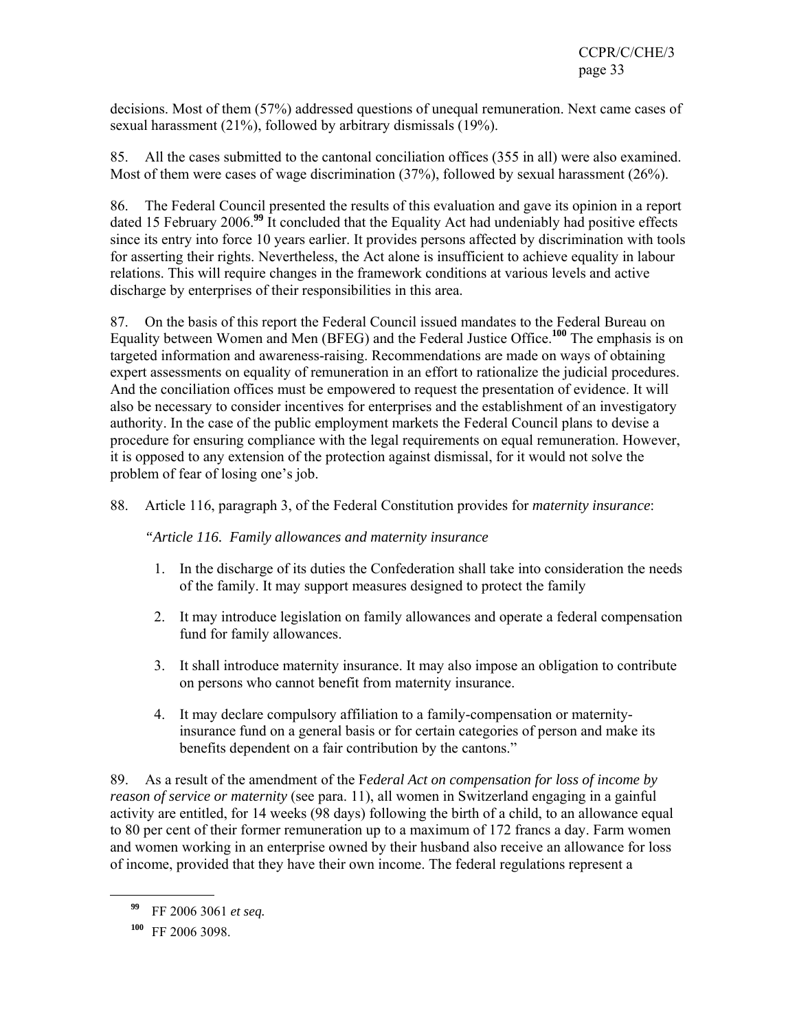decisions. Most of them (57%) addressed questions of unequal remuneration. Next came cases of sexual harassment (21%), followed by arbitrary dismissals (19%).

85. All the cases submitted to the cantonal conciliation offices (355 in all) were also examined. Most of them were cases of wage discrimination (37%), followed by sexual harassment (26%).

86. The Federal Council presented the results of this evaluation and gave its opinion in a report dated 15 February 2006.[99] It concluded that the Equality Act had undeniably had positive effects since its entry into force 10 years earlier. It provides persons affected by discrimination with tools for asserting their rights. Nevertheless, the Act alone is insufficient to achieve equality in labour relations. This will require changes in the framework conditions at various levels and active discharge by enterprises of their responsibilities in this area.

87. On the basis of this report the Federal Council issued mandates to the Federal Bureau on Equality between Women and Men (BFEG) and the Federal Justice Office.[100] The emphasis is on targeted information and awareness-raising. Recommendations are made on ways of obtaining expert assessments on equality of remuneration in an effort to rationalize the judicial procedures. And the conciliation offices must be empowered to request the presentation of evidence. It will also be necessary to consider incentives for enterprises and the establishment of an investigatory authority. In the case of the public employment markets the Federal Council plans to devise a procedure for ensuring compliance with the legal requirements on equal remuneration. However, it is opposed to any extension of the protection against dismissal, for it would not solve the problem of fear of losing one's job.

88. Article 116, paragraph 3, of the Federal Constitution provides for *maternity insurance*:

*"Article 116. Family allowances and maternity insurance*

1. In the discharge of its duties the Confederation shall take into consideration the needs of the family. It may support measures designed to protect the family
2. It may introduce legislation on family allowances and operate a federal compensation fund for family allowances.
3. It shall introduce maternity insurance. It may also impose an obligation to contribute on persons who cannot benefit from maternity insurance.
4. It may declare compulsory affiliation to a family-compensation or maternity-insurance fund on a general basis or for certain categories of person and make its benefits dependent on a fair contribution by the cantons."

89. As a result of the amendment of the F*ederal Act on compensation for loss of income by reason of service or maternity* (see para. 11), all women in Switzerland engaging in a gainful activity are entitled, for 14 weeks (98 days) following the birth of a child, to an allowance equal to 80 per cent of their former remuneration up to a maximum of 172 francs a day. Farm women and women working in an enterprise owned by their husband also receive an allowance for loss of income, provided that they have their own income. The federal regulations represent a

---

[99] FF 2006 3061 *et seq.*

[100] FF 2006 3098.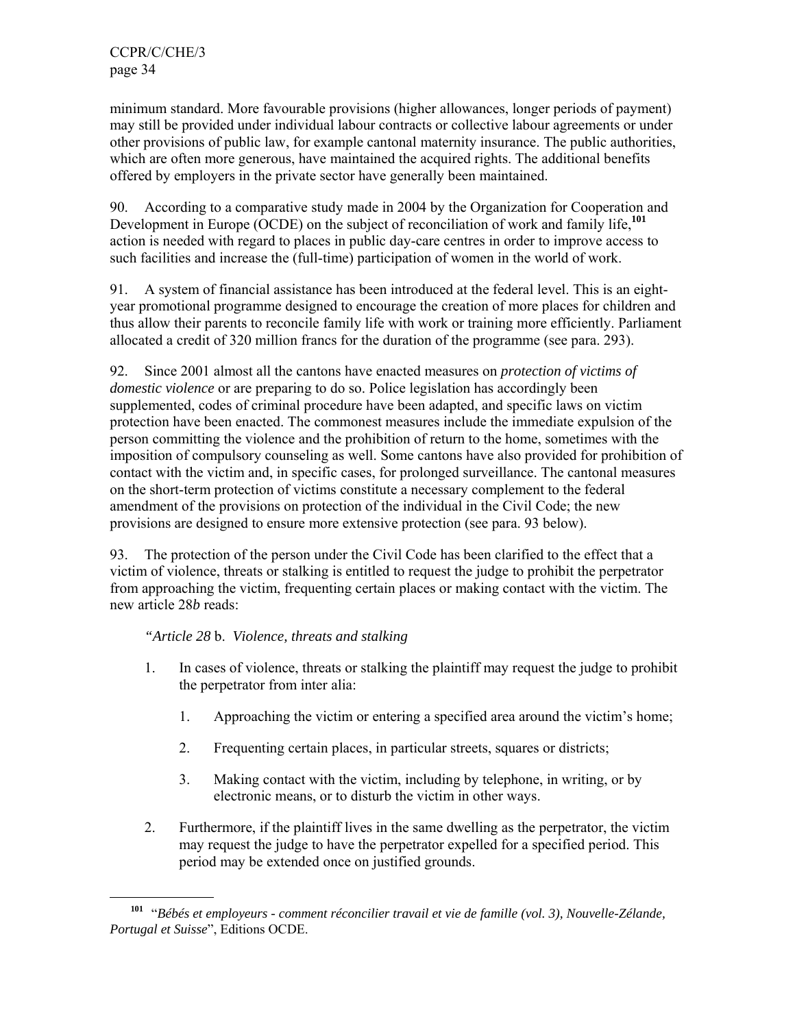minimum standard. More favourable provisions (higher allowances, longer periods of payment) may still be provided under individual labour contracts or collective labour agreements or under other provisions of public law, for example cantonal maternity insurance. The public authorities, which are often more generous, have maintained the acquired rights. The additional benefits offered by employers in the private sector have generally been maintained.

90. According to a comparative study made in 2004 by the Organization for Cooperation and Development in Europe (OCDE) on the subject of reconciliation of work and family life,[101] action is needed with regard to places in public day-care centres in order to improve access to such facilities and increase the (full-time) participation of women in the world of work.

91. A system of financial assistance has been introduced at the federal level. This is an eight-year promotional programme designed to encourage the creation of more places for children and thus allow their parents to reconcile family life with work or training more efficiently. Parliament allocated a credit of 320 million francs for the duration of the programme (see para. 293).

92. Since 2001 almost all the cantons have enacted measures on *protection of victims of domestic violence* or are preparing to do so. Police legislation has accordingly been supplemented, codes of criminal procedure have been adapted, and specific laws on victim protection have been enacted. The commonest measures include the immediate expulsion of the person committing the violence and the prohibition of return to the home, sometimes with the imposition of compulsory counseling as well. Some cantons have also provided for prohibition of contact with the victim and, in specific cases, for prolonged surveillance. The cantonal measures on the short-term protection of victims constitute a necessary complement to the federal amendment of the provisions on protection of the individual in the Civil Code; the new provisions are designed to ensure more extensive protection (see para. 93 below).

93. The protection of the person under the Civil Code has been clarified to the effect that a victim of violence, threats or stalking is entitled to request the judge to prohibit the perpetrator from approaching the victim, frequenting certain places or making contact with the victim. The new article 28*b* reads:

> *"Article 28* b. *Violence, threats and stalking*
>
> 1. In cases of violence, threats or stalking the plaintiff may request the judge to prohibit the perpetrator from inter alia:
>
>     1. Approaching the victim or entering a specified area around the victim's home;
>
>     2. Frequenting certain places, in particular streets, squares or districts;
>
>     3. Making contact with the victim, including by telephone, in writing, or by electronic means, or to disturb the victim in other ways.
>
> 2. Furthermore, if the plaintiff lives in the same dwelling as the perpetrator, the victim may request the judge to have the perpetrator expelled for a specified period. This period may be extended once on justified grounds.

---

[101] "*Bébés et employeurs - comment réconcilier travail et vie de famille (vol. 3), Nouvelle-Zélande, Portugal et Suisse*", Editions OCDE.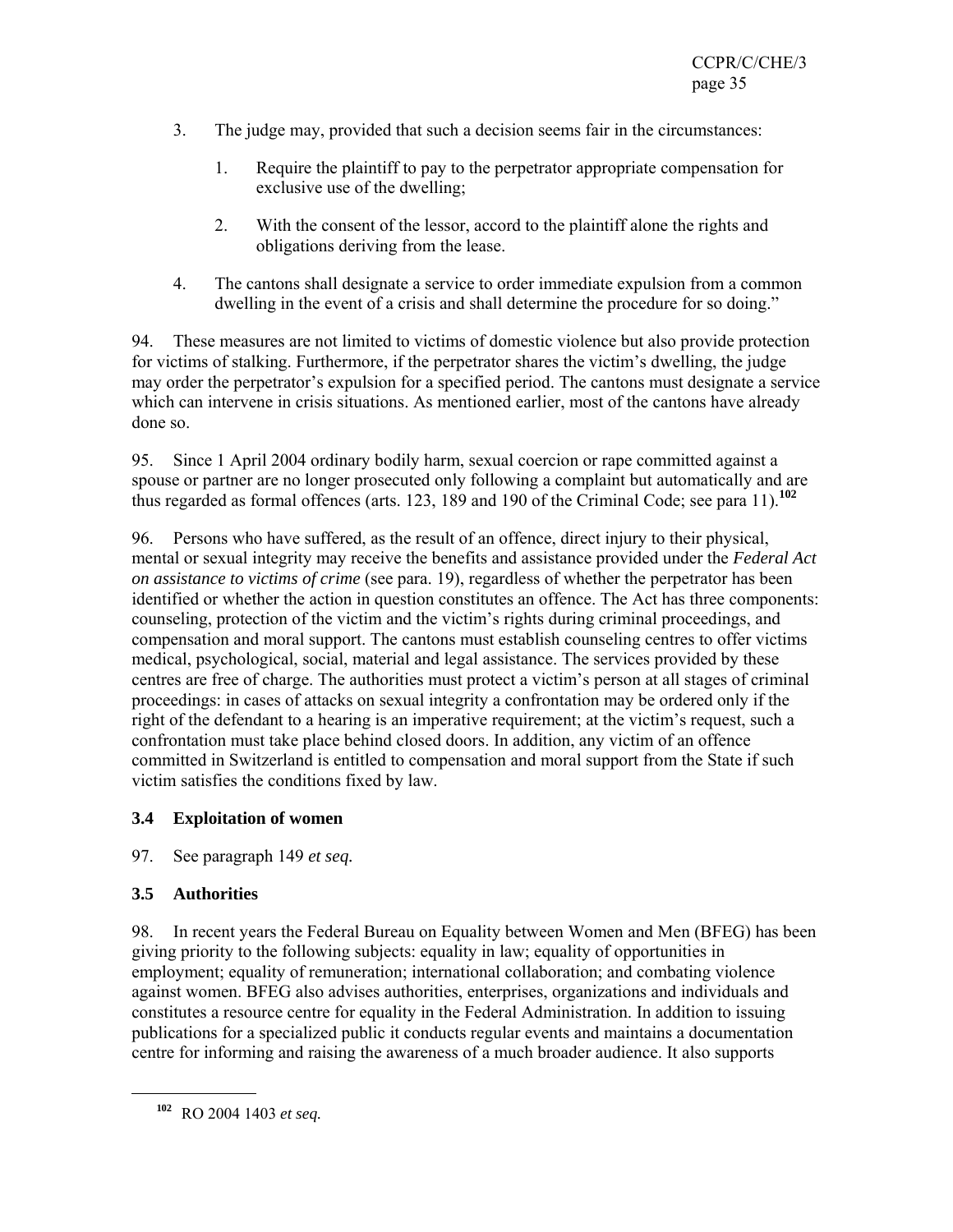3. The judge may, provided that such a decision seems fair in the circumstances:

    1. Require the plaintiff to pay to the perpetrator appropriate compensation for exclusive use of the dwelling;

    2. With the consent of the lessor, accord to the plaintiff alone the rights and obligations deriving from the lease.

4. The cantons shall designate a service to order immediate expulsion from a common dwelling in the event of a crisis and shall determine the procedure for so doing."

94. These measures are not limited to victims of domestic violence but also provide protection for victims of stalking. Furthermore, if the perpetrator shares the victim's dwelling, the judge may order the perpetrator's expulsion for a specified period. The cantons must designate a service which can intervene in crisis situations. As mentioned earlier, most of the cantons have already done so.

95. Since 1 April 2004 ordinary bodily harm, sexual coercion or rape committed against a spouse or partner are no longer prosecuted only following a complaint but automatically and are thus regarded as formal offences (arts. 123, 189 and 190 of the Criminal Code; see para 11).[102]

96. Persons who have suffered, as the result of an offence, direct injury to their physical, mental or sexual integrity may receive the benefits and assistance provided under the *Federal Act on assistance to victims of crime* (see para. 19), regardless of whether the perpetrator has been identified or whether the action in question constitutes an offence. The Act has three components: counseling, protection of the victim and the victim's rights during criminal proceedings, and compensation and moral support. The cantons must establish counseling centres to offer victims medical, psychological, social, material and legal assistance. The services provided by these centres are free of charge. The authorities must protect a victim's person at all stages of criminal proceedings: in cases of attacks on sexual integrity a confrontation may be ordered only if the right of the defendant to a hearing is an imperative requirement; at the victim's request, such a confrontation must take place behind closed doors. In addition, any victim of an offence committed in Switzerland is entitled to compensation and moral support from the State if such victim satisfies the conditions fixed by law.

### 3.4 Exploitation of women

97. See paragraph 149 *et seq.*

### 3.5 Authorities

98. In recent years the Federal Bureau on Equality between Women and Men (BFEG) has been giving priority to the following subjects: equality in law; equality of opportunities in employment; equality of remuneration; international collaboration; and combating violence against women. BFEG also advises authorities, enterprises, organizations and individuals and constitutes a resource centre for equality in the Federal Administration. In addition to issuing publications for a specialized public it conducts regular events and maintains a documentation centre for informing and raising the awareness of a much broader audience. It also supports

---

[102] RO 2004 1403 *et seq.*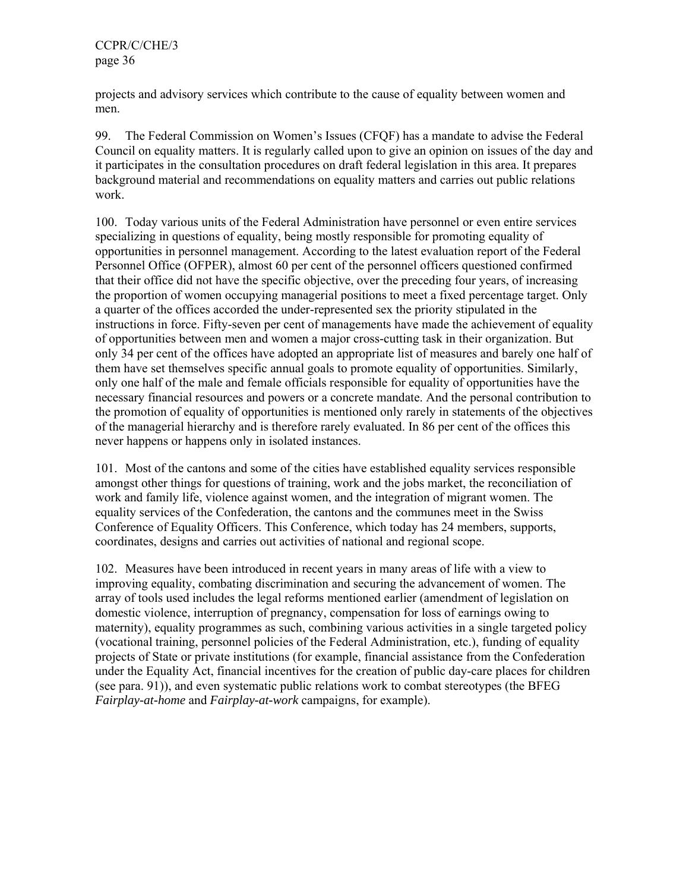projects and advisory services which contribute to the cause of equality between women and men.

99. The Federal Commission on Women's Issues (CFQF) has a mandate to advise the Federal Council on equality matters. It is regularly called upon to give an opinion on issues of the day and it participates in the consultation procedures on draft federal legislation in this area. It prepares background material and recommendations on equality matters and carries out public relations work.

100. Today various units of the Federal Administration have personnel or even entire services specializing in questions of equality, being mostly responsible for promoting equality of opportunities in personnel management. According to the latest evaluation report of the Federal Personnel Office (OFPER), almost 60 per cent of the personnel officers questioned confirmed that their office did not have the specific objective, over the preceding four years, of increasing the proportion of women occupying managerial positions to meet a fixed percentage target. Only a quarter of the offices accorded the under-represented sex the priority stipulated in the instructions in force. Fifty-seven per cent of managements have made the achievement of equality of opportunities between men and women a major cross-cutting task in their organization. But only 34 per cent of the offices have adopted an appropriate list of measures and barely one half of them have set themselves specific annual goals to promote equality of opportunities. Similarly, only one half of the male and female officials responsible for equality of opportunities have the necessary financial resources and powers or a concrete mandate. And the personal contribution to the promotion of equality of opportunities is mentioned only rarely in statements of the objectives of the managerial hierarchy and is therefore rarely evaluated. In 86 per cent of the offices this never happens or happens only in isolated instances.

101. Most of the cantons and some of the cities have established equality services responsible amongst other things for questions of training, work and the jobs market, the reconciliation of work and family life, violence against women, and the integration of migrant women. The equality services of the Confederation, the cantons and the communes meet in the Swiss Conference of Equality Officers. This Conference, which today has 24 members, supports, coordinates, designs and carries out activities of national and regional scope.

102. Measures have been introduced in recent years in many areas of life with a view to improving equality, combating discrimination and securing the advancement of women. The array of tools used includes the legal reforms mentioned earlier (amendment of legislation on domestic violence, interruption of pregnancy, compensation for loss of earnings owing to maternity), equality programmes as such, combining various activities in a single targeted policy (vocational training, personnel policies of the Federal Administration, etc.), funding of equality projects of State or private institutions (for example, financial assistance from the Confederation under the Equality Act, financial incentives for the creation of public day-care places for children (see para. 91)), and even systematic public relations work to combat stereotypes (the BFEG *Fairplay-at-home* and *Fairplay-at-work* campaigns, for example).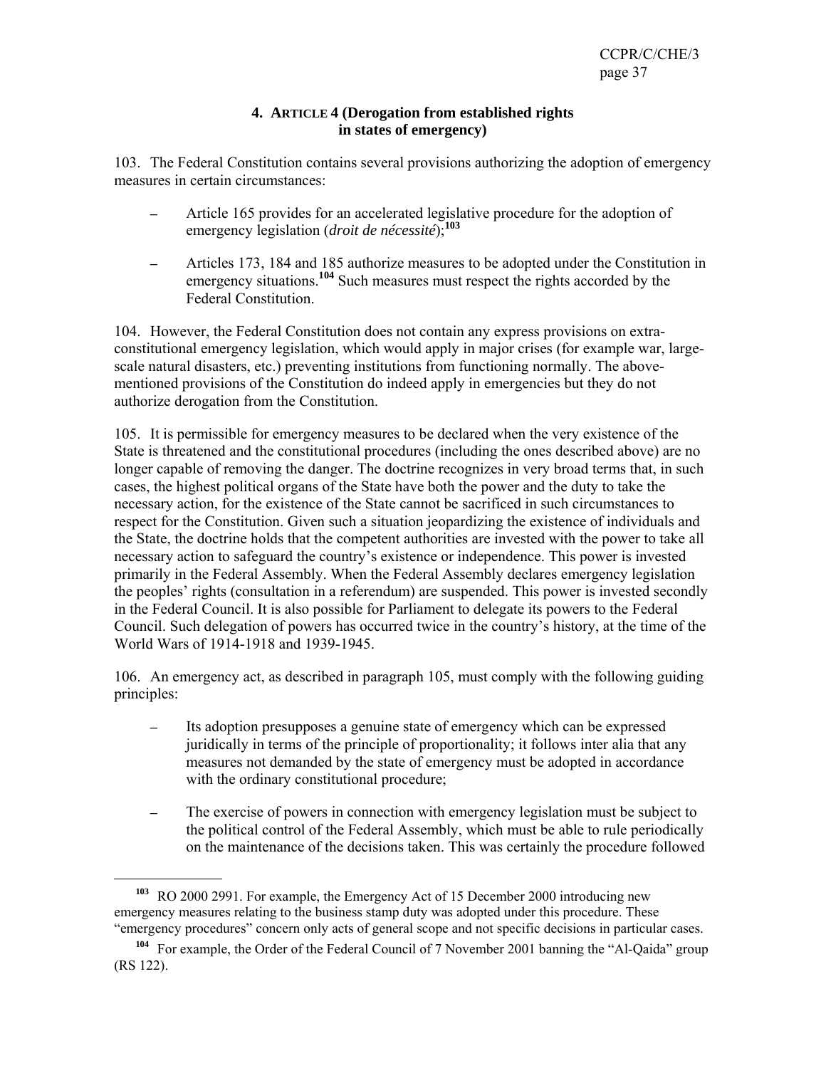## 4. ARTICLE 4 (Derogation from established rights in states of emergency)

103. The Federal Constitution contains several provisions authorizing the adoption of emergency measures in certain circumstances:

- Article 165 provides for an accelerated legislative procedure for the adoption of emergency legislation (*droit de nécessité*);[103]
- Articles 173, 184 and 185 authorize measures to be adopted under the Constitution in emergency situations.[104] Such measures must respect the rights accorded by the Federal Constitution.

104. However, the Federal Constitution does not contain any express provisions on extra-constitutional emergency legislation, which would apply in major crises (for example war, large-scale natural disasters, etc.) preventing institutions from functioning normally. The above-mentioned provisions of the Constitution do indeed apply in emergencies but they do not authorize derogation from the Constitution.

105. It is permissible for emergency measures to be declared when the very existence of the State is threatened and the constitutional procedures (including the ones described above) are no longer capable of removing the danger. The doctrine recognizes in very broad terms that, in such cases, the highest political organs of the State have both the power and the duty to take the necessary action, for the existence of the State cannot be sacrificed in such circumstances to respect for the Constitution. Given such a situation jeopardizing the existence of individuals and the State, the doctrine holds that the competent authorities are invested with the power to take all necessary action to safeguard the country's existence or independence. This power is invested primarily in the Federal Assembly. When the Federal Assembly declares emergency legislation the peoples' rights (consultation in a referendum) are suspended. This power is invested secondly in the Federal Council. It is also possible for Parliament to delegate its powers to the Federal Council. Such delegation of powers has occurred twice in the country's history, at the time of the World Wars of 1914-1918 and 1939-1945.

106. An emergency act, as described in paragraph 105, must comply with the following guiding principles:

- Its adoption presupposes a genuine state of emergency which can be expressed juridically in terms of the principle of proportionality; it follows inter alia that any measures not demanded by the state of emergency must be adopted in accordance with the ordinary constitutional procedure;
- The exercise of powers in connection with emergency legislation must be subject to the political control of the Federal Assembly, which must be able to rule periodically on the maintenance of the decisions taken. This was certainly the procedure followed

---

[103] RO 2000 2991. For example, the Emergency Act of 15 December 2000 introducing new emergency measures relating to the business stamp duty was adopted under this procedure. These "emergency procedures" concern only acts of general scope and not specific decisions in particular cases.

[104] For example, the Order of the Federal Council of 7 November 2001 banning the "Al-Qaida" group (RS 122).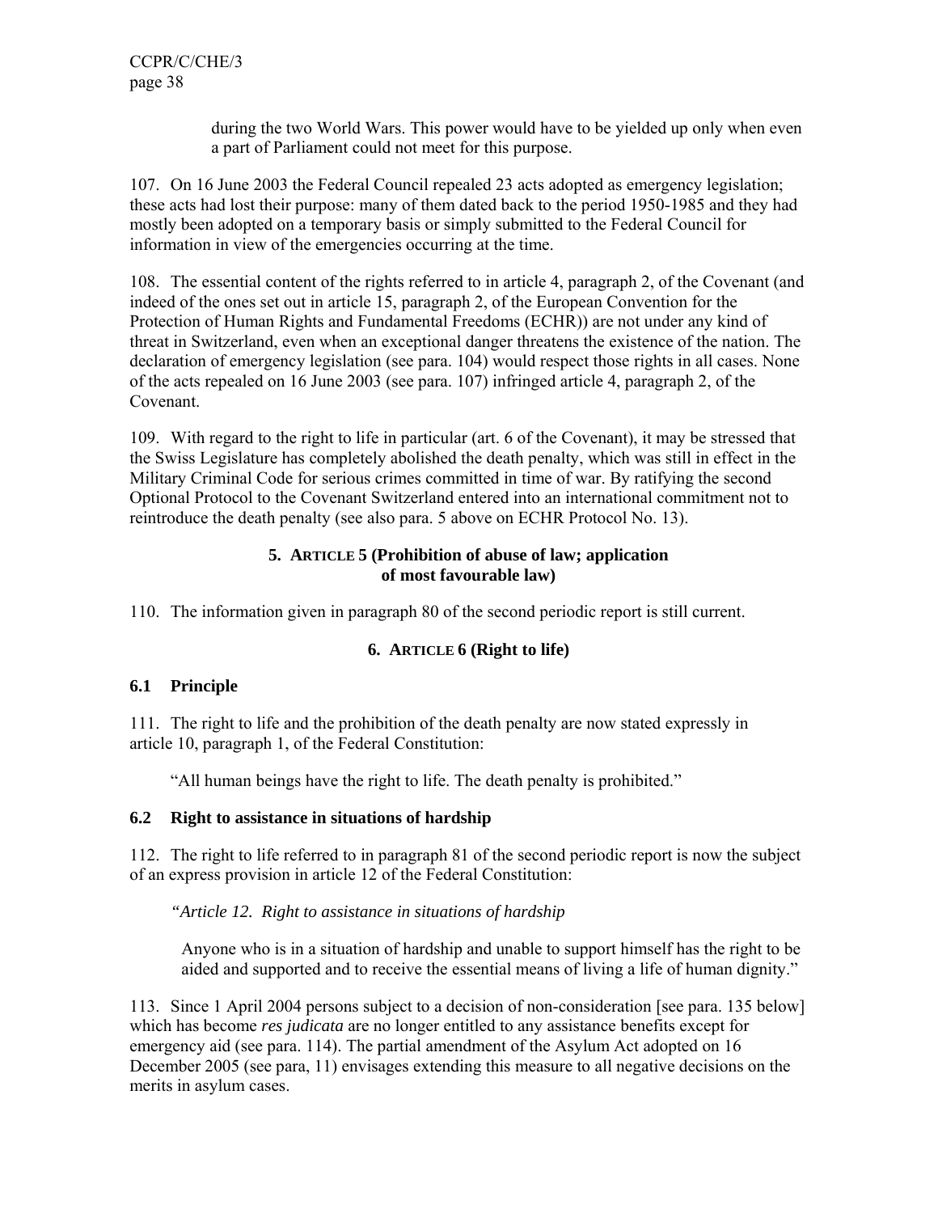during the two World Wars. This power would have to be yielded up only when even a part of Parliament could not meet for this purpose.

107. On 16 June 2003 the Federal Council repealed 23 acts adopted as emergency legislation; these acts had lost their purpose: many of them dated back to the period 1950-1985 and they had mostly been adopted on a temporary basis or simply submitted to the Federal Council for information in view of the emergencies occurring at the time.

108. The essential content of the rights referred to in article 4, paragraph 2, of the Covenant (and indeed of the ones set out in article 15, paragraph 2, of the European Convention for the Protection of Human Rights and Fundamental Freedoms (ECHR)) are not under any kind of threat in Switzerland, even when an exceptional danger threatens the existence of the nation. The declaration of emergency legislation (see para. 104) would respect those rights in all cases. None of the acts repealed on 16 June 2003 (see para. 107) infringed article 4, paragraph 2, of the Covenant.

109. With regard to the right to life in particular (art. 6 of the Covenant), it may be stressed that the Swiss Legislature has completely abolished the death penalty, which was still in effect in the Military Criminal Code for serious crimes committed in time of war. By ratifying the second Optional Protocol to the Covenant Switzerland entered into an international commitment not to reintroduce the death penalty (see also para. 5 above on ECHR Protocol No. 13).

## 5. ARTICLE 5 (Prohibition of abuse of law; application of most favourable law)

110. The information given in paragraph 80 of the second periodic report is still current.

## 6. ARTICLE 6 (Right to life)

### 6.1 Principle

111. The right to life and the prohibition of the death penalty are now stated expressly in article 10, paragraph 1, of the Federal Constitution:

> "All human beings have the right to life. The death penalty is prohibited."

### 6.2 Right to assistance in situations of hardship

112. The right to life referred to in paragraph 81 of the second periodic report is now the subject of an express provision in article 12 of the Federal Constitution:

> *"Article 12. Right to assistance in situations of hardship*
>
> Anyone who is in a situation of hardship and unable to support himself has the right to be aided and supported and to receive the essential means of living a life of human dignity."

113. Since 1 April 2004 persons subject to a decision of non-consideration [see para. 135 below] which has become *res judicata* are no longer entitled to any assistance benefits except for emergency aid (see para. 114). The partial amendment of the Asylum Act adopted on 16 December 2005 (see para, 11) envisages extending this measure to all negative decisions on the merits in asylum cases.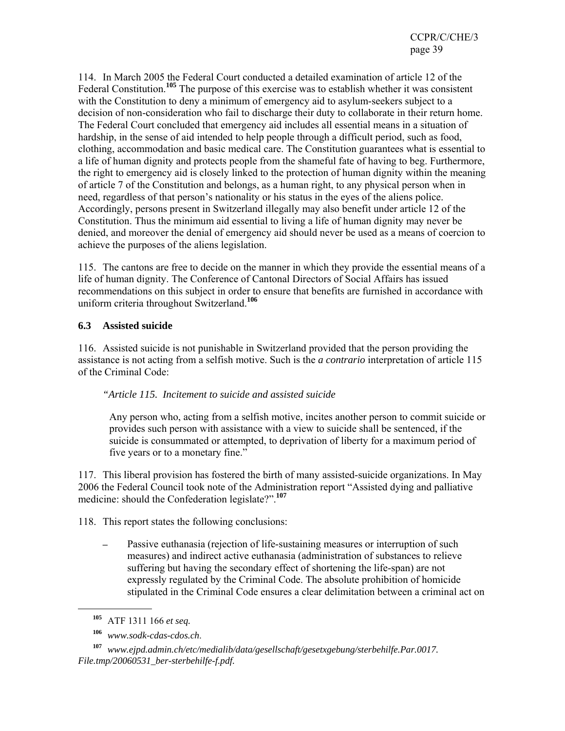114. In March 2005 the Federal Court conducted a detailed examination of article 12 of the Federal Constitution.[105] The purpose of this exercise was to establish whether it was consistent with the Constitution to deny a minimum of emergency aid to asylum-seekers subject to a decision of non-consideration who fail to discharge their duty to collaborate in their return home. The Federal Court concluded that emergency aid includes all essential means in a situation of hardship, in the sense of aid intended to help people through a difficult period, such as food, clothing, accommodation and basic medical care. The Constitution guarantees what is essential to a life of human dignity and protects people from the shameful fate of having to beg. Furthermore, the right to emergency aid is closely linked to the protection of human dignity within the meaning of article 7 of the Constitution and belongs, as a human right, to any physical person when in need, regardless of that person's nationality or his status in the eyes of the aliens police. Accordingly, persons present in Switzerland illegally may also benefit under article 12 of the Constitution. Thus the minimum aid essential to living a life of human dignity may never be denied, and moreover the denial of emergency aid should never be used as a means of coercion to achieve the purposes of the aliens legislation.

115. The cantons are free to decide on the manner in which they provide the essential means of a life of human dignity. The Conference of Cantonal Directors of Social Affairs has issued recommendations on this subject in order to ensure that benefits are furnished in accordance with uniform criteria throughout Switzerland.[106]

### 6.3 Assisted suicide

116. Assisted suicide is not punishable in Switzerland provided that the person providing the assistance is not acting from a selfish motive. Such is the *a contrario* interpretation of article 115 of the Criminal Code:

> "*Article 115. Incitement to suicide and assisted suicide*
>
> Any person who, acting from a selfish motive, incites another person to commit suicide or provides such person with assistance with a view to suicide shall be sentenced, if the suicide is consummated or attempted, to deprivation of liberty for a maximum period of five years or to a monetary fine."

117. This liberal provision has fostered the birth of many assisted-suicide organizations. In May 2006 the Federal Council took note of the Administration report "Assisted dying and palliative medicine: should the Confederation legislate?".[107]

118. This report states the following conclusions:

- Passive euthanasia (rejection of life-sustaining measures or interruption of such measures) and indirect active euthanasia (administration of substances to relieve suffering but having the secondary effect of shortening the life-span) are not expressly regulated by the Criminal Code. The absolute prohibition of homicide stipulated in the Criminal Code ensures a clear delimitation between a criminal act on

---

[105] ATF 1311 166 *et seq.*

[106] *www.sodk-cdas-cdos.ch*.

[107] *www.ejpd.admin.ch/etc/medialib/data/gesellschaft/gesetxgebung/sterbehilfe.Par.0017.File.tmp/20060531_ber-sterbehilfe-f.pdf.*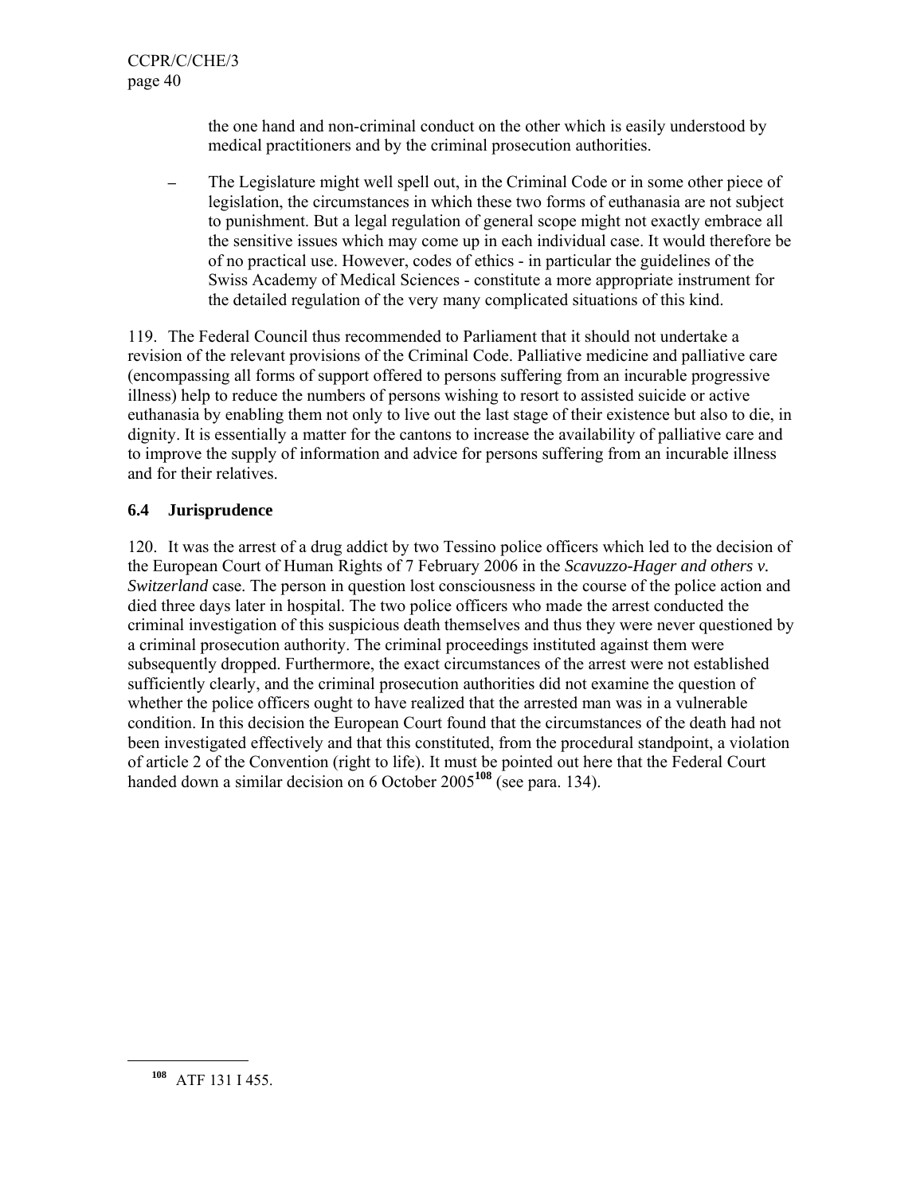the one hand and non-criminal conduct on the other which is easily understood by medical practitioners and by the criminal prosecution authorities.

- The Legislature might well spell out, in the Criminal Code or in some other piece of legislation, the circumstances in which these two forms of euthanasia are not subject to punishment. But a legal regulation of general scope might not exactly embrace all the sensitive issues which may come up in each individual case. It would therefore be of no practical use. However, codes of ethics - in particular the guidelines of the Swiss Academy of Medical Sciences - constitute a more appropriate instrument for the detailed regulation of the very many complicated situations of this kind.

119. The Federal Council thus recommended to Parliament that it should not undertake a revision of the relevant provisions of the Criminal Code. Palliative medicine and palliative care (encompassing all forms of support offered to persons suffering from an incurable progressive illness) help to reduce the numbers of persons wishing to resort to assisted suicide or active euthanasia by enabling them not only to live out the last stage of their existence but also to die, in dignity. It is essentially a matter for the cantons to increase the availability of palliative care and to improve the supply of information and advice for persons suffering from an incurable illness and for their relatives.

## 6.4 Jurisprudence

120. It was the arrest of a drug addict by two Tessino police officers which led to the decision of the European Court of Human Rights of 7 February 2006 in the *Scavuzzo-Hager and others v. Switzerland* case. The person in question lost consciousness in the course of the police action and died three days later in hospital. The two police officers who made the arrest conducted the criminal investigation of this suspicious death themselves and thus they were never questioned by a criminal prosecution authority. The criminal proceedings instituted against them were subsequently dropped. Furthermore, the exact circumstances of the arrest were not established sufficiently clearly, and the criminal prosecution authorities did not examine the question of whether the police officers ought to have realized that the arrested man was in a vulnerable condition. In this decision the European Court found that the circumstances of the death had not been investigated effectively and that this constituted, from the procedural standpoint, a violation of article 2 of the Convention (right to life). It must be pointed out here that the Federal Court handed down a similar decision on 6 October 2005[108] (see para. 134).

[108] ATF 131 I 455.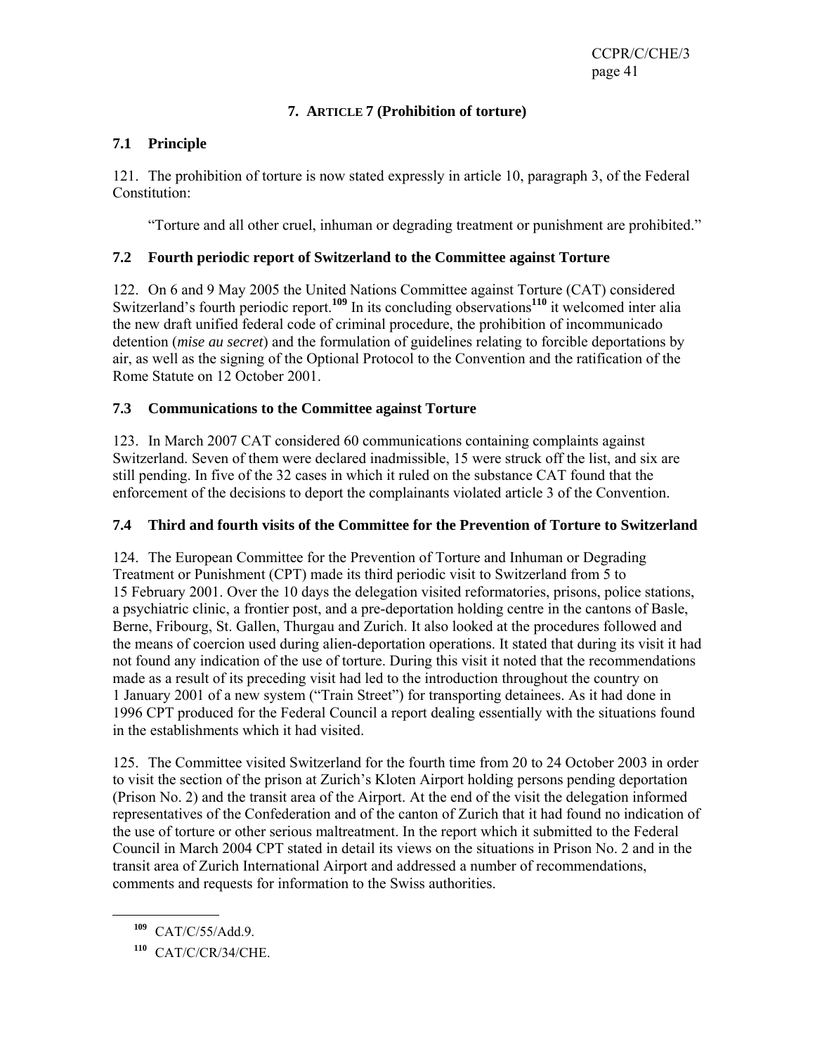## 7. ARTICLE 7 (Prohibition of torture)

### 7.1 Principle

121. The prohibition of torture is now stated expressly in article 10, paragraph 3, of the Federal Constitution:

"Torture and all other cruel, inhuman or degrading treatment or punishment are prohibited."

### 7.2 Fourth periodic report of Switzerland to the Committee against Torture

122. On 6 and 9 May 2005 the United Nations Committee against Torture (CAT) considered Switzerland's fourth periodic report.[109] In its concluding observations[110] it welcomed inter alia the new draft unified federal code of criminal procedure, the prohibition of incommunicado detention (*mise au secret*) and the formulation of guidelines relating to forcible deportations by air, as well as the signing of the Optional Protocol to the Convention and the ratification of the Rome Statute on 12 October 2001.

### 7.3 Communications to the Committee against Torture

123. In March 2007 CAT considered 60 communications containing complaints against Switzerland. Seven of them were declared inadmissible, 15 were struck off the list, and six are still pending. In five of the 32 cases in which it ruled on the substance CAT found that the enforcement of the decisions to deport the complainants violated article 3 of the Convention.

### 7.4 Third and fourth visits of the Committee for the Prevention of Torture to Switzerland

124. The European Committee for the Prevention of Torture and Inhuman or Degrading Treatment or Punishment (CPT) made its third periodic visit to Switzerland from 5 to 15 February 2001. Over the 10 days the delegation visited reformatories, prisons, police stations, a psychiatric clinic, a frontier post, and a pre-deportation holding centre in the cantons of Basle, Berne, Fribourg, St. Gallen, Thurgau and Zurich. It also looked at the procedures followed and the means of coercion used during alien-deportation operations. It stated that during its visit it had not found any indication of the use of torture. During this visit it noted that the recommendations made as a result of its preceding visit had led to the introduction throughout the country on 1 January 2001 of a new system ("Train Street") for transporting detainees. As it had done in 1996 CPT produced for the Federal Council a report dealing essentially with the situations found in the establishments which it had visited.

125. The Committee visited Switzerland for the fourth time from 20 to 24 October 2003 in order to visit the section of the prison at Zurich's Kloten Airport holding persons pending deportation (Prison No. 2) and the transit area of the Airport. At the end of the visit the delegation informed representatives of the Confederation and of the canton of Zurich that it had found no indication of the use of torture or other serious maltreatment. In the report which it submitted to the Federal Council in March 2004 CPT stated in detail its views on the situations in Prison No. 2 and in the transit area of Zurich International Airport and addressed a number of recommendations, comments and requests for information to the Swiss authorities.

---

[109] CAT/C/55/Add.9.

[110] CAT/C/CR/34/CHE.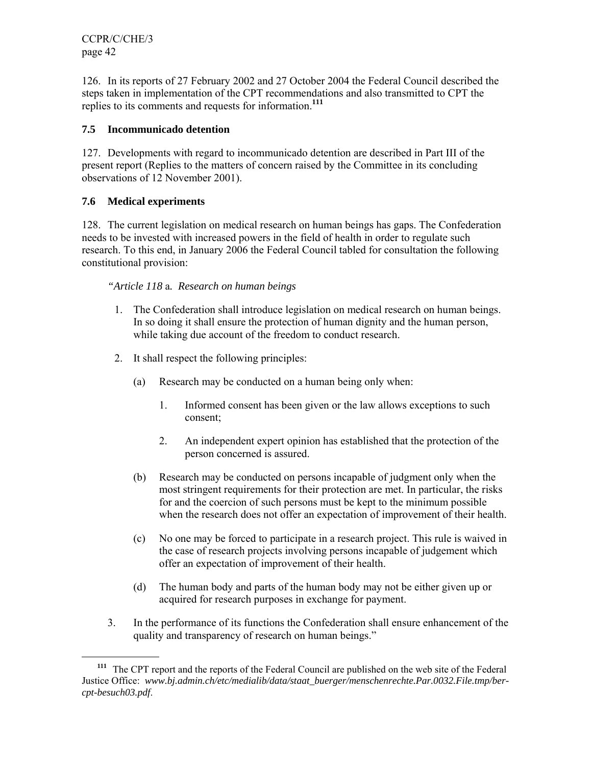126. In its reports of 27 February 2002 and 27 October 2004 the Federal Council described the steps taken in implementation of the CPT recommendations and also transmitted to CPT the replies to its comments and requests for information.[111]

### 7.5 Incommunicado detention

127. Developments with regard to incommunicado detention are described in Part III of the present report (Replies to the matters of concern raised by the Committee in its concluding observations of 12 November 2001).

### 7.6 Medical experiments

128. The current legislation on medical research on human beings has gaps. The Confederation needs to be invested with increased powers in the field of health in order to regulate such research. To this end, in January 2006 the Federal Council tabled for consultation the following constitutional provision:

> *"Article 118* a*. Research on human beings*
>
> 1. The Confederation shall introduce legislation on medical research on human beings. In so doing it shall ensure the protection of human dignity and the human person, while taking due account of the freedom to conduct research.
>
> 2. It shall respect the following principles:
>
>     (a) Research may be conducted on a human being only when:
>
>     1. Informed consent has been given or the law allows exceptions to such consent;
>
>     2. An independent expert opinion has established that the protection of the person concerned is assured.
>
>     (b) Research may be conducted on persons incapable of judgment only when the most stringent requirements for their protection are met. In particular, the risks for and the coercion of such persons must be kept to the minimum possible when the research does not offer an expectation of improvement of their health.
>
>     (c) No one may be forced to participate in a research project. This rule is waived in the case of research projects involving persons incapable of judgement which offer an expectation of improvement of their health.
>
>     (d) The human body and parts of the human body may not be either given up or acquired for research purposes in exchange for payment.
>
> 3. In the performance of its functions the Confederation shall ensure enhancement of the quality and transparency of research on human beings."

---

[111] The CPT report and the reports of the Federal Council are published on the web site of the Federal Justice Office: *www.bj.admin.ch/etc/medialib/data/staat_buerger/menschenrechte.Par.0032.File.tmp/ber-cpt-besuch03.pdf*.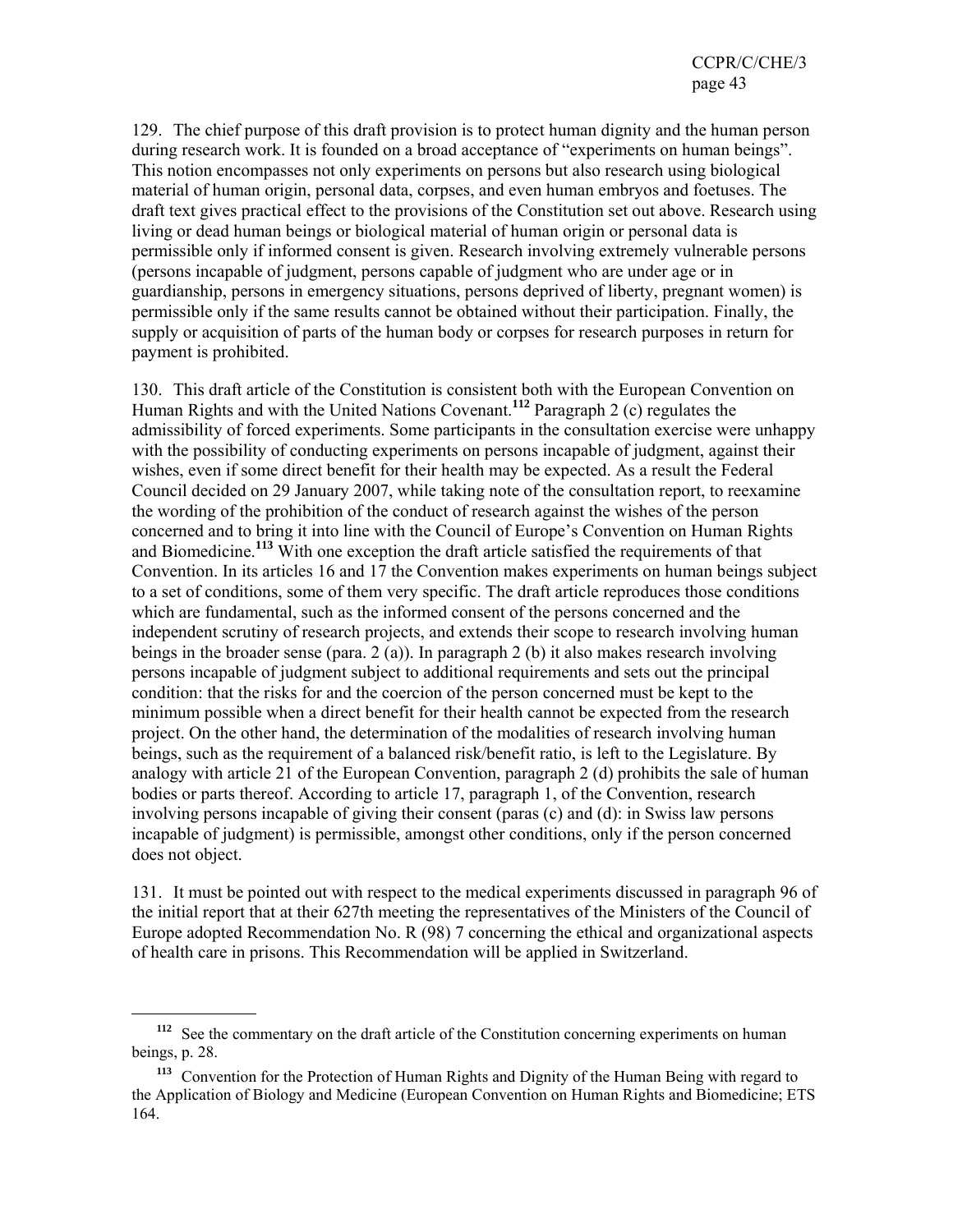129. The chief purpose of this draft provision is to protect human dignity and the human person during research work. It is founded on a broad acceptance of "experiments on human beings". This notion encompasses not only experiments on persons but also research using biological material of human origin, personal data, corpses, and even human embryos and foetuses. The draft text gives practical effect to the provisions of the Constitution set out above. Research using living or dead human beings or biological material of human origin or personal data is permissible only if informed consent is given. Research involving extremely vulnerable persons (persons incapable of judgment, persons capable of judgment who are under age or in guardianship, persons in emergency situations, persons deprived of liberty, pregnant women) is permissible only if the same results cannot be obtained without their participation. Finally, the supply or acquisition of parts of the human body or corpses for research purposes in return for payment is prohibited.

130. This draft article of the Constitution is consistent both with the European Convention on Human Rights and with the United Nations Covenant.[112] Paragraph 2 (c) regulates the admissibility of forced experiments. Some participants in the consultation exercise were unhappy with the possibility of conducting experiments on persons incapable of judgment, against their wishes, even if some direct benefit for their health may be expected. As a result the Federal Council decided on 29 January 2007, while taking note of the consultation report, to reexamine the wording of the prohibition of the conduct of research against the wishes of the person concerned and to bring it into line with the Council of Europe's Convention on Human Rights and Biomedicine.[113] With one exception the draft article satisfied the requirements of that Convention. In its articles 16 and 17 the Convention makes experiments on human beings subject to a set of conditions, some of them very specific. The draft article reproduces those conditions which are fundamental, such as the informed consent of the persons concerned and the independent scrutiny of research projects, and extends their scope to research involving human beings in the broader sense (para. 2 (a)). In paragraph 2 (b) it also makes research involving persons incapable of judgment subject to additional requirements and sets out the principal condition: that the risks for and the coercion of the person concerned must be kept to the minimum possible when a direct benefit for their health cannot be expected from the research project. On the other hand, the determination of the modalities of research involving human beings, such as the requirement of a balanced risk/benefit ratio, is left to the Legislature. By analogy with article 21 of the European Convention, paragraph 2 (d) prohibits the sale of human bodies or parts thereof. According to article 17, paragraph 1, of the Convention, research involving persons incapable of giving their consent (paras (c) and (d): in Swiss law persons incapable of judgment) is permissible, amongst other conditions, only if the person concerned does not object.

131. It must be pointed out with respect to the medical experiments discussed in paragraph 96 of the initial report that at their 627th meeting the representatives of the Ministers of the Council of Europe adopted Recommendation No. R (98) 7 concerning the ethical and organizational aspects of health care in prisons. This Recommendation will be applied in Switzerland.

---

[112] See the commentary on the draft article of the Constitution concerning experiments on human beings, p. 28.

[113] Convention for the Protection of Human Rights and Dignity of the Human Being with regard to the Application of Biology and Medicine (European Convention on Human Rights and Biomedicine; ETS 164.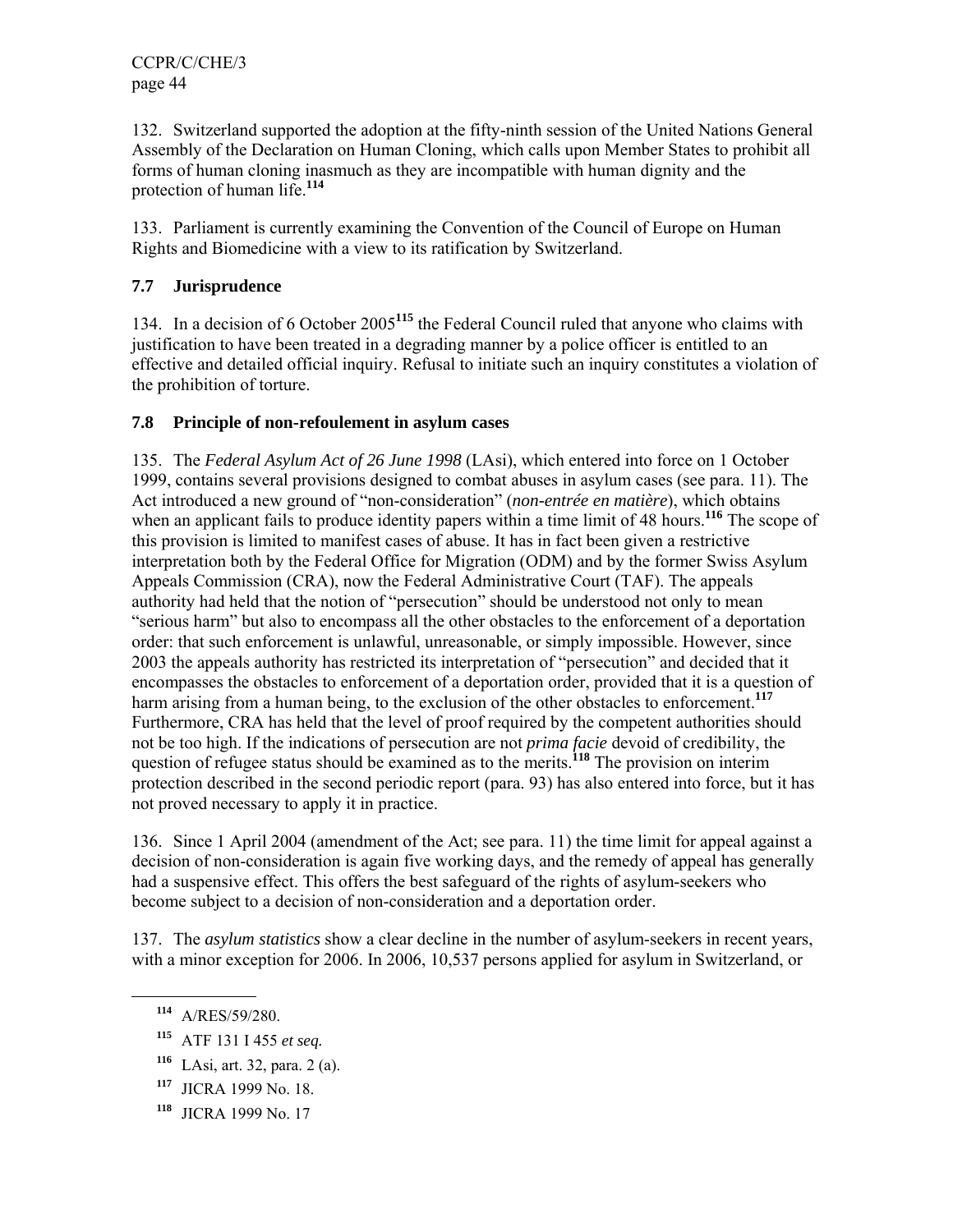132. Switzerland supported the adoption at the fifty-ninth session of the United Nations General Assembly of the Declaration on Human Cloning, which calls upon Member States to prohibit all forms of human cloning inasmuch as they are incompatible with human dignity and the protection of human life.[114]

133. Parliament is currently examining the Convention of the Council of Europe on Human Rights and Biomedicine with a view to its ratification by Switzerland.

## 7.7 Jurisprudence

134. In a decision of 6 October 2005[115] the Federal Council ruled that anyone who claims with justification to have been treated in a degrading manner by a police officer is entitled to an effective and detailed official inquiry. Refusal to initiate such an inquiry constitutes a violation of the prohibition of torture.

## 7.8 Principle of non-refoulement in asylum cases

135. The *Federal Asylum Act of 26 June 1998* (LAsi), which entered into force on 1 October 1999, contains several provisions designed to combat abuses in asylum cases (see para. 11). The Act introduced a new ground of "non-consideration" (*non-entrée en matière*), which obtains when an applicant fails to produce identity papers within a time limit of 48 hours.[116] The scope of this provision is limited to manifest cases of abuse. It has in fact been given a restrictive interpretation both by the Federal Office for Migration (ODM) and by the former Swiss Asylum Appeals Commission (CRA), now the Federal Administrative Court (TAF). The appeals authority had held that the notion of "persecution" should be understood not only to mean "serious harm" but also to encompass all the other obstacles to the enforcement of a deportation order: that such enforcement is unlawful, unreasonable, or simply impossible. However, since 2003 the appeals authority has restricted its interpretation of "persecution" and decided that it encompasses the obstacles to enforcement of a deportation order, provided that it is a question of harm arising from a human being, to the exclusion of the other obstacles to enforcement.[117] Furthermore, CRA has held that the level of proof required by the competent authorities should not be too high. If the indications of persecution are not *prima facie* devoid of credibility, the question of refugee status should be examined as to the merits.[118] The provision on interim protection described in the second periodic report (para. 93) has also entered into force, but it has not proved necessary to apply it in practice.

136. Since 1 April 2004 (amendment of the Act; see para. 11) the time limit for appeal against a decision of non-consideration is again five working days, and the remedy of appeal has generally had a suspensive effect. This offers the best safeguard of the rights of asylum-seekers who become subject to a decision of non-consideration and a deportation order.

137. The *asylum statistics* show a clear decline in the number of asylum-seekers in recent years, with a minor exception for 2006. In 2006, 10,537 persons applied for asylum in Switzerland, or

---

[114] A/RES/59/280.

[115] ATF 131 I 455 *et seq.*

[116] LAsi, art. 32, para. 2 (a).

[117] JICRA 1999 No. 18.

[118] JICRA 1999 No. 17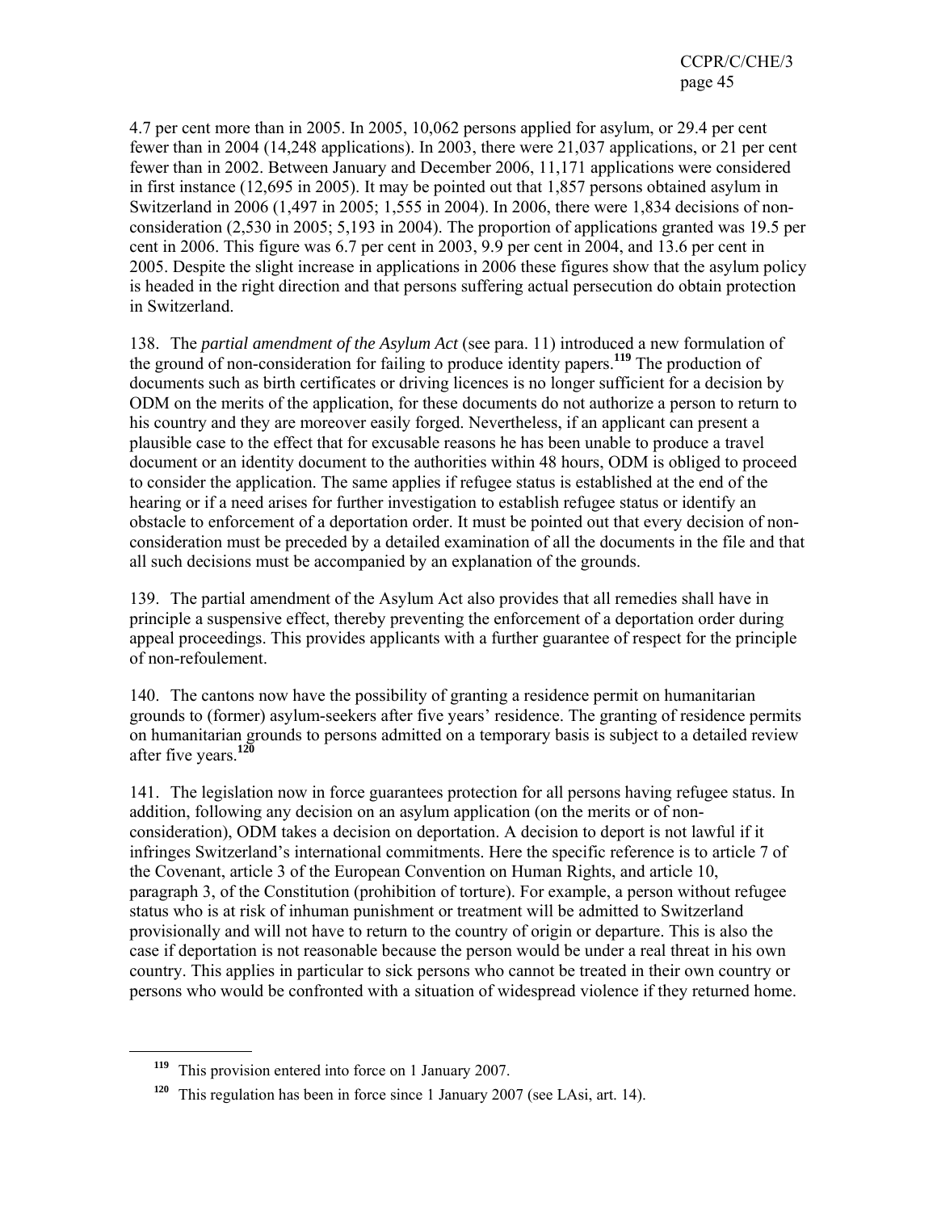4.7 per cent more than in 2005. In 2005, 10,062 persons applied for asylum, or 29.4 per cent fewer than in 2004 (14,248 applications). In 2003, there were 21,037 applications, or 21 per cent fewer than in 2002. Between January and December 2006, 11,171 applications were considered in first instance (12,695 in 2005). It may be pointed out that 1,857 persons obtained asylum in Switzerland in 2006 (1,497 in 2005; 1,555 in 2004). In 2006, there were 1,834 decisions of non-consideration (2,530 in 2005; 5,193 in 2004). The proportion of applications granted was 19.5 per cent in 2006. This figure was 6.7 per cent in 2003, 9.9 per cent in 2004, and 13.6 per cent in 2005. Despite the slight increase in applications in 2006 these figures show that the asylum policy is headed in the right direction and that persons suffering actual persecution do obtain protection in Switzerland.

138. The *partial amendment of the Asylum Act* (see para. 11) introduced a new formulation of the ground of non-consideration for failing to produce identity papers.[119] The production of documents such as birth certificates or driving licences is no longer sufficient for a decision by ODM on the merits of the application, for these documents do not authorize a person to return to his country and they are moreover easily forged. Nevertheless, if an applicant can present a plausible case to the effect that for excusable reasons he has been unable to produce a travel document or an identity document to the authorities within 48 hours, ODM is obliged to proceed to consider the application. The same applies if refugee status is established at the end of the hearing or if a need arises for further investigation to establish refugee status or identify an obstacle to enforcement of a deportation order. It must be pointed out that every decision of non-consideration must be preceded by a detailed examination of all the documents in the file and that all such decisions must be accompanied by an explanation of the grounds.

139. The partial amendment of the Asylum Act also provides that all remedies shall have in principle a suspensive effect, thereby preventing the enforcement of a deportation order during appeal proceedings. This provides applicants with a further guarantee of respect for the principle of non-refoulement.

140. The cantons now have the possibility of granting a residence permit on humanitarian grounds to (former) asylum-seekers after five years' residence. The granting of residence permits on humanitarian grounds to persons admitted on a temporary basis is subject to a detailed review after five years.[120]

141. The legislation now in force guarantees protection for all persons having refugee status. In addition, following any decision on an asylum application (on the merits or of non-consideration), ODM takes a decision on deportation. A decision to deport is not lawful if it infringes Switzerland's international commitments. Here the specific reference is to article 7 of the Covenant, article 3 of the European Convention on Human Rights, and article 10, paragraph 3, of the Constitution (prohibition of torture). For example, a person without refugee status who is at risk of inhuman punishment or treatment will be admitted to Switzerland provisionally and will not have to return to the country of origin or departure. This is also the case if deportation is not reasonable because the person would be under a real threat in his own country. This applies in particular to sick persons who cannot be treated in their own country or persons who would be confronted with a situation of widespread violence if they returned home.

---

[119] This provision entered into force on 1 January 2007.

[120] This regulation has been in force since 1 January 2007 (see LAsi, art. 14).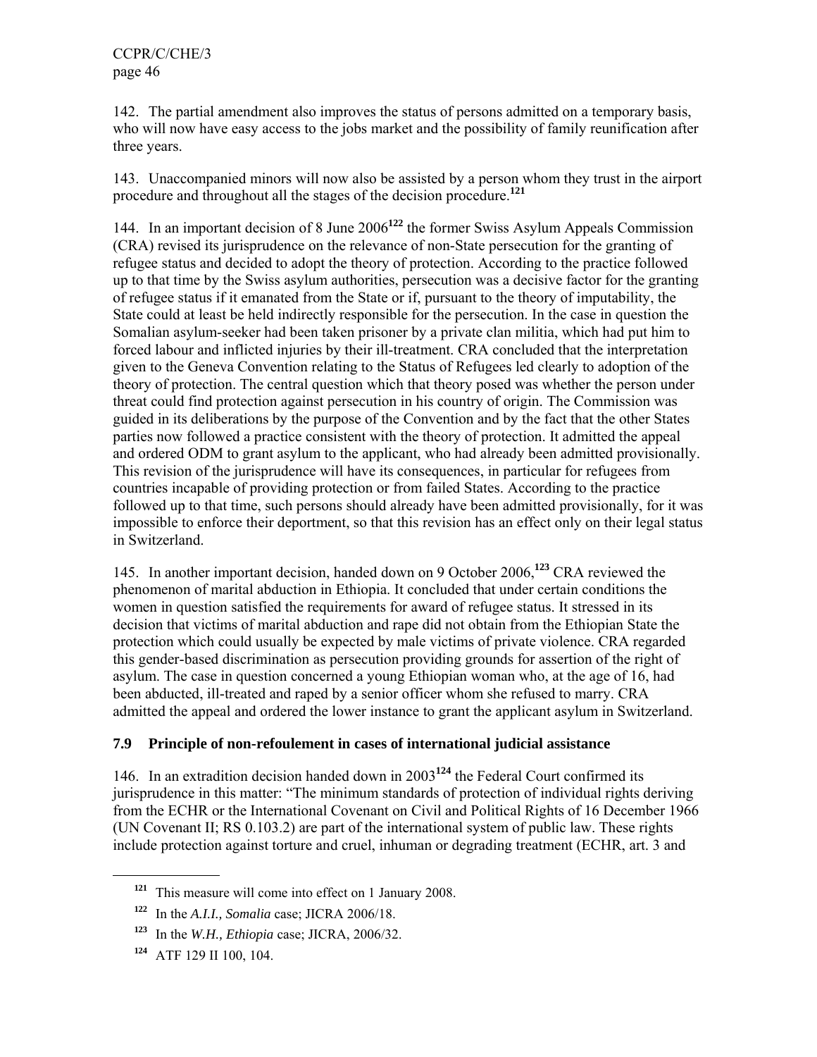142. The partial amendment also improves the status of persons admitted on a temporary basis, who will now have easy access to the jobs market and the possibility of family reunification after three years.

143. Unaccompanied minors will now also be assisted by a person whom they trust in the airport procedure and throughout all the stages of the decision procedure.[121]

144. In an important decision of 8 June 2006[122] the former Swiss Asylum Appeals Commission (CRA) revised its jurisprudence on the relevance of non-State persecution for the granting of refugee status and decided to adopt the theory of protection. According to the practice followed up to that time by the Swiss asylum authorities, persecution was a decisive factor for the granting of refugee status if it emanated from the State or if, pursuant to the theory of imputability, the State could at least be held indirectly responsible for the persecution. In the case in question the Somalian asylum-seeker had been taken prisoner by a private clan militia, which had put him to forced labour and inflicted injuries by their ill-treatment. CRA concluded that the interpretation given to the Geneva Convention relating to the Status of Refugees led clearly to adoption of the theory of protection. The central question which that theory posed was whether the person under threat could find protection against persecution in his country of origin. The Commission was guided in its deliberations by the purpose of the Convention and by the fact that the other States parties now followed a practice consistent with the theory of protection. It admitted the appeal and ordered ODM to grant asylum to the applicant, who had already been admitted provisionally. This revision of the jurisprudence will have its consequences, in particular for refugees from countries incapable of providing protection or from failed States. According to the practice followed up to that time, such persons should already have been admitted provisionally, for it was impossible to enforce their deportment, so that this revision has an effect only on their legal status in Switzerland.

145. In another important decision, handed down on 9 October 2006,[123] CRA reviewed the phenomenon of marital abduction in Ethiopia. It concluded that under certain conditions the women in question satisfied the requirements for award of refugee status. It stressed in its decision that victims of marital abduction and rape did not obtain from the Ethiopian State the protection which could usually be expected by male victims of private violence. CRA regarded this gender-based discrimination as persecution providing grounds for assertion of the right of asylum. The case in question concerned a young Ethiopian woman who, at the age of 16, had been abducted, ill-treated and raped by a senior officer whom she refused to marry. CRA admitted the appeal and ordered the lower instance to grant the applicant asylum in Switzerland.

### 7.9 Principle of non-refoulement in cases of international judicial assistance

146. In an extradition decision handed down in 2003[124] the Federal Court confirmed its jurisprudence in this matter: "The minimum standards of protection of individual rights deriving from the ECHR or the International Covenant on Civil and Political Rights of 16 December 1966 (UN Covenant II; RS 0.103.2) are part of the international system of public law. These rights include protection against torture and cruel, inhuman or degrading treatment (ECHR, art. 3 and

---

[121] This measure will come into effect on 1 January 2008.

[122] In the *A.I.I., Somalia* case; JICRA 2006/18.

[123] In the *W.H., Ethiopia* case; JICRA, 2006/32.

[124] ATF 129 II 100, 104.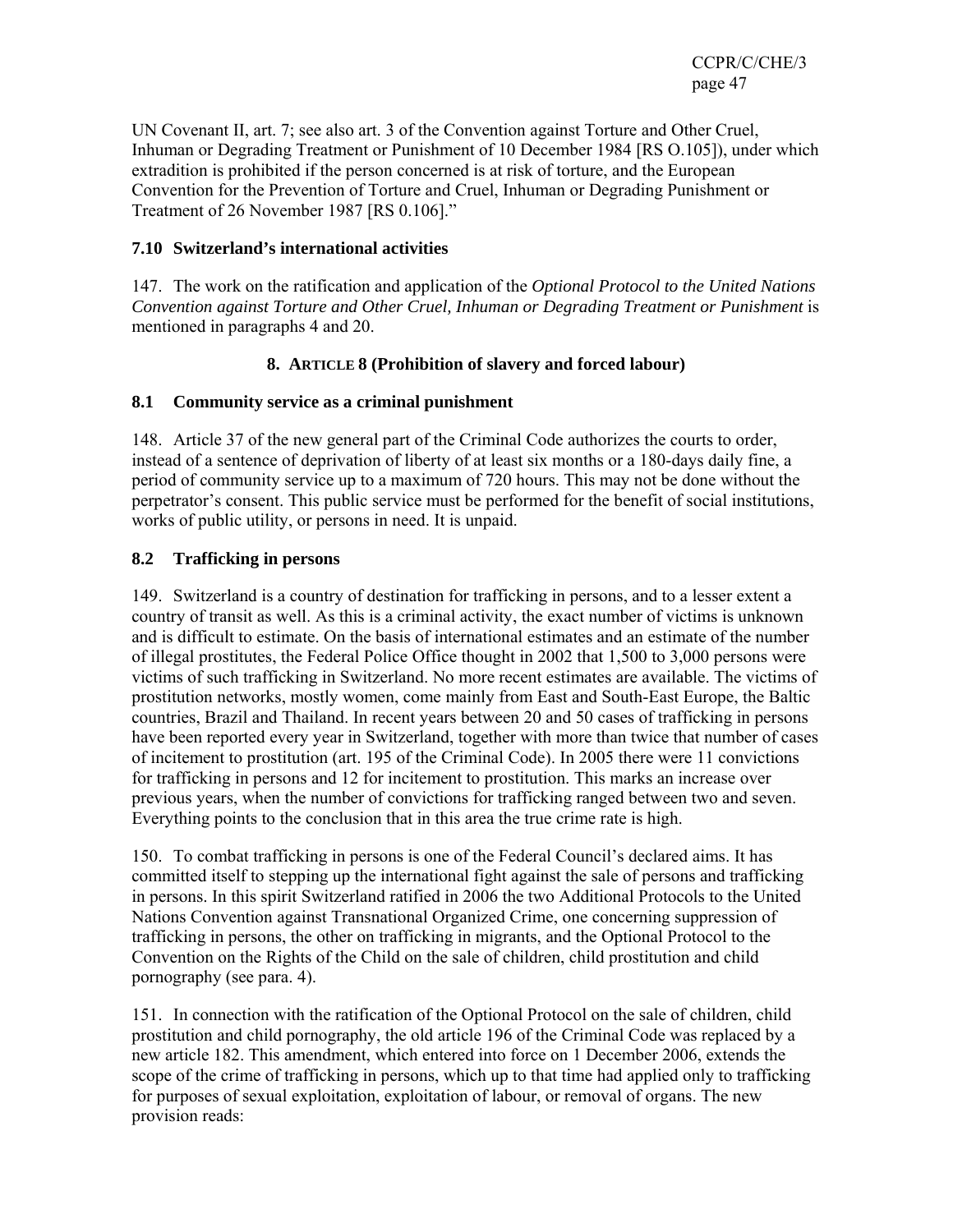UN Covenant II, art. 7; see also art. 3 of the Convention against Torture and Other Cruel, Inhuman or Degrading Treatment or Punishment of 10 December 1984 [RS O.105]), under which extradition is prohibited if the person concerned is at risk of torture, and the European Convention for the Prevention of Torture and Cruel, Inhuman or Degrading Punishment or Treatment of 26 November 1987 [RS 0.106]."

### 7.10 Switzerland's international activities

147. The work on the ratification and application of the *Optional Protocol to the United Nations Convention against Torture and Other Cruel, Inhuman or Degrading Treatment or Punishment* is mentioned in paragraphs 4 and 20.

## 8. ARTICLE 8 (Prohibition of slavery and forced labour)

### 8.1 Community service as a criminal punishment

148. Article 37 of the new general part of the Criminal Code authorizes the courts to order, instead of a sentence of deprivation of liberty of at least six months or a 180-days daily fine, a period of community service up to a maximum of 720 hours. This may not be done without the perpetrator's consent. This public service must be performed for the benefit of social institutions, works of public utility, or persons in need. It is unpaid.

### 8.2 Trafficking in persons

149. Switzerland is a country of destination for trafficking in persons, and to a lesser extent a country of transit as well. As this is a criminal activity, the exact number of victims is unknown and is difficult to estimate. On the basis of international estimates and an estimate of the number of illegal prostitutes, the Federal Police Office thought in 2002 that 1,500 to 3,000 persons were victims of such trafficking in Switzerland. No more recent estimates are available. The victims of prostitution networks, mostly women, come mainly from East and South-East Europe, the Baltic countries, Brazil and Thailand. In recent years between 20 and 50 cases of trafficking in persons have been reported every year in Switzerland, together with more than twice that number of cases of incitement to prostitution (art. 195 of the Criminal Code). In 2005 there were 11 convictions for trafficking in persons and 12 for incitement to prostitution. This marks an increase over previous years, when the number of convictions for trafficking ranged between two and seven. Everything points to the conclusion that in this area the true crime rate is high.

150. To combat trafficking in persons is one of the Federal Council's declared aims. It has committed itself to stepping up the international fight against the sale of persons and trafficking in persons. In this spirit Switzerland ratified in 2006 the two Additional Protocols to the United Nations Convention against Transnational Organized Crime, one concerning suppression of trafficking in persons, the other on trafficking in migrants, and the Optional Protocol to the Convention on the Rights of the Child on the sale of children, child prostitution and child pornography (see para. 4).

151. In connection with the ratification of the Optional Protocol on the sale of children, child prostitution and child pornography, the old article 196 of the Criminal Code was replaced by a new article 182. This amendment, which entered into force on 1 December 2006, extends the scope of the crime of trafficking in persons, which up to that time had applied only to trafficking for purposes of sexual exploitation, exploitation of labour, or removal of organs. The new provision reads: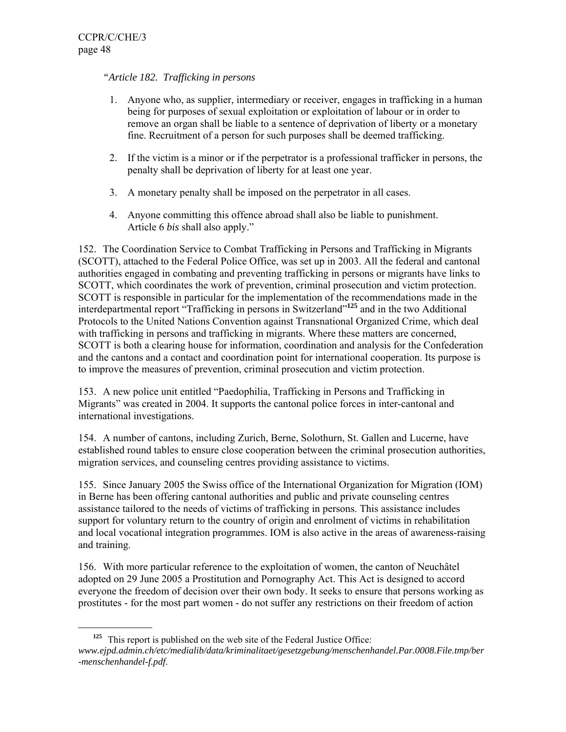*"Article 182. Trafficking in persons*

1. Anyone who, as supplier, intermediary or receiver, engages in trafficking in a human being for purposes of sexual exploitation or exploitation of labour or in order to remove an organ shall be liable to a sentence of deprivation of liberty or a monetary fine. Recruitment of a person for such purposes shall be deemed trafficking.

2. If the victim is a minor or if the perpetrator is a professional trafficker in persons, the penalty shall be deprivation of liberty for at least one year.

3. A monetary penalty shall be imposed on the perpetrator in all cases.

4. Anyone committing this offence abroad shall also be liable to punishment. Article 6 *bis* shall also apply."

152. The Coordination Service to Combat Trafficking in Persons and Trafficking in Migrants (SCOTT), attached to the Federal Police Office, was set up in 2003. All the federal and cantonal authorities engaged in combating and preventing trafficking in persons or migrants have links to SCOTT, which coordinates the work of prevention, criminal prosecution and victim protection. SCOTT is responsible in particular for the implementation of the recommendations made in the interdepartmental report "Trafficking in persons in Switzerland"[125] and in the two Additional Protocols to the United Nations Convention against Transnational Organized Crime, which deal with trafficking in persons and trafficking in migrants. Where these matters are concerned, SCOTT is both a clearing house for information, coordination and analysis for the Confederation and the cantons and a contact and coordination point for international cooperation. Its purpose is to improve the measures of prevention, criminal prosecution and victim protection.

153. A new police unit entitled "Paedophilia, Trafficking in Persons and Trafficking in Migrants" was created in 2004. It supports the cantonal police forces in inter-cantonal and international investigations.

154. A number of cantons, including Zurich, Berne, Solothurn, St. Gallen and Lucerne, have established round tables to ensure close cooperation between the criminal prosecution authorities, migration services, and counseling centres providing assistance to victims.

155. Since January 2005 the Swiss office of the International Organization for Migration (IOM) in Berne has been offering cantonal authorities and public and private counseling centres assistance tailored to the needs of victims of trafficking in persons. This assistance includes support for voluntary return to the country of origin and enrolment of victims in rehabilitation and local vocational integration programmes. IOM is also active in the areas of awareness-raising and training.

156. With more particular reference to the exploitation of women, the canton of Neuchâtel adopted on 29 June 2005 a Prostitution and Pornography Act. This Act is designed to accord everyone the freedom of decision over their own body. It seeks to ensure that persons working as prostitutes - for the most part women - do not suffer any restrictions on their freedom of action

---

[125] This report is published on the web site of the Federal Justice Office: *www.ejpd.admin.ch/etc/medialib/data/kriminalitaet/gesetzgebung/menschenhandel.Par.0008.File.tmp/ber-menschenhandel-f.pdf*.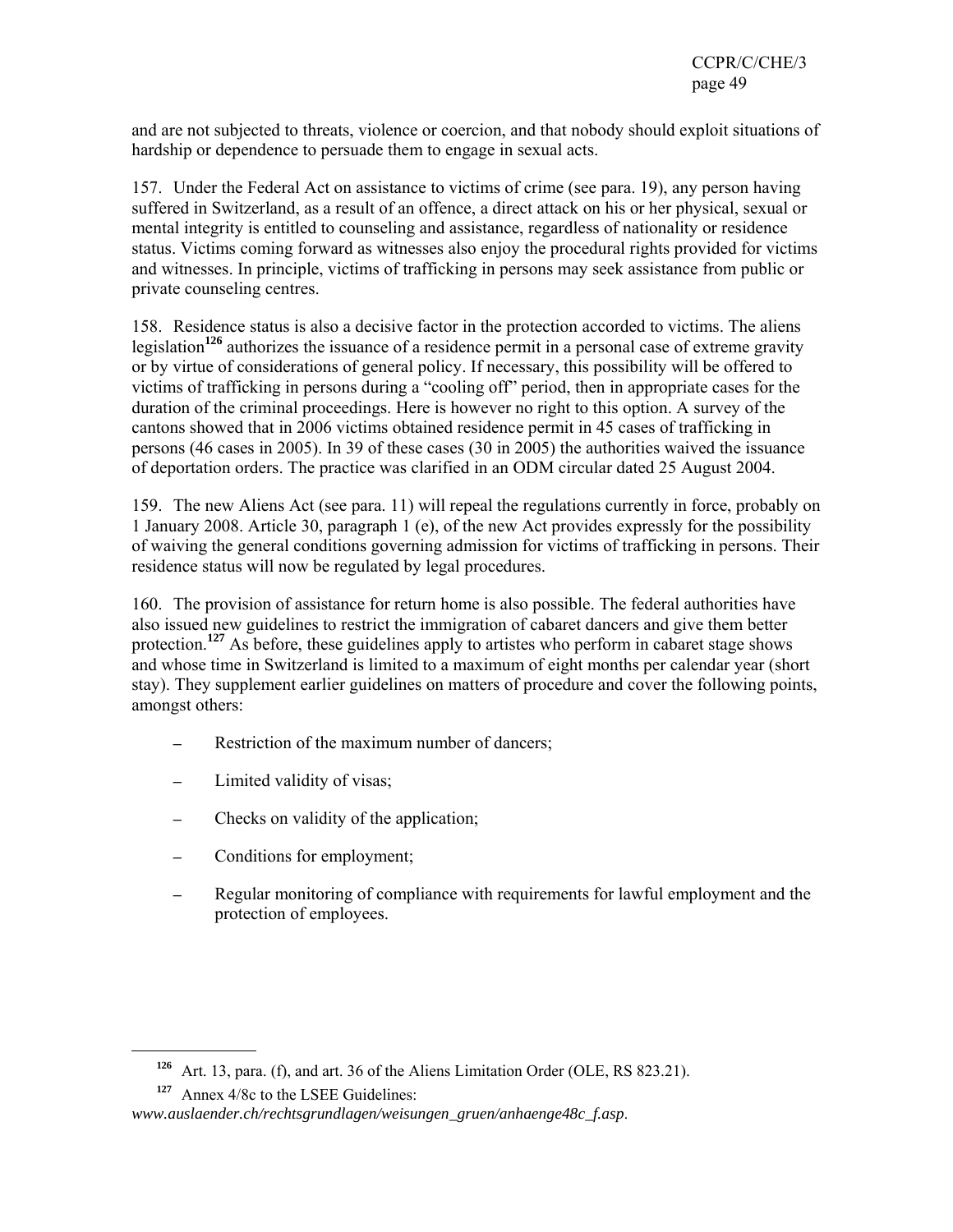and are not subjected to threats, violence or coercion, and that nobody should exploit situations of hardship or dependence to persuade them to engage in sexual acts.

157. Under the Federal Act on assistance to victims of crime (see para. 19), any person having suffered in Switzerland, as a result of an offence, a direct attack on his or her physical, sexual or mental integrity is entitled to counseling and assistance, regardless of nationality or residence status. Victims coming forward as witnesses also enjoy the procedural rights provided for victims and witnesses. In principle, victims of trafficking in persons may seek assistance from public or private counseling centres.

158. Residence status is also a decisive factor in the protection accorded to victims. The aliens legislation[126] authorizes the issuance of a residence permit in a personal case of extreme gravity or by virtue of considerations of general policy. If necessary, this possibility will be offered to victims of trafficking in persons during a "cooling off" period, then in appropriate cases for the duration of the criminal proceedings. Here is however no right to this option. A survey of the cantons showed that in 2006 victims obtained residence permit in 45 cases of trafficking in persons (46 cases in 2005). In 39 of these cases (30 in 2005) the authorities waived the issuance of deportation orders. The practice was clarified in an ODM circular dated 25 August 2004.

159. The new Aliens Act (see para. 11) will repeal the regulations currently in force, probably on 1 January 2008. Article 30, paragraph 1 (e), of the new Act provides expressly for the possibility of waiving the general conditions governing admission for victims of trafficking in persons. Their residence status will now be regulated by legal procedures.

160. The provision of assistance for return home is also possible. The federal authorities have also issued new guidelines to restrict the immigration of cabaret dancers and give them better protection.[127] As before, these guidelines apply to artistes who perform in cabaret stage shows and whose time in Switzerland is limited to a maximum of eight months per calendar year (short stay). They supplement earlier guidelines on matters of procedure and cover the following points, amongst others:

- Restriction of the maximum number of dancers;
- Limited validity of visas;
- Checks on validity of the application;
- Conditions for employment;
- Regular monitoring of compliance with requirements for lawful employment and the protection of employees.

---

[126] Art. 13, para. (f), and art. 36 of the Aliens Limitation Order (OLE, RS 823.21).

[127] Annex 4/8c to the LSEE Guidelines: *www.auslaender.ch/rechtsgrundlagen/weisungen_gruen/anhaenge48c_f.asp*.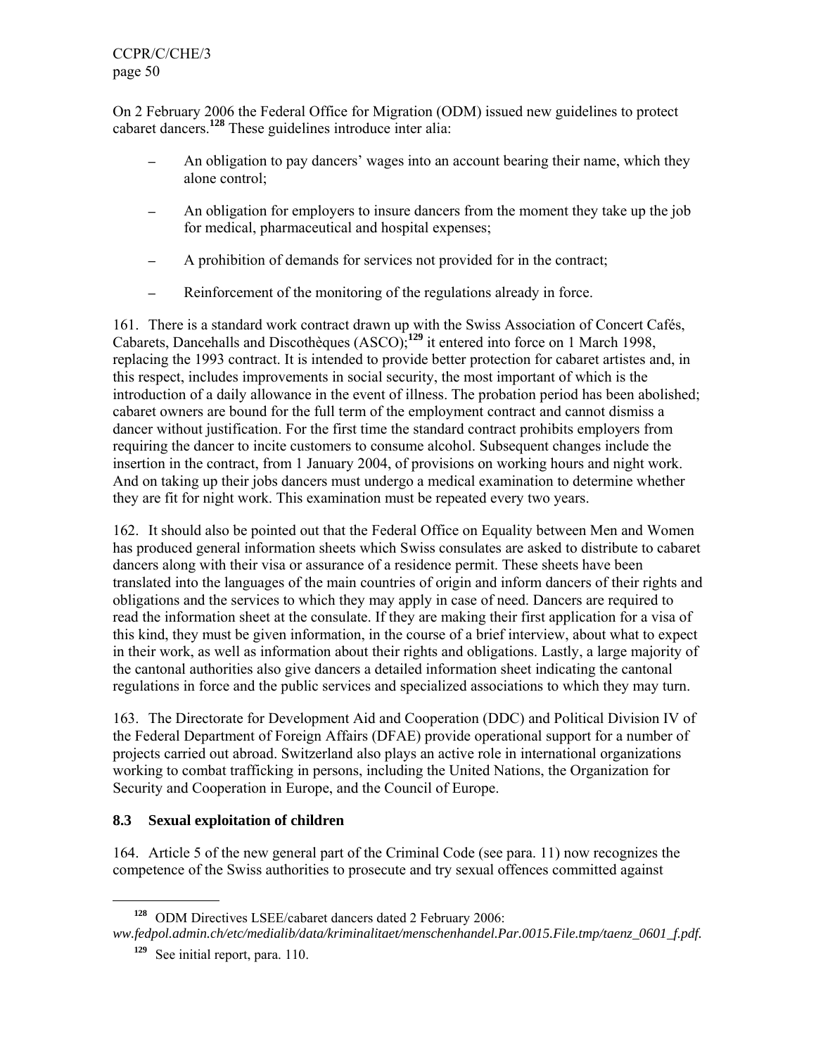On 2 February 2006 the Federal Office for Migration (ODM) issued new guidelines to protect cabaret dancers.[128] These guidelines introduce inter alia:

- An obligation to pay dancers' wages into an account bearing their name, which they alone control;
- An obligation for employers to insure dancers from the moment they take up the job for medical, pharmaceutical and hospital expenses;
- A prohibition of demands for services not provided for in the contract;
- Reinforcement of the monitoring of the regulations already in force.

161. There is a standard work contract drawn up with the Swiss Association of Concert Cafés, Cabarets, Dancehalls and Discothèques (ASCO);[129] it entered into force on 1 March 1998, replacing the 1993 contract. It is intended to provide better protection for cabaret artistes and, in this respect, includes improvements in social security, the most important of which is the introduction of a daily allowance in the event of illness. The probation period has been abolished; cabaret owners are bound for the full term of the employment contract and cannot dismiss a dancer without justification. For the first time the standard contract prohibits employers from requiring the dancer to incite customers to consume alcohol. Subsequent changes include the insertion in the contract, from 1 January 2004, of provisions on working hours and night work. And on taking up their jobs dancers must undergo a medical examination to determine whether they are fit for night work. This examination must be repeated every two years.

162. It should also be pointed out that the Federal Office on Equality between Men and Women has produced general information sheets which Swiss consulates are asked to distribute to cabaret dancers along with their visa or assurance of a residence permit. These sheets have been translated into the languages of the main countries of origin and inform dancers of their rights and obligations and the services to which they may apply in case of need. Dancers are required to read the information sheet at the consulate. If they are making their first application for a visa of this kind, they must be given information, in the course of a brief interview, about what to expect in their work, as well as information about their rights and obligations. Lastly, a large majority of the cantonal authorities also give dancers a detailed information sheet indicating the cantonal regulations in force and the public services and specialized associations to which they may turn.

163. The Directorate for Development Aid and Cooperation (DDC) and Political Division IV of the Federal Department of Foreign Affairs (DFAE) provide operational support for a number of projects carried out abroad. Switzerland also plays an active role in international organizations working to combat trafficking in persons, including the United Nations, the Organization for Security and Cooperation in Europe, and the Council of Europe.

## 8.3 Sexual exploitation of children

164. Article 5 of the new general part of the Criminal Code (see para. 11) now recognizes the competence of the Swiss authorities to prosecute and try sexual offences committed against

---

[128] ODM Directives LSEE/cabaret dancers dated 2 February 2006: *ww.fedpol.admin.ch/etc/medialib/data/kriminalitaet/menschenhandel.Par.0015.File.tmp/taenz_0601_f.pdf*.

[129] See initial report, para. 110.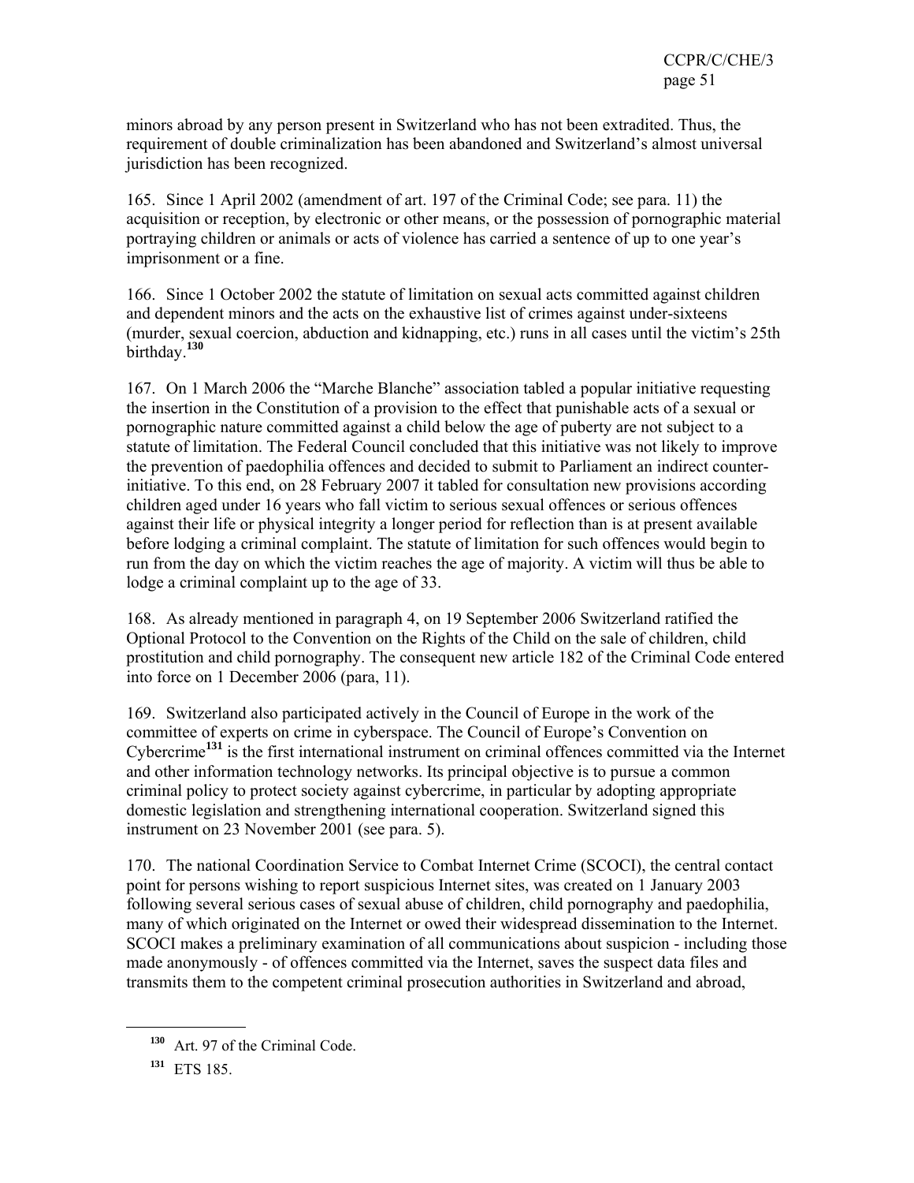minors abroad by any person present in Switzerland who has not been extradited. Thus, the requirement of double criminalization has been abandoned and Switzerland's almost universal jurisdiction has been recognized.

165. Since 1 April 2002 (amendment of art. 197 of the Criminal Code; see para. 11) the acquisition or reception, by electronic or other means, or the possession of pornographic material portraying children or animals or acts of violence has carried a sentence of up to one year's imprisonment or a fine.

166. Since 1 October 2002 the statute of limitation on sexual acts committed against children and dependent minors and the acts on the exhaustive list of crimes against under-sixteens (murder, sexual coercion, abduction and kidnapping, etc.) runs in all cases until the victim's 25th birthday.[130]

167. On 1 March 2006 the "Marche Blanche" association tabled a popular initiative requesting the insertion in the Constitution of a provision to the effect that punishable acts of a sexual or pornographic nature committed against a child below the age of puberty are not subject to a statute of limitation. The Federal Council concluded that this initiative was not likely to improve the prevention of paedophilia offences and decided to submit to Parliament an indirect counter-initiative. To this end, on 28 February 2007 it tabled for consultation new provisions according children aged under 16 years who fall victim to serious sexual offences or serious offences against their life or physical integrity a longer period for reflection than is at present available before lodging a criminal complaint. The statute of limitation for such offences would begin to run from the day on which the victim reaches the age of majority. A victim will thus be able to lodge a criminal complaint up to the age of 33.

168. As already mentioned in paragraph 4, on 19 September 2006 Switzerland ratified the Optional Protocol to the Convention on the Rights of the Child on the sale of children, child prostitution and child pornography. The consequent new article 182 of the Criminal Code entered into force on 1 December 2006 (para, 11).

169. Switzerland also participated actively in the Council of Europe in the work of the committee of experts on crime in cyberspace. The Council of Europe's Convention on Cybercrime[131] is the first international instrument on criminal offences committed via the Internet and other information technology networks. Its principal objective is to pursue a common criminal policy to protect society against cybercrime, in particular by adopting appropriate domestic legislation and strengthening international cooperation. Switzerland signed this instrument on 23 November 2001 (see para. 5).

170. The national Coordination Service to Combat Internet Crime (SCOCI), the central contact point for persons wishing to report suspicious Internet sites, was created on 1 January 2003 following several serious cases of sexual abuse of children, child pornography and paedophilia, many of which originated on the Internet or owed their widespread dissemination to the Internet. SCOCI makes a preliminary examination of all communications about suspicion - including those made anonymously - of offences committed via the Internet, saves the suspect data files and transmits them to the competent criminal prosecution authorities in Switzerland and abroad,

---

[130] Art. 97 of the Criminal Code.

[131] ETS 185.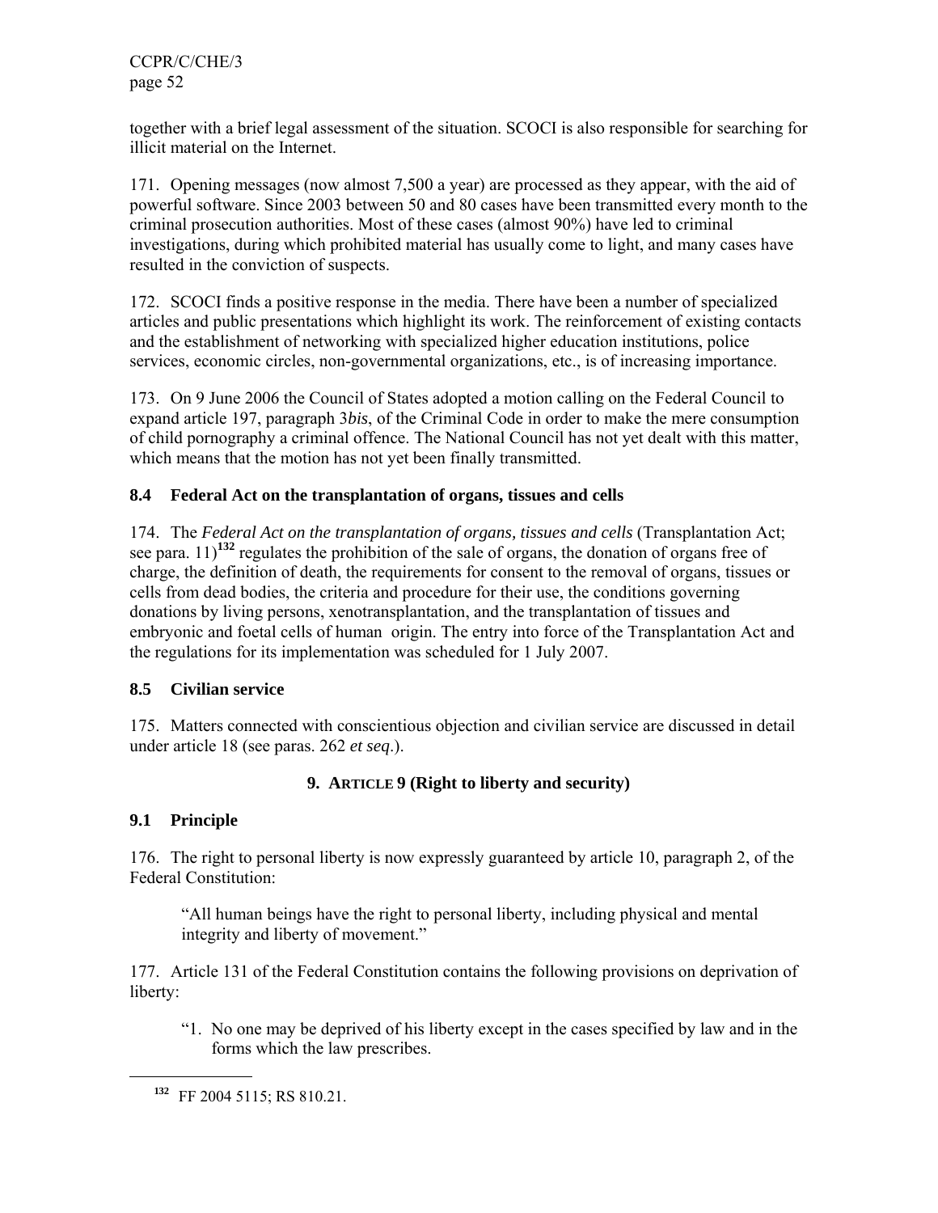together with a brief legal assessment of the situation. SCOCI is also responsible for searching for illicit material on the Internet.

171. Opening messages (now almost 7,500 a year) are processed as they appear, with the aid of powerful software. Since 2003 between 50 and 80 cases have been transmitted every month to the criminal prosecution authorities. Most of these cases (almost 90%) have led to criminal investigations, during which prohibited material has usually come to light, and many cases have resulted in the conviction of suspects.

172. SCOCI finds a positive response in the media. There have been a number of specialized articles and public presentations which highlight its work. The reinforcement of existing contacts and the establishment of networking with specialized higher education institutions, police services, economic circles, non-governmental organizations, etc., is of increasing importance.

173. On 9 June 2006 the Council of States adopted a motion calling on the Federal Council to expand article 197, paragraph 3*bis*, of the Criminal Code in order to make the mere consumption of child pornography a criminal offence. The National Council has not yet dealt with this matter, which means that the motion has not yet been finally transmitted.

### 8.4 Federal Act on the transplantation of organs, tissues and cells

174. The *Federal Act on the transplantation of organs, tissues and cells* (Transplantation Act; see para. 11)[132] regulates the prohibition of the sale of organs, the donation of organs free of charge, the definition of death, the requirements for consent to the removal of organs, tissues or cells from dead bodies, the criteria and procedure for their use, the conditions governing donations by living persons, xenotransplantation, and the transplantation of tissues and embryonic and foetal cells of human origin. The entry into force of the Transplantation Act and the regulations for its implementation was scheduled for 1 July 2007.

### 8.5 Civilian service

175. Matters connected with conscientious objection and civilian service are discussed in detail under article 18 (see paras. 262 *et seq*.).

## 9. ARTICLE 9 (Right to liberty and security)

### 9.1 Principle

176. The right to personal liberty is now expressly guaranteed by article 10, paragraph 2, of the Federal Constitution:

> "All human beings have the right to personal liberty, including physical and mental integrity and liberty of movement."

177. Article 131 of the Federal Constitution contains the following provisions on deprivation of liberty:

> "1. No one may be deprived of his liberty except in the cases specified by law and in the forms which the law prescribes.

[132] FF 2004 5115; RS 810.21.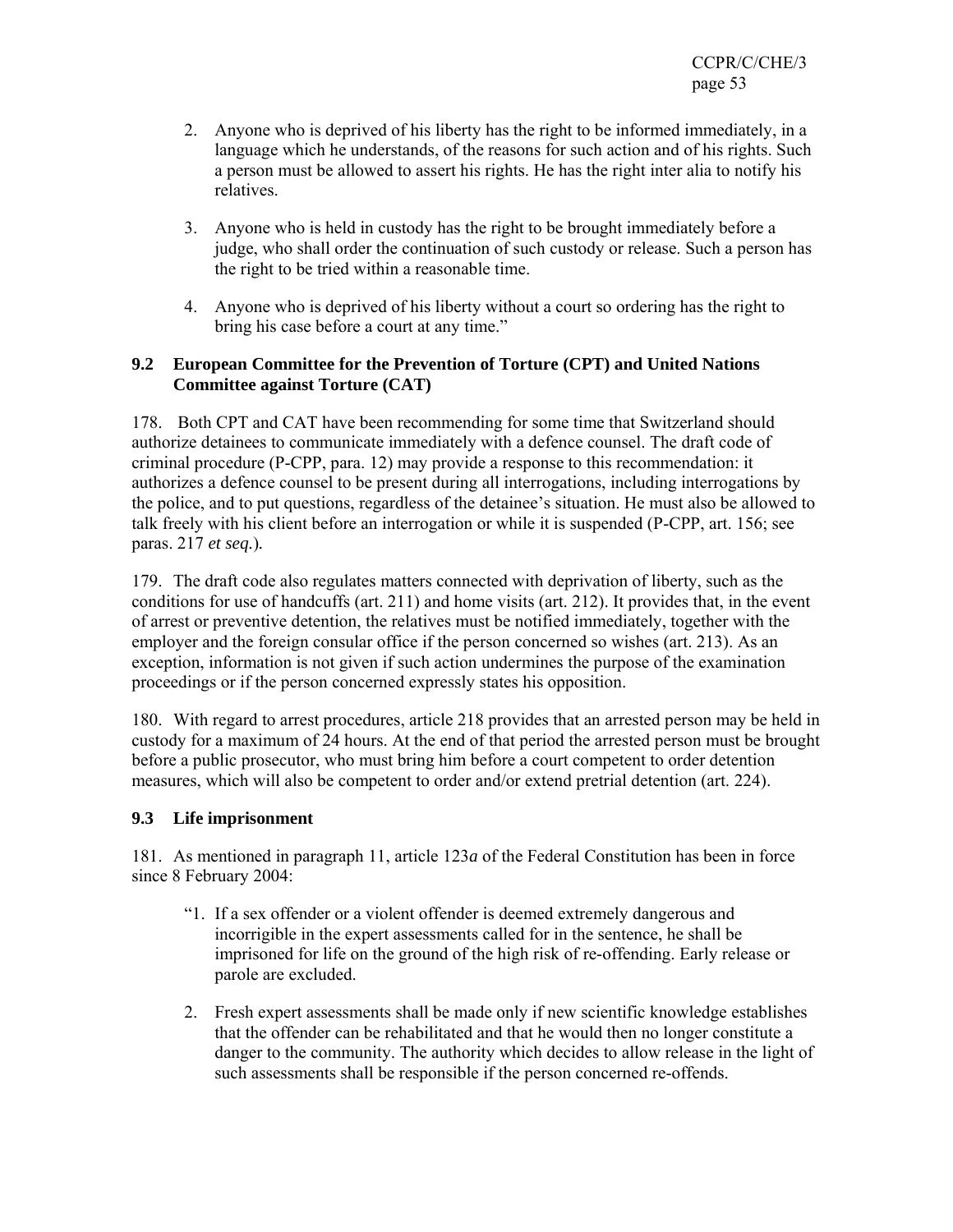2. Anyone who is deprived of his liberty has the right to be informed immediately, in a language which he understands, of the reasons for such action and of his rights. Such a person must be allowed to assert his rights. He has the right inter alia to notify his relatives.

3. Anyone who is held in custody has the right to be brought immediately before a judge, who shall order the continuation of such custody or release. Such a person has the right to be tried within a reasonable time.

4. Anyone who is deprived of his liberty without a court so ordering has the right to bring his case before a court at any time."

### 9.2 European Committee for the Prevention of Torture (CPT) and United Nations Committee against Torture (CAT)

178. Both CPT and CAT have been recommending for some time that Switzerland should authorize detainees to communicate immediately with a defence counsel. The draft code of criminal procedure (P-CPP, para. 12) may provide a response to this recommendation: it authorizes a defence counsel to be present during all interrogations, including interrogations by the police, and to put questions, regardless of the detainee's situation. He must also be allowed to talk freely with his client before an interrogation or while it is suspended (P-CPP, art. 156; see paras. 217 *et seq.*).

179. The draft code also regulates matters connected with deprivation of liberty, such as the conditions for use of handcuffs (art. 211) and home visits (art. 212). It provides that, in the event of arrest or preventive detention, the relatives must be notified immediately, together with the employer and the foreign consular office if the person concerned so wishes (art. 213). As an exception, information is not given if such action undermines the purpose of the examination proceedings or if the person concerned expressly states his opposition.

180. With regard to arrest procedures, article 218 provides that an arrested person may be held in custody for a maximum of 24 hours. At the end of that period the arrested person must be brought before a public prosecutor, who must bring him before a court competent to order detention measures, which will also be competent to order and/or extend pretrial detention (art. 224).

### 9.3 Life imprisonment

181. As mentioned in paragraph 11, article 123*a* of the Federal Constitution has been in force since 8 February 2004:

"1. If a sex offender or a violent offender is deemed extremely dangerous and incorrigible in the expert assessments called for in the sentence, he shall be imprisoned for life on the ground of the high risk of re-offending. Early release or parole are excluded.

2. Fresh expert assessments shall be made only if new scientific knowledge establishes that the offender can be rehabilitated and that he would then no longer constitute a danger to the community. The authority which decides to allow release in the light of such assessments shall be responsible if the person concerned re-offends.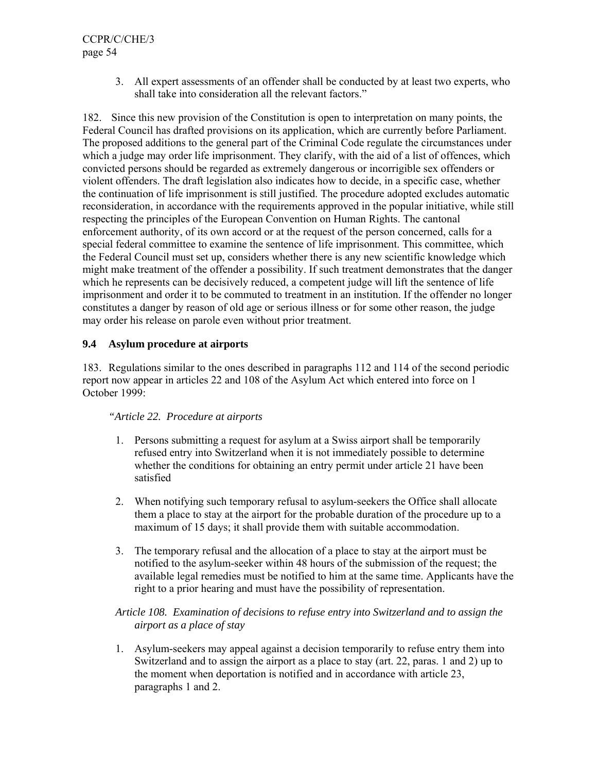3. All expert assessments of an offender shall be conducted by at least two experts, who shall take into consideration all the relevant factors."

182. Since this new provision of the Constitution is open to interpretation on many points, the Federal Council has drafted provisions on its application, which are currently before Parliament. The proposed additions to the general part of the Criminal Code regulate the circumstances under which a judge may order life imprisonment. They clarify, with the aid of a list of offences, which convicted persons should be regarded as extremely dangerous or incorrigible sex offenders or violent offenders. The draft legislation also indicates how to decide, in a specific case, whether the continuation of life imprisonment is still justified. The procedure adopted excludes automatic reconsideration, in accordance with the requirements approved in the popular initiative, while still respecting the principles of the European Convention on Human Rights. The cantonal enforcement authority, of its own accord or at the request of the person concerned, calls for a special federal committee to examine the sentence of life imprisonment. This committee, which the Federal Council must set up, considers whether there is any new scientific knowledge which might make treatment of the offender a possibility. If such treatment demonstrates that the danger which he represents can be decisively reduced, a competent judge will lift the sentence of life imprisonment and order it to be commuted to treatment in an institution. If the offender no longer constitutes a danger by reason of old age or serious illness or for some other reason, the judge may order his release on parole even without prior treatment.

### 9.4 Asylum procedure at airports

183. Regulations similar to the ones described in paragraphs 112 and 114 of the second periodic report now appear in articles 22 and 108 of the Asylum Act which entered into force on 1 October 1999:

"*Article 22. Procedure at airports*

1. Persons submitting a request for asylum at a Swiss airport shall be temporarily refused entry into Switzerland when it is not immediately possible to determine whether the conditions for obtaining an entry permit under article 21 have been satisfied

2. When notifying such temporary refusal to asylum-seekers the Office shall allocate them a place to stay at the airport for the probable duration of the procedure up to a maximum of 15 days; it shall provide them with suitable accommodation.

3. The temporary refusal and the allocation of a place to stay at the airport must be notified to the asylum-seeker within 48 hours of the submission of the request; the available legal remedies must be notified to him at the same time. Applicants have the right to a prior hearing and must have the possibility of representation.

*Article 108. Examination of decisions to refuse entry into Switzerland and to assign the airport as a place of stay*

1. Asylum-seekers may appeal against a decision temporarily to refuse entry them into Switzerland and to assign the airport as a place to stay (art. 22, paras. 1 and 2) up to the moment when deportation is notified and in accordance with article 23, paragraphs 1 and 2.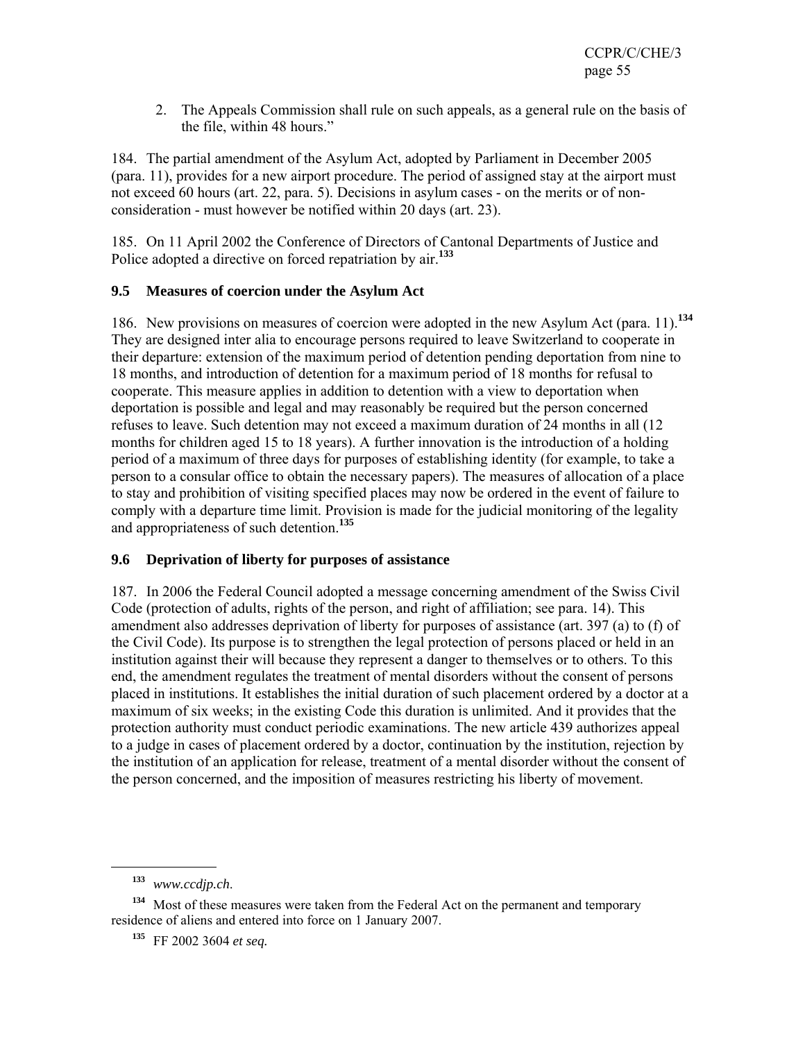2. The Appeals Commission shall rule on such appeals, as a general rule on the basis of the file, within 48 hours."

184. The partial amendment of the Asylum Act, adopted by Parliament in December 2005 (para. 11), provides for a new airport procedure. The period of assigned stay at the airport must not exceed 60 hours (art. 22, para. 5). Decisions in asylum cases - on the merits or of non-consideration - must however be notified within 20 days (art. 23).

185. On 11 April 2002 the Conference of Directors of Cantonal Departments of Justice and Police adopted a directive on forced repatriation by air.[133]

## 9.5 Measures of coercion under the Asylum Act

186. New provisions on measures of coercion were adopted in the new Asylum Act (para. 11).[134] They are designed inter alia to encourage persons required to leave Switzerland to cooperate in their departure: extension of the maximum period of detention pending deportation from nine to 18 months, and introduction of detention for a maximum period of 18 months for refusal to cooperate. This measure applies in addition to detention with a view to deportation when deportation is possible and legal and may reasonably be required but the person concerned refuses to leave. Such detention may not exceed a maximum duration of 24 months in all (12 months for children aged 15 to 18 years). A further innovation is the introduction of a holding period of a maximum of three days for purposes of establishing identity (for example, to take a person to a consular office to obtain the necessary papers). The measures of allocation of a place to stay and prohibition of visiting specified places may now be ordered in the event of failure to comply with a departure time limit. Provision is made for the judicial monitoring of the legality and appropriateness of such detention.[135]

## 9.6 Deprivation of liberty for purposes of assistance

187. In 2006 the Federal Council adopted a message concerning amendment of the Swiss Civil Code (protection of adults, rights of the person, and right of affiliation; see para. 14). This amendment also addresses deprivation of liberty for purposes of assistance (art. 397 (a) to (f) of the Civil Code). Its purpose is to strengthen the legal protection of persons placed or held in an institution against their will because they represent a danger to themselves or to others. To this end, the amendment regulates the treatment of mental disorders without the consent of persons placed in institutions. It establishes the initial duration of such placement ordered by a doctor at a maximum of six weeks; in the existing Code this duration is unlimited. And it provides that the protection authority must conduct periodic examinations. The new article 439 authorizes appeal to a judge in cases of placement ordered by a doctor, continuation by the institution, rejection by the institution of an application for release, treatment of a mental disorder without the consent of the person concerned, and the imposition of measures restricting his liberty of movement.

---

[133] *www.ccdjp.ch*.

[134] Most of these measures were taken from the Federal Act on the permanent and temporary residence of aliens and entered into force on 1 January 2007.

[135] FF 2002 3604 *et seq.*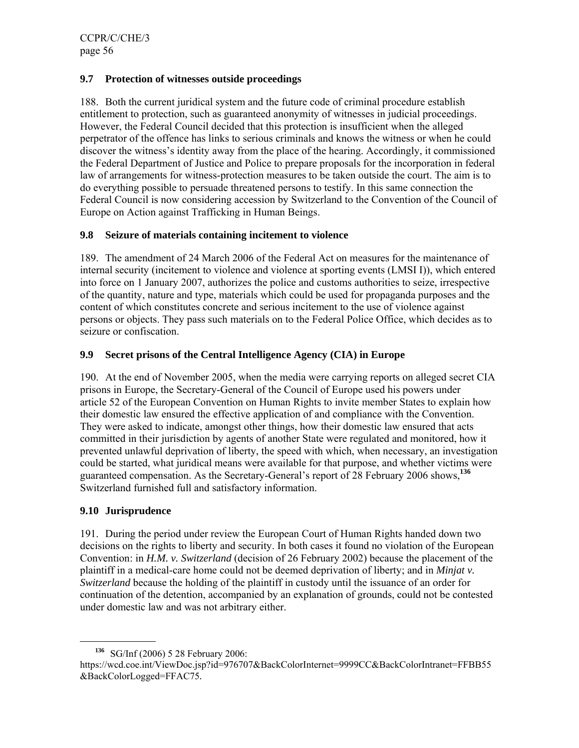### 9.7 Protection of witnesses outside proceedings

188. Both the current juridical system and the future code of criminal procedure establish entitlement to protection, such as guaranteed anonymity of witnesses in judicial proceedings. However, the Federal Council decided that this protection is insufficient when the alleged perpetrator of the offence has links to serious criminals and knows the witness or when he could discover the witness's identity away from the place of the hearing. Accordingly, it commissioned the Federal Department of Justice and Police to prepare proposals for the incorporation in federal law of arrangements for witness-protection measures to be taken outside the court. The aim is to do everything possible to persuade threatened persons to testify. In this same connection the Federal Council is now considering accession by Switzerland to the Convention of the Council of Europe on Action against Trafficking in Human Beings.

### 9.8 Seizure of materials containing incitement to violence

189. The amendment of 24 March 2006 of the Federal Act on measures for the maintenance of internal security (incitement to violence and violence at sporting events (LMSI I)), which entered into force on 1 January 2007, authorizes the police and customs authorities to seize, irrespective of the quantity, nature and type, materials which could be used for propaganda purposes and the content of which constitutes concrete and serious incitement to the use of violence against persons or objects. They pass such materials on to the Federal Police Office, which decides as to seizure or confiscation.

### 9.9 Secret prisons of the Central Intelligence Agency (CIA) in Europe

190. At the end of November 2005, when the media were carrying reports on alleged secret CIA prisons in Europe, the Secretary-General of the Council of Europe used his powers under article 52 of the European Convention on Human Rights to invite member States to explain how their domestic law ensured the effective application of and compliance with the Convention. They were asked to indicate, amongst other things, how their domestic law ensured that acts committed in their jurisdiction by agents of another State were regulated and monitored, how it prevented unlawful deprivation of liberty, the speed with which, when necessary, an investigation could be started, what juridical means were available for that purpose, and whether victims were guaranteed compensation. As the Secretary-General's report of 28 February 2006 shows,[136] Switzerland furnished full and satisfactory information.

### 9.10 Jurisprudence

191. During the period under review the European Court of Human Rights handed down two decisions on the rights to liberty and security. In both cases it found no violation of the European Convention: in *H.M. v. Switzerland* (decision of 26 February 2002) because the placement of the plaintiff in a medical-care home could not be deemed deprivation of liberty; and in *Minjat v. Switzerland* because the holding of the plaintiff in custody until the issuance of an order for continuation of the detention, accompanied by an explanation of grounds, could not be contested under domestic law and was not arbitrary either.

---

[136] SG/Inf (2006) 5 28 February 2006: https://wcd.coe.int/ViewDoc.jsp?id=976707&BackColorInternet=9999CC&BackColorIntranet=FFBB55&BackColorLogged=FFAC75.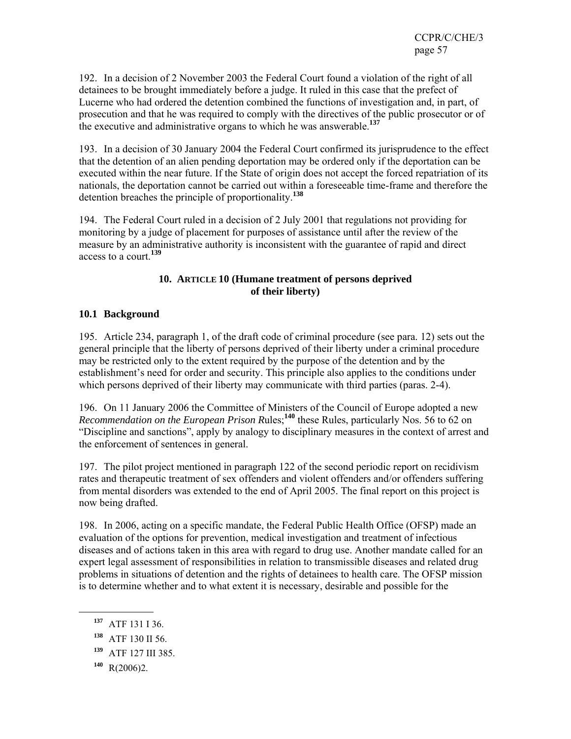192. In a decision of 2 November 2003 the Federal Court found a violation of the right of all detainees to be brought immediately before a judge. It ruled in this case that the prefect of Lucerne who had ordered the detention combined the functions of investigation and, in part, of prosecution and that he was required to comply with the directives of the public prosecutor or of the executive and administrative organs to which he was answerable.[137]

193. In a decision of 30 January 2004 the Federal Court confirmed its jurisprudence to the effect that the detention of an alien pending deportation may be ordered only if the deportation can be executed within the near future. If the State of origin does not accept the forced repatriation of its nationals, the deportation cannot be carried out within a foreseeable time-frame and therefore the detention breaches the principle of proportionality.[138]

194. The Federal Court ruled in a decision of 2 July 2001 that regulations not providing for monitoring by a judge of placement for purposes of assistance until after the review of the measure by an administrative authority is inconsistent with the guarantee of rapid and direct access to a court.[139]

## 10. ARTICLE 10 (Humane treatment of persons deprived of their liberty)

### 10.1 Background

195. Article 234, paragraph 1, of the draft code of criminal procedure (see para. 12) sets out the general principle that the liberty of persons deprived of their liberty under a criminal procedure may be restricted only to the extent required by the purpose of the detention and by the establishment's need for order and security. This principle also applies to the conditions under which persons deprived of their liberty may communicate with third parties (paras. 2-4).

196. On 11 January 2006 the Committee of Ministers of the Council of Europe adopted a new *Recommendation on the European Prison R*ules;[140] these Rules, particularly Nos. 56 to 62 on "Discipline and sanctions", apply by analogy to disciplinary measures in the context of arrest and the enforcement of sentences in general.

197. The pilot project mentioned in paragraph 122 of the second periodic report on recidivism rates and therapeutic treatment of sex offenders and violent offenders and/or offenders suffering from mental disorders was extended to the end of April 2005. The final report on this project is now being drafted.

198. In 2006, acting on a specific mandate, the Federal Public Health Office (OFSP) made an evaluation of the options for prevention, medical investigation and treatment of infectious diseases and of actions taken in this area with regard to drug use. Another mandate called for an expert legal assessment of responsibilities in relation to transmissible diseases and related drug problems in situations of detention and the rights of detainees to health care. The OFSP mission is to determine whether and to what extent it is necessary, desirable and possible for the

---

[137] ATF 131 I 36.

[138] ATF 130 II 56.

[139] ATF 127 III 385.

[140] R(2006)2.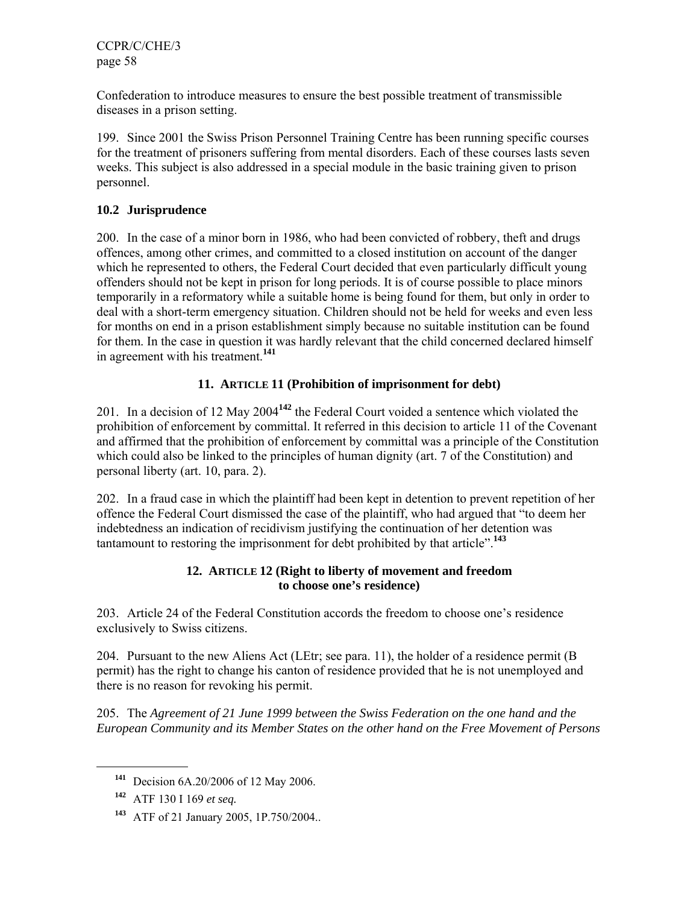Confederation to introduce measures to ensure the best possible treatment of transmissible diseases in a prison setting.

199. Since 2001 the Swiss Prison Personnel Training Centre has been running specific courses for the treatment of prisoners suffering from mental disorders. Each of these courses lasts seven weeks. This subject is also addressed in a special module in the basic training given to prison personnel.

### 10.2 Jurisprudence

200. In the case of a minor born in 1986, who had been convicted of robbery, theft and drugs offences, among other crimes, and committed to a closed institution on account of the danger which he represented to others, the Federal Court decided that even particularly difficult young offenders should not be kept in prison for long periods. It is of course possible to place minors temporarily in a reformatory while a suitable home is being found for them, but only in order to deal with a short-term emergency situation. Children should not be held for weeks and even less for months on end in a prison establishment simply because no suitable institution can be found for them. In the case in question it was hardly relevant that the child concerned declared himself in agreement with his treatment.[141]

## 11. ARTICLE 11 (Prohibition of imprisonment for debt)

201. In a decision of 12 May 2004[142] the Federal Court voided a sentence which violated the prohibition of enforcement by committal. It referred in this decision to article 11 of the Covenant and affirmed that the prohibition of enforcement by committal was a principle of the Constitution which could also be linked to the principles of human dignity (art. 7 of the Constitution) and personal liberty (art. 10, para. 2).

202. In a fraud case in which the plaintiff had been kept in detention to prevent repetition of her offence the Federal Court dismissed the case of the plaintiff, who had argued that "to deem her indebtedness an indication of recidivism justifying the continuation of her detention was tantamount to restoring the imprisonment for debt prohibited by that article".[143]

## 12. ARTICLE 12 (Right to liberty of movement and freedom to choose one's residence)

203. Article 24 of the Federal Constitution accords the freedom to choose one's residence exclusively to Swiss citizens.

204. Pursuant to the new Aliens Act (LEtr; see para. 11), the holder of a residence permit (B permit) has the right to change his canton of residence provided that he is not unemployed and there is no reason for revoking his permit.

205. The *Agreement of 21 June 1999 between the Swiss Federation on the one hand and the European Community and its Member States on the other hand on the Free Movement of Persons*

---

[141] Decision 6A.20/2006 of 12 May 2006.

[142] ATF 130 I 169 *et seq.*

[143] ATF of 21 January 2005, 1P.750/2004..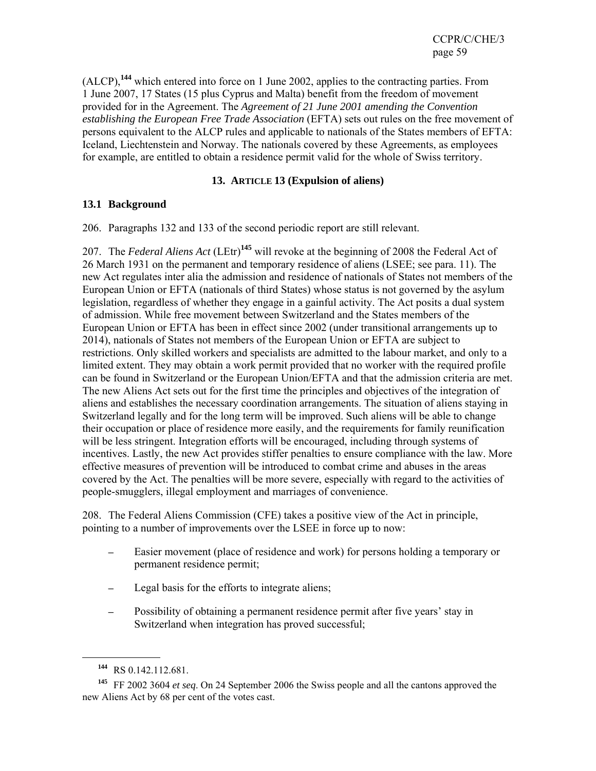(ALCP),[144] which entered into force on 1 June 2002, applies to the contracting parties. From 1 June 2007, 17 States (15 plus Cyprus and Malta) benefit from the freedom of movement provided for in the Agreement. The *Agreement of 21 June 2001 amending the Convention establishing the European Free Trade Association* (EFTA) sets out rules on the free movement of persons equivalent to the ALCP rules and applicable to nationals of the States members of EFTA: Iceland, Liechtenstein and Norway. The nationals covered by these Agreements, as employees for example, are entitled to obtain a residence permit valid for the whole of Swiss territory.

## 13. ARTICLE 13 (Expulsion of aliens)

### 13.1 Background

206. Paragraphs 132 and 133 of the second periodic report are still relevant.

207. The *Federal Aliens Act* (LEtr)[145] will revoke at the beginning of 2008 the Federal Act of 26 March 1931 on the permanent and temporary residence of aliens (LSEE; see para. 11). The new Act regulates inter alia the admission and residence of nationals of States not members of the European Union or EFTA (nationals of third States) whose status is not governed by the asylum legislation, regardless of whether they engage in a gainful activity. The Act posits a dual system of admission. While free movement between Switzerland and the States members of the European Union or EFTA has been in effect since 2002 (under transitional arrangements up to 2014), nationals of States not members of the European Union or EFTA are subject to restrictions. Only skilled workers and specialists are admitted to the labour market, and only to a limited extent. They may obtain a work permit provided that no worker with the required profile can be found in Switzerland or the European Union/EFTA and that the admission criteria are met. The new Aliens Act sets out for the first time the principles and objectives of the integration of aliens and establishes the necessary coordination arrangements. The situation of aliens staying in Switzerland legally and for the long term will be improved. Such aliens will be able to change their occupation or place of residence more easily, and the requirements for family reunification will be less stringent. Integration efforts will be encouraged, including through systems of incentives. Lastly, the new Act provides stiffer penalties to ensure compliance with the law. More effective measures of prevention will be introduced to combat crime and abuses in the areas covered by the Act. The penalties will be more severe, especially with regard to the activities of people-smugglers, illegal employment and marriages of convenience.

208. The Federal Aliens Commission (CFE) takes a positive view of the Act in principle, pointing to a number of improvements over the LSEE in force up to now:

- Easier movement (place of residence and work) for persons holding a temporary or permanent residence permit;
- Legal basis for the efforts to integrate aliens;
- Possibility of obtaining a permanent residence permit after five years' stay in Switzerland when integration has proved successful;

---

[144] RS 0.142.112.681.

[145] FF 2002 3604 *et seq*. On 24 September 2006 the Swiss people and all the cantons approved the new Aliens Act by 68 per cent of the votes cast.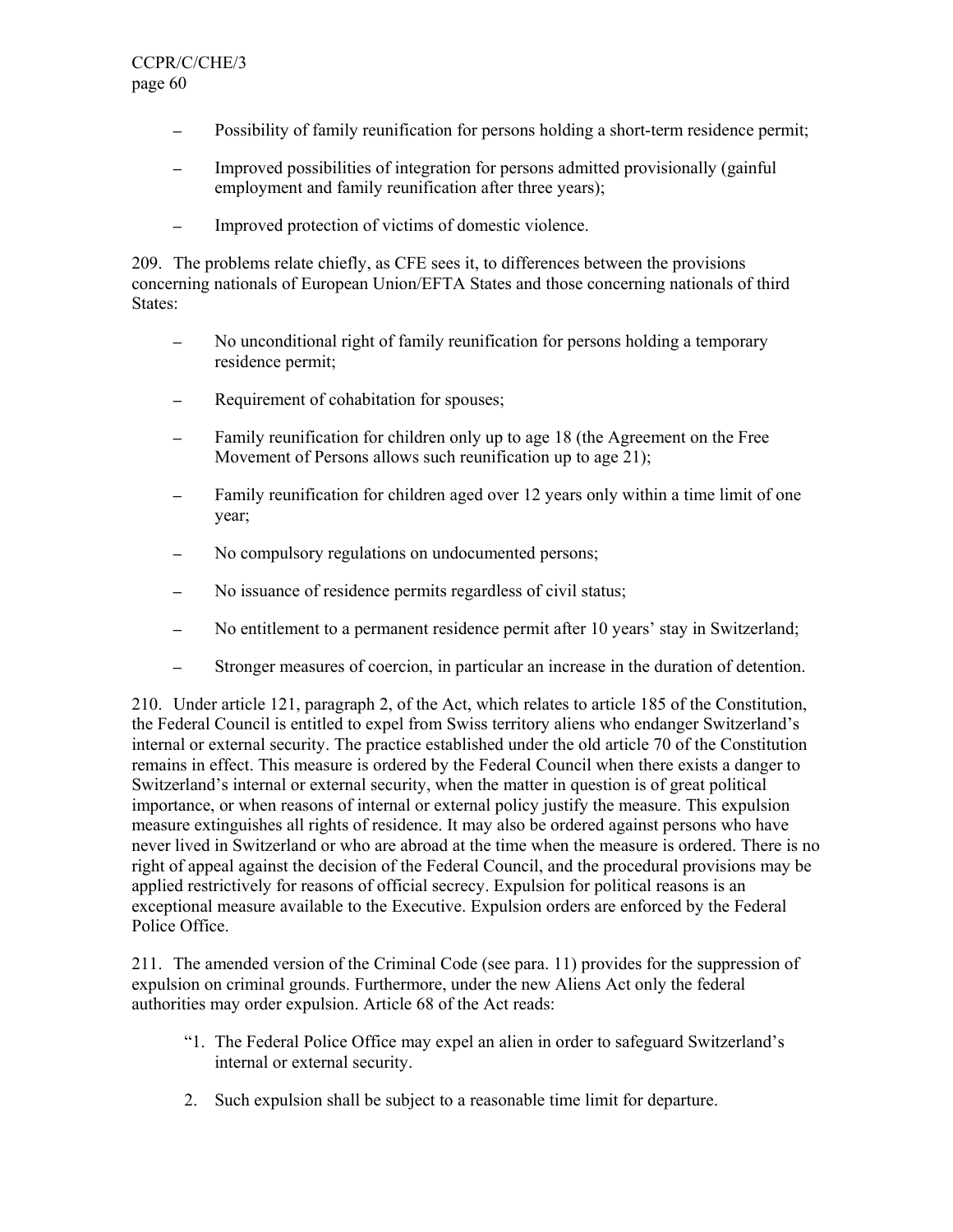- Possibility of family reunification for persons holding a short-term residence permit;
- Improved possibilities of integration for persons admitted provisionally (gainful employment and family reunification after three years);
- Improved protection of victims of domestic violence.

209. The problems relate chiefly, as CFE sees it, to differences between the provisions concerning nationals of European Union/EFTA States and those concerning nationals of third States:

- No unconditional right of family reunification for persons holding a temporary residence permit;
- Requirement of cohabitation for spouses;
- Family reunification for children only up to age 18 (the Agreement on the Free Movement of Persons allows such reunification up to age 21);
- Family reunification for children aged over 12 years only within a time limit of one year;
- No compulsory regulations on undocumented persons;
- No issuance of residence permits regardless of civil status;
- No entitlement to a permanent residence permit after 10 years' stay in Switzerland;
- Stronger measures of coercion, in particular an increase in the duration of detention.

210. Under article 121, paragraph 2, of the Act, which relates to article 185 of the Constitution, the Federal Council is entitled to expel from Swiss territory aliens who endanger Switzerland's internal or external security. The practice established under the old article 70 of the Constitution remains in effect. This measure is ordered by the Federal Council when there exists a danger to Switzerland's internal or external security, when the matter in question is of great political importance, or when reasons of internal or external policy justify the measure. This expulsion measure extinguishes all rights of residence. It may also be ordered against persons who have never lived in Switzerland or who are abroad at the time when the measure is ordered. There is no right of appeal against the decision of the Federal Council, and the procedural provisions may be applied restrictively for reasons of official secrecy. Expulsion for political reasons is an exceptional measure available to the Executive. Expulsion orders are enforced by the Federal Police Office.

211. The amended version of the Criminal Code (see para. 11) provides for the suppression of expulsion on criminal grounds. Furthermore, under the new Aliens Act only the federal authorities may order expulsion. Article 68 of the Act reads:

> "1. The Federal Police Office may expel an alien in order to safeguard Switzerland's internal or external security.
>
> 2. Such expulsion shall be subject to a reasonable time limit for departure.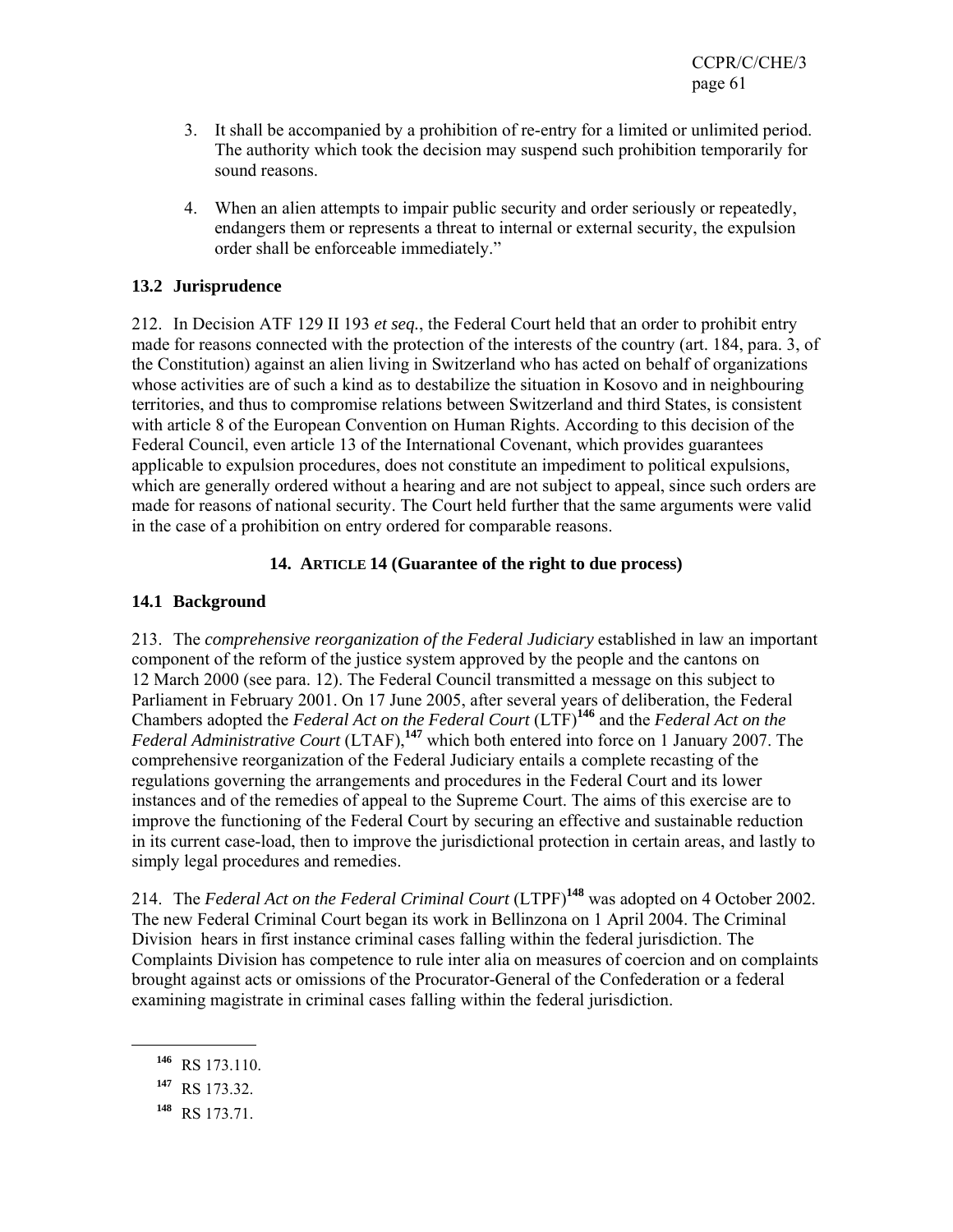3. It shall be accompanied by a prohibition of re-entry for a limited or unlimited period. The authority which took the decision may suspend such prohibition temporarily for sound reasons.

4. When an alien attempts to impair public security and order seriously or repeatedly, endangers them or represents a threat to internal or external security, the expulsion order shall be enforceable immediately."

### 13.2 Jurisprudence

212. In Decision ATF 129 II 193 *et seq.*, the Federal Court held that an order to prohibit entry made for reasons connected with the protection of the interests of the country (art. 184, para. 3, of the Constitution) against an alien living in Switzerland who has acted on behalf of organizations whose activities are of such a kind as to destabilize the situation in Kosovo and in neighbouring territories, and thus to compromise relations between Switzerland and third States, is consistent with article 8 of the European Convention on Human Rights. According to this decision of the Federal Council, even article 13 of the International Covenant, which provides guarantees applicable to expulsion procedures, does not constitute an impediment to political expulsions, which are generally ordered without a hearing and are not subject to appeal, since such orders are made for reasons of national security. The Court held further that the same arguments were valid in the case of a prohibition on entry ordered for comparable reasons.

## 14. ARTICLE 14 (Guarantee of the right to due process)

### 14.1 Background

213. The *comprehensive reorganization of the Federal Judiciary* established in law an important component of the reform of the justice system approved by the people and the cantons on 12 March 2000 (see para. 12). The Federal Council transmitted a message on this subject to Parliament in February 2001. On 17 June 2005, after several years of deliberation, the Federal Chambers adopted the *Federal Act on the Federal Court* (LTF)[146] and the *Federal Act on the Federal Administrative Court* (LTAF),[147] which both entered into force on 1 January 2007. The comprehensive reorganization of the Federal Judiciary entails a complete recasting of the regulations governing the arrangements and procedures in the Federal Court and its lower instances and of the remedies of appeal to the Supreme Court. The aims of this exercise are to improve the functioning of the Federal Court by securing an effective and sustainable reduction in its current case-load, then to improve the jurisdictional protection in certain areas, and lastly to simply legal procedures and remedies.

214. The *Federal Act on the Federal Criminal Court* (LTPF)[148] was adopted on 4 October 2002. The new Federal Criminal Court began its work in Bellinzona on 1 April 2004. The Criminal Division hears in first instance criminal cases falling within the federal jurisdiction. The Complaints Division has competence to rule inter alia on measures of coercion and on complaints brought against acts or omissions of the Procurator-General of the Confederation or a federal examining magistrate in criminal cases falling within the federal jurisdiction.

---

[146] RS 173.110.

[147] RS 173.32.

[148] RS 173.71.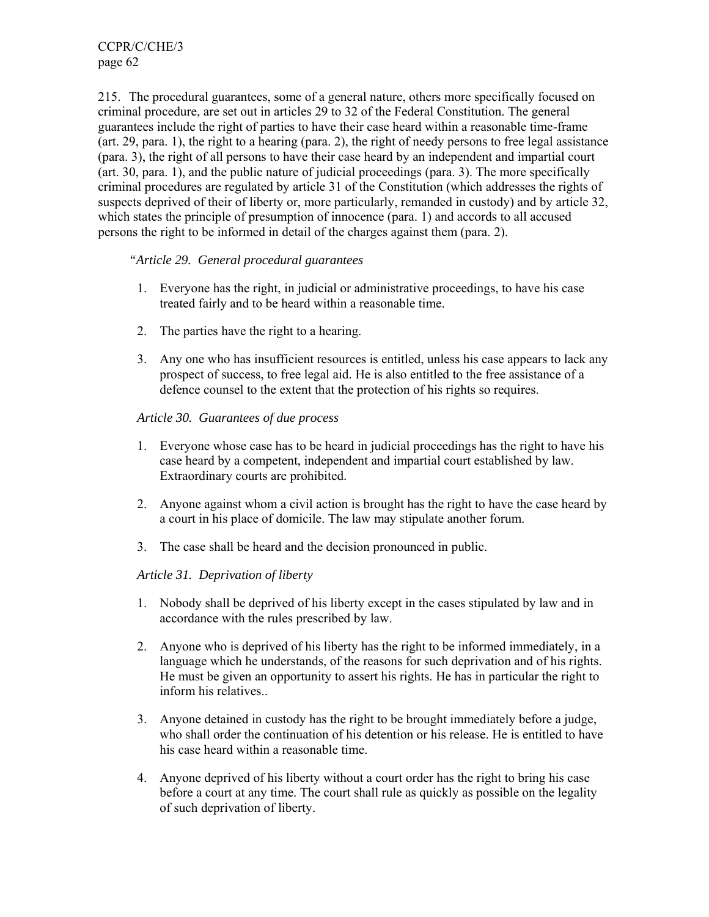215. The procedural guarantees, some of a general nature, others more specifically focused on criminal procedure, are set out in articles 29 to 32 of the Federal Constitution. The general guarantees include the right of parties to have their case heard within a reasonable time-frame (art. 29, para. 1), the right to a hearing (para. 2), the right of needy persons to free legal assistance (para. 3), the right of all persons to have their case heard by an independent and impartial court (art. 30, para. 1), and the public nature of judicial proceedings (para. 3). The more specifically criminal procedures are regulated by article 31 of the Constitution (which addresses the rights of suspects deprived of their of liberty or, more particularly, remanded in custody) and by article 32, which states the principle of presumption of innocence (para. 1) and accords to all accused persons the right to be informed in detail of the charges against them (para. 2).

"*Article 29. General procedural guarantees*

1. Everyone has the right, in judicial or administrative proceedings, to have his case treated fairly and to be heard within a reasonable time.

2. The parties have the right to a hearing.

3. Any one who has insufficient resources is entitled, unless his case appears to lack any prospect of success, to free legal aid. He is also entitled to the free assistance of a defence counsel to the extent that the protection of his rights so requires.

*Article 30. Guarantees of due process*

1. Everyone whose case has to be heard in judicial proceedings has the right to have his case heard by a competent, independent and impartial court established by law. Extraordinary courts are prohibited.

2. Anyone against whom a civil action is brought has the right to have the case heard by a court in his place of domicile. The law may stipulate another forum.

3. The case shall be heard and the decision pronounced in public.

*Article 31. Deprivation of liberty*

1. Nobody shall be deprived of his liberty except in the cases stipulated by law and in accordance with the rules prescribed by law.

2. Anyone who is deprived of his liberty has the right to be informed immediately, in a language which he understands, of the reasons for such deprivation and of his rights. He must be given an opportunity to assert his rights. He has in particular the right to inform his relatives..

3. Anyone detained in custody has the right to be brought immediately before a judge, who shall order the continuation of his detention or his release. He is entitled to have his case heard within a reasonable time.

4. Anyone deprived of his liberty without a court order has the right to bring his case before a court at any time. The court shall rule as quickly as possible on the legality of such deprivation of liberty.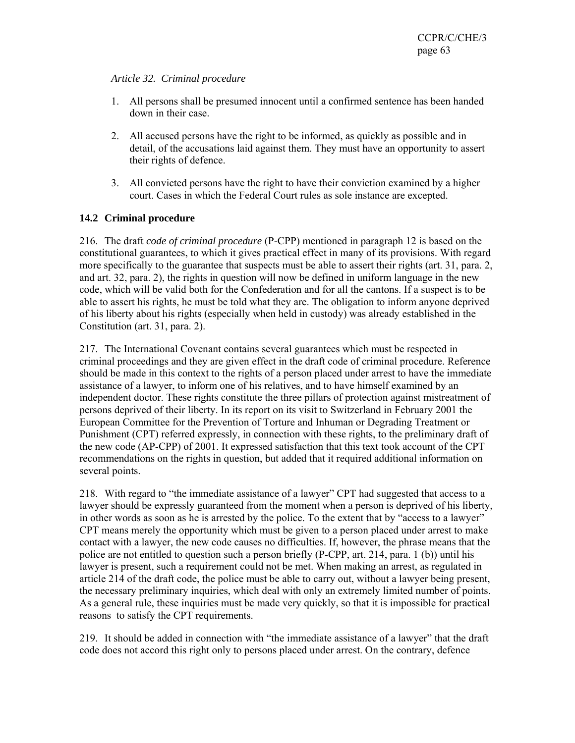*Article 32. Criminal procedure*

1. All persons shall be presumed innocent until a confirmed sentence has been handed down in their case.

2. All accused persons have the right to be informed, as quickly as possible and in detail, of the accusations laid against them. They must have an opportunity to assert their rights of defence.

3. All convicted persons have the right to have their conviction examined by a higher court. Cases in which the Federal Court rules as sole instance are excepted.

## 14.2 Criminal procedure

216. The draft *code of criminal procedure* (P-CPP) mentioned in paragraph 12 is based on the constitutional guarantees, to which it gives practical effect in many of its provisions. With regard more specifically to the guarantee that suspects must be able to assert their rights (art. 31, para. 2, and art. 32, para. 2), the rights in question will now be defined in uniform language in the new code, which will be valid both for the Confederation and for all the cantons. If a suspect is to be able to assert his rights, he must be told what they are. The obligation to inform anyone deprived of his liberty about his rights (especially when held in custody) was already established in the Constitution (art. 31, para. 2).

217. The International Covenant contains several guarantees which must be respected in criminal proceedings and they are given effect in the draft code of criminal procedure. Reference should be made in this context to the rights of a person placed under arrest to have the immediate assistance of a lawyer, to inform one of his relatives, and to have himself examined by an independent doctor. These rights constitute the three pillars of protection against mistreatment of persons deprived of their liberty. In its report on its visit to Switzerland in February 2001 the European Committee for the Prevention of Torture and Inhuman or Degrading Treatment or Punishment (CPT) referred expressly, in connection with these rights, to the preliminary draft of the new code (AP-CPP) of 2001. It expressed satisfaction that this text took account of the CPT recommendations on the rights in question, but added that it required additional information on several points.

218. With regard to "the immediate assistance of a lawyer" CPT had suggested that access to a lawyer should be expressly guaranteed from the moment when a person is deprived of his liberty, in other words as soon as he is arrested by the police. To the extent that by "access to a lawyer" CPT means merely the opportunity which must be given to a person placed under arrest to make contact with a lawyer, the new code causes no difficulties. If, however, the phrase means that the police are not entitled to question such a person briefly (P-CPP, art. 214, para. 1 (b)) until his lawyer is present, such a requirement could not be met. When making an arrest, as regulated in article 214 of the draft code, the police must be able to carry out, without a lawyer being present, the necessary preliminary inquiries, which deal with only an extremely limited number of points. As a general rule, these inquiries must be made very quickly, so that it is impossible for practical reasons to satisfy the CPT requirements.

219. It should be added in connection with "the immediate assistance of a lawyer" that the draft code does not accord this right only to persons placed under arrest. On the contrary, defence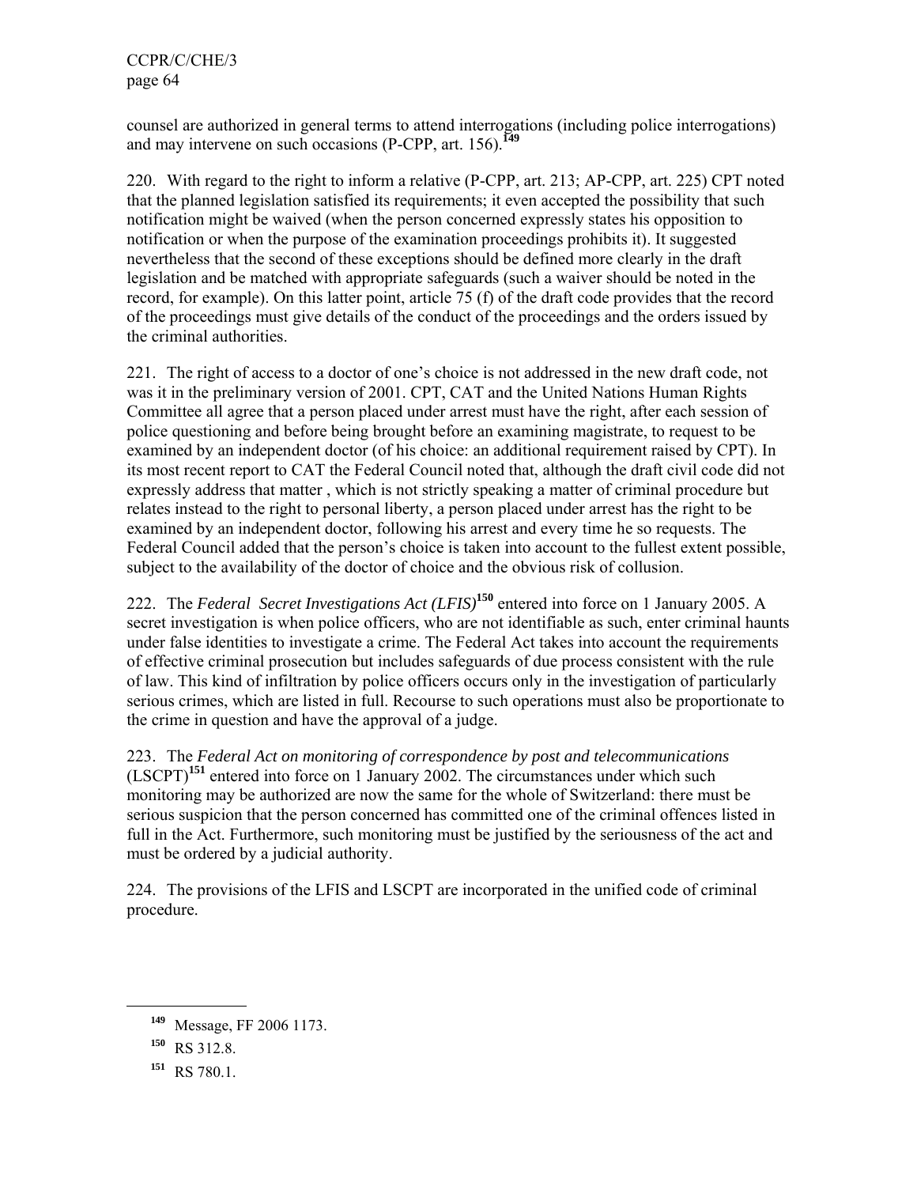counsel are authorized in general terms to attend interrogations (including police interrogations) and may intervene on such occasions (P-CPP, art. 156).[149]

220. With regard to the right to inform a relative (P-CPP, art. 213; AP-CPP, art. 225) CPT noted that the planned legislation satisfied its requirements; it even accepted the possibility that such notification might be waived (when the person concerned expressly states his opposition to notification or when the purpose of the examination proceedings prohibits it). It suggested nevertheless that the second of these exceptions should be defined more clearly in the draft legislation and be matched with appropriate safeguards (such a waiver should be noted in the record, for example). On this latter point, article 75 (f) of the draft code provides that the record of the proceedings must give details of the conduct of the proceedings and the orders issued by the criminal authorities.

221. The right of access to a doctor of one's choice is not addressed in the new draft code, not was it in the preliminary version of 2001. CPT, CAT and the United Nations Human Rights Committee all agree that a person placed under arrest must have the right, after each session of police questioning and before being brought before an examining magistrate, to request to be examined by an independent doctor (of his choice: an additional requirement raised by CPT). In its most recent report to CAT the Federal Council noted that, although the draft civil code did not expressly address that matter , which is not strictly speaking a matter of criminal procedure but relates instead to the right to personal liberty, a person placed under arrest has the right to be examined by an independent doctor, following his arrest and every time he so requests. The Federal Council added that the person's choice is taken into account to the fullest extent possible, subject to the availability of the doctor of choice and the obvious risk of collusion.

222. The *Federal Secret Investigations Act (LFIS)*[150] entered into force on 1 January 2005. A secret investigation is when police officers, who are not identifiable as such, enter criminal haunts under false identities to investigate a crime. The Federal Act takes into account the requirements of effective criminal prosecution but includes safeguards of due process consistent with the rule of law. This kind of infiltration by police officers occurs only in the investigation of particularly serious crimes, which are listed in full. Recourse to such operations must also be proportionate to the crime in question and have the approval of a judge.

223. The *Federal Act on monitoring of correspondence by post and telecommunications* (LSCPT)[151] entered into force on 1 January 2002. The circumstances under which such monitoring may be authorized are now the same for the whole of Switzerland: there must be serious suspicion that the person concerned has committed one of the criminal offences listed in full in the Act. Furthermore, such monitoring must be justified by the seriousness of the act and must be ordered by a judicial authority.

224. The provisions of the LFIS and LSCPT are incorporated in the unified code of criminal procedure.

---

[149] Message, FF 2006 1173.

[150] RS 312.8.

[151] RS 780.1.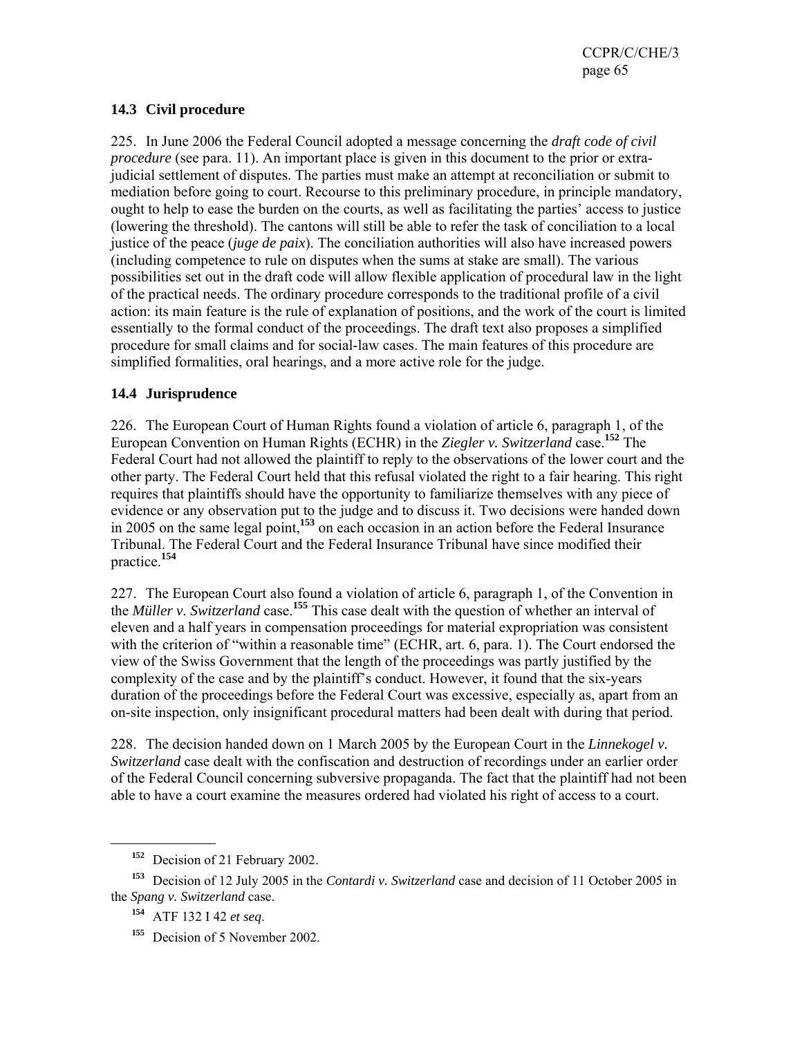### 14.3 Civil procedure

225. In June 2006 the Federal Council adopted a message concerning the *draft code of civil procedure* (see para. 11). An important place is given in this document to the prior or extra-judicial settlement of disputes. The parties must make an attempt at reconciliation or submit to mediation before going to court. Recourse to this preliminary procedure, in principle mandatory, ought to help to ease the burden on the courts, as well as facilitating the parties' access to justice (lowering the threshold). The cantons will still be able to refer the task of conciliation to a local justice of the peace (*juge de paix*). The conciliation authorities will also have increased powers (including competence to rule on disputes when the sums at stake are small). The various possibilities set out in the draft code will allow flexible application of procedural law in the light of the practical needs. The ordinary procedure corresponds to the traditional profile of a civil action: its main feature is the rule of explanation of positions, and the work of the court is limited essentially to the formal conduct of the proceedings. The draft text also proposes a simplified procedure for small claims and for social-law cases. The main features of this procedure are simplified formalities, oral hearings, and a more active role for the judge.

### 14.4 Jurisprudence

226. The European Court of Human Rights found a violation of article 6, paragraph 1, of the European Convention on Human Rights (ECHR) in the *Ziegler v. Switzerland* case.[152] The Federal Court had not allowed the plaintiff to reply to the observations of the lower court and the other party. The Federal Court held that this refusal violated the right to a fair hearing. This right requires that plaintiffs should have the opportunity to familiarize themselves with any piece of evidence or any observation put to the judge and to discuss it. Two decisions were handed down in 2005 on the same legal point,[153] on each occasion in an action before the Federal Insurance Tribunal. The Federal Court and the Federal Insurance Tribunal have since modified their practice.[154]

227. The European Court also found a violation of article 6, paragraph 1, of the Convention in the *Müller v. Switzerland* case.[155] This case dealt with the question of whether an interval of eleven and a half years in compensation proceedings for material expropriation was consistent with the criterion of "within a reasonable time" (ECHR, art. 6, para. 1). The Court endorsed the view of the Swiss Government that the length of the proceedings was partly justified by the complexity of the case and by the plaintiff's conduct. However, it found that the six-years duration of the proceedings before the Federal Court was excessive, especially as, apart from an on-site inspection, only insignificant procedural matters had been dealt with during that period.

228. The decision handed down on 1 March 2005 by the European Court in the *Linnekogel v. Switzerland* case dealt with the confiscation and destruction of recordings under an earlier order of the Federal Council concerning subversive propaganda. The fact that the plaintiff had not been able to have a court examine the measures ordered had violated his right of access to a court.

---

[152] Decision of 21 February 2002.

[153] Decision of 12 July 2005 in the *Contardi v. Switzerland* case and decision of 11 October 2005 in the *Spang v. Switzerland* case.

[154] ATF 132 I 42 *et seq*.

[155] Decision of 5 November 2002.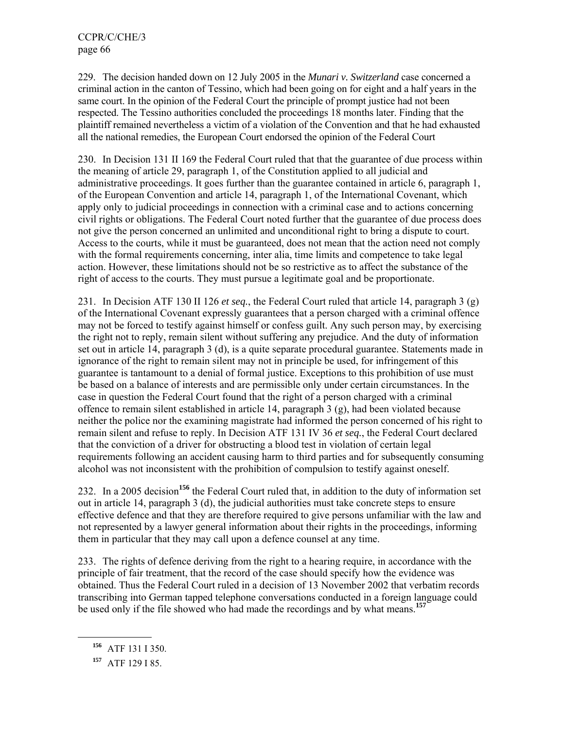229. The decision handed down on 12 July 2005 in the *Munari v. Switzerland* case concerned a criminal action in the canton of Tessino, which had been going on for eight and a half years in the same court. In the opinion of the Federal Court the principle of prompt justice had not been respected. The Tessino authorities concluded the proceedings 18 months later. Finding that the plaintiff remained nevertheless a victim of a violation of the Convention and that he had exhausted all the national remedies, the European Court endorsed the opinion of the Federal Court

230. In Decision 131 II 169 the Federal Court ruled that that the guarantee of due process within the meaning of article 29, paragraph 1, of the Constitution applied to all judicial and administrative proceedings. It goes further than the guarantee contained in article 6, paragraph 1, of the European Convention and article 14, paragraph 1, of the International Covenant, which apply only to judicial proceedings in connection with a criminal case and to actions concerning civil rights or obligations. The Federal Court noted further that the guarantee of due process does not give the person concerned an unlimited and unconditional right to bring a dispute to court. Access to the courts, while it must be guaranteed, does not mean that the action need not comply with the formal requirements concerning, inter alia, time limits and competence to take legal action. However, these limitations should not be so restrictive as to affect the substance of the right of access to the courts. They must pursue a legitimate goal and be proportionate.

231. In Decision ATF 130 II 126 *et seq.*, the Federal Court ruled that article 14, paragraph 3 (g) of the International Covenant expressly guarantees that a person charged with a criminal offence may not be forced to testify against himself or confess guilt. Any such person may, by exercising the right not to reply, remain silent without suffering any prejudice. And the duty of information set out in article 14, paragraph 3 (d), is a quite separate procedural guarantee. Statements made in ignorance of the right to remain silent may not in principle be used, for infringement of this guarantee is tantamount to a denial of formal justice. Exceptions to this prohibition of use must be based on a balance of interests and are permissible only under certain circumstances. In the case in question the Federal Court found that the right of a person charged with a criminal offence to remain silent established in article 14, paragraph 3 (g), had been violated because neither the police nor the examining magistrate had informed the person concerned of his right to remain silent and refuse to reply. In Decision ATF 131 IV 36 *et seq.*, the Federal Court declared that the conviction of a driver for obstructing a blood test in violation of certain legal requirements following an accident causing harm to third parties and for subsequently consuming alcohol was not inconsistent with the prohibition of compulsion to testify against oneself.

232. In a 2005 decision[156] the Federal Court ruled that, in addition to the duty of information set out in article 14, paragraph 3 (d), the judicial authorities must take concrete steps to ensure effective defence and that they are therefore required to give persons unfamiliar with the law and not represented by a lawyer general information about their rights in the proceedings, informing them in particular that they may call upon a defence counsel at any time.

233. The rights of defence deriving from the right to a hearing require, in accordance with the principle of fair treatment, that the record of the case should specify how the evidence was obtained. Thus the Federal Court ruled in a decision of 13 November 2002 that verbatim records transcribing into German tapped telephone conversations conducted in a foreign language could be used only if the file showed who had made the recordings and by what means.[157]

[156] ATF 131 I 350.

[157] ATF 129 I 85.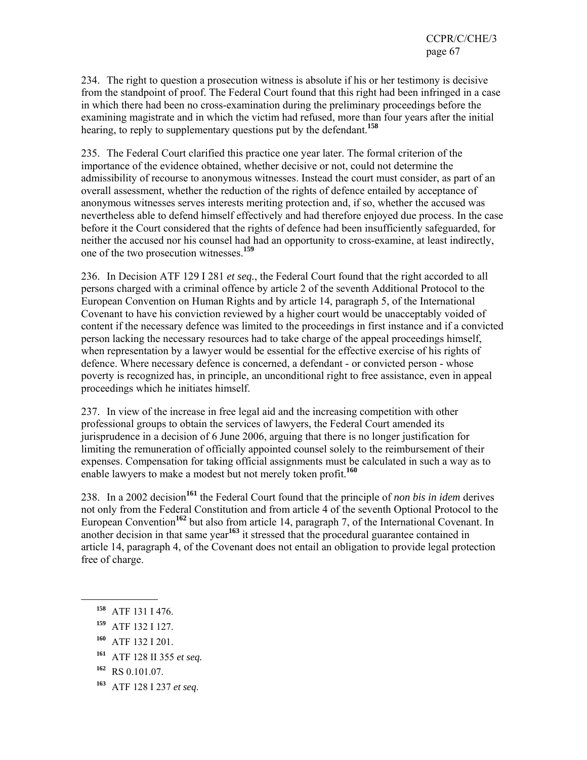234. The right to question a prosecution witness is absolute if his or her testimony is decisive from the standpoint of proof. The Federal Court found that this right had been infringed in a case in which there had been no cross-examination during the preliminary proceedings before the examining magistrate and in which the victim had refused, more than four years after the initial hearing, to reply to supplementary questions put by the defendant.[158]

235. The Federal Court clarified this practice one year later. The formal criterion of the importance of the evidence obtained, whether decisive or not, could not determine the admissibility of recourse to anonymous witnesses. Instead the court must consider, as part of an overall assessment, whether the reduction of the rights of defence entailed by acceptance of anonymous witnesses serves interests meriting protection and, if so, whether the accused was nevertheless able to defend himself effectively and had therefore enjoyed due process. In the case before it the Court considered that the rights of defence had been insufficiently safeguarded, for neither the accused nor his counsel had had an opportunity to cross-examine, at least indirectly, one of the two prosecution witnesses.[159]

236. In Decision ATF 129 I 281 *et seq.*, the Federal Court found that the right accorded to all persons charged with a criminal offence by article 2 of the seventh Additional Protocol to the European Convention on Human Rights and by article 14, paragraph 5, of the International Covenant to have his conviction reviewed by a higher court would be unacceptably voided of content if the necessary defence was limited to the proceedings in first instance and if a convicted person lacking the necessary resources had to take charge of the appeal proceedings himself, when representation by a lawyer would be essential for the effective exercise of his rights of defence. Where necessary defence is concerned, a defendant - or convicted person - whose poverty is recognized has, in principle, an unconditional right to free assistance, even in appeal proceedings which he initiates himself.

237. In view of the increase in free legal aid and the increasing competition with other professional groups to obtain the services of lawyers, the Federal Court amended its jurisprudence in a decision of 6 June 2006, arguing that there is no longer justification for limiting the remuneration of officially appointed counsel solely to the reimbursement of their expenses. Compensation for taking official assignments must be calculated in such a way as to enable lawyers to make a modest but not merely token profit.[160]

238. In a 2002 decision[161] the Federal Court found that the principle of *non bis in idem* derives not only from the Federal Constitution and from article 4 of the seventh Optional Protocol to the European Convention[162] but also from article 14, paragraph 7, of the International Covenant. In another decision in that same year[163] it stressed that the procedural guarantee contained in article 14, paragraph 4, of the Covenant does not entail an obligation to provide legal protection free of charge.

---

[158] ATF 131 I 476.

[159] ATF 132 I 127.

[160] ATF 132 I 201.

[161] ATF 128 II 355 *et seq.*

[162] RS 0.101.07.

[163] ATF 128 I 237 *et seq*.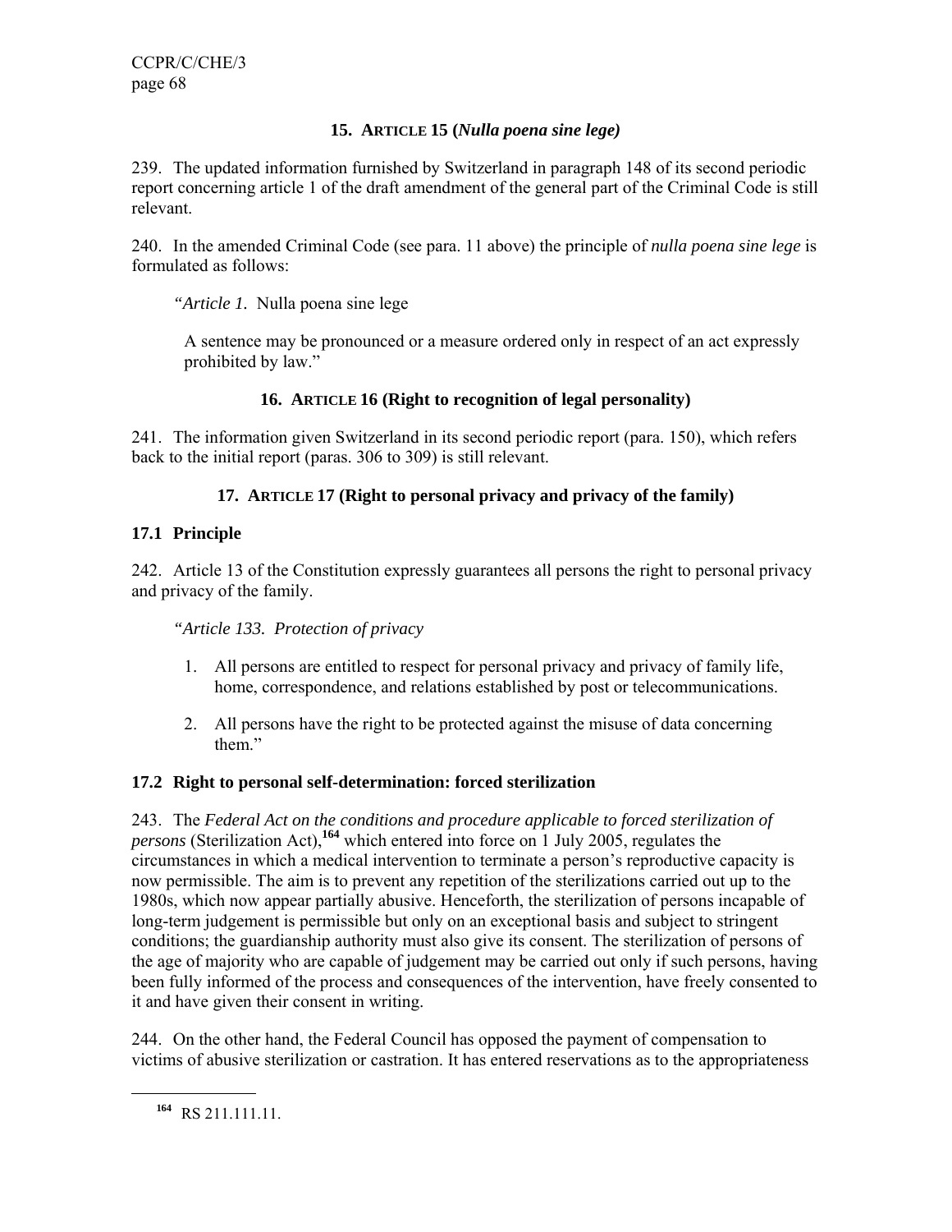## 15. ARTICLE 15 (*Nulla poena sine lege)*

239. The updated information furnished by Switzerland in paragraph 148 of its second periodic report concerning article 1 of the draft amendment of the general part of the Criminal Code is still relevant.

240. In the amended Criminal Code (see para. 11 above) the principle of *nulla poena sine lege* is formulated as follows:

> "*Article 1.* Nulla poena sine lege
>
> A sentence may be pronounced or a measure ordered only in respect of an act expressly prohibited by law."

## 16. ARTICLE 16 (Right to recognition of legal personality)

241. The information given Switzerland in its second periodic report (para. 150), which refers back to the initial report (paras. 306 to 309) is still relevant.

## 17. ARTICLE 17 (Right to personal privacy and privacy of the family)

### 17.1 Principle

242. Article 13 of the Constitution expressly guarantees all persons the right to personal privacy and privacy of the family.

> "*Article 133. Protection of privacy*
>
> 1. All persons are entitled to respect for personal privacy and privacy of family life, home, correspondence, and relations established by post or telecommunications.
> 2. All persons have the right to be protected against the misuse of data concerning them."

### 17.2 Right to personal self-determination: forced sterilization

243. The *Federal Act on the conditions and procedure applicable to forced sterilization of persons* (Sterilization Act),[164] which entered into force on 1 July 2005, regulates the circumstances in which a medical intervention to terminate a person's reproductive capacity is now permissible. The aim is to prevent any repetition of the sterilizations carried out up to the 1980s, which now appear partially abusive. Henceforth, the sterilization of persons incapable of long-term judgement is permissible but only on an exceptional basis and subject to stringent conditions; the guardianship authority must also give its consent. The sterilization of persons of the age of majority who are capable of judgement may be carried out only if such persons, having been fully informed of the process and consequences of the intervention, have freely consented to it and have given their consent in writing.

244. On the other hand, the Federal Council has opposed the payment of compensation to victims of abusive sterilization or castration. It has entered reservations as to the appropriateness

---

[164] RS 211.111.11.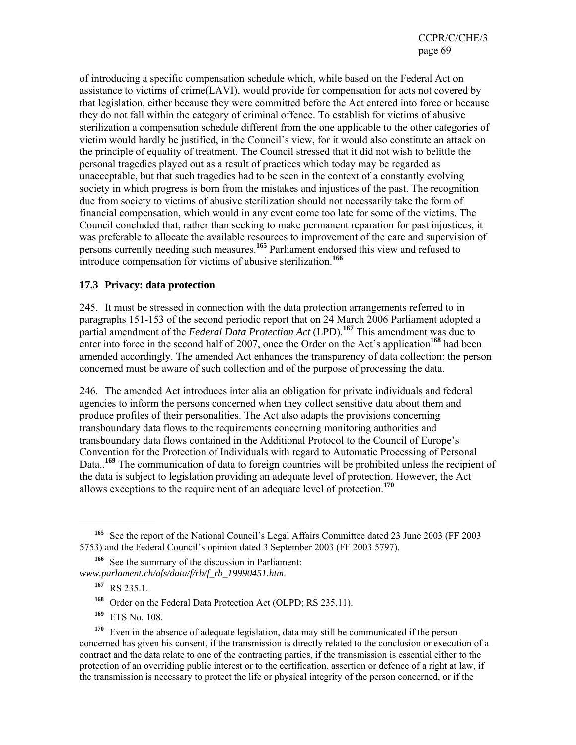of introducing a specific compensation schedule which, while based on the Federal Act on assistance to victims of crime(LAVI), would provide for compensation for acts not covered by that legislation, either because they were committed before the Act entered into force or because they do not fall within the category of criminal offence. To establish for victims of abusive sterilization a compensation schedule different from the one applicable to the other categories of victim would hardly be justified, in the Council's view, for it would also constitute an attack on the principle of equality of treatment. The Council stressed that it did not wish to belittle the personal tragedies played out as a result of practices which today may be regarded as unacceptable, but that such tragedies had to be seen in the context of a constantly evolving society in which progress is born from the mistakes and injustices of the past. The recognition due from society to victims of abusive sterilization should not necessarily take the form of financial compensation, which would in any event come too late for some of the victims. The Council concluded that, rather than seeking to make permanent reparation for past injustices, it was preferable to allocate the available resources to improvement of the care and supervision of persons currently needing such measures.[165] Parliament endorsed this view and refused to introduce compensation for victims of abusive sterilization.[166]

### 17.3 Privacy: data protection

245. It must be stressed in connection with the data protection arrangements referred to in paragraphs 151-153 of the second periodic report that on 24 March 2006 Parliament adopted a partial amendment of the *Federal Data Protection Act* (LPD).[167] This amendment was due to enter into force in the second half of 2007, once the Order on the Act's application[168] had been amended accordingly. The amended Act enhances the transparency of data collection: the person concerned must be aware of such collection and of the purpose of processing the data.

246. The amended Act introduces inter alia an obligation for private individuals and federal agencies to inform the persons concerned when they collect sensitive data about them and produce profiles of their personalities. The Act also adapts the provisions concerning transboundary data flows to the requirements concerning monitoring authorities and transboundary data flows contained in the Additional Protocol to the Council of Europe's Convention for the Protection of Individuals with regard to Automatic Processing of Personal Data..[169] The communication of data to foreign countries will be prohibited unless the recipient of the data is subject to legislation providing an adequate level of protection. However, the Act allows exceptions to the requirement of an adequate level of protection.[170]

---

[165] See the report of the National Council's Legal Affairs Committee dated 23 June 2003 (FF 2003 5753) and the Federal Council's opinion dated 3 September 2003 (FF 2003 5797).

[166] See the summary of the discussion in Parliament: *www.parlament.ch/afs/data/f/rb/f_rb_19990451.htm*.

[167] RS 235.1.

[168] Order on the Federal Data Protection Act (OLPD; RS 235.11).

[169] ETS No. 108.

[170] Even in the absence of adequate legislation, data may still be communicated if the person concerned has given his consent, if the transmission is directly related to the conclusion or execution of a contract and the data relate to one of the contracting parties, if the transmission is essential either to the protection of an overriding public interest or to the certification, assertion or defence of a right at law, if the transmission is necessary to protect the life or physical integrity of the person concerned, or if the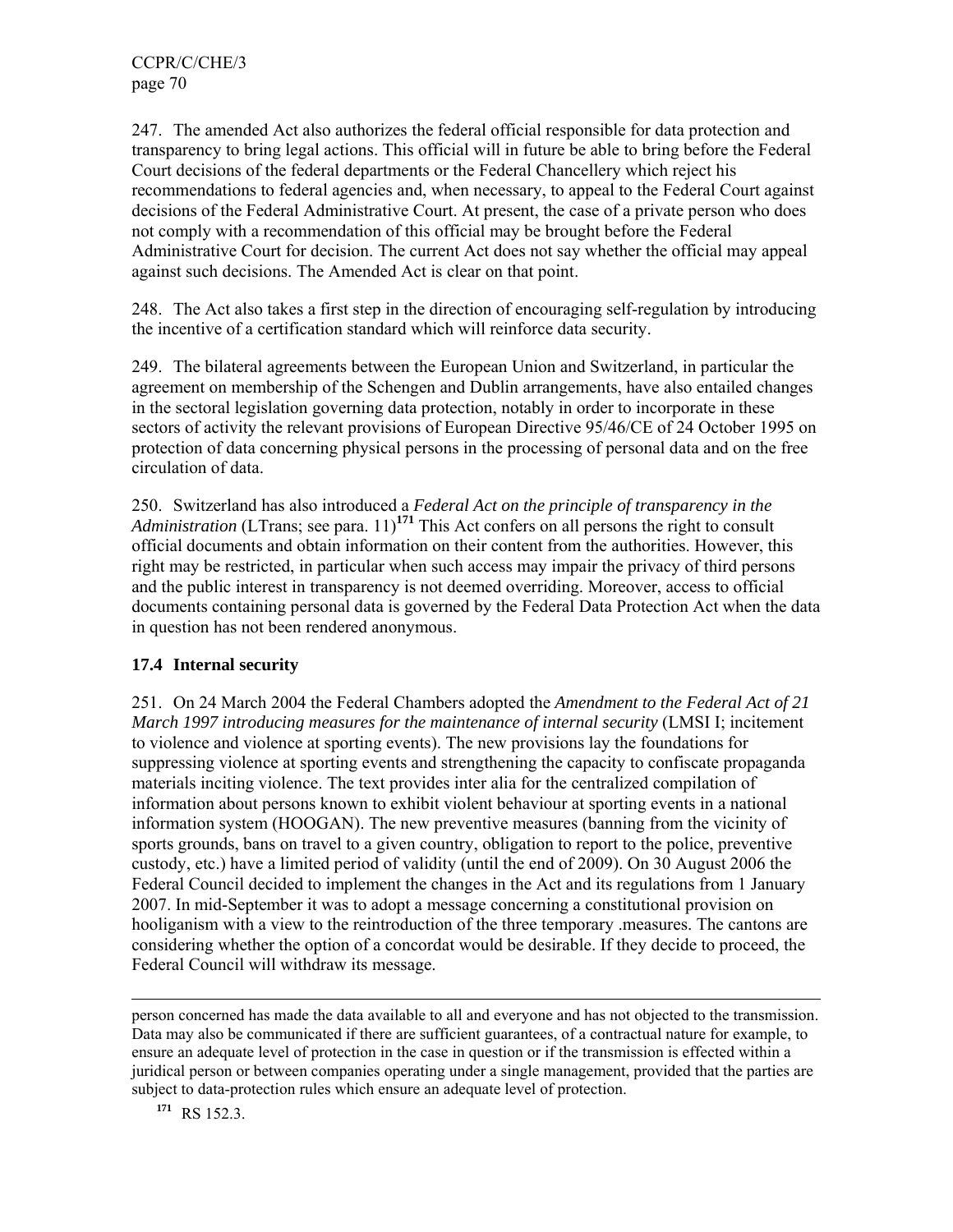247. The amended Act also authorizes the federal official responsible for data protection and transparency to bring legal actions. This official will in future be able to bring before the Federal Court decisions of the federal departments or the Federal Chancellery which reject his recommendations to federal agencies and, when necessary, to appeal to the Federal Court against decisions of the Federal Administrative Court. At present, the case of a private person who does not comply with a recommendation of this official may be brought before the Federal Administrative Court for decision. The current Act does not say whether the official may appeal against such decisions. The Amended Act is clear on that point.

248. The Act also takes a first step in the direction of encouraging self-regulation by introducing the incentive of a certification standard which will reinforce data security.

249. The bilateral agreements between the European Union and Switzerland, in particular the agreement on membership of the Schengen and Dublin arrangements, have also entailed changes in the sectoral legislation governing data protection, notably in order to incorporate in these sectors of activity the relevant provisions of European Directive 95/46/CE of 24 October 1995 on protection of data concerning physical persons in the processing of personal data and on the free circulation of data.

250. Switzerland has also introduced a *Federal Act on the principle of transparency in the Administration* (LTrans; see para. 11)[171] This Act confers on all persons the right to consult official documents and obtain information on their content from the authorities. However, this right may be restricted, in particular when such access may impair the privacy of third persons and the public interest in transparency is not deemed overriding. Moreover, access to official documents containing personal data is governed by the Federal Data Protection Act when the data in question has not been rendered anonymous.

## 17.4 Internal security

251. On 24 March 2004 the Federal Chambers adopted the *Amendment to the Federal Act of 21 March 1997 introducing measures for the maintenance of internal security* (LMSI I; incitement to violence and violence at sporting events). The new provisions lay the foundations for suppressing violence at sporting events and strengthening the capacity to confiscate propaganda materials inciting violence. The text provides inter alia for the centralized compilation of information about persons known to exhibit violent behaviour at sporting events in a national information system (HOOGAN). The new preventive measures (banning from the vicinity of sports grounds, bans on travel to a given country, obligation to report to the police, preventive custody, etc.) have a limited period of validity (until the end of 2009). On 30 August 2006 the Federal Council decided to implement the changes in the Act and its regulations from 1 January 2007. In mid-September it was to adopt a message concerning a constitutional provision on hooliganism with a view to the reintroduction of the three temporary .measures. The cantons are considering whether the option of a concordat would be desirable. If they decide to proceed, the Federal Council will withdraw its message.

---

person concerned has made the data available to all and everyone and has not objected to the transmission. Data may also be communicated if there are sufficient guarantees, of a contractual nature for example, to ensure an adequate level of protection in the case in question or if the transmission is effected within a juridical person or between companies operating under a single management, provided that the parties are subject to data-protection rules which ensure an adequate level of protection.

[171] RS 152.3.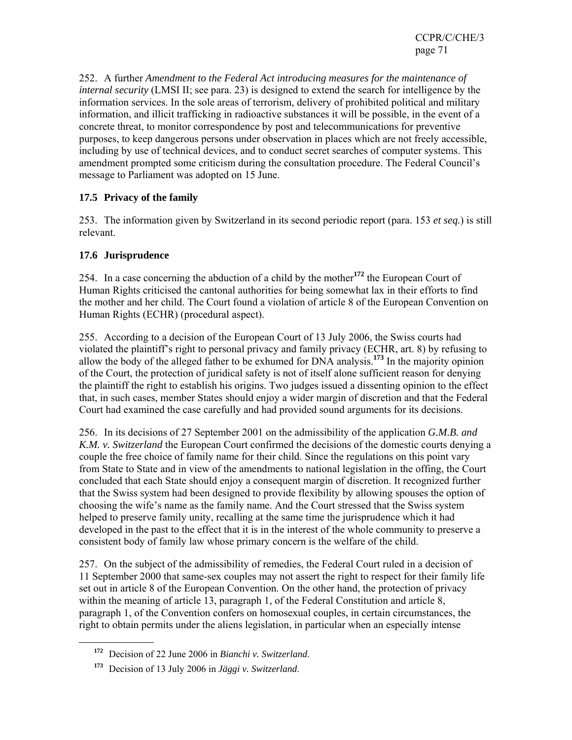252. A further *Amendment to the Federal Act introducing measures for the maintenance of internal security* (LMSI II; see para. 23) is designed to extend the search for intelligence by the information services. In the sole areas of terrorism, delivery of prohibited political and military information, and illicit trafficking in radioactive substances it will be possible, in the event of a concrete threat, to monitor correspondence by post and telecommunications for preventive purposes, to keep dangerous persons under observation in places which are not freely accessible, including by use of technical devices, and to conduct secret searches of computer systems. This amendment prompted some criticism during the consultation procedure. The Federal Council's message to Parliament was adopted on 15 June.

### 17.5 Privacy of the family

253. The information given by Switzerland in its second periodic report (para. 153 *et seq.*) is still relevant.

### 17.6 Jurisprudence

254. In a case concerning the abduction of a child by the mother[172] the European Court of Human Rights criticised the cantonal authorities for being somewhat lax in their efforts to find the mother and her child. The Court found a violation of article 8 of the European Convention on Human Rights (ECHR) (procedural aspect).

255. According to a decision of the European Court of 13 July 2006, the Swiss courts had violated the plaintiff's right to personal privacy and family privacy (ECHR, art. 8) by refusing to allow the body of the alleged father to be exhumed for DNA analysis.[173] In the majority opinion of the Court, the protection of juridical safety is not of itself alone sufficient reason for denying the plaintiff the right to establish his origins. Two judges issued a dissenting opinion to the effect that, in such cases, member States should enjoy a wider margin of discretion and that the Federal Court had examined the case carefully and had provided sound arguments for its decisions.

256. In its decisions of 27 September 2001 on the admissibility of the application *G.M.B. and K.M. v. Switzerland* the European Court confirmed the decisions of the domestic courts denying a couple the free choice of family name for their child. Since the regulations on this point vary from State to State and in view of the amendments to national legislation in the offing, the Court concluded that each State should enjoy a consequent margin of discretion. It recognized further that the Swiss system had been designed to provide flexibility by allowing spouses the option of choosing the wife's name as the family name. And the Court stressed that the Swiss system helped to preserve family unity, recalling at the same time the jurisprudence which it had developed in the past to the effect that it is in the interest of the whole community to preserve a consistent body of family law whose primary concern is the welfare of the child.

257. On the subject of the admissibility of remedies, the Federal Court ruled in a decision of 11 September 2000 that same-sex couples may not assert the right to respect for their family life set out in article 8 of the European Convention. On the other hand, the protection of privacy within the meaning of article 13, paragraph 1, of the Federal Constitution and article 8, paragraph 1, of the Convention confers on homosexual couples, in certain circumstances, the right to obtain permits under the aliens legislation, in particular when an especially intense

---

[172] Decision of 22 June 2006 in *Bianchi v. Switzerland*.

[173] Decision of 13 July 2006 in *Jäggi v. Switzerland*.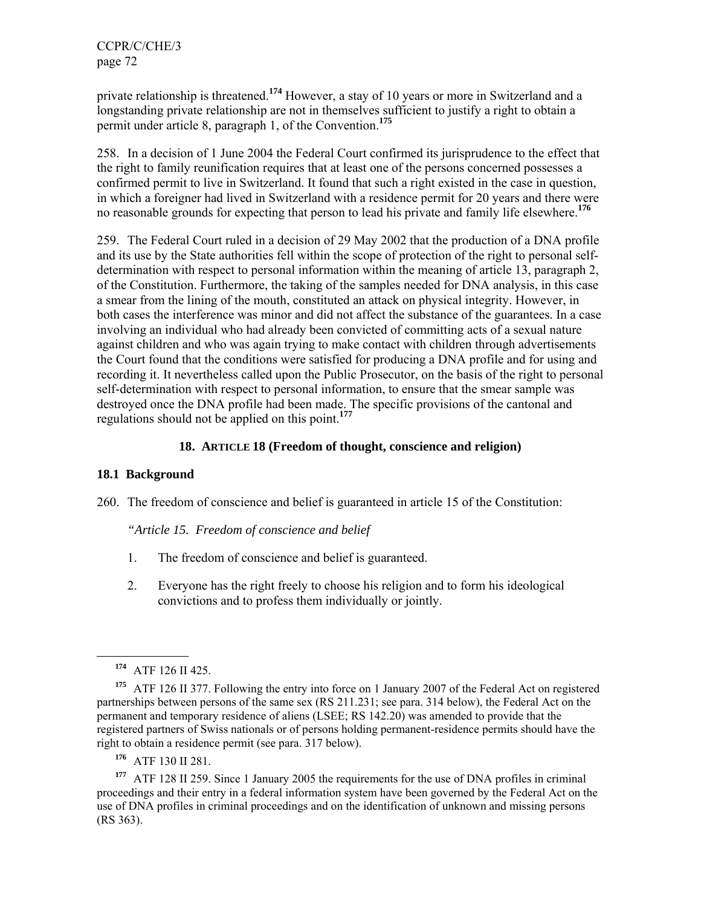private relationship is threatened.[174] However, a stay of 10 years or more in Switzerland and a longstanding private relationship are not in themselves sufficient to justify a right to obtain a permit under article 8, paragraph 1, of the Convention.[175]

258. In a decision of 1 June 2004 the Federal Court confirmed its jurisprudence to the effect that the right to family reunification requires that at least one of the persons concerned possesses a confirmed permit to live in Switzerland. It found that such a right existed in the case in question, in which a foreigner had lived in Switzerland with a residence permit for 20 years and there were no reasonable grounds for expecting that person to lead his private and family life elsewhere.[176]

259. The Federal Court ruled in a decision of 29 May 2002 that the production of a DNA profile and its use by the State authorities fell within the scope of protection of the right to personal self-determination with respect to personal information within the meaning of article 13, paragraph 2, of the Constitution. Furthermore, the taking of the samples needed for DNA analysis, in this case a smear from the lining of the mouth, constituted an attack on physical integrity. However, in both cases the interference was minor and did not affect the substance of the guarantees. In a case involving an individual who had already been convicted of committing acts of a sexual nature against children and who was again trying to make contact with children through advertisements the Court found that the conditions were satisfied for producing a DNA profile and for using and recording it. It nevertheless called upon the Public Prosecutor, on the basis of the right to personal self-determination with respect to personal information, to ensure that the smear sample was destroyed once the DNA profile had been made. The specific provisions of the cantonal and regulations should not be applied on this point.[177]

## 18. ARTICLE 18 (Freedom of thought, conscience and religion)

### 18.1 Background

260. The freedom of conscience and belief is guaranteed in article 15 of the Constitution:

*"Article 15. Freedom of conscience and belief*

1. The freedom of conscience and belief is guaranteed.

2. Everyone has the right freely to choose his religion and to form his ideological convictions and to profess them individually or jointly.

---

[174] ATF 126 II 425.

[175] ATF 126 II 377. Following the entry into force on 1 January 2007 of the Federal Act on registered partnerships between persons of the same sex (RS 211.231; see para. 314 below), the Federal Act on the permanent and temporary residence of aliens (LSEE; RS 142.20) was amended to provide that the registered partners of Swiss nationals or of persons holding permanent-residence permits should have the right to obtain a residence permit (see para. 317 below).

[176] ATF 130 II 281.

[177] ATF 128 II 259. Since 1 January 2005 the requirements for the use of DNA profiles in criminal proceedings and their entry in a federal information system have been governed by the Federal Act on the use of DNA profiles in criminal proceedings and on the identification of unknown and missing persons (RS 363).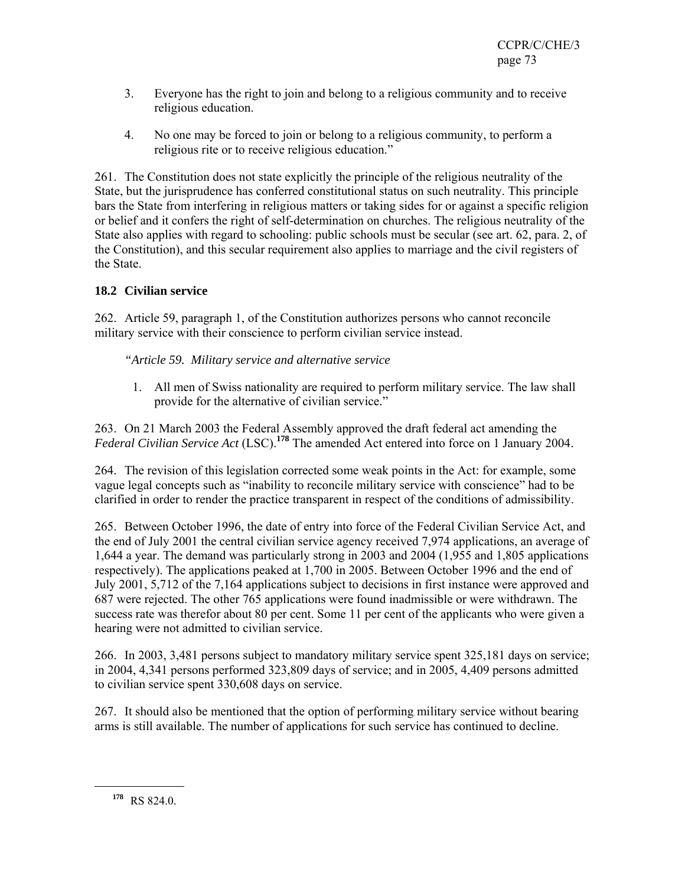3. Everyone has the right to join and belong to a religious community and to receive religious education.

4. No one may be forced to join or belong to a religious community, to perform a religious rite or to receive religious education."

261. The Constitution does not state explicitly the principle of the religious neutrality of the State, but the jurisprudence has conferred constitutional status on such neutrality. This principle bars the State from interfering in religious matters or taking sides for or against a specific religion or belief and it confers the right of self-determination on churches. The religious neutrality of the State also applies with regard to schooling: public schools must be secular (see art. 62, para. 2, of the Constitution), and this secular requirement also applies to marriage and the civil registers of the State.

### 18.2 Civilian service

262. Article 59, paragraph 1, of the Constitution authorizes persons who cannot reconcile military service with their conscience to perform civilian service instead.

*"Article 59. Military service and alternative service*

1. All men of Swiss nationality are required to perform military service. The law shall provide for the alternative of civilian service."

263. On 21 March 2003 the Federal Assembly approved the draft federal act amending the *Federal Civilian Service Act* (LSC).[178] The amended Act entered into force on 1 January 2004.

264. The revision of this legislation corrected some weak points in the Act: for example, some vague legal concepts such as "inability to reconcile military service with conscience" had to be clarified in order to render the practice transparent in respect of the conditions of admissibility.

265. Between October 1996, the date of entry into force of the Federal Civilian Service Act, and the end of July 2001 the central civilian service agency received 7,974 applications, an average of 1,644 a year. The demand was particularly strong in 2003 and 2004 (1,955 and 1,805 applications respectively). The applications peaked at 1,700 in 2005. Between October 1996 and the end of July 2001, 5,712 of the 7,164 applications subject to decisions in first instance were approved and 687 were rejected. The other 765 applications were found inadmissible or were withdrawn. The success rate was therefor about 80 per cent. Some 11 per cent of the applicants who were given a hearing were not admitted to civilian service.

266. In 2003, 3,481 persons subject to mandatory military service spent 325,181 days on service; in 2004, 4,341 persons performed 323,809 days of service; and in 2005, 4,409 persons admitted to civilian service spent 330,608 days on service.

267. It should also be mentioned that the option of performing military service without bearing arms is still available. The number of applications for such service has continued to decline.

---

[178] RS 824.0.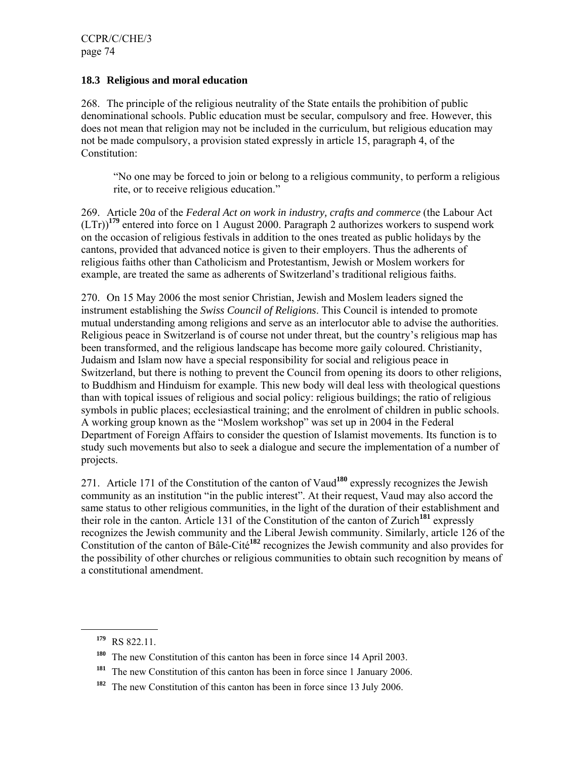### 18.3 Religious and moral education

268. The principle of the religious neutrality of the State entails the prohibition of public denominational schools. Public education must be secular, compulsory and free. However, this does not mean that religion may not be included in the curriculum, but religious education may not be made compulsory, a provision stated expressly in article 15, paragraph 4, of the Constitution:

> "No one may be forced to join or belong to a religious community, to perform a religious rite, or to receive religious education."

269. Article 20*a* of the *Federal Act on work in industry, crafts and commerce* (the Labour Act (LTr))[179] entered into force on 1 August 2000. Paragraph 2 authorizes workers to suspend work on the occasion of religious festivals in addition to the ones treated as public holidays by the cantons, provided that advanced notice is given to their employers. Thus the adherents of religious faiths other than Catholicism and Protestantism, Jewish or Moslem workers for example, are treated the same as adherents of Switzerland's traditional religious faiths.

270. On 15 May 2006 the most senior Christian, Jewish and Moslem leaders signed the instrument establishing the *Swiss Council of Religions*. This Council is intended to promote mutual understanding among religions and serve as an interlocutor able to advise the authorities. Religious peace in Switzerland is of course not under threat, but the country's religious map has been transformed, and the religious landscape has become more gaily coloured. Christianity, Judaism and Islam now have a special responsibility for social and religious peace in Switzerland, but there is nothing to prevent the Council from opening its doors to other religions, to Buddhism and Hinduism for example. This new body will deal less with theological questions than with topical issues of religious and social policy: religious buildings; the ratio of religious symbols in public places; ecclesiastical training; and the enrolment of children in public schools. A working group known as the "Moslem workshop" was set up in 2004 in the Federal Department of Foreign Affairs to consider the question of Islamist movements. Its function is to study such movements but also to seek a dialogue and secure the implementation of a number of projects.

271. Article 171 of the Constitution of the canton of Vaud[180] expressly recognizes the Jewish community as an institution "in the public interest". At their request, Vaud may also accord the same status to other religious communities, in the light of the duration of their establishment and their role in the canton. Article 131 of the Constitution of the canton of Zurich[181] expressly recognizes the Jewish community and the Liberal Jewish community. Similarly, article 126 of the Constitution of the canton of Bâle-Cité[182] recognizes the Jewish community and also provides for the possibility of other churches or religious communities to obtain such recognition by means of a constitutional amendment.

---

[179] RS 822.11.

[180] The new Constitution of this canton has been in force since 14 April 2003.

[181] The new Constitution of this canton has been in force since 1 January 2006.

[182] The new Constitution of this canton has been in force since 13 July 2006.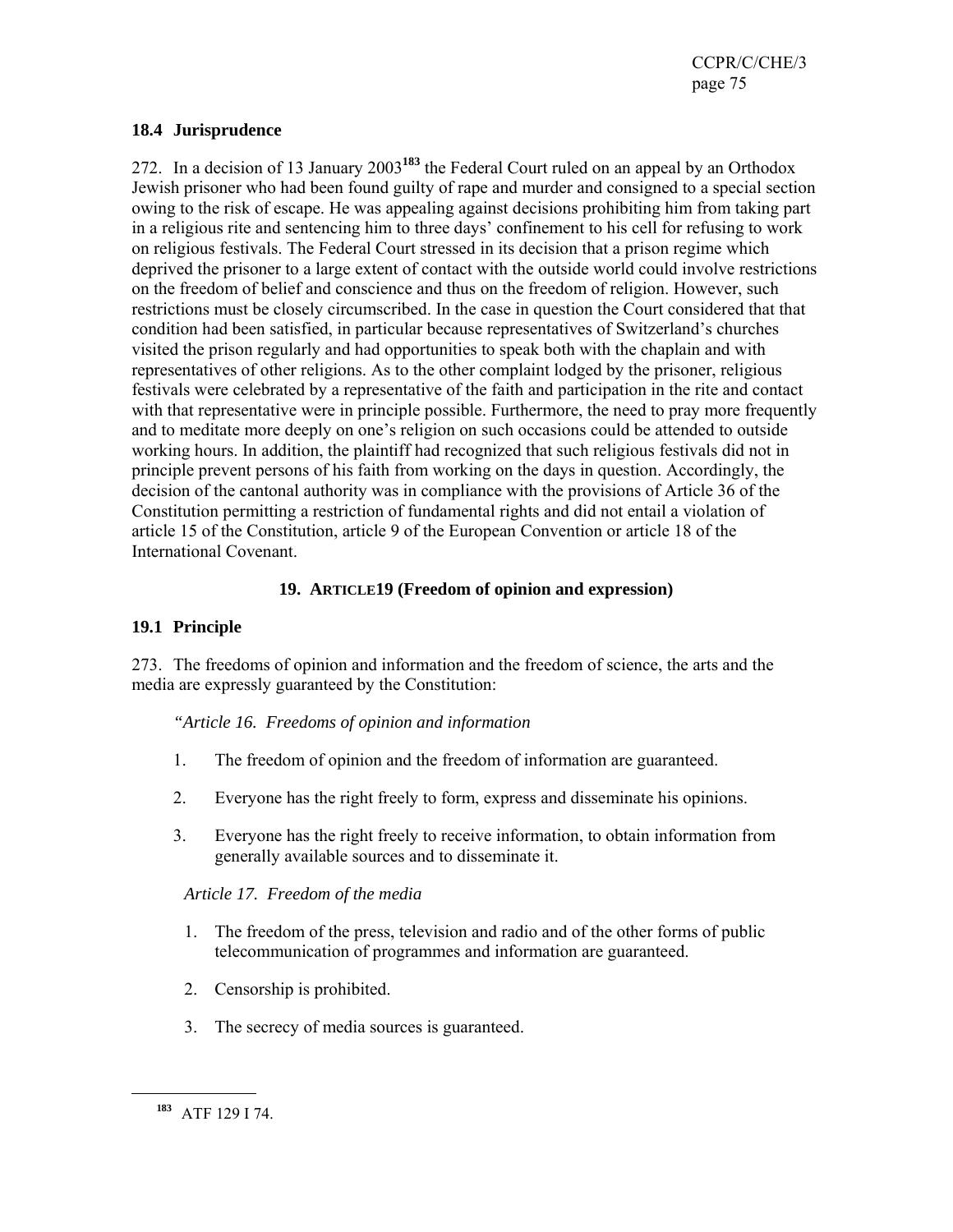### 18.4 Jurisprudence

272. In a decision of 13 January 2003[183] the Federal Court ruled on an appeal by an Orthodox Jewish prisoner who had been found guilty of rape and murder and consigned to a special section owing to the risk of escape. He was appealing against decisions prohibiting him from taking part in a religious rite and sentencing him to three days' confinement to his cell for refusing to work on religious festivals. The Federal Court stressed in its decision that a prison regime which deprived the prisoner to a large extent of contact with the outside world could involve restrictions on the freedom of belief and conscience and thus on the freedom of religion. However, such restrictions must be closely circumscribed. In the case in question the Court considered that that condition had been satisfied, in particular because representatives of Switzerland's churches visited the prison regularly and had opportunities to speak both with the chaplain and with representatives of other religions. As to the other complaint lodged by the prisoner, religious festivals were celebrated by a representative of the faith and participation in the rite and contact with that representative were in principle possible. Furthermore, the need to pray more frequently and to meditate more deeply on one's religion on such occasions could be attended to outside working hours. In addition, the plaintiff had recognized that such religious festivals did not in principle prevent persons of his faith from working on the days in question. Accordingly, the decision of the cantonal authority was in compliance with the provisions of Article 36 of the Constitution permitting a restriction of fundamental rights and did not entail a violation of article 15 of the Constitution, article 9 of the European Convention or article 18 of the International Covenant.

## 19. ARTICLE19 (Freedom of opinion and expression)

### 19.1 Principle

273. The freedoms of opinion and information and the freedom of science, the arts and the media are expressly guaranteed by the Constitution:

*"Article 16. Freedoms of opinion and information*

1. The freedom of opinion and the freedom of information are guaranteed.
2. Everyone has the right freely to form, express and disseminate his opinions.
3. Everyone has the right freely to receive information, to obtain information from generally available sources and to disseminate it.

*Article 17. Freedom of the media*

1. The freedom of the press, television and radio and of the other forms of public telecommunication of programmes and information are guaranteed.
2. Censorship is prohibited.
3. The secrecy of media sources is guaranteed.

[183] ATF 129 I 74.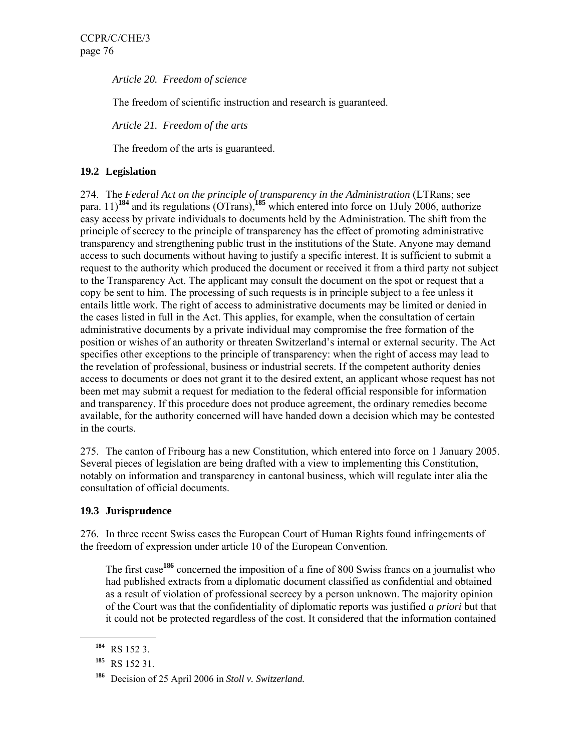*Article 20. Freedom of science*

The freedom of scientific instruction and research is guaranteed.

*Article 21. Freedom of the arts*

The freedom of the arts is guaranteed.

### 19.2 Legislation

274. The *Federal Act on the principle of transparency in the Administration* (LTRans; see para. 11)[184] and its regulations (OTrans),[185] which entered into force on 1July 2006, authorize easy access by private individuals to documents held by the Administration. The shift from the principle of secrecy to the principle of transparency has the effect of promoting administrative transparency and strengthening public trust in the institutions of the State. Anyone may demand access to such documents without having to justify a specific interest. It is sufficient to submit a request to the authority which produced the document or received it from a third party not subject to the Transparency Act. The applicant may consult the document on the spot or request that a copy be sent to him. The processing of such requests is in principle subject to a fee unless it entails little work. The right of access to administrative documents may be limited or denied in the cases listed in full in the Act. This applies, for example, when the consultation of certain administrative documents by a private individual may compromise the free formation of the position or wishes of an authority or threaten Switzerland's internal or external security. The Act specifies other exceptions to the principle of transparency: when the right of access may lead to the revelation of professional, business or industrial secrets. If the competent authority denies access to documents or does not grant it to the desired extent, an applicant whose request has not been met may submit a request for mediation to the federal official responsible for information and transparency. If this procedure does not produce agreement, the ordinary remedies become available, for the authority concerned will have handed down a decision which may be contested in the courts.

275. The canton of Fribourg has a new Constitution, which entered into force on 1 January 2005. Several pieces of legislation are being drafted with a view to implementing this Constitution, notably on information and transparency in cantonal business, which will regulate inter alia the consultation of official documents.

### 19.3 Jurisprudence

276. In three recent Swiss cases the European Court of Human Rights found infringements of the freedom of expression under article 10 of the European Convention.

> The first case[186] concerned the imposition of a fine of 800 Swiss francs on a journalist who had published extracts from a diplomatic document classified as confidential and obtained as a result of violation of professional secrecy by a person unknown. The majority opinion of the Court was that the confidentiality of diplomatic reports was justified *a priori* but that it could not be protected regardless of the cost. It considered that the information contained

---

[184] RS 152 3.

[185] RS 152 31.

[186] Decision of 25 April 2006 in *Stoll v. Switzerland.*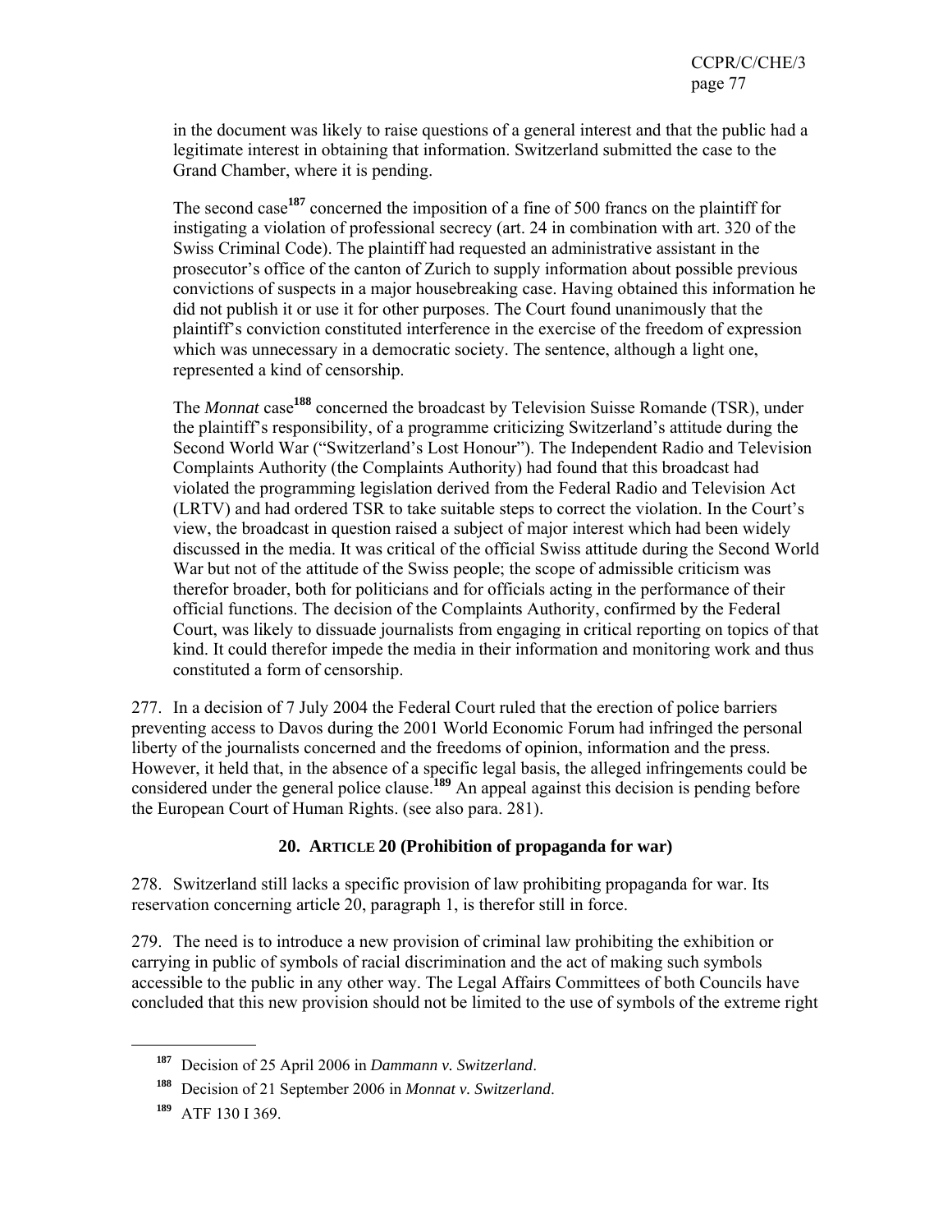in the document was likely to raise questions of a general interest and that the public had a legitimate interest in obtaining that information. Switzerland submitted the case to the Grand Chamber, where it is pending.

The second case[187] concerned the imposition of a fine of 500 francs on the plaintiff for instigating a violation of professional secrecy (art. 24 in combination with art. 320 of the Swiss Criminal Code). The plaintiff had requested an administrative assistant in the prosecutor's office of the canton of Zurich to supply information about possible previous convictions of suspects in a major housebreaking case. Having obtained this information he did not publish it or use it for other purposes. The Court found unanimously that the plaintiff's conviction constituted interference in the exercise of the freedom of expression which was unnecessary in a democratic society. The sentence, although a light one, represented a kind of censorship.

The *Monnat* case[188] concerned the broadcast by Television Suisse Romande (TSR), under the plaintiff's responsibility, of a programme criticizing Switzerland's attitude during the Second World War ("Switzerland's Lost Honour"). The Independent Radio and Television Complaints Authority (the Complaints Authority) had found that this broadcast had violated the programming legislation derived from the Federal Radio and Television Act (LRTV) and had ordered TSR to take suitable steps to correct the violation. In the Court's view, the broadcast in question raised a subject of major interest which had been widely discussed in the media. It was critical of the official Swiss attitude during the Second World War but not of the attitude of the Swiss people; the scope of admissible criticism was therefor broader, both for politicians and for officials acting in the performance of their official functions. The decision of the Complaints Authority, confirmed by the Federal Court, was likely to dissuade journalists from engaging in critical reporting on topics of that kind. It could therefor impede the media in their information and monitoring work and thus constituted a form of censorship.

277. In a decision of 7 July 2004 the Federal Court ruled that the erection of police barriers preventing access to Davos during the 2001 World Economic Forum had infringed the personal liberty of the journalists concerned and the freedoms of opinion, information and the press. However, it held that, in the absence of a specific legal basis, the alleged infringements could be considered under the general police clause.[189] An appeal against this decision is pending before the European Court of Human Rights. (see also para. 281).

### 20. ARTICLE 20 (Prohibition of propaganda for war)

278. Switzerland still lacks a specific provision of law prohibiting propaganda for war. Its reservation concerning article 20, paragraph 1, is therefor still in force.

279. The need is to introduce a new provision of criminal law prohibiting the exhibition or carrying in public of symbols of racial discrimination and the act of making such symbols accessible to the public in any other way. The Legal Affairs Committees of both Councils have concluded that this new provision should not be limited to the use of symbols of the extreme right

---

[187] Decision of 25 April 2006 in *Dammann v. Switzerland*.

[188] Decision of 21 September 2006 in *Monnat v. Switzerland*.

[189] ATF 130 I 369.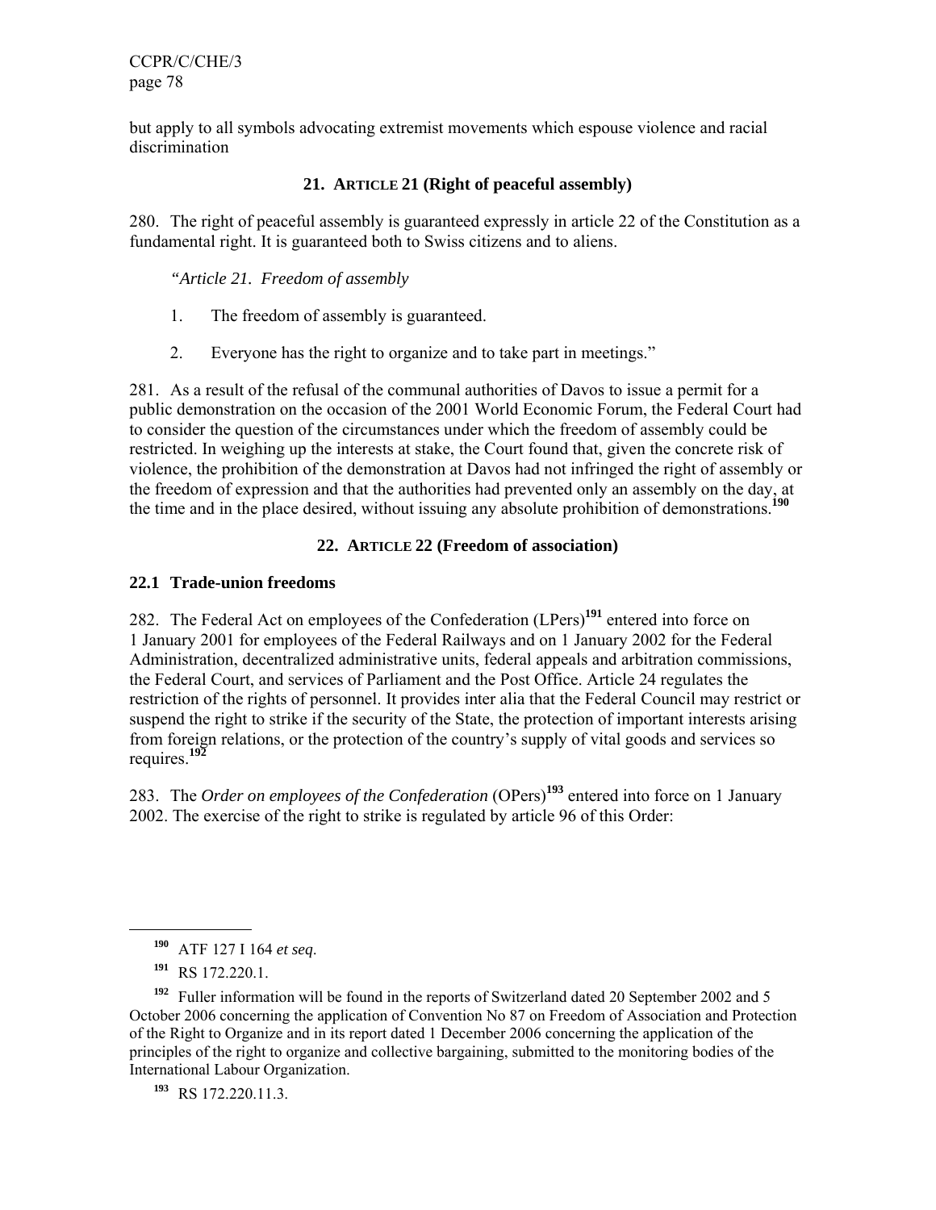but apply to all symbols advocating extremist movements which espouse violence and racial discrimination

## 21. ARTICLE 21 (Right of peaceful assembly)

280. The right of peaceful assembly is guaranteed expressly in article 22 of the Constitution as a fundamental right. It is guaranteed both to Swiss citizens and to aliens.

> *"Article 21. Freedom of assembly*
>
> 1. The freedom of assembly is guaranteed.
>
> 2. Everyone has the right to organize and to take part in meetings."

281. As a result of the refusal of the communal authorities of Davos to issue a permit for a public demonstration on the occasion of the 2001 World Economic Forum, the Federal Court had to consider the question of the circumstances under which the freedom of assembly could be restricted. In weighing up the interests at stake, the Court found that, given the concrete risk of violence, the prohibition of the demonstration at Davos had not infringed the right of assembly or the freedom of expression and that the authorities had prevented only an assembly on the day, at the time and in the place desired, without issuing any absolute prohibition of demonstrations.[190]

## 22. ARTICLE 22 (Freedom of association)

### 22.1 Trade-union freedoms

282. The Federal Act on employees of the Confederation (LPers)[191] entered into force on 1 January 2001 for employees of the Federal Railways and on 1 January 2002 for the Federal Administration, decentralized administrative units, federal appeals and arbitration commissions, the Federal Court, and services of Parliament and the Post Office. Article 24 regulates the restriction of the rights of personnel. It provides inter alia that the Federal Council may restrict or suspend the right to strike if the security of the State, the protection of important interests arising from foreign relations, or the protection of the country's supply of vital goods and services so requires.[192]

283. The *Order on employees of the Confederation* (OPers)[193] entered into force on 1 January 2002. The exercise of the right to strike is regulated by article 96 of this Order:

---

[190] ATF 127 I 164 *et seq*.

[191] RS 172.220.1.

[192] Fuller information will be found in the reports of Switzerland dated 20 September 2002 and 5 October 2006 concerning the application of Convention No 87 on Freedom of Association and Protection of the Right to Organize and in its report dated 1 December 2006 concerning the application of the principles of the right to organize and collective bargaining, submitted to the monitoring bodies of the International Labour Organization.

[193] RS 172.220.11.3.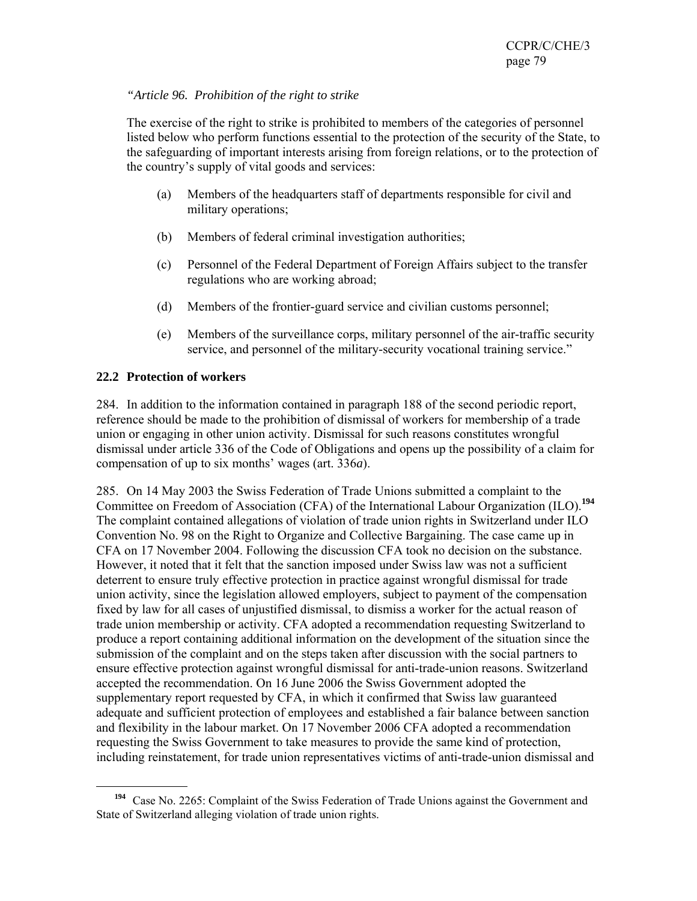*"Article 96. Prohibition of the right to strike*

The exercise of the right to strike is prohibited to members of the categories of personnel listed below who perform functions essential to the protection of the security of the State, to the safeguarding of important interests arising from foreign relations, or to the protection of the country's supply of vital goods and services:

(a) Members of the headquarters staff of departments responsible for civil and military operations;

(b) Members of federal criminal investigation authorities;

(c) Personnel of the Federal Department of Foreign Affairs subject to the transfer regulations who are working abroad;

(d) Members of the frontier-guard service and civilian customs personnel;

(e) Members of the surveillance corps, military personnel of the air-traffic security service, and personnel of the military-security vocational training service."

## 22.2 Protection of workers

284. In addition to the information contained in paragraph 188 of the second periodic report, reference should be made to the prohibition of dismissal of workers for membership of a trade union or engaging in other union activity. Dismissal for such reasons constitutes wrongful dismissal under article 336 of the Code of Obligations and opens up the possibility of a claim for compensation of up to six months' wages (art. 336*a*).

285. On 14 May 2003 the Swiss Federation of Trade Unions submitted a complaint to the Committee on Freedom of Association (CFA) of the International Labour Organization (ILO).[194] The complaint contained allegations of violation of trade union rights in Switzerland under ILO Convention No. 98 on the Right to Organize and Collective Bargaining. The case came up in CFA on 17 November 2004. Following the discussion CFA took no decision on the substance. However, it noted that it felt that the sanction imposed under Swiss law was not a sufficient deterrent to ensure truly effective protection in practice against wrongful dismissal for trade union activity, since the legislation allowed employers, subject to payment of the compensation fixed by law for all cases of unjustified dismissal, to dismiss a worker for the actual reason of trade union membership or activity. CFA adopted a recommendation requesting Switzerland to produce a report containing additional information on the development of the situation since the submission of the complaint and on the steps taken after discussion with the social partners to ensure effective protection against wrongful dismissal for anti-trade-union reasons. Switzerland accepted the recommendation. On 16 June 2006 the Swiss Government adopted the supplementary report requested by CFA, in which it confirmed that Swiss law guaranteed adequate and sufficient protection of employees and established a fair balance between sanction and flexibility in the labour market. On 17 November 2006 CFA adopted a recommendation requesting the Swiss Government to take measures to provide the same kind of protection, including reinstatement, for trade union representatives victims of anti-trade-union dismissal and

---

[194] Case No. 2265: Complaint of the Swiss Federation of Trade Unions against the Government and State of Switzerland alleging violation of trade union rights.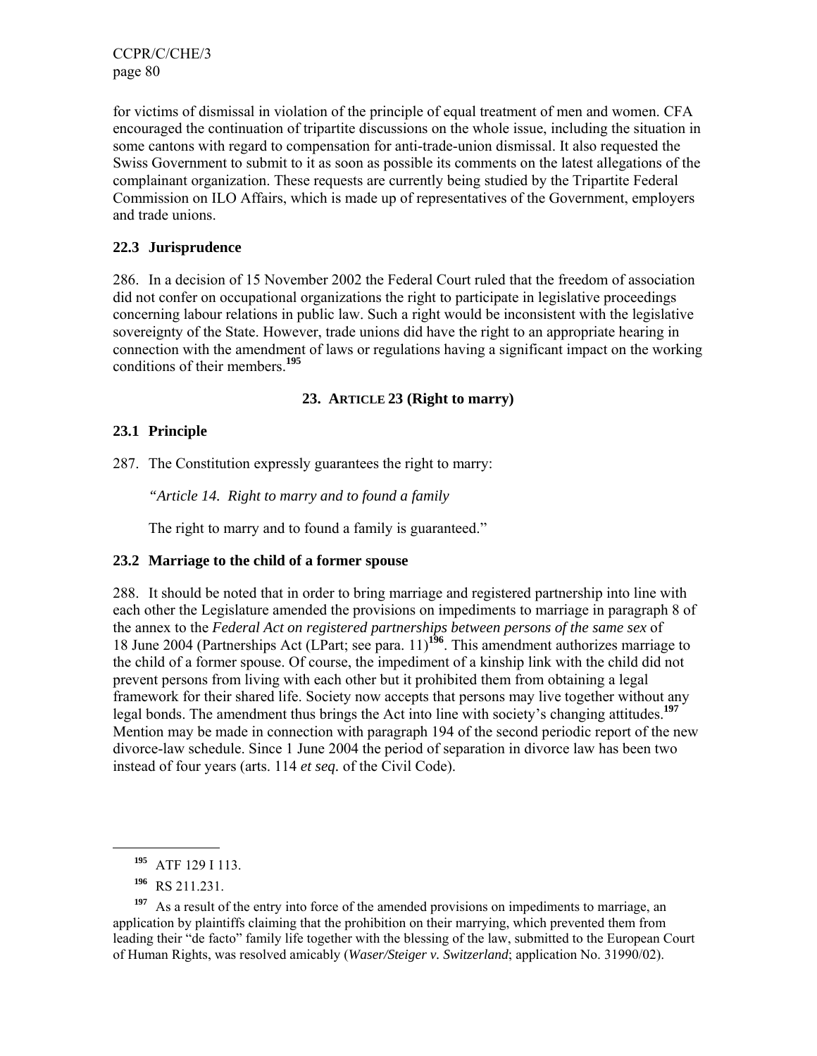for victims of dismissal in violation of the principle of equal treatment of men and women. CFA encouraged the continuation of tripartite discussions on the whole issue, including the situation in some cantons with regard to compensation for anti-trade-union dismissal. It also requested the Swiss Government to submit to it as soon as possible its comments on the latest allegations of the complainant organization. These requests are currently being studied by the Tripartite Federal Commission on ILO Affairs, which is made up of representatives of the Government, employers and trade unions.

### 22.3 Jurisprudence

286. In a decision of 15 November 2002 the Federal Court ruled that the freedom of association did not confer on occupational organizations the right to participate in legislative proceedings concerning labour relations in public law. Such a right would be inconsistent with the legislative sovereignty of the State. However, trade unions did have the right to an appropriate hearing in connection with the amendment of laws or regulations having a significant impact on the working conditions of their members.[195]

## 23. ARTICLE 23 (Right to marry)

### 23.1 Principle

287. The Constitution expressly guarantees the right to marry:

> *"Article 14. Right to marry and to found a family*
>
> The right to marry and to found a family is guaranteed."

### 23.2 Marriage to the child of a former spouse

288. It should be noted that in order to bring marriage and registered partnership into line with each other the Legislature amended the provisions on impediments to marriage in paragraph 8 of the annex to the *Federal Act on registered partnerships between persons of the same sex* of 18 June 2004 (Partnerships Act (LPart; see para. 11)[196]. This amendment authorizes marriage to the child of a former spouse. Of course, the impediment of a kinship link with the child did not prevent persons from living with each other but it prohibited them from obtaining a legal framework for their shared life. Society now accepts that persons may live together without any legal bonds. The amendment thus brings the Act into line with society's changing attitudes.[197] Mention may be made in connection with paragraph 194 of the second periodic report of the new divorce-law schedule. Since 1 June 2004 the period of separation in divorce law has been two instead of four years (arts. 114 *et seq.* of the Civil Code).

---

[195] ATF 129 I 113.

[196] RS 211.231.

[197] As a result of the entry into force of the amended provisions on impediments to marriage, an application by plaintiffs claiming that the prohibition on their marrying, which prevented them from leading their "de facto" family life together with the blessing of the law, submitted to the European Court of Human Rights, was resolved amicably (*Waser/Steiger v. Switzerland*; application No. 31990/02).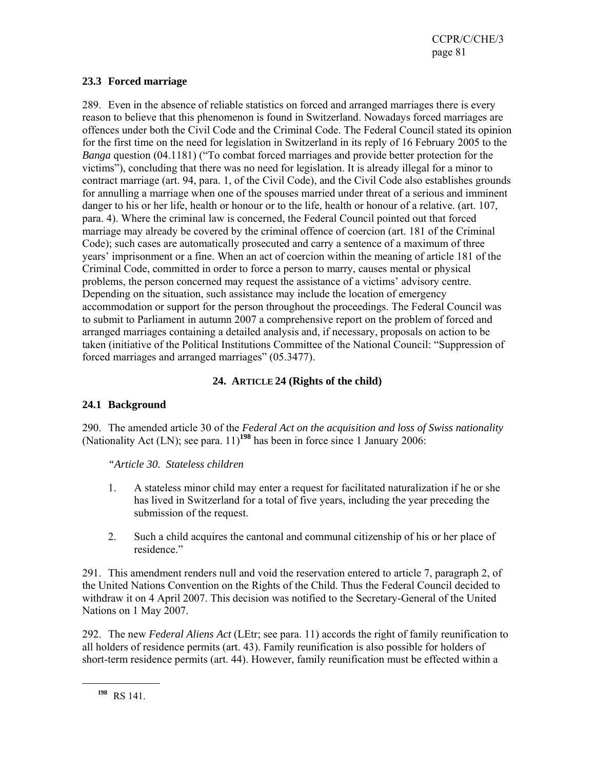### 23.3 Forced marriage

289. Even in the absence of reliable statistics on forced and arranged marriages there is every reason to believe that this phenomenon is found in Switzerland. Nowadays forced marriages are offences under both the Civil Code and the Criminal Code. The Federal Council stated its opinion for the first time on the need for legislation in Switzerland in its reply of 16 February 2005 to the *Banga* question (04.1181) ("To combat forced marriages and provide better protection for the victims"), concluding that there was no need for legislation. It is already illegal for a minor to contract marriage (art. 94, para. 1, of the Civil Code), and the Civil Code also establishes grounds for annulling a marriage when one of the spouses married under threat of a serious and imminent danger to his or her life, health or honour or to the life, health or honour of a relative. (art. 107, para. 4). Where the criminal law is concerned, the Federal Council pointed out that forced marriage may already be covered by the criminal offence of coercion (art. 181 of the Criminal Code); such cases are automatically prosecuted and carry a sentence of a maximum of three years' imprisonment or a fine. When an act of coercion within the meaning of article 181 of the Criminal Code, committed in order to force a person to marry, causes mental or physical problems, the person concerned may request the assistance of a victims' advisory centre. Depending on the situation, such assistance may include the location of emergency accommodation or support for the person throughout the proceedings. The Federal Council was to submit to Parliament in autumn 2007 a comprehensive report on the problem of forced and arranged marriages containing a detailed analysis and, if necessary, proposals on action to be taken (initiative of the Political Institutions Committee of the National Council: "Suppression of forced marriages and arranged marriages" (05.3477).

## 24. ARTICLE 24 (Rights of the child)

### 24.1 Background

290. The amended article 30 of the *Federal Act on the acquisition and loss of Swiss nationality* (Nationality Act (LN); see para. 11)[198] has been in force since 1 January 2006:

*"Article 30. Stateless children*

1. A stateless minor child may enter a request for facilitated naturalization if he or she has lived in Switzerland for a total of five years, including the year preceding the submission of the request.

2. Such a child acquires the cantonal and communal citizenship of his or her place of residence."

291. This amendment renders null and void the reservation entered to article 7, paragraph 2, of the United Nations Convention on the Rights of the Child. Thus the Federal Council decided to withdraw it on 4 April 2007. This decision was notified to the Secretary-General of the United Nations on 1 May 2007.

292. The new *Federal Aliens Act* (LEtr; see para. 11) accords the right of family reunification to all holders of residence permits (art. 43). Family reunification is also possible for holders of short-term residence permits (art. 44). However, family reunification must be effected within a

[198] RS 141.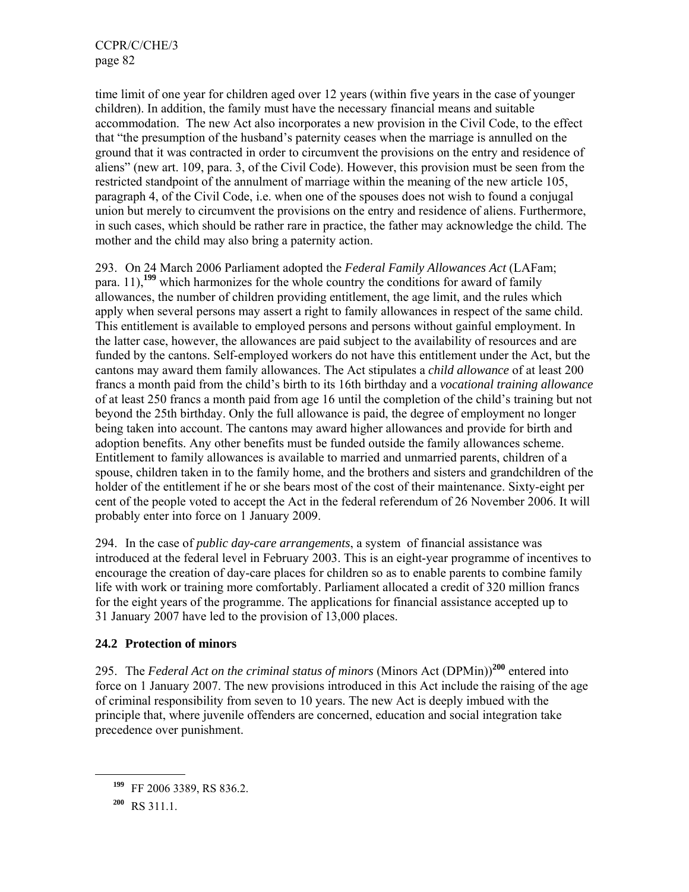time limit of one year for children aged over 12 years (within five years in the case of younger children). In addition, the family must have the necessary financial means and suitable accommodation. The new Act also incorporates a new provision in the Civil Code, to the effect that "the presumption of the husband's paternity ceases when the marriage is annulled on the ground that it was contracted in order to circumvent the provisions on the entry and residence of aliens" (new art. 109, para. 3, of the Civil Code). However, this provision must be seen from the restricted standpoint of the annulment of marriage within the meaning of the new article 105, paragraph 4, of the Civil Code, i.e. when one of the spouses does not wish to found a conjugal union but merely to circumvent the provisions on the entry and residence of aliens. Furthermore, in such cases, which should be rather rare in practice, the father may acknowledge the child. The mother and the child may also bring a paternity action.

293. On 24 March 2006 Parliament adopted the *Federal Family Allowances Act* (LAFam; para. 11),[199] which harmonizes for the whole country the conditions for award of family allowances, the number of children providing entitlement, the age limit, and the rules which apply when several persons may assert a right to family allowances in respect of the same child. This entitlement is available to employed persons and persons without gainful employment. In the latter case, however, the allowances are paid subject to the availability of resources and are funded by the cantons. Self-employed workers do not have this entitlement under the Act, but the cantons may award them family allowances. The Act stipulates a *child allowance* of at least 200 francs a month paid from the child's birth to its 16th birthday and a *vocational training allowance* of at least 250 francs a month paid from age 16 until the completion of the child's training but not beyond the 25th birthday. Only the full allowance is paid, the degree of employment no longer being taken into account. The cantons may award higher allowances and provide for birth and adoption benefits. Any other benefits must be funded outside the family allowances scheme. Entitlement to family allowances is available to married and unmarried parents, children of a spouse, children taken in to the family home, and the brothers and sisters and grandchildren of the holder of the entitlement if he or she bears most of the cost of their maintenance. Sixty-eight per cent of the people voted to accept the Act in the federal referendum of 26 November 2006. It will probably enter into force on 1 January 2009.

294. In the case of *public day-care arrangements*, a system of financial assistance was introduced at the federal level in February 2003. This is an eight-year programme of incentives to encourage the creation of day-care places for children so as to enable parents to combine family life with work or training more comfortably. Parliament allocated a credit of 320 million francs for the eight years of the programme. The applications for financial assistance accepted up to 31 January 2007 have led to the provision of 13,000 places.

## 24.2 Protection of minors

295. The *Federal Act on the criminal status of minors* (Minors Act (DPMin))[200] entered into force on 1 January 2007. The new provisions introduced in this Act include the raising of the age of criminal responsibility from seven to 10 years. The new Act is deeply imbued with the principle that, where juvenile offenders are concerned, education and social integration take precedence over punishment.

---

[199] FF 2006 3389, RS 836.2.

[200] RS 311.1.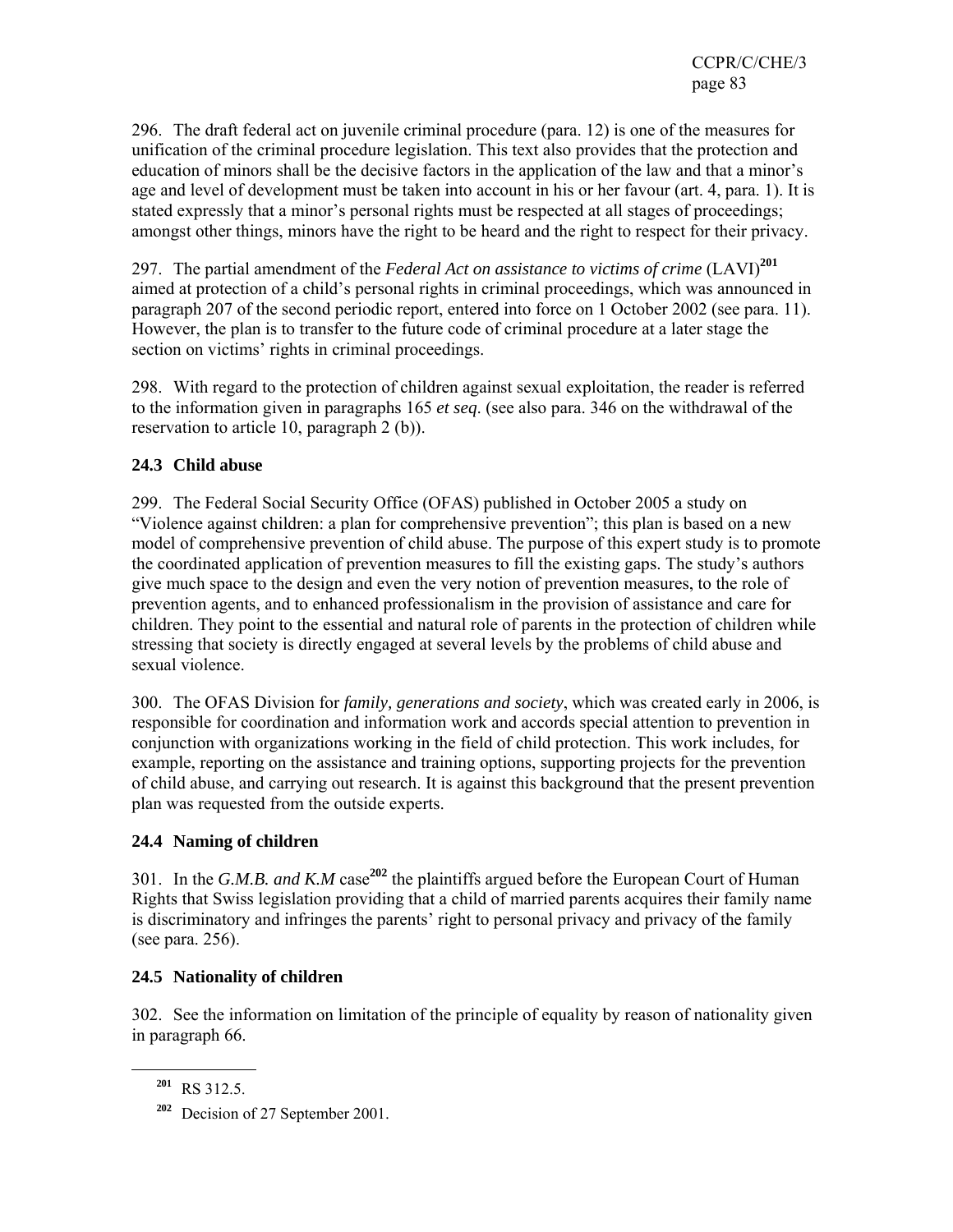296. The draft federal act on juvenile criminal procedure (para. 12) is one of the measures for unification of the criminal procedure legislation. This text also provides that the protection and education of minors shall be the decisive factors in the application of the law and that a minor's age and level of development must be taken into account in his or her favour (art. 4, para. 1). It is stated expressly that a minor's personal rights must be respected at all stages of proceedings; amongst other things, minors have the right to be heard and the right to respect for their privacy.

297. The partial amendment of the *Federal Act on assistance to victims of crime* (LAVI)[201] aimed at protection of a child's personal rights in criminal proceedings, which was announced in paragraph 207 of the second periodic report, entered into force on 1 October 2002 (see para. 11). However, the plan is to transfer to the future code of criminal procedure at a later stage the section on victims' rights in criminal proceedings.

298. With regard to the protection of children against sexual exploitation, the reader is referred to the information given in paragraphs 165 *et seq*. (see also para. 346 on the withdrawal of the reservation to article 10, paragraph 2 (b)).

### 24.3 Child abuse

299. The Federal Social Security Office (OFAS) published in October 2005 a study on "Violence against children: a plan for comprehensive prevention"; this plan is based on a new model of comprehensive prevention of child abuse. The purpose of this expert study is to promote the coordinated application of prevention measures to fill the existing gaps. The study's authors give much space to the design and even the very notion of prevention measures, to the role of prevention agents, and to enhanced professionalism in the provision of assistance and care for children. They point to the essential and natural role of parents in the protection of children while stressing that society is directly engaged at several levels by the problems of child abuse and sexual violence.

300. The OFAS Division for *family, generations and society*, which was created early in 2006, is responsible for coordination and information work and accords special attention to prevention in conjunction with organizations working in the field of child protection. This work includes, for example, reporting on the assistance and training options, supporting projects for the prevention of child abuse, and carrying out research. It is against this background that the present prevention plan was requested from the outside experts.

### 24.4 Naming of children

301. In the *G.M.B. and K.M* case[202] the plaintiffs argued before the European Court of Human Rights that Swiss legislation providing that a child of married parents acquires their family name is discriminatory and infringes the parents' right to personal privacy and privacy of the family (see para. 256).

### 24.5 Nationality of children

302. See the information on limitation of the principle of equality by reason of nationality given in paragraph 66.

---

[201] RS 312.5.

[202] Decision of 27 September 2001.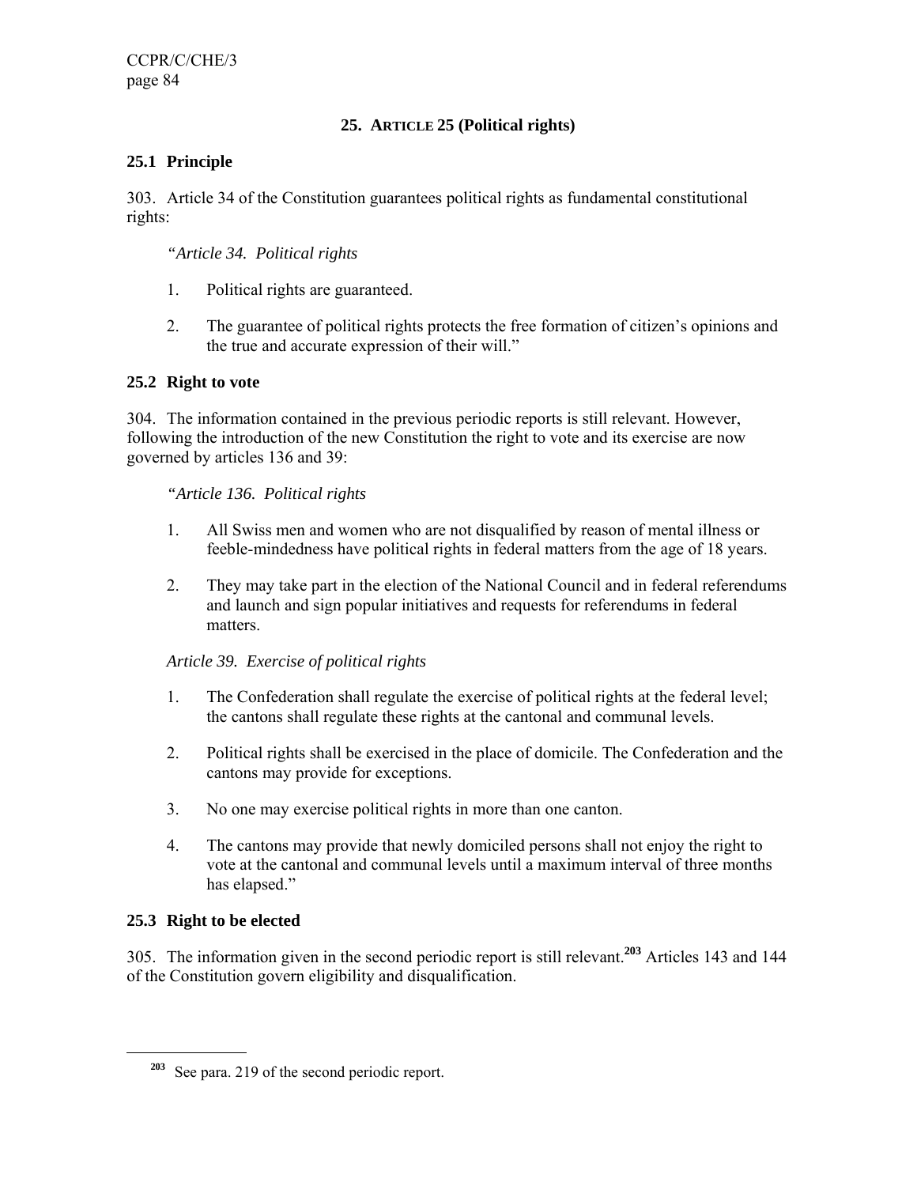## 25. ARTICLE 25 (Political rights)

### 25.1 Principle

303. Article 34 of the Constitution guarantees political rights as fundamental constitutional rights:

> *"Article 34. Political rights*
>
> 1. Political rights are guaranteed.
>
> 2. The guarantee of political rights protects the free formation of citizen's opinions and the true and accurate expression of their will."

### 25.2 Right to vote

304. The information contained in the previous periodic reports is still relevant. However, following the introduction of the new Constitution the right to vote and its exercise are now governed by articles 136 and 39:

> *"Article 136. Political rights*
>
> 1. All Swiss men and women who are not disqualified by reason of mental illness or feeble-mindedness have political rights in federal matters from the age of 18 years.
>
> 2. They may take part in the election of the National Council and in federal referendums and launch and sign popular initiatives and requests for referendums in federal matters.
>
> *Article 39. Exercise of political rights*
>
> 1. The Confederation shall regulate the exercise of political rights at the federal level; the cantons shall regulate these rights at the cantonal and communal levels.
>
> 2. Political rights shall be exercised in the place of domicile. The Confederation and the cantons may provide for exceptions.
>
> 3. No one may exercise political rights in more than one canton.
>
> 4. The cantons may provide that newly domiciled persons shall not enjoy the right to vote at the cantonal and communal levels until a maximum interval of three months has elapsed."

### 25.3 Right to be elected

305. The information given in the second periodic report is still relevant.[203] Articles 143 and 144 of the Constitution govern eligibility and disqualification.

---

[203] See para. 219 of the second periodic report.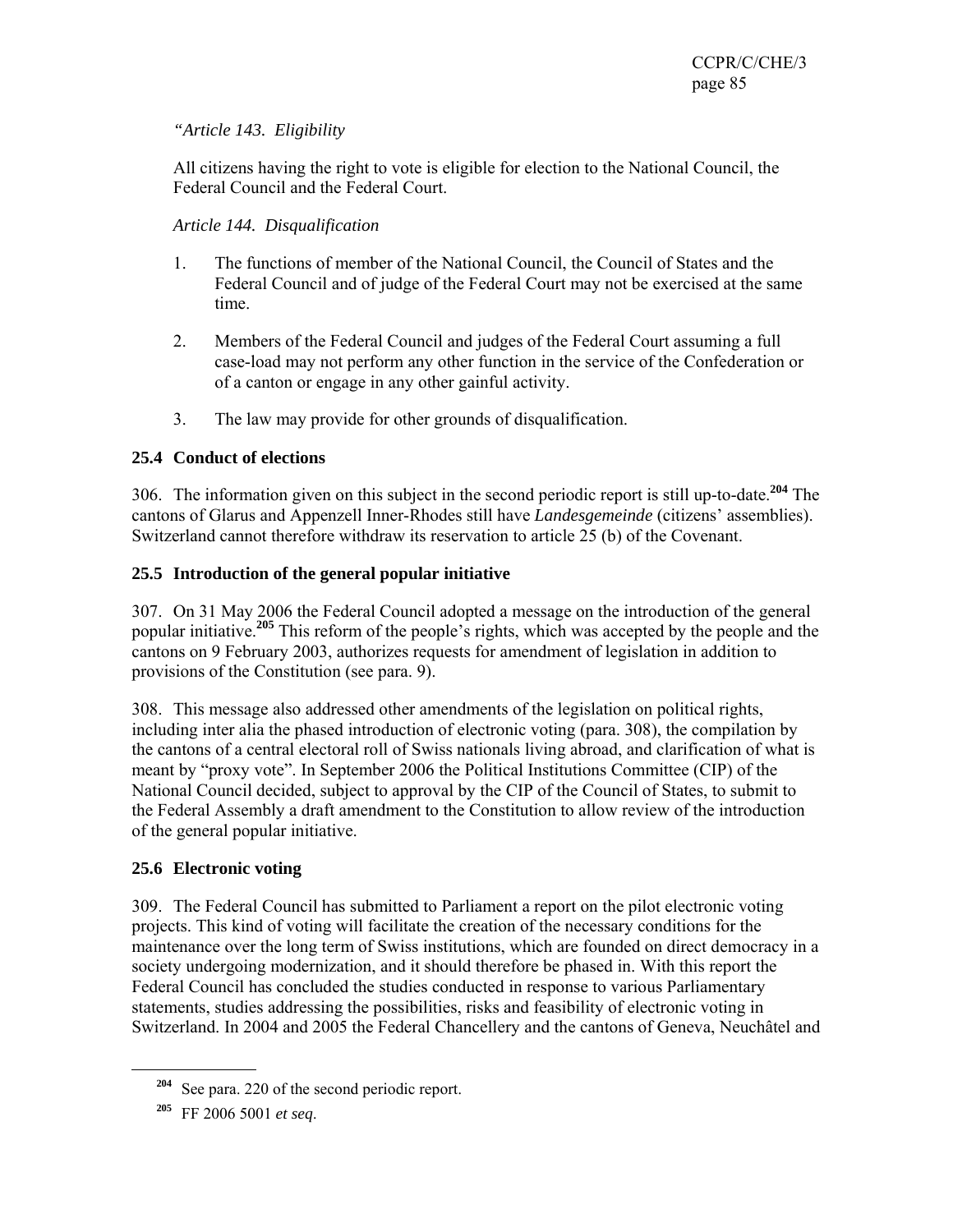*"Article 143. Eligibility*

All citizens having the right to vote is eligible for election to the National Council, the Federal Council and the Federal Court.

*Article 144. Disqualification*

1. The functions of member of the National Council, the Council of States and the Federal Council and of judge of the Federal Court may not be exercised at the same time.

2. Members of the Federal Council and judges of the Federal Court assuming a full case-load may not perform any other function in the service of the Confederation or of a canton or engage in any other gainful activity.

3. The law may provide for other grounds of disqualification.

### 25.4 Conduct of elections

306. The information given on this subject in the second periodic report is still up-to-date.[204] The cantons of Glarus and Appenzell Inner-Rhodes still have *Landesgemeinde* (citizens' assemblies). Switzerland cannot therefore withdraw its reservation to article 25 (b) of the Covenant.

### 25.5 Introduction of the general popular initiative

307. On 31 May 2006 the Federal Council adopted a message on the introduction of the general popular initiative.[205] This reform of the people's rights, which was accepted by the people and the cantons on 9 February 2003, authorizes requests for amendment of legislation in addition to provisions of the Constitution (see para. 9).

308. This message also addressed other amendments of the legislation on political rights, including inter alia the phased introduction of electronic voting (para. 308), the compilation by the cantons of a central electoral roll of Swiss nationals living abroad, and clarification of what is meant by "proxy vote". In September 2006 the Political Institutions Committee (CIP) of the National Council decided, subject to approval by the CIP of the Council of States, to submit to the Federal Assembly a draft amendment to the Constitution to allow review of the introduction of the general popular initiative.

### 25.6 Electronic voting

309. The Federal Council has submitted to Parliament a report on the pilot electronic voting projects. This kind of voting will facilitate the creation of the necessary conditions for the maintenance over the long term of Swiss institutions, which are founded on direct democracy in a society undergoing modernization, and it should therefore be phased in. With this report the Federal Council has concluded the studies conducted in response to various Parliamentary statements, studies addressing the possibilities, risks and feasibility of electronic voting in Switzerland. In 2004 and 2005 the Federal Chancellery and the cantons of Geneva, Neuchâtel and

---

[204] See para. 220 of the second periodic report.

[205] FF 2006 5001 *et seq*.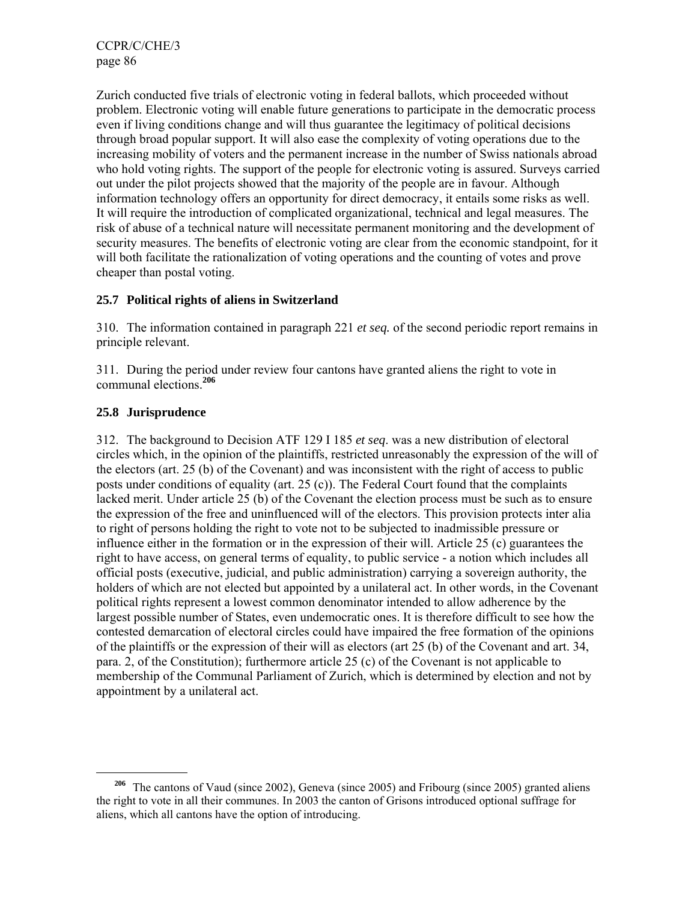Zurich conducted five trials of electronic voting in federal ballots, which proceeded without problem. Electronic voting will enable future generations to participate in the democratic process even if living conditions change and will thus guarantee the legitimacy of political decisions through broad popular support. It will also ease the complexity of voting operations due to the increasing mobility of voters and the permanent increase in the number of Swiss nationals abroad who hold voting rights. The support of the people for electronic voting is assured. Surveys carried out under the pilot projects showed that the majority of the people are in favour. Although information technology offers an opportunity for direct democracy, it entails some risks as well. It will require the introduction of complicated organizational, technical and legal measures. The risk of abuse of a technical nature will necessitate permanent monitoring and the development of security measures. The benefits of electronic voting are clear from the economic standpoint, for it will both facilitate the rationalization of voting operations and the counting of votes and prove cheaper than postal voting.

### 25.7 Political rights of aliens in Switzerland

310. The information contained in paragraph 221 *et seq.* of the second periodic report remains in principle relevant.

311. During the period under review four cantons have granted aliens the right to vote in communal elections.[206]

### 25.8 Jurisprudence

312. The background to Decision ATF 129 I 185 *et seq*. was a new distribution of electoral circles which, in the opinion of the plaintiffs, restricted unreasonably the expression of the will of the electors (art. 25 (b) of the Covenant) and was inconsistent with the right of access to public posts under conditions of equality (art. 25 (c)). The Federal Court found that the complaints lacked merit. Under article 25 (b) of the Covenant the election process must be such as to ensure the expression of the free and uninfluenced will of the electors. This provision protects inter alia to right of persons holding the right to vote not to be subjected to inadmissible pressure or influence either in the formation or in the expression of their will. Article 25 (c) guarantees the right to have access, on general terms of equality, to public service - a notion which includes all official posts (executive, judicial, and public administration) carrying a sovereign authority, the holders of which are not elected but appointed by a unilateral act. In other words, in the Covenant political rights represent a lowest common denominator intended to allow adherence by the largest possible number of States, even undemocratic ones. It is therefore difficult to see how the contested demarcation of electoral circles could have impaired the free formation of the opinions of the plaintiffs or the expression of their will as electors (art 25 (b) of the Covenant and art. 34, para. 2, of the Constitution); furthermore article 25 (c) of the Covenant is not applicable to membership of the Communal Parliament of Zurich, which is determined by election and not by appointment by a unilateral act.

---

[206] The cantons of Vaud (since 2002), Geneva (since 2005) and Fribourg (since 2005) granted aliens the right to vote in all their communes. In 2003 the canton of Grisons introduced optional suffrage for aliens, which all cantons have the option of introducing.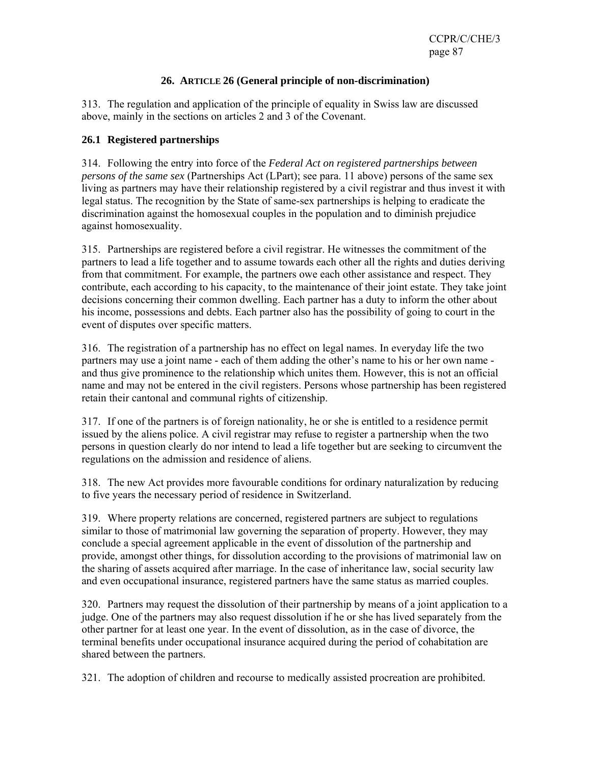## 26. ARTICLE 26 (General principle of non-discrimination)

313. The regulation and application of the principle of equality in Swiss law are discussed above, mainly in the sections on articles 2 and 3 of the Covenant.

### 26.1 Registered partnerships

314. Following the entry into force of the *Federal Act on registered partnerships between persons of the same sex* (Partnerships Act (LPart); see para. 11 above) persons of the same sex living as partners may have their relationship registered by a civil registrar and thus invest it with legal status. The recognition by the State of same-sex partnerships is helping to eradicate the discrimination against the homosexual couples in the population and to diminish prejudice against homosexuality.

315. Partnerships are registered before a civil registrar. He witnesses the commitment of the partners to lead a life together and to assume towards each other all the rights and duties deriving from that commitment. For example, the partners owe each other assistance and respect. They contribute, each according to his capacity, to the maintenance of their joint estate. They take joint decisions concerning their common dwelling. Each partner has a duty to inform the other about his income, possessions and debts. Each partner also has the possibility of going to court in the event of disputes over specific matters.

316. The registration of a partnership has no effect on legal names. In everyday life the two partners may use a joint name - each of them adding the other's name to his or her own name - and thus give prominence to the relationship which unites them. However, this is not an official name and may not be entered in the civil registers. Persons whose partnership has been registered retain their cantonal and communal rights of citizenship.

317. If one of the partners is of foreign nationality, he or she is entitled to a residence permit issued by the aliens police. A civil registrar may refuse to register a partnership when the two persons in question clearly do nor intend to lead a life together but are seeking to circumvent the regulations on the admission and residence of aliens.

318. The new Act provides more favourable conditions for ordinary naturalization by reducing to five years the necessary period of residence in Switzerland.

319. Where property relations are concerned, registered partners are subject to regulations similar to those of matrimonial law governing the separation of property. However, they may conclude a special agreement applicable in the event of dissolution of the partnership and provide, amongst other things, for dissolution according to the provisions of matrimonial law on the sharing of assets acquired after marriage. In the case of inheritance law, social security law and even occupational insurance, registered partners have the same status as married couples.

320. Partners may request the dissolution of their partnership by means of a joint application to a judge. One of the partners may also request dissolution if he or she has lived separately from the other partner for at least one year. In the event of dissolution, as in the case of divorce, the terminal benefits under occupational insurance acquired during the period of cohabitation are shared between the partners.

321. The adoption of children and recourse to medically assisted procreation are prohibited.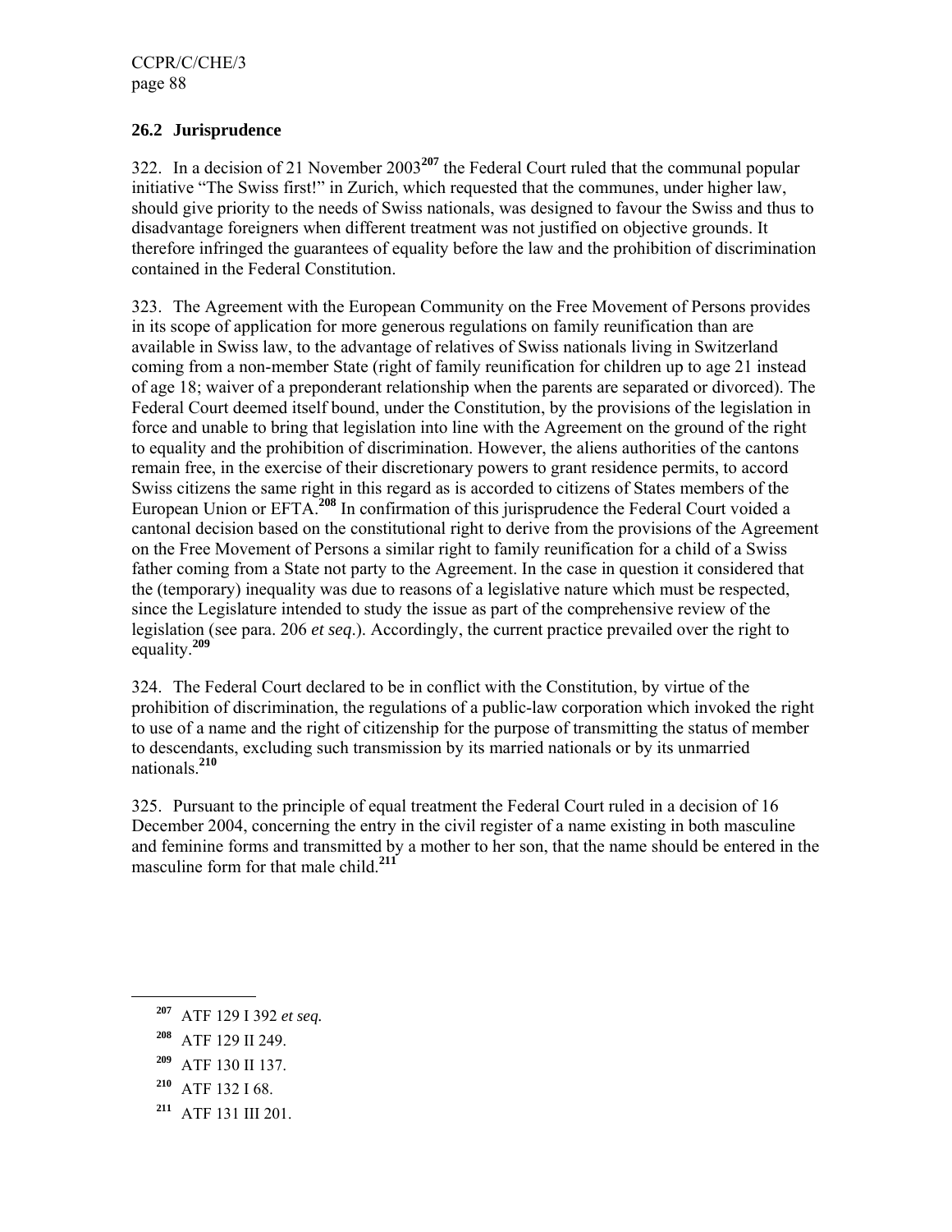## 26.2 Jurisprudence

322. In a decision of 21 November 2003[207] the Federal Court ruled that the communal popular initiative "The Swiss first!" in Zurich, which requested that the communes, under higher law, should give priority to the needs of Swiss nationals, was designed to favour the Swiss and thus to disadvantage foreigners when different treatment was not justified on objective grounds. It therefore infringed the guarantees of equality before the law and the prohibition of discrimination contained in the Federal Constitution.

323. The Agreement with the European Community on the Free Movement of Persons provides in its scope of application for more generous regulations on family reunification than are available in Swiss law, to the advantage of relatives of Swiss nationals living in Switzerland coming from a non-member State (right of family reunification for children up to age 21 instead of age 18; waiver of a preponderant relationship when the parents are separated or divorced). The Federal Court deemed itself bound, under the Constitution, by the provisions of the legislation in force and unable to bring that legislation into line with the Agreement on the ground of the right to equality and the prohibition of discrimination. However, the aliens authorities of the cantons remain free, in the exercise of their discretionary powers to grant residence permits, to accord Swiss citizens the same right in this regard as is accorded to citizens of States members of the European Union or EFTA.[208] In confirmation of this jurisprudence the Federal Court voided a cantonal decision based on the constitutional right to derive from the provisions of the Agreement on the Free Movement of Persons a similar right to family reunification for a child of a Swiss father coming from a State not party to the Agreement. In the case in question it considered that the (temporary) inequality was due to reasons of a legislative nature which must be respected, since the Legislature intended to study the issue as part of the comprehensive review of the legislation (see para. 206 *et seq.*). Accordingly, the current practice prevailed over the right to equality.[209]

324. The Federal Court declared to be in conflict with the Constitution, by virtue of the prohibition of discrimination, the regulations of a public-law corporation which invoked the right to use of a name and the right of citizenship for the purpose of transmitting the status of member to descendants, excluding such transmission by its married nationals or by its unmarried nationals.[210]

325. Pursuant to the principle of equal treatment the Federal Court ruled in a decision of 16 December 2004, concerning the entry in the civil register of a name existing in both masculine and feminine forms and transmitted by a mother to her son, that the name should be entered in the masculine form for that male child.[211]

---

[207] ATF 129 I 392 *et seq.*

[208] ATF 129 II 249.

[209] ATF 130 II 137.

[210] ATF 132 I 68.

[211] ATF 131 III 201.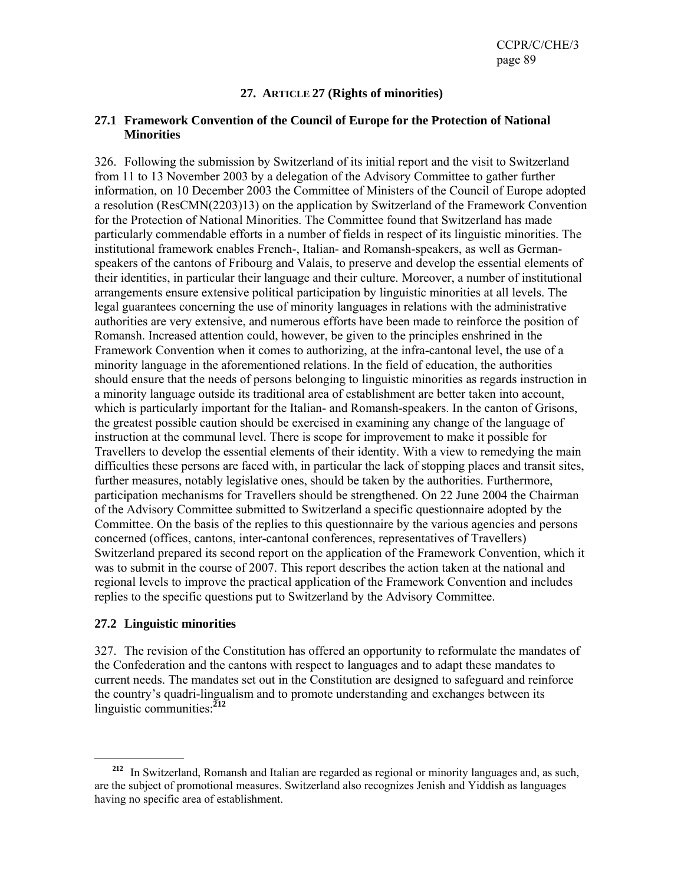## 27. ARTICLE 27 (Rights of minorities)

### 27.1 Framework Convention of the Council of Europe for the Protection of National Minorities

326. Following the submission by Switzerland of its initial report and the visit to Switzerland from 11 to 13 November 2003 by a delegation of the Advisory Committee to gather further information, on 10 December 2003 the Committee of Ministers of the Council of Europe adopted a resolution (ResCMN(2203)13) on the application by Switzerland of the Framework Convention for the Protection of National Minorities. The Committee found that Switzerland has made particularly commendable efforts in a number of fields in respect of its linguistic minorities. The institutional framework enables French-, Italian- and Romansh-speakers, as well as German-speakers of the cantons of Fribourg and Valais, to preserve and develop the essential elements of their identities, in particular their language and their culture. Moreover, a number of institutional arrangements ensure extensive political participation by linguistic minorities at all levels. The legal guarantees concerning the use of minority languages in relations with the administrative authorities are very extensive, and numerous efforts have been made to reinforce the position of Romansh. Increased attention could, however, be given to the principles enshrined in the Framework Convention when it comes to authorizing, at the infra-cantonal level, the use of a minority language in the aforementioned relations. In the field of education, the authorities should ensure that the needs of persons belonging to linguistic minorities as regards instruction in a minority language outside its traditional area of establishment are better taken into account, which is particularly important for the Italian- and Romansh-speakers. In the canton of Grisons, the greatest possible caution should be exercised in examining any change of the language of instruction at the communal level. There is scope for improvement to make it possible for Travellers to develop the essential elements of their identity. With a view to remedying the main difficulties these persons are faced with, in particular the lack of stopping places and transit sites, further measures, notably legislative ones, should be taken by the authorities. Furthermore, participation mechanisms for Travellers should be strengthened. On 22 June 2004 the Chairman of the Advisory Committee submitted to Switzerland a specific questionnaire adopted by the Committee. On the basis of the replies to this questionnaire by the various agencies and persons concerned (offices, cantons, inter-cantonal conferences, representatives of Travellers) Switzerland prepared its second report on the application of the Framework Convention, which it was to submit in the course of 2007. This report describes the action taken at the national and regional levels to improve the practical application of the Framework Convention and includes replies to the specific questions put to Switzerland by the Advisory Committee.

### 27.2 Linguistic minorities

327. The revision of the Constitution has offered an opportunity to reformulate the mandates of the Confederation and the cantons with respect to languages and to adapt these mandates to current needs. The mandates set out in the Constitution are designed to safeguard and reinforce the country's quadri-lingualism and to promote understanding and exchanges between its linguistic communities:[212]

---

[212] In Switzerland, Romansh and Italian are regarded as regional or minority languages and, as such, are the subject of promotional measures. Switzerland also recognizes Jenish and Yiddish as languages having no specific area of establishment.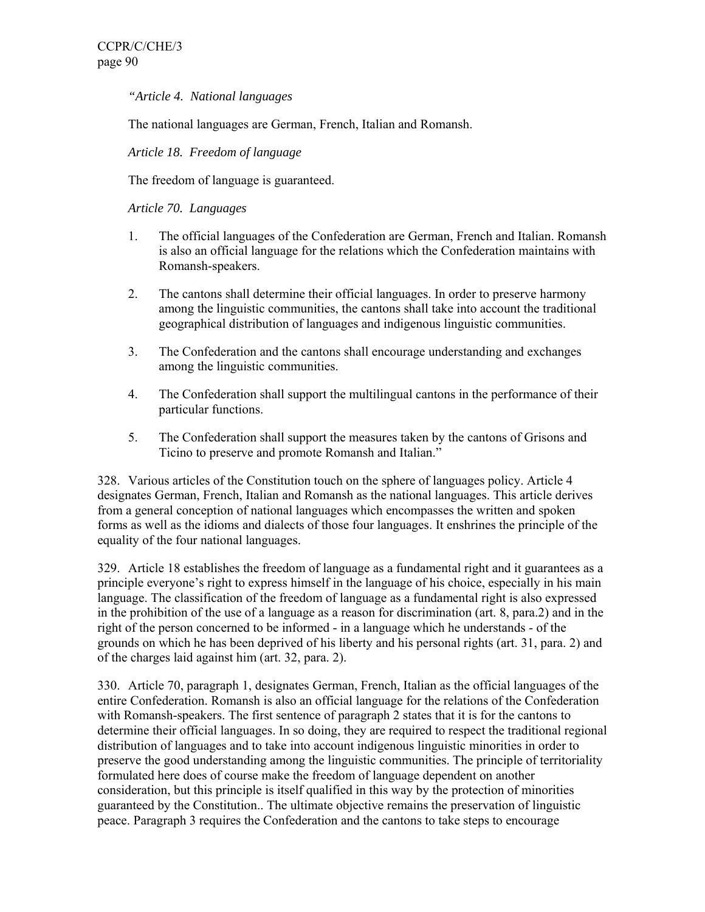*"Article 4. National languages*

The national languages are German, French, Italian and Romansh.

*Article 18. Freedom of language*

The freedom of language is guaranteed.

*Article 70. Languages*

1. The official languages of the Confederation are German, French and Italian. Romansh is also an official language for the relations which the Confederation maintains with Romansh-speakers.

2. The cantons shall determine their official languages. In order to preserve harmony among the linguistic communities, the cantons shall take into account the traditional geographical distribution of languages and indigenous linguistic communities.

3. The Confederation and the cantons shall encourage understanding and exchanges among the linguistic communities.

4. The Confederation shall support the multilingual cantons in the performance of their particular functions.

5. The Confederation shall support the measures taken by the cantons of Grisons and Ticino to preserve and promote Romansh and Italian."

328. Various articles of the Constitution touch on the sphere of languages policy. Article 4 designates German, French, Italian and Romansh as the national languages. This article derives from a general conception of national languages which encompasses the written and spoken forms as well as the idioms and dialects of those four languages. It enshrines the principle of the equality of the four national languages.

329. Article 18 establishes the freedom of language as a fundamental right and it guarantees as a principle everyone's right to express himself in the language of his choice, especially in his main language. The classification of the freedom of language as a fundamental right is also expressed in the prohibition of the use of a language as a reason for discrimination (art. 8, para.2) and in the right of the person concerned to be informed - in a language which he understands - of the grounds on which he has been deprived of his liberty and his personal rights (art. 31, para. 2) and of the charges laid against him (art. 32, para. 2).

330. Article 70, paragraph 1, designates German, French, Italian as the official languages of the entire Confederation. Romansh is also an official language for the relations of the Confederation with Romansh-speakers. The first sentence of paragraph 2 states that it is for the cantons to determine their official languages. In so doing, they are required to respect the traditional regional distribution of languages and to take into account indigenous linguistic minorities in order to preserve the good understanding among the linguistic communities. The principle of territoriality formulated here does of course make the freedom of language dependent on another consideration, but this principle is itself qualified in this way by the protection of minorities guaranteed by the Constitution.. The ultimate objective remains the preservation of linguistic peace. Paragraph 3 requires the Confederation and the cantons to take steps to encourage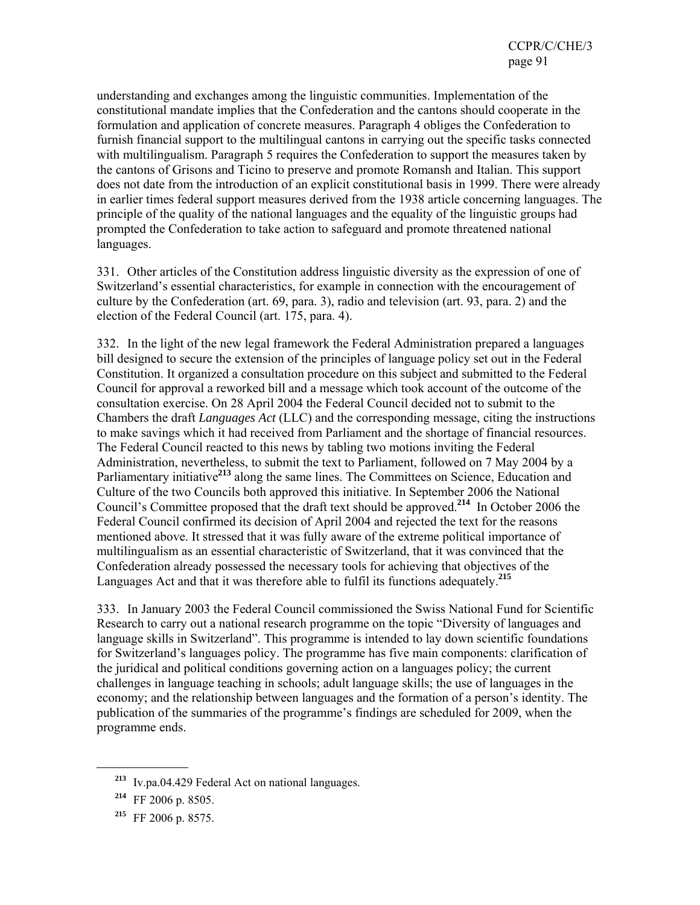understanding and exchanges among the linguistic communities. Implementation of the constitutional mandate implies that the Confederation and the cantons should cooperate in the formulation and application of concrete measures. Paragraph 4 obliges the Confederation to furnish financial support to the multilingual cantons in carrying out the specific tasks connected with multilingualism. Paragraph 5 requires the Confederation to support the measures taken by the cantons of Grisons and Ticino to preserve and promote Romansh and Italian. This support does not date from the introduction of an explicit constitutional basis in 1999. There were already in earlier times federal support measures derived from the 1938 article concerning languages. The principle of the quality of the national languages and the equality of the linguistic groups had prompted the Confederation to take action to safeguard and promote threatened national languages.

331. Other articles of the Constitution address linguistic diversity as the expression of one of Switzerland's essential characteristics, for example in connection with the encouragement of culture by the Confederation (art. 69, para. 3), radio and television (art. 93, para. 2) and the election of the Federal Council (art. 175, para. 4).

332. In the light of the new legal framework the Federal Administration prepared a languages bill designed to secure the extension of the principles of language policy set out in the Federal Constitution. It organized a consultation procedure on this subject and submitted to the Federal Council for approval a reworked bill and a message which took account of the outcome of the consultation exercise. On 28 April 2004 the Federal Council decided not to submit to the Chambers the draft *Languages Act* (LLC) and the corresponding message, citing the instructions to make savings which it had received from Parliament and the shortage of financial resources. The Federal Council reacted to this news by tabling two motions inviting the Federal Administration, nevertheless, to submit the text to Parliament, followed on 7 May 2004 by a Parliamentary initiative[213] along the same lines. The Committees on Science, Education and Culture of the two Councils both approved this initiative. In September 2006 the National Council's Committee proposed that the draft text should be approved.[214] In October 2006 the Federal Council confirmed its decision of April 2004 and rejected the text for the reasons mentioned above. It stressed that it was fully aware of the extreme political importance of multilingualism as an essential characteristic of Switzerland, that it was convinced that the Confederation already possessed the necessary tools for achieving that objectives of the Languages Act and that it was therefore able to fulfil its functions adequately.[215]

333. In January 2003 the Federal Council commissioned the Swiss National Fund for Scientific Research to carry out a national research programme on the topic "Diversity of languages and language skills in Switzerland". This programme is intended to lay down scientific foundations for Switzerland's languages policy. The programme has five main components: clarification of the juridical and political conditions governing action on a languages policy; the current challenges in language teaching in schools; adult language skills; the use of languages in the economy; and the relationship between languages and the formation of a person's identity. The publication of the summaries of the programme's findings are scheduled for 2009, when the programme ends.

---

[213] Iv.pa.04.429 Federal Act on national languages.

[214] FF 2006 p. 8505.

[215] FF 2006 p. 8575.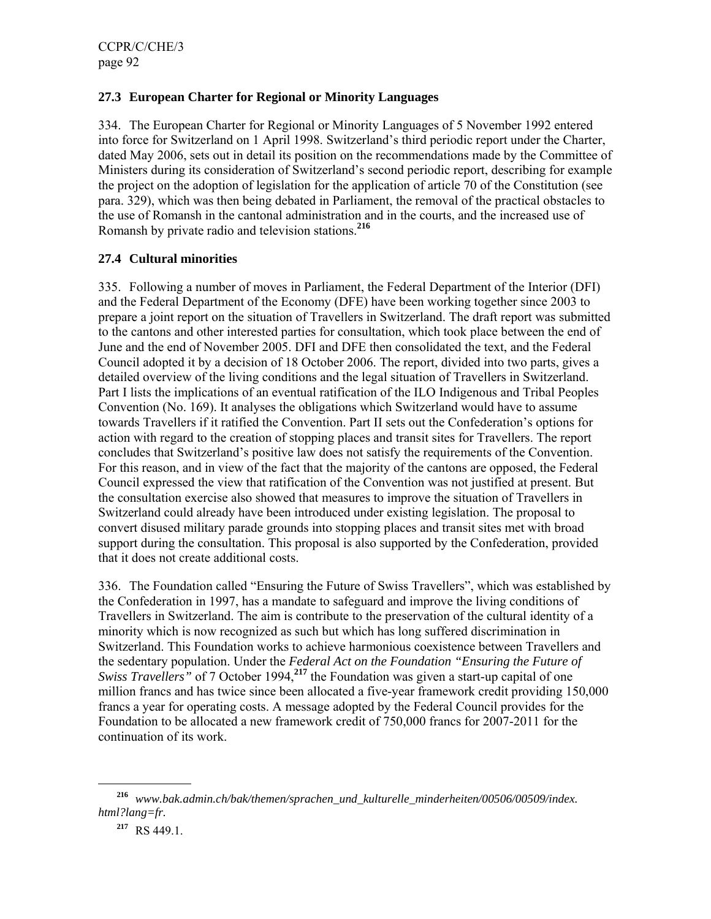### 27.3 European Charter for Regional or Minority Languages

334. The European Charter for Regional or Minority Languages of 5 November 1992 entered into force for Switzerland on 1 April 1998. Switzerland's third periodic report under the Charter, dated May 2006, sets out in detail its position on the recommendations made by the Committee of Ministers during its consideration of Switzerland's second periodic report, describing for example the project on the adoption of legislation for the application of article 70 of the Constitution (see para. 329), which was then being debated in Parliament, the removal of the practical obstacles to the use of Romansh in the cantonal administration and in the courts, and the increased use of Romansh by private radio and television stations.[216]

### 27.4 Cultural minorities

335. Following a number of moves in Parliament, the Federal Department of the Interior (DFI) and the Federal Department of the Economy (DFE) have been working together since 2003 to prepare a joint report on the situation of Travellers in Switzerland. The draft report was submitted to the cantons and other interested parties for consultation, which took place between the end of June and the end of November 2005. DFI and DFE then consolidated the text, and the Federal Council adopted it by a decision of 18 October 2006. The report, divided into two parts, gives a detailed overview of the living conditions and the legal situation of Travellers in Switzerland. Part I lists the implications of an eventual ratification of the ILO Indigenous and Tribal Peoples Convention (No. 169). It analyses the obligations which Switzerland would have to assume towards Travellers if it ratified the Convention. Part II sets out the Confederation's options for action with regard to the creation of stopping places and transit sites for Travellers. The report concludes that Switzerland's positive law does not satisfy the requirements of the Convention. For this reason, and in view of the fact that the majority of the cantons are opposed, the Federal Council expressed the view that ratification of the Convention was not justified at present. But the consultation exercise also showed that measures to improve the situation of Travellers in Switzerland could already have been introduced under existing legislation. The proposal to convert disused military parade grounds into stopping places and transit sites met with broad support during the consultation. This proposal is also supported by the Confederation, provided that it does not create additional costs.

336. The Foundation called "Ensuring the Future of Swiss Travellers", which was established by the Confederation in 1997, has a mandate to safeguard and improve the living conditions of Travellers in Switzerland. The aim is contribute to the preservation of the cultural identity of a minority which is now recognized as such but which has long suffered discrimination in Switzerland. This Foundation works to achieve harmonious coexistence between Travellers and the sedentary population. Under the *Federal Act on the Foundation "Ensuring the Future of Swiss Travellers"* of 7 October 1994,[217] the Foundation was given a start-up capital of one million francs and has twice since been allocated a five-year framework credit providing 150,000 francs a year for operating costs. A message adopted by the Federal Council provides for the Foundation to be allocated a new framework credit of 750,000 francs for 2007-2011 for the continuation of its work.

---

[216] *www.bak.admin.ch/bak/themen/sprachen_und_kulturelle_minderheiten/00506/00509/index.html?lang=fr.*

[217] RS 449.1.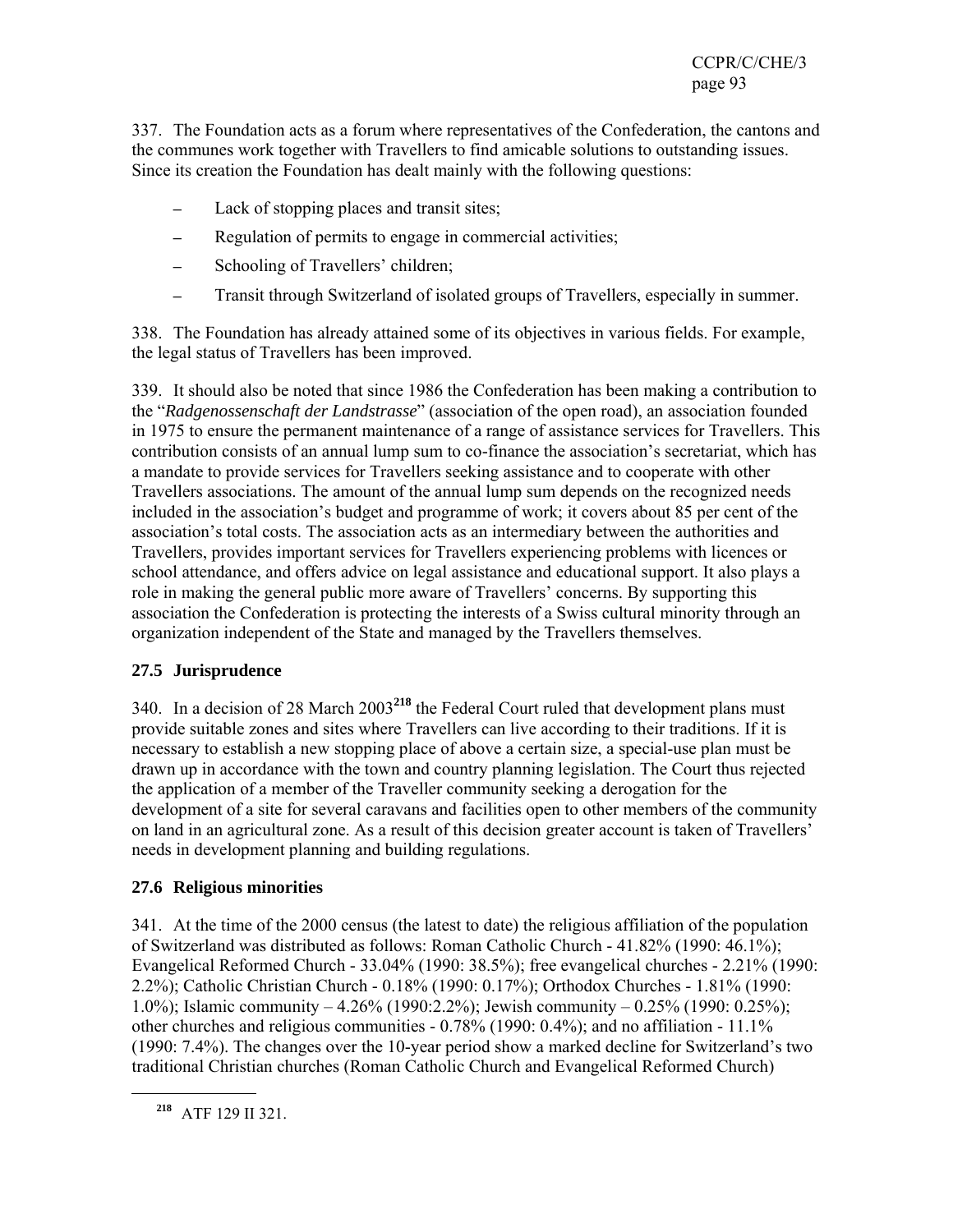337. The Foundation acts as a forum where representatives of the Confederation, the cantons and the communes work together with Travellers to find amicable solutions to outstanding issues. Since its creation the Foundation has dealt mainly with the following questions:

- Lack of stopping places and transit sites;
- Regulation of permits to engage in commercial activities;
- Schooling of Travellers' children;
- Transit through Switzerland of isolated groups of Travellers, especially in summer.

338. The Foundation has already attained some of its objectives in various fields. For example, the legal status of Travellers has been improved.

339. It should also be noted that since 1986 the Confederation has been making a contribution to the "*Radgenossenschaft der Landstrasse*" (association of the open road), an association founded in 1975 to ensure the permanent maintenance of a range of assistance services for Travellers. This contribution consists of an annual lump sum to co-finance the association's secretariat, which has a mandate to provide services for Travellers seeking assistance and to cooperate with other Travellers associations. The amount of the annual lump sum depends on the recognized needs included in the association's budget and programme of work; it covers about 85 per cent of the association's total costs. The association acts as an intermediary between the authorities and Travellers, provides important services for Travellers experiencing problems with licences or school attendance, and offers advice on legal assistance and educational support. It also plays a role in making the general public more aware of Travellers' concerns. By supporting this association the Confederation is protecting the interests of a Swiss cultural minority through an organization independent of the State and managed by the Travellers themselves.

### 27.5 Jurisprudence

340. In a decision of 28 March 2003[218] the Federal Court ruled that development plans must provide suitable zones and sites where Travellers can live according to their traditions. If it is necessary to establish a new stopping place of above a certain size, a special-use plan must be drawn up in accordance with the town and country planning legislation. The Court thus rejected the application of a member of the Traveller community seeking a derogation for the development of a site for several caravans and facilities open to other members of the community on land in an agricultural zone. As a result of this decision greater account is taken of Travellers' needs in development planning and building regulations.

### 27.6 Religious minorities

341. At the time of the 2000 census (the latest to date) the religious affiliation of the population of Switzerland was distributed as follows: Roman Catholic Church - 41.82% (1990: 46.1%); Evangelical Reformed Church - 33.04% (1990: 38.5%); free evangelical churches - 2.21% (1990: 2.2%); Catholic Christian Church - 0.18% (1990: 0.17%); Orthodox Churches - 1.81% (1990: 1.0%); Islamic community – 4.26% (1990:2.2%); Jewish community – 0.25% (1990: 0.25%); other churches and religious communities - 0.78% (1990: 0.4%); and no affiliation - 11.1% (1990: 7.4%). The changes over the 10-year period show a marked decline for Switzerland's two traditional Christian churches (Roman Catholic Church and Evangelical Reformed Church)

---

[218] ATF 129 II 321.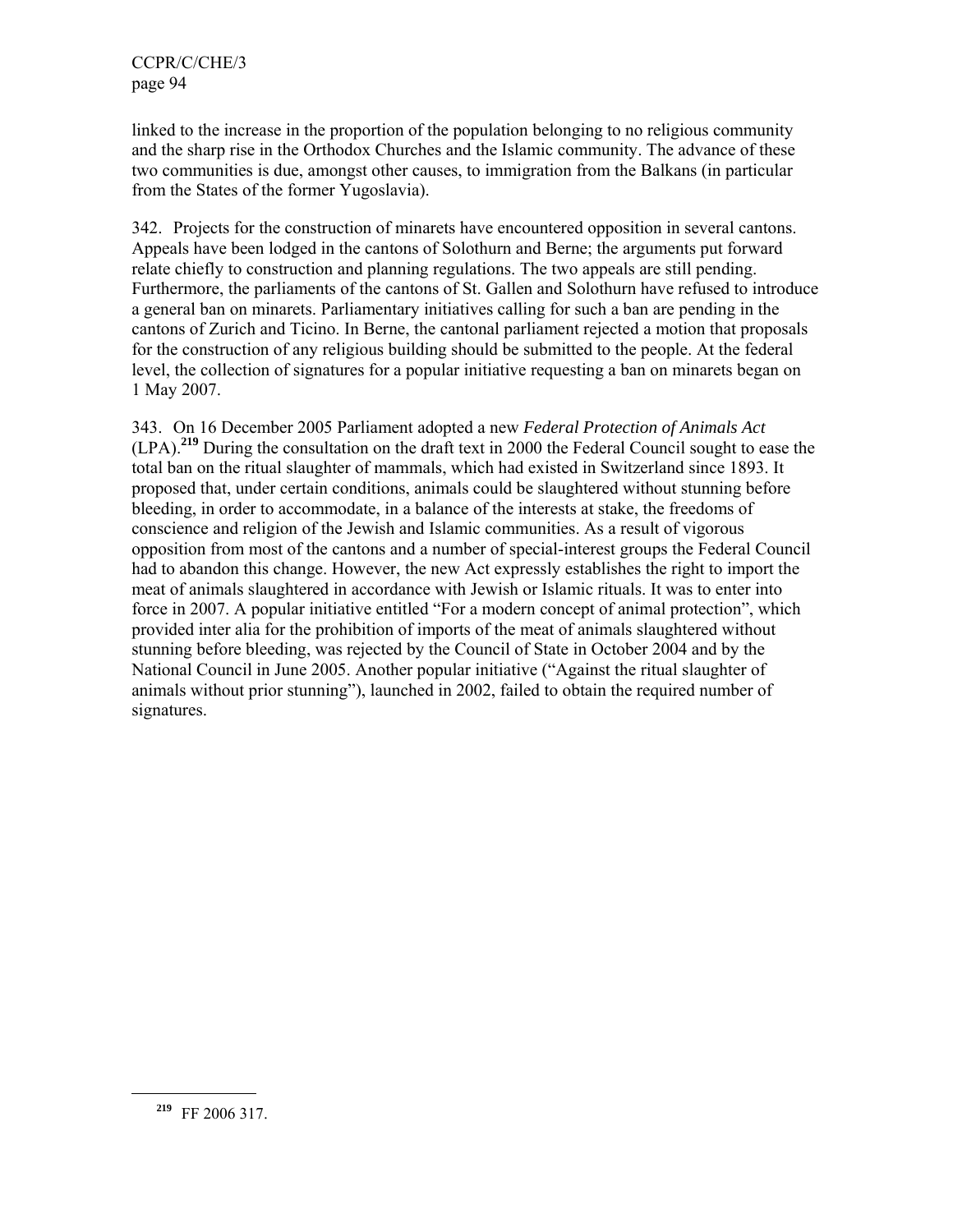linked to the increase in the proportion of the population belonging to no religious community and the sharp rise in the Orthodox Churches and the Islamic community. The advance of these two communities is due, amongst other causes, to immigration from the Balkans (in particular from the States of the former Yugoslavia).

342. Projects for the construction of minarets have encountered opposition in several cantons. Appeals have been lodged in the cantons of Solothurn and Berne; the arguments put forward relate chiefly to construction and planning regulations. The two appeals are still pending. Furthermore, the parliaments of the cantons of St. Gallen and Solothurn have refused to introduce a general ban on minarets. Parliamentary initiatives calling for such a ban are pending in the cantons of Zurich and Ticino. In Berne, the cantonal parliament rejected a motion that proposals for the construction of any religious building should be submitted to the people. At the federal level, the collection of signatures for a popular initiative requesting a ban on minarets began on 1 May 2007.

343. On 16 December 2005 Parliament adopted a new *Federal Protection of Animals Act* (LPA).[219] During the consultation on the draft text in 2000 the Federal Council sought to ease the total ban on the ritual slaughter of mammals, which had existed in Switzerland since 1893. It proposed that, under certain conditions, animals could be slaughtered without stunning before bleeding, in order to accommodate, in a balance of the interests at stake, the freedoms of conscience and religion of the Jewish and Islamic communities. As a result of vigorous opposition from most of the cantons and a number of special-interest groups the Federal Council had to abandon this change. However, the new Act expressly establishes the right to import the meat of animals slaughtered in accordance with Jewish or Islamic rituals. It was to enter into force in 2007. A popular initiative entitled "For a modern concept of animal protection", which provided inter alia for the prohibition of imports of the meat of animals slaughtered without stunning before bleeding, was rejected by the Council of State in October 2004 and by the National Council in June 2005. Another popular initiative ("Against the ritual slaughter of animals without prior stunning"), launched in 2002, failed to obtain the required number of signatures.

---

[219] FF 2006 317.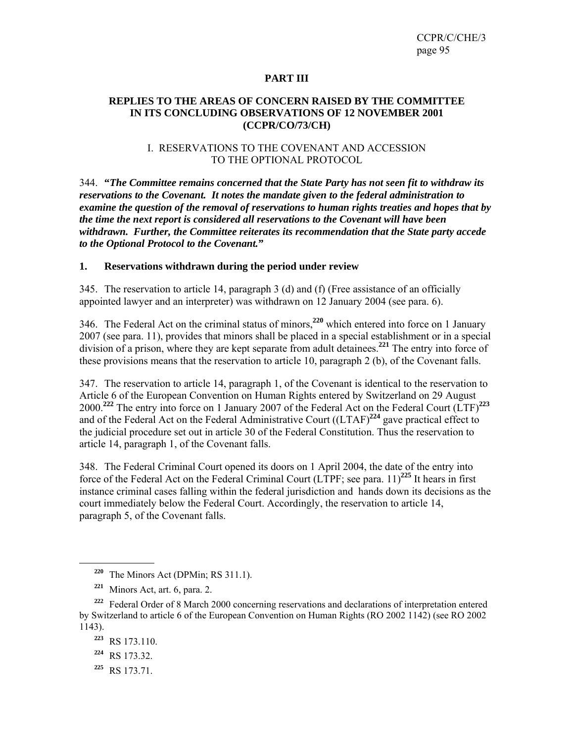## PART III

## REPLIES TO THE AREAS OF CONCERN RAISED BY THE COMMITTEE IN ITS CONCLUDING OBSERVATIONS OF 12 NOVEMBER 2001 (CCPR/CO/73/CH)

### I. RESERVATIONS TO THE COVENANT AND ACCESSION TO THE OPTIONAL PROTOCOL

344. ***"The Committee remains concerned that the State Party has not seen fit to withdraw its reservations to the Covenant. It notes the mandate given to the federal administration to examine the question of the removal of reservations to human rights treaties and hopes that by the time the next report is considered all reservations to the Covenant will have been withdrawn. Further, the Committee reiterates its recommendation that the State party accede to the Optional Protocol to the Covenant."***

#### 1. Reservations withdrawn during the period under review

345. The reservation to article 14, paragraph 3 (d) and (f) (Free assistance of an officially appointed lawyer and an interpreter) was withdrawn on 12 January 2004 (see para. 6).

346. The Federal Act on the criminal status of minors,[220] which entered into force on 1 January 2007 (see para. 11), provides that minors shall be placed in a special establishment or in a special division of a prison, where they are kept separate from adult detainees.[221] The entry into force of these provisions means that the reservation to article 10, paragraph 2 (b), of the Covenant falls.

347. The reservation to article 14, paragraph 1, of the Covenant is identical to the reservation to Article 6 of the European Convention on Human Rights entered by Switzerland on 29 August 2000.[222] The entry into force on 1 January 2007 of the Federal Act on the Federal Court (LTF)[223] and of the Federal Act on the Federal Administrative Court ((LTAF)[224] gave practical effect to the judicial procedure set out in article 30 of the Federal Constitution. Thus the reservation to article 14, paragraph 1, of the Covenant falls.

348. The Federal Criminal Court opened its doors on 1 April 2004, the date of the entry into force of the Federal Act on the Federal Criminal Court (LTPF; see para. 11)[225] It hears in first instance criminal cases falling within the federal jurisdiction and hands down its decisions as the court immediately below the Federal Court. Accordingly, the reservation to article 14, paragraph 5, of the Covenant falls.

---

[220] The Minors Act (DPMin; RS 311.1).

[221] Minors Act, art. 6, para. 2.

[222] Federal Order of 8 March 2000 concerning reservations and declarations of interpretation entered by Switzerland to article 6 of the European Convention on Human Rights (RO 2002 1142) (see RO 2002 1143).

[223] RS 173.110.

[224] RS 173.32.

[225] RS 173.71.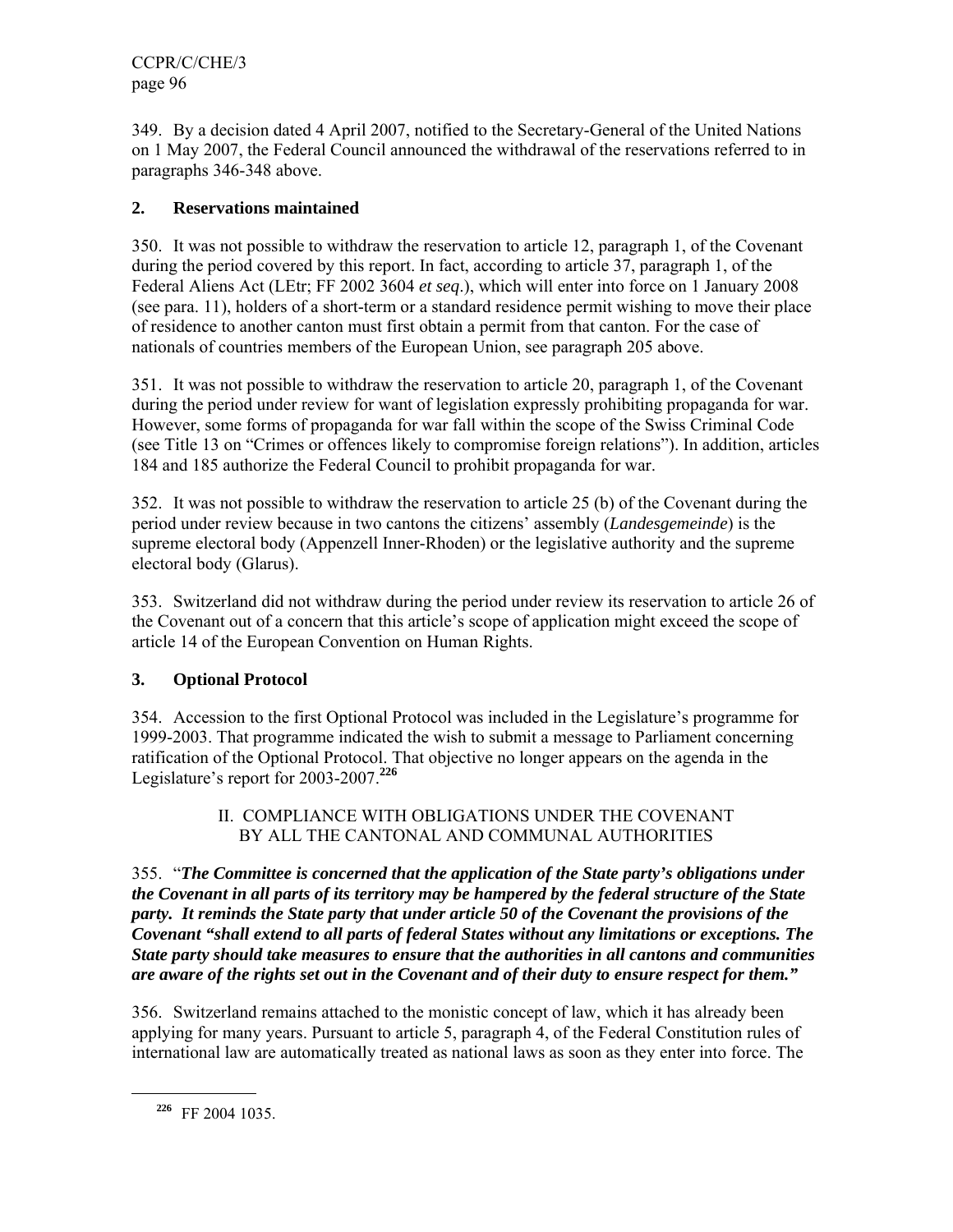349. By a decision dated 4 April 2007, notified to the Secretary-General of the United Nations on 1 May 2007, the Federal Council announced the withdrawal of the reservations referred to in paragraphs 346-348 above.

## 2. Reservations maintained

350. It was not possible to withdraw the reservation to article 12, paragraph 1, of the Covenant during the period covered by this report. In fact, according to article 37, paragraph 1, of the Federal Aliens Act (LEtr; FF 2002 3604 *et seq*.), which will enter into force on 1 January 2008 (see para. 11), holders of a short-term or a standard residence permit wishing to move their place of residence to another canton must first obtain a permit from that canton. For the case of nationals of countries members of the European Union, see paragraph 205 above.

351. It was not possible to withdraw the reservation to article 20, paragraph 1, of the Covenant during the period under review for want of legislation expressly prohibiting propaganda for war. However, some forms of propaganda for war fall within the scope of the Swiss Criminal Code (see Title 13 on "Crimes or offences likely to compromise foreign relations"). In addition, articles 184 and 185 authorize the Federal Council to prohibit propaganda for war.

352. It was not possible to withdraw the reservation to article 25 (b) of the Covenant during the period under review because in two cantons the citizens' assembly (*Landesgemeinde*) is the supreme electoral body (Appenzell Inner-Rhoden) or the legislative authority and the supreme electoral body (Glarus).

353. Switzerland did not withdraw during the period under review its reservation to article 26 of the Covenant out of a concern that this article's scope of application might exceed the scope of article 14 of the European Convention on Human Rights.

## 3. Optional Protocol

354. Accession to the first Optional Protocol was included in the Legislature's programme for 1999-2003. That programme indicated the wish to submit a message to Parliament concerning ratification of the Optional Protocol. That objective no longer appears on the agenda in the Legislature's report for 2003-2007.[226]

# II. COMPLIANCE WITH OBLIGATIONS UNDER THE COVENANT BY ALL THE CANTONAL AND COMMUNAL AUTHORITIES

355. "***The Committee is concerned that the application of the State party's obligations under the Covenant in all parts of its territory may be hampered by the federal structure of the State party. It reminds the State party that under article 50 of the Covenant the provisions of the Covenant "shall extend to all parts of federal States without any limitations or exceptions. The State party should take measures to ensure that the authorities in all cantons and communities are aware of the rights set out in the Covenant and of their duty to ensure respect for them."***

356. Switzerland remains attached to the monistic concept of law, which it has already been applying for many years. Pursuant to article 5, paragraph 4, of the Federal Constitution rules of international law are automatically treated as national laws as soon as they enter into force. The

---

[226] FF 2004 1035.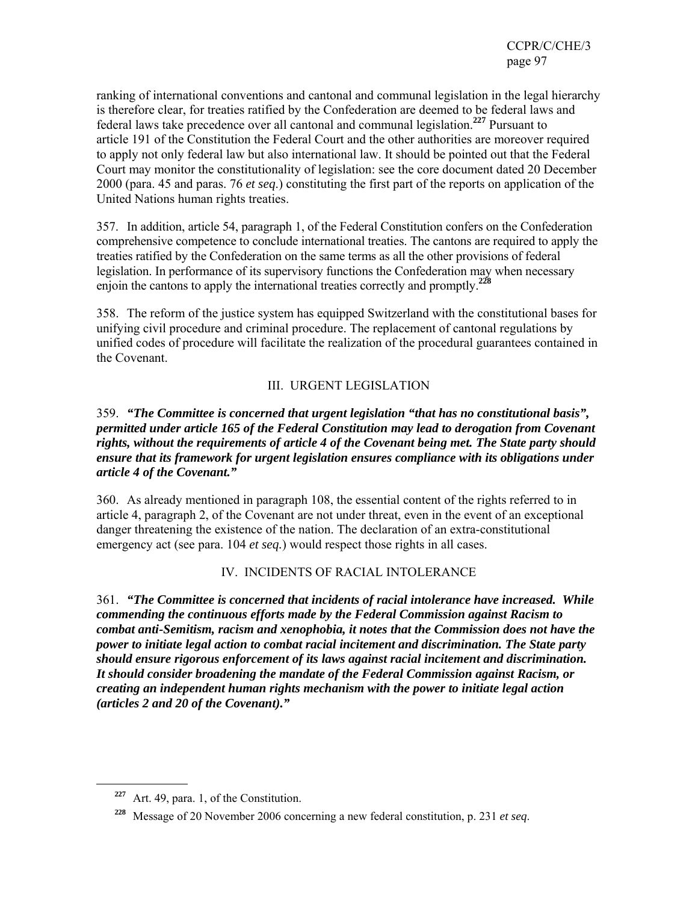ranking of international conventions and cantonal and communal legislation in the legal hierarchy is therefore clear, for treaties ratified by the Confederation are deemed to be federal laws and federal laws take precedence over all cantonal and communal legislation.[227] Pursuant to article 191 of the Constitution the Federal Court and the other authorities are moreover required to apply not only federal law but also international law. It should be pointed out that the Federal Court may monitor the constitutionality of legislation: see the core document dated 20 December 2000 (para. 45 and paras. 76 *et seq.*) constituting the first part of the reports on application of the United Nations human rights treaties.

357. In addition, article 54, paragraph 1, of the Federal Constitution confers on the Confederation comprehensive competence to conclude international treaties. The cantons are required to apply the treaties ratified by the Confederation on the same terms as all the other provisions of federal legislation. In performance of its supervisory functions the Confederation may when necessary enjoin the cantons to apply the international treaties correctly and promptly.[228]

358. The reform of the justice system has equipped Switzerland with the constitutional bases for unifying civil procedure and criminal procedure. The replacement of cantonal regulations by unified codes of procedure will facilitate the realization of the procedural guarantees contained in the Covenant.

## III. URGENT LEGISLATION

359. ***"The Committee is concerned that urgent legislation "that has no constitutional basis", permitted under article 165 of the Federal Constitution may lead to derogation from Covenant rights, without the requirements of article 4 of the Covenant being met. The State party should ensure that its framework for urgent legislation ensures compliance with its obligations under article 4 of the Covenant."***

360. As already mentioned in paragraph 108, the essential content of the rights referred to in article 4, paragraph 2, of the Covenant are not under threat, even in the event of an exceptional danger threatening the existence of the nation. The declaration of an extra-constitutional emergency act (see para. 104 *et seq.*) would respect those rights in all cases.

## IV. INCIDENTS OF RACIAL INTOLERANCE

361. ***"The Committee is concerned that incidents of racial intolerance have increased. While commending the continuous efforts made by the Federal Commission against Racism to combat anti-Semitism, racism and xenophobia, it notes that the Commission does not have the power to initiate legal action to combat racial incitement and discrimination. The State party should ensure rigorous enforcement of its laws against racial incitement and discrimination. It should consider broadening the mandate of the Federal Commission against Racism, or creating an independent human rights mechanism with the power to initiate legal action (articles 2 and 20 of the Covenant)."***

---

[227] Art. 49, para. 1, of the Constitution.

[228] Message of 20 November 2006 concerning a new federal constitution, p. 231 *et seq*.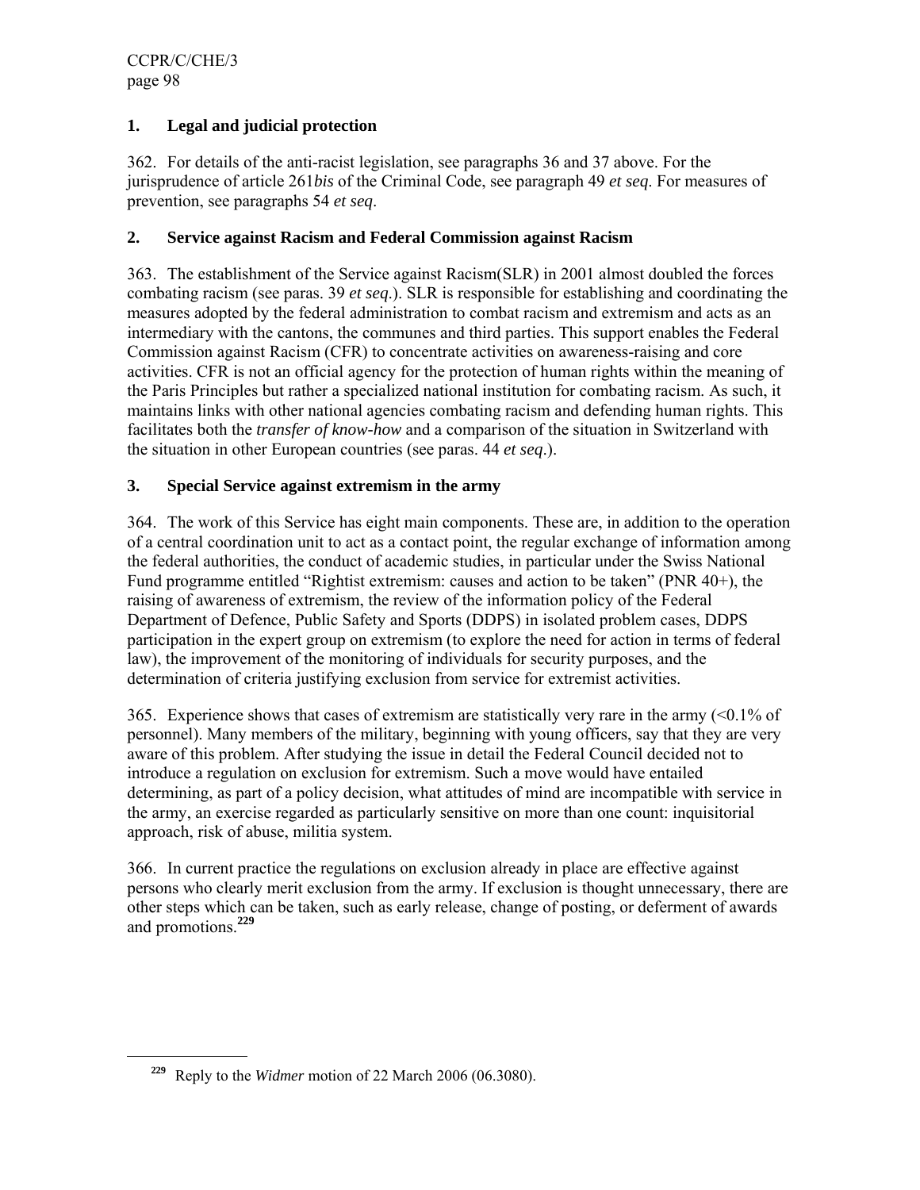## 1. Legal and judicial protection

362. For details of the anti-racist legislation, see paragraphs 36 and 37 above. For the jurisprudence of article 261*bis* of the Criminal Code, see paragraph 49 *et seq*. For measures of prevention, see paragraphs 54 *et seq*.

## 2. Service against Racism and Federal Commission against Racism

363. The establishment of the Service against Racism(SLR) in 2001 almost doubled the forces combating racism (see paras. 39 *et seq*.). SLR is responsible for establishing and coordinating the measures adopted by the federal administration to combat racism and extremism and acts as an intermediary with the cantons, the communes and third parties. This support enables the Federal Commission against Racism (CFR) to concentrate activities on awareness-raising and core activities. CFR is not an official agency for the protection of human rights within the meaning of the Paris Principles but rather a specialized national institution for combating racism. As such, it maintains links with other national agencies combating racism and defending human rights. This facilitates both the *transfer of know-how* and a comparison of the situation in Switzerland with the situation in other European countries (see paras. 44 *et seq*.).

## 3. Special Service against extremism in the army

364. The work of this Service has eight main components. These are, in addition to the operation of a central coordination unit to act as a contact point, the regular exchange of information among the federal authorities, the conduct of academic studies, in particular under the Swiss National Fund programme entitled "Rightist extremism: causes and action to be taken" (PNR 40+), the raising of awareness of extremism, the review of the information policy of the Federal Department of Defence, Public Safety and Sports (DDPS) in isolated problem cases, DDPS participation in the expert group on extremism (to explore the need for action in terms of federal law), the improvement of the monitoring of individuals for security purposes, and the determination of criteria justifying exclusion from service for extremist activities.

365. Experience shows that cases of extremism are statistically very rare in the army (<0.1% of personnel). Many members of the military, beginning with young officers, say that they are very aware of this problem. After studying the issue in detail the Federal Council decided not to introduce a regulation on exclusion for extremism. Such a move would have entailed determining, as part of a policy decision, what attitudes of mind are incompatible with service in the army, an exercise regarded as particularly sensitive on more than one count: inquisitorial approach, risk of abuse, militia system.

366. In current practice the regulations on exclusion already in place are effective against persons who clearly merit exclusion from the army. If exclusion is thought unnecessary, there are other steps which can be taken, such as early release, change of posting, or deferment of awards and promotions.[229]

---

[229] Reply to the *Widmer* motion of 22 March 2006 (06.3080).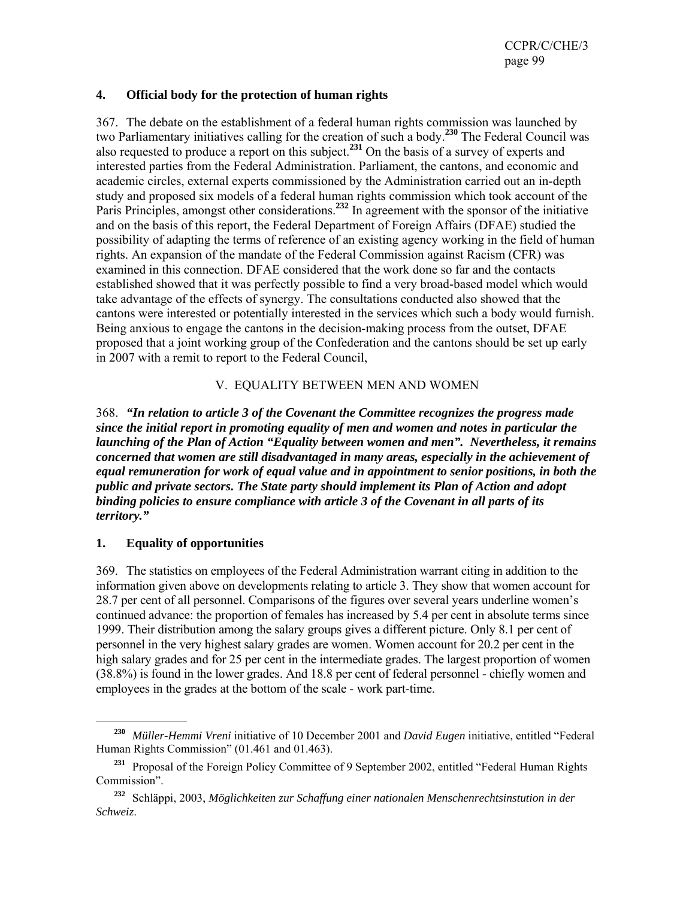## 4. Official body for the protection of human rights

367. The debate on the establishment of a federal human rights commission was launched by two Parliamentary initiatives calling for the creation of such a body.[230] The Federal Council was also requested to produce a report on this subject.[231] On the basis of a survey of experts and interested parties from the Federal Administration. Parliament, the cantons, and economic and academic circles, external experts commissioned by the Administration carried out an in-depth study and proposed six models of a federal human rights commission which took account of the Paris Principles, amongst other considerations.[232] In agreement with the sponsor of the initiative and on the basis of this report, the Federal Department of Foreign Affairs (DFAE) studied the possibility of adapting the terms of reference of an existing agency working in the field of human rights. An expansion of the mandate of the Federal Commission against Racism (CFR) was examined in this connection. DFAE considered that the work done so far and the contacts established showed that it was perfectly possible to find a very broad-based model which would take advantage of the effects of synergy. The consultations conducted also showed that the cantons were interested or potentially interested in the services which such a body would furnish. Being anxious to engage the cantons in the decision-making process from the outset, DFAE proposed that a joint working group of the Confederation and the cantons should be set up early in 2007 with a remit to report to the Federal Council,

# V. EQUALITY BETWEEN MEN AND WOMEN

368. ***"In relation to article 3 of the Covenant the Committee recognizes the progress made since the initial report in promoting equality of men and women and notes in particular the launching of the Plan of Action "Equality between women and men". Nevertheless, it remains concerned that women are still disadvantaged in many areas, especially in the achievement of equal remuneration for work of equal value and in appointment to senior positions, in both the public and private sectors. The State party should implement its Plan of Action and adopt binding policies to ensure compliance with article 3 of the Covenant in all parts of its territory."***

## 1. Equality of opportunities

369. The statistics on employees of the Federal Administration warrant citing in addition to the information given above on developments relating to article 3. They show that women account for 28.7 per cent of all personnel. Comparisons of the figures over several years underline women's continued advance: the proportion of females has increased by 5.4 per cent in absolute terms since 1999. Their distribution among the salary groups gives a different picture. Only 8.1 per cent of personnel in the very highest salary grades are women. Women account for 20.2 per cent in the high salary grades and for 25 per cent in the intermediate grades. The largest proportion of women (38.8%) is found in the lower grades. And 18.8 per cent of federal personnel - chiefly women and employees in the grades at the bottom of the scale - work part-time.

---

[230] *Müller-Hemmi Vreni* initiative of 10 December 2001 and *David Eugen* initiative, entitled "Federal Human Rights Commission" (01.461 and 01.463).

[231] Proposal of the Foreign Policy Committee of 9 September 2002, entitled "Federal Human Rights Commission".

[232] Schläppi, 2003, *Möglichkeiten zur Schaffung einer nationalen Menschenrechtsinstution in der Schweiz*.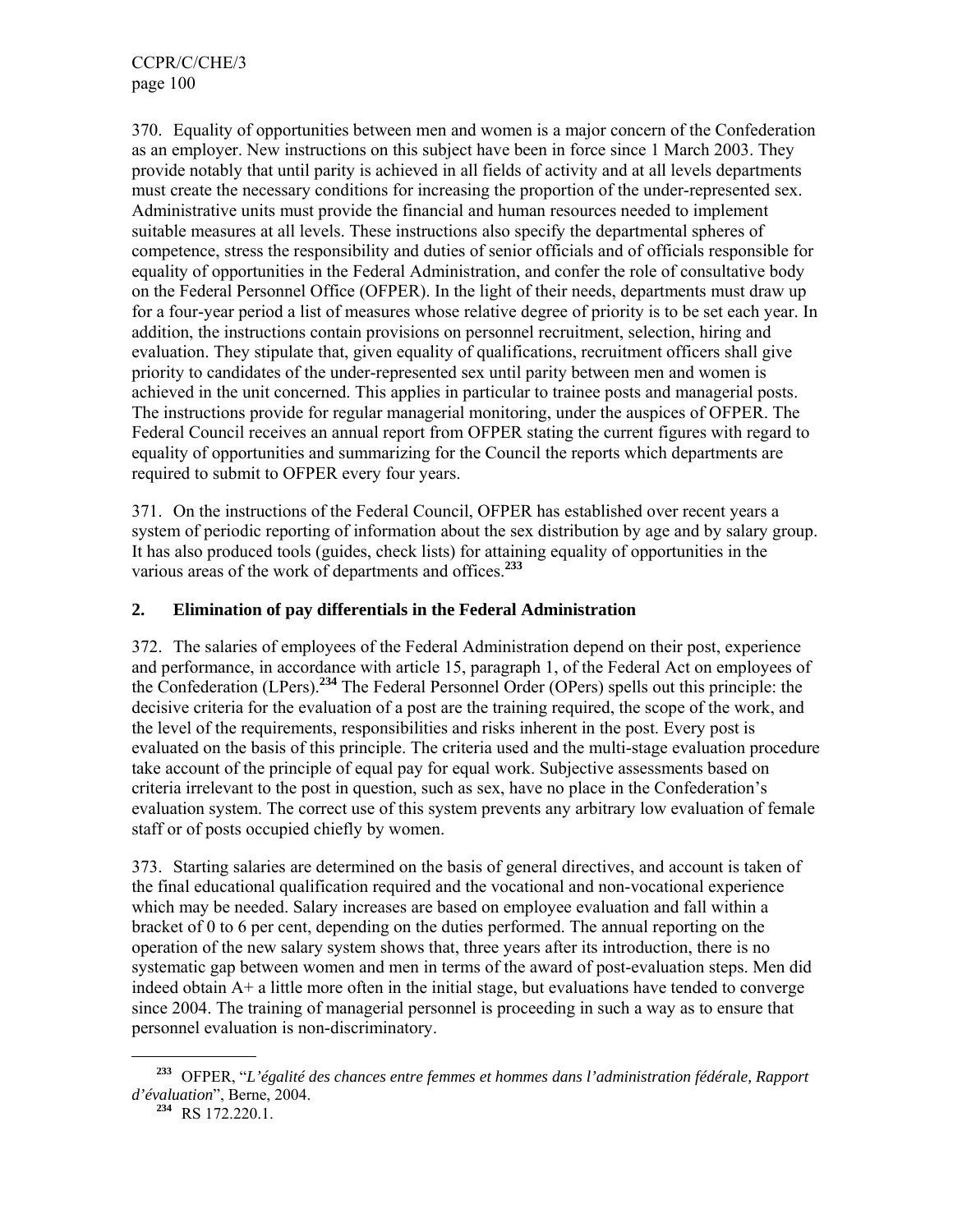370. Equality of opportunities between men and women is a major concern of the Confederation as an employer. New instructions on this subject have been in force since 1 March 2003. They provide notably that until parity is achieved in all fields of activity and at all levels departments must create the necessary conditions for increasing the proportion of the under-represented sex. Administrative units must provide the financial and human resources needed to implement suitable measures at all levels. These instructions also specify the departmental spheres of competence, stress the responsibility and duties of senior officials and of officials responsible for equality of opportunities in the Federal Administration, and confer the role of consultative body on the Federal Personnel Office (OFPER). In the light of their needs, departments must draw up for a four-year period a list of measures whose relative degree of priority is to be set each year. In addition, the instructions contain provisions on personnel recruitment, selection, hiring and evaluation. They stipulate that, given equality of qualifications, recruitment officers shall give priority to candidates of the under-represented sex until parity between men and women is achieved in the unit concerned. This applies in particular to trainee posts and managerial posts. The instructions provide for regular managerial monitoring, under the auspices of OFPER. The Federal Council receives an annual report from OFPER stating the current figures with regard to equality of opportunities and summarizing for the Council the reports which departments are required to submit to OFPER every four years.

371. On the instructions of the Federal Council, OFPER has established over recent years a system of periodic reporting of information about the sex distribution by age and by salary group. It has also produced tools (guides, check lists) for attaining equality of opportunities in the various areas of the work of departments and offices.[233]

## 2. Elimination of pay differentials in the Federal Administration

372. The salaries of employees of the Federal Administration depend on their post, experience and performance, in accordance with article 15, paragraph 1, of the Federal Act on employees of the Confederation (LPers).[234] The Federal Personnel Order (OPers) spells out this principle: the decisive criteria for the evaluation of a post are the training required, the scope of the work, and the level of the requirements, responsibilities and risks inherent in the post. Every post is evaluated on the basis of this principle. The criteria used and the multi-stage evaluation procedure take account of the principle of equal pay for equal work. Subjective assessments based on criteria irrelevant to the post in question, such as sex, have no place in the Confederation's evaluation system. The correct use of this system prevents any arbitrary low evaluation of female staff or of posts occupied chiefly by women.

373. Starting salaries are determined on the basis of general directives, and account is taken of the final educational qualification required and the vocational and non-vocational experience which may be needed. Salary increases are based on employee evaluation and fall within a bracket of 0 to 6 per cent, depending on the duties performed. The annual reporting on the operation of the new salary system shows that, three years after its introduction, there is no systematic gap between women and men in terms of the award of post-evaluation steps. Men did indeed obtain A+ a little more often in the initial stage, but evaluations have tended to converge since 2004. The training of managerial personnel is proceeding in such a way as to ensure that personnel evaluation is non-discriminatory.

---

[233] OFPER, "*L'égalité des chances entre femmes et hommes dans l'administration fédérale, Rapport d'évaluation*", Berne, 2004.

[234] RS 172.220.1.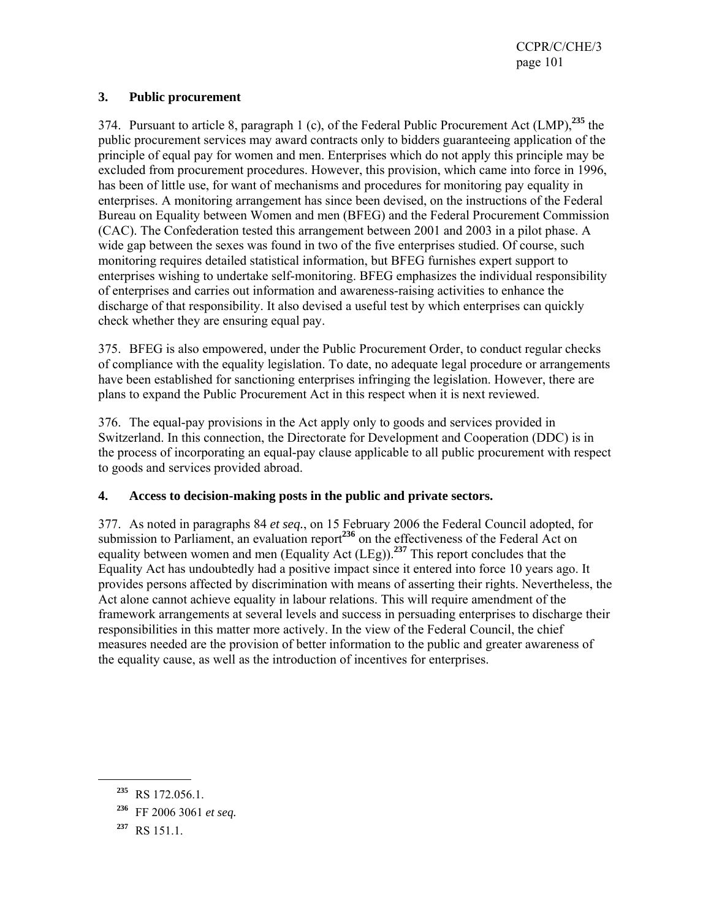### 3. Public procurement

374. Pursuant to article 8, paragraph 1 (c), of the Federal Public Procurement Act (LMP),[235] the public procurement services may award contracts only to bidders guaranteeing application of the principle of equal pay for women and men. Enterprises which do not apply this principle may be excluded from procurement procedures. However, this provision, which came into force in 1996, has been of little use, for want of mechanisms and procedures for monitoring pay equality in enterprises. A monitoring arrangement has since been devised, on the instructions of the Federal Bureau on Equality between Women and men (BFEG) and the Federal Procurement Commission (CAC). The Confederation tested this arrangement between 2001 and 2003 in a pilot phase. A wide gap between the sexes was found in two of the five enterprises studied. Of course, such monitoring requires detailed statistical information, but BFEG furnishes expert support to enterprises wishing to undertake self-monitoring. BFEG emphasizes the individual responsibility of enterprises and carries out information and awareness-raising activities to enhance the discharge of that responsibility. It also devised a useful test by which enterprises can quickly check whether they are ensuring equal pay.

375. BFEG is also empowered, under the Public Procurement Order, to conduct regular checks of compliance with the equality legislation. To date, no adequate legal procedure or arrangements have been established for sanctioning enterprises infringing the legislation. However, there are plans to expand the Public Procurement Act in this respect when it is next reviewed.

376. The equal-pay provisions in the Act apply only to goods and services provided in Switzerland. In this connection, the Directorate for Development and Cooperation (DDC) is in the process of incorporating an equal-pay clause applicable to all public procurement with respect to goods and services provided abroad.

### 4. Access to decision-making posts in the public and private sectors.

377. As noted in paragraphs 84 *et seq.*, on 15 February 2006 the Federal Council adopted, for submission to Parliament, an evaluation report[236] on the effectiveness of the Federal Act on equality between women and men (Equality Act (LEg)).[237] This report concludes that the Equality Act has undoubtedly had a positive impact since it entered into force 10 years ago. It provides persons affected by discrimination with means of asserting their rights. Nevertheless, the Act alone cannot achieve equality in labour relations. This will require amendment of the framework arrangements at several levels and success in persuading enterprises to discharge their responsibilities in this matter more actively. In the view of the Federal Council, the chief measures needed are the provision of better information to the public and greater awareness of the equality cause, as well as the introduction of incentives for enterprises.

---

[235] RS 172.056.1.

[236] FF 2006 3061 *et seq.*

[237] RS 151.1.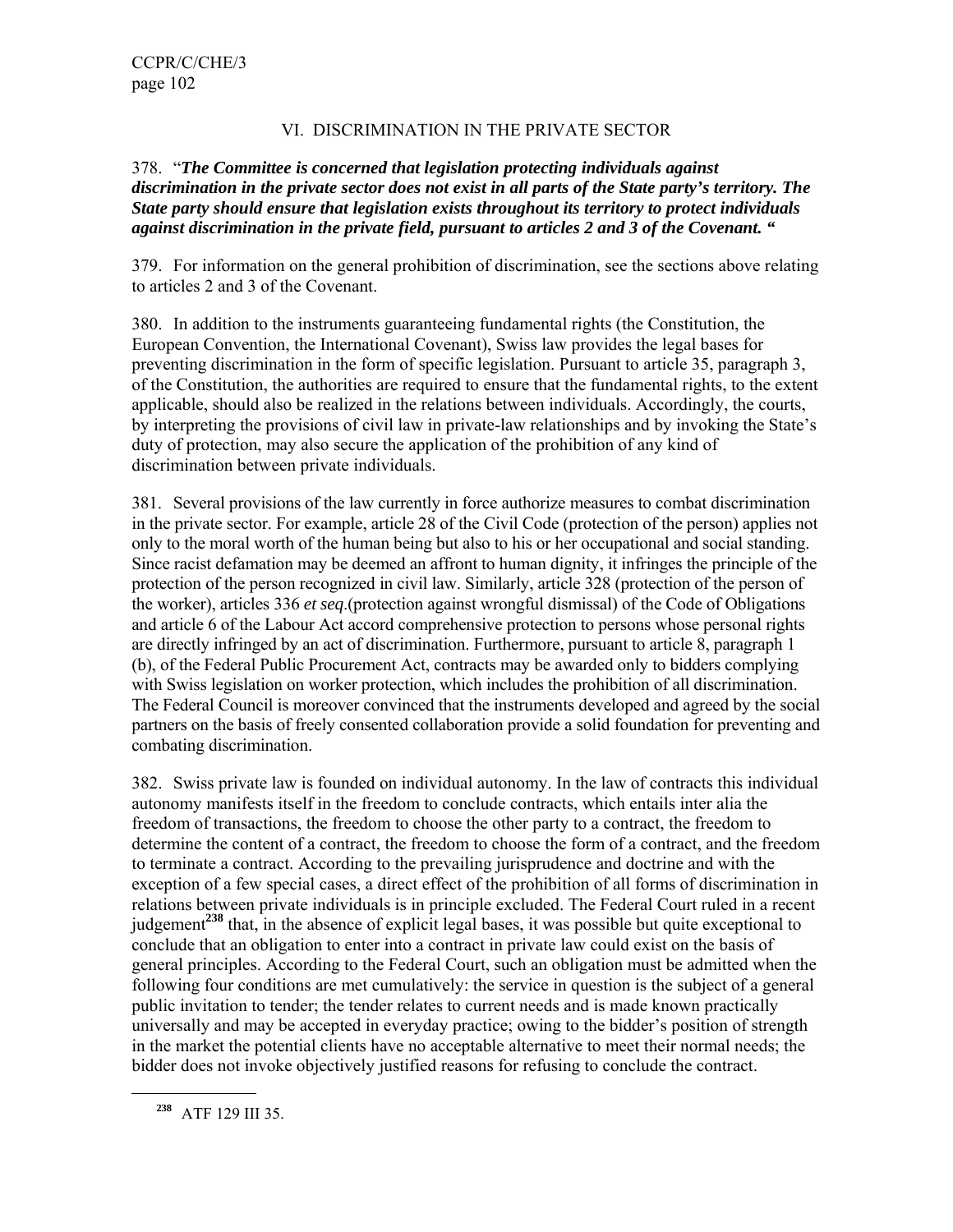## VI. DISCRIMINATION IN THE PRIVATE SECTOR

378. "***The Committee is concerned that legislation protecting individuals against discrimination in the private sector does not exist in all parts of the State party's territory. The State party should ensure that legislation exists throughout its territory to protect individuals against discrimination in the private field, pursuant to articles 2 and 3 of the Covenant.*** "

379. For information on the general prohibition of discrimination, see the sections above relating to articles 2 and 3 of the Covenant.

380. In addition to the instruments guaranteeing fundamental rights (the Constitution, the European Convention, the International Covenant), Swiss law provides the legal bases for preventing discrimination in the form of specific legislation. Pursuant to article 35, paragraph 3, of the Constitution, the authorities are required to ensure that the fundamental rights, to the extent applicable, should also be realized in the relations between individuals. Accordingly, the courts, by interpreting the provisions of civil law in private-law relationships and by invoking the State's duty of protection, may also secure the application of the prohibition of any kind of discrimination between private individuals.

381. Several provisions of the law currently in force authorize measures to combat discrimination in the private sector. For example, article 28 of the Civil Code (protection of the person) applies not only to the moral worth of the human being but also to his or her occupational and social standing. Since racist defamation may be deemed an affront to human dignity, it infringes the principle of the protection of the person recognized in civil law. Similarly, article 328 (protection of the person of the worker), articles 336 *et seq*.(protection against wrongful dismissal) of the Code of Obligations and article 6 of the Labour Act accord comprehensive protection to persons whose personal rights are directly infringed by an act of discrimination. Furthermore, pursuant to article 8, paragraph 1 (b), of the Federal Public Procurement Act, contracts may be awarded only to bidders complying with Swiss legislation on worker protection, which includes the prohibition of all discrimination. The Federal Council is moreover convinced that the instruments developed and agreed by the social partners on the basis of freely consented collaboration provide a solid foundation for preventing and combating discrimination.

382. Swiss private law is founded on individual autonomy. In the law of contracts this individual autonomy manifests itself in the freedom to conclude contracts, which entails inter alia the freedom of transactions, the freedom to choose the other party to a contract, the freedom to determine the content of a contract, the freedom to choose the form of a contract, and the freedom to terminate a contract. According to the prevailing jurisprudence and doctrine and with the exception of a few special cases, a direct effect of the prohibition of all forms of discrimination in relations between private individuals is in principle excluded. The Federal Court ruled in a recent judgement[238] that, in the absence of explicit legal bases, it was possible but quite exceptional to conclude that an obligation to enter into a contract in private law could exist on the basis of general principles. According to the Federal Court, such an obligation must be admitted when the following four conditions are met cumulatively: the service in question is the subject of a general public invitation to tender; the tender relates to current needs and is made known practically universally and may be accepted in everyday practice; owing to the bidder's position of strength in the market the potential clients have no acceptable alternative to meet their normal needs; the bidder does not invoke objectively justified reasons for refusing to conclude the contract.

---

[238] ATF 129 III 35.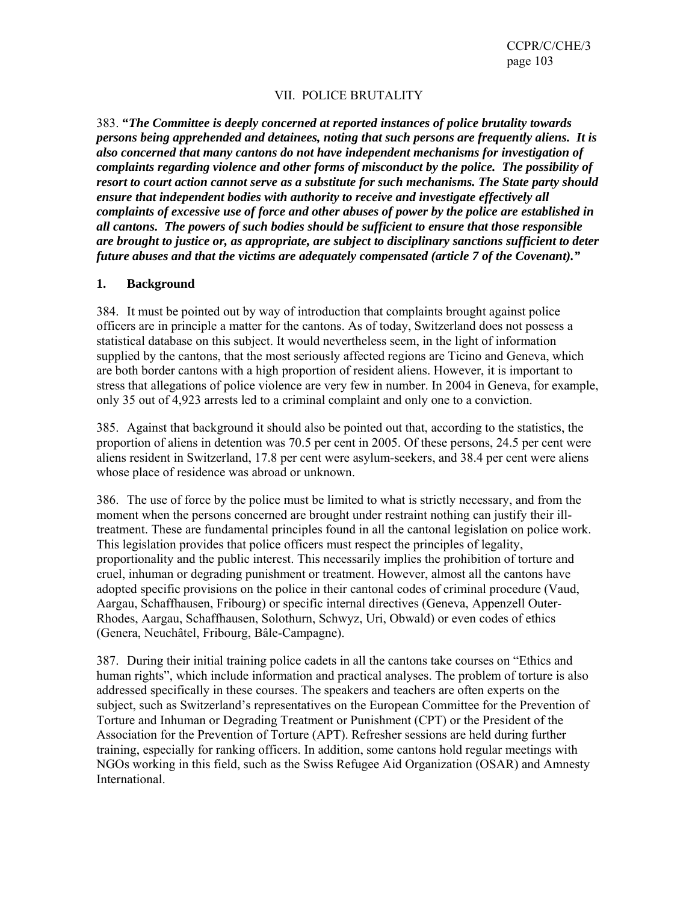## VII. POLICE BRUTALITY

383. ***"The Committee is deeply concerned at reported instances of police brutality towards persons being apprehended and detainees, noting that such persons are frequently aliens. It is also concerned that many cantons do not have independent mechanisms for investigation of complaints regarding violence and other forms of misconduct by the police. The possibility of resort to court action cannot serve as a substitute for such mechanisms. The State party should ensure that independent bodies with authority to receive and investigate effectively all complaints of excessive use of force and other abuses of power by the police are established in all cantons. The powers of such bodies should be sufficient to ensure that those responsible are brought to justice or, as appropriate, are subject to disciplinary sanctions sufficient to deter future abuses and that the victims are adequately compensated (article 7 of the Covenant)."***

### 1. Background

384. It must be pointed out by way of introduction that complaints brought against police officers are in principle a matter for the cantons. As of today, Switzerland does not possess a statistical database on this subject. It would nevertheless seem, in the light of information supplied by the cantons, that the most seriously affected regions are Ticino and Geneva, which are both border cantons with a high proportion of resident aliens. However, it is important to stress that allegations of police violence are very few in number. In 2004 in Geneva, for example, only 35 out of 4,923 arrests led to a criminal complaint and only one to a conviction.

385. Against that background it should also be pointed out that, according to the statistics, the proportion of aliens in detention was 70.5 per cent in 2005. Of these persons, 24.5 per cent were aliens resident in Switzerland, 17.8 per cent were asylum-seekers, and 38.4 per cent were aliens whose place of residence was abroad or unknown.

386. The use of force by the police must be limited to what is strictly necessary, and from the moment when the persons concerned are brought under restraint nothing can justify their ill-treatment. These are fundamental principles found in all the cantonal legislation on police work. This legislation provides that police officers must respect the principles of legality, proportionality and the public interest. This necessarily implies the prohibition of torture and cruel, inhuman or degrading punishment or treatment. However, almost all the cantons have adopted specific provisions on the police in their cantonal codes of criminal procedure (Vaud, Aargau, Schaffhausen, Fribourg) or specific internal directives (Geneva, Appenzell Outer-Rhodes, Aargau, Schaffhausen, Solothurn, Schwyz, Uri, Obwald) or even codes of ethics (Genera, Neuchâtel, Fribourg, Bâle-Campagne).

387. During their initial training police cadets in all the cantons take courses on "Ethics and human rights", which include information and practical analyses. The problem of torture is also addressed specifically in these courses. The speakers and teachers are often experts on the subject, such as Switzerland's representatives on the European Committee for the Prevention of Torture and Inhuman or Degrading Treatment or Punishment (CPT) or the President of the Association for the Prevention of Torture (APT). Refresher sessions are held during further training, especially for ranking officers. In addition, some cantons hold regular meetings with NGOs working in this field, such as the Swiss Refugee Aid Organization (OSAR) and Amnesty International.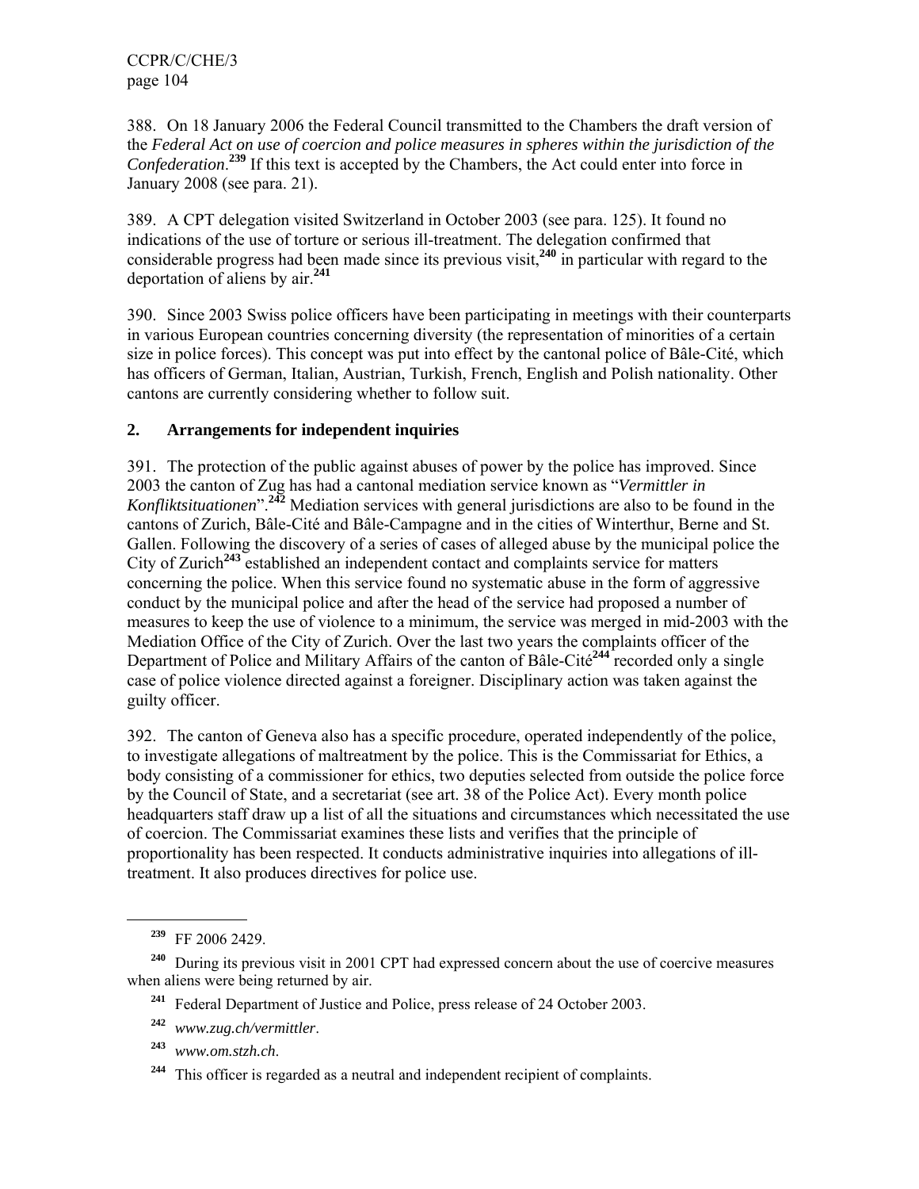388. On 18 January 2006 the Federal Council transmitted to the Chambers the draft version of the *Federal Act on use of coercion and police measures in spheres within the jurisdiction of the Confederation*.[239] If this text is accepted by the Chambers, the Act could enter into force in January 2008 (see para. 21).

389. A CPT delegation visited Switzerland in October 2003 (see para. 125). It found no indications of the use of torture or serious ill-treatment. The delegation confirmed that considerable progress had been made since its previous visit,[240] in particular with regard to the deportation of aliens by air.[241]

390. Since 2003 Swiss police officers have been participating in meetings with their counterparts in various European countries concerning diversity (the representation of minorities of a certain size in police forces). This concept was put into effect by the cantonal police of Bâle-Cité, which has officers of German, Italian, Austrian, Turkish, French, English and Polish nationality. Other cantons are currently considering whether to follow suit.

## 2. Arrangements for independent inquiries

391. The protection of the public against abuses of power by the police has improved. Since 2003 the canton of Zug has had a cantonal mediation service known as "*Vermittler in Konfliktsituationen*".[242] Mediation services with general jurisdictions are also to be found in the cantons of Zurich, Bâle-Cité and Bâle-Campagne and in the cities of Winterthur, Berne and St. Gallen. Following the discovery of a series of cases of alleged abuse by the municipal police the City of Zurich[243] established an independent contact and complaints service for matters concerning the police. When this service found no systematic abuse in the form of aggressive conduct by the municipal police and after the head of the service had proposed a number of measures to keep the use of violence to a minimum, the service was merged in mid-2003 with the Mediation Office of the City of Zurich. Over the last two years the complaints officer of the Department of Police and Military Affairs of the canton of Bâle-Cité[244] recorded only a single case of police violence directed against a foreigner. Disciplinary action was taken against the guilty officer.

392. The canton of Geneva also has a specific procedure, operated independently of the police, to investigate allegations of maltreatment by the police. This is the Commissariat for Ethics, a body consisting of a commissioner for ethics, two deputies selected from outside the police force by the Council of State, and a secretariat (see art. 38 of the Police Act). Every month police headquarters staff draw up a list of all the situations and circumstances which necessitated the use of coercion. The Commissariat examines these lists and verifies that the principle of proportionality has been respected. It conducts administrative inquiries into allegations of ill-treatment. It also produces directives for police use.

---

[239] FF 2006 2429.

[240] During its previous visit in 2001 CPT had expressed concern about the use of coercive measures when aliens were being returned by air.

[241] Federal Department of Justice and Police, press release of 24 October 2003.

[242] *www.zug.ch/vermittler*.

[243] *www.om.stzh.ch*.

[244] This officer is regarded as a neutral and independent recipient of complaints.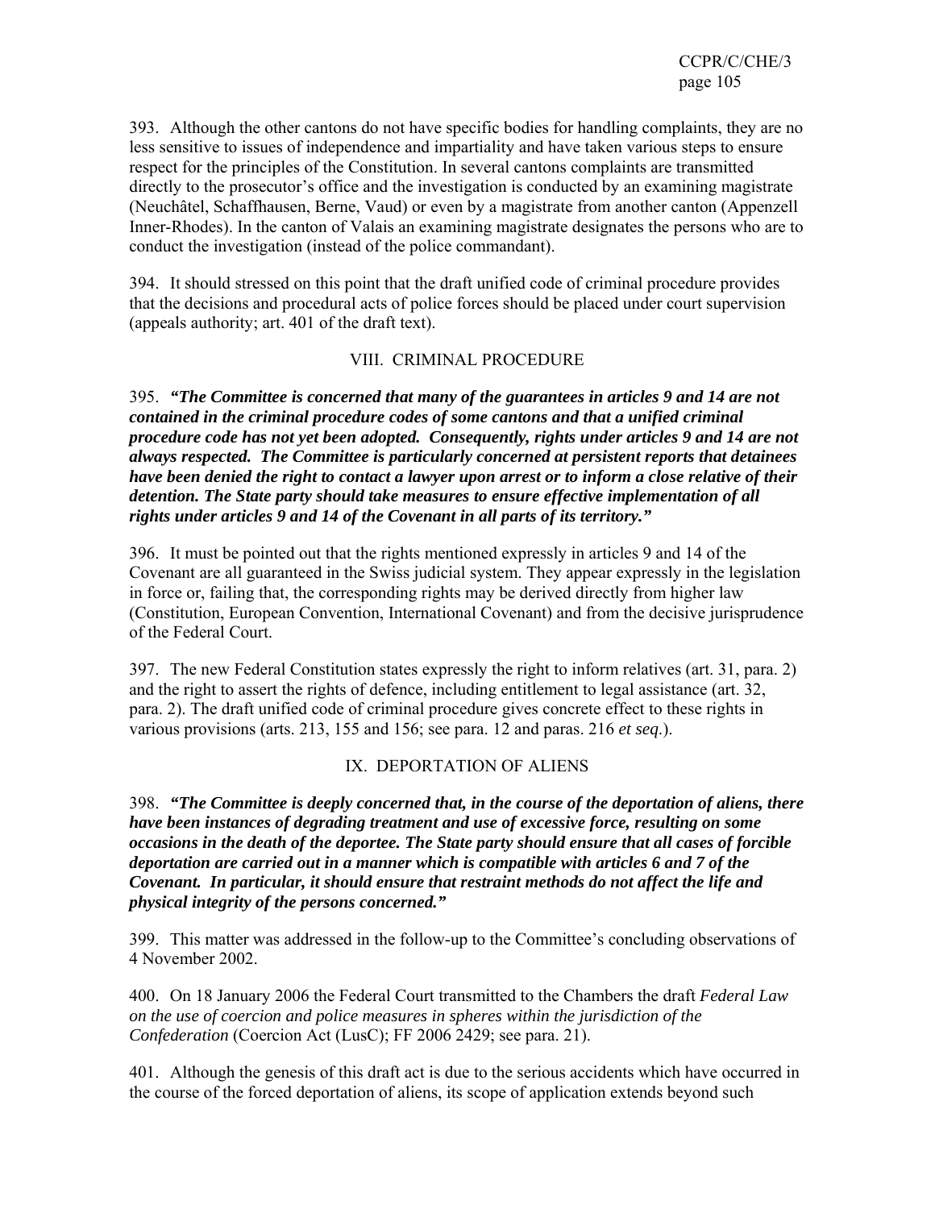393. Although the other cantons do not have specific bodies for handling complaints, they are no less sensitive to issues of independence and impartiality and have taken various steps to ensure respect for the principles of the Constitution. In several cantons complaints are transmitted directly to the prosecutor's office and the investigation is conducted by an examining magistrate (Neuchâtel, Schaffhausen, Berne, Vaud) or even by a magistrate from another canton (Appenzell Inner-Rhodes). In the canton of Valais an examining magistrate designates the persons who are to conduct the investigation (instead of the police commandant).

394. It should stressed on this point that the draft unified code of criminal procedure provides that the decisions and procedural acts of police forces should be placed under court supervision (appeals authority; art. 401 of the draft text).

## VIII. CRIMINAL PROCEDURE

395. ***"The Committee is concerned that many of the guarantees in articles 9 and 14 are not contained in the criminal procedure codes of some cantons and that a unified criminal procedure code has not yet been adopted. Consequently, rights under articles 9 and 14 are not always respected. The Committee is particularly concerned at persistent reports that detainees have been denied the right to contact a lawyer upon arrest or to inform a close relative of their detention. The State party should take measures to ensure effective implementation of all rights under articles 9 and 14 of the Covenant in all parts of its territory."***

396. It must be pointed out that the rights mentioned expressly in articles 9 and 14 of the Covenant are all guaranteed in the Swiss judicial system. They appear expressly in the legislation in force or, failing that, the corresponding rights may be derived directly from higher law (Constitution, European Convention, International Covenant) and from the decisive jurisprudence of the Federal Court.

397. The new Federal Constitution states expressly the right to inform relatives (art. 31, para. 2) and the right to assert the rights of defence, including entitlement to legal assistance (art. 32, para. 2). The draft unified code of criminal procedure gives concrete effect to these rights in various provisions (arts. 213, 155 and 156; see para. 12 and paras. 216 *et seq.*).

## IX. DEPORTATION OF ALIENS

398. ***"The Committee is deeply concerned that, in the course of the deportation of aliens, there have been instances of degrading treatment and use of excessive force, resulting on some occasions in the death of the deportee. The State party should ensure that all cases of forcible deportation are carried out in a manner which is compatible with articles 6 and 7 of the Covenant. In particular, it should ensure that restraint methods do not affect the life and physical integrity of the persons concerned."***

399. This matter was addressed in the follow-up to the Committee's concluding observations of 4 November 2002.

400. On 18 January 2006 the Federal Court transmitted to the Chambers the draft *Federal Law on the use of coercion and police measures in spheres within the jurisdiction of the Confederation* (Coercion Act (LusC); FF 2006 2429; see para. 21).

401. Although the genesis of this draft act is due to the serious accidents which have occurred in the course of the forced deportation of aliens, its scope of application extends beyond such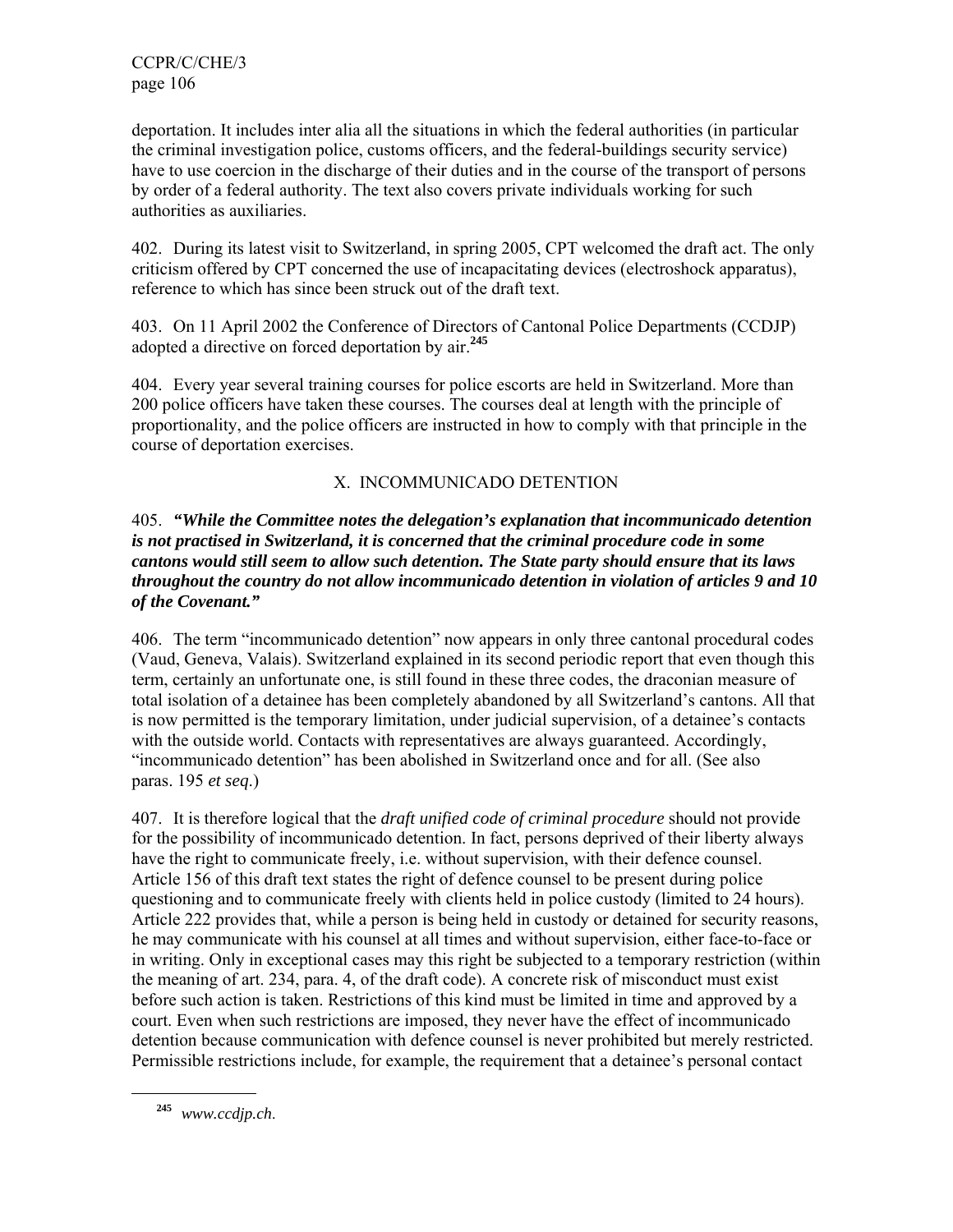deportation. It includes inter alia all the situations in which the federal authorities (in particular the criminal investigation police, customs officers, and the federal-buildings security service) have to use coercion in the discharge of their duties and in the course of the transport of persons by order of a federal authority. The text also covers private individuals working for such authorities as auxiliaries.

402. During its latest visit to Switzerland, in spring 2005, CPT welcomed the draft act. The only criticism offered by CPT concerned the use of incapacitating devices (electroshock apparatus), reference to which has since been struck out of the draft text.

403. On 11 April 2002 the Conference of Directors of Cantonal Police Departments (CCDJP) adopted a directive on forced deportation by air.[245]

404. Every year several training courses for police escorts are held in Switzerland. More than 200 police officers have taken these courses. The courses deal at length with the principle of proportionality, and the police officers are instructed in how to comply with that principle in the course of deportation exercises.

## X. INCOMMUNICADO DETENTION

405. ***"While the Committee notes the delegation's explanation that incommunicado detention is not practised in Switzerland, it is concerned that the criminal procedure code in some cantons would still seem to allow such detention. The State party should ensure that its laws throughout the country do not allow incommunicado detention in violation of articles 9 and 10 of the Covenant."***

406. The term "incommunicado detention" now appears in only three cantonal procedural codes (Vaud, Geneva, Valais). Switzerland explained in its second periodic report that even though this term, certainly an unfortunate one, is still found in these three codes, the draconian measure of total isolation of a detainee has been completely abandoned by all Switzerland's cantons. All that is now permitted is the temporary limitation, under judicial supervision, of a detainee's contacts with the outside world. Contacts with representatives are always guaranteed. Accordingly, "incommunicado detention" has been abolished in Switzerland once and for all. (See also paras. 195 *et seq.*)

407. It is therefore logical that the *draft unified code of criminal procedure* should not provide for the possibility of incommunicado detention. In fact, persons deprived of their liberty always have the right to communicate freely, i.e. without supervision, with their defence counsel. Article 156 of this draft text states the right of defence counsel to be present during police questioning and to communicate freely with clients held in police custody (limited to 24 hours). Article 222 provides that, while a person is being held in custody or detained for security reasons, he may communicate with his counsel at all times and without supervision, either face-to-face or in writing. Only in exceptional cases may this right be subjected to a temporary restriction (within the meaning of art. 234, para. 4, of the draft code). A concrete risk of misconduct must exist before such action is taken. Restrictions of this kind must be limited in time and approved by a court. Even when such restrictions are imposed, they never have the effect of incommunicado detention because communication with defence counsel is never prohibited but merely restricted. Permissible restrictions include, for example, the requirement that a detainee's personal contact

---

[245] *www.ccdjp.ch*.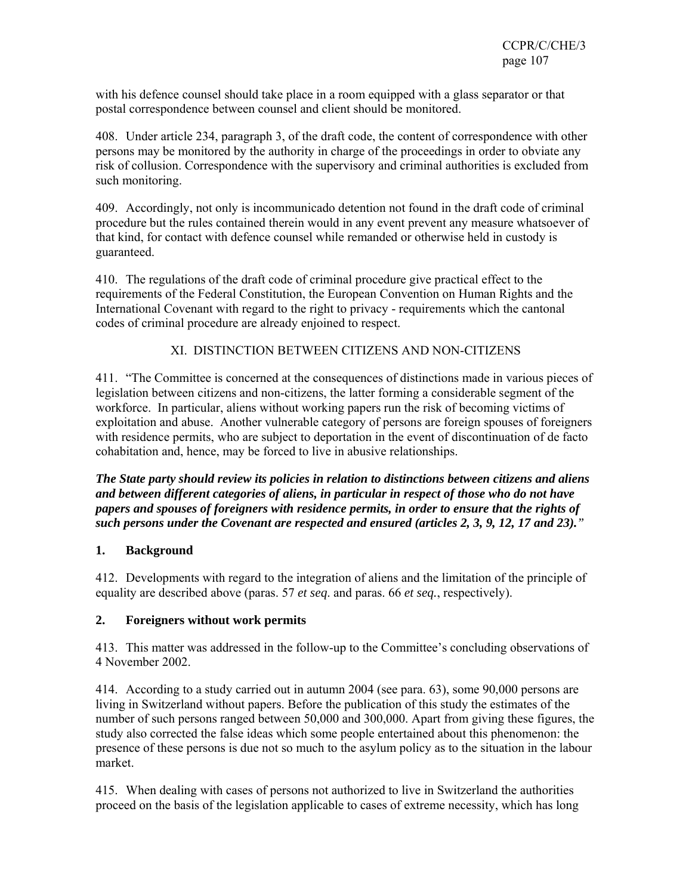with his defence counsel should take place in a room equipped with a glass separator or that postal correspondence between counsel and client should be monitored.

408. Under article 234, paragraph 3, of the draft code, the content of correspondence with other persons may be monitored by the authority in charge of the proceedings in order to obviate any risk of collusion. Correspondence with the supervisory and criminal authorities is excluded from such monitoring.

409. Accordingly, not only is incommunicado detention not found in the draft code of criminal procedure but the rules contained therein would in any event prevent any measure whatsoever of that kind, for contact with defence counsel while remanded or otherwise held in custody is guaranteed.

410. The regulations of the draft code of criminal procedure give practical effect to the requirements of the Federal Constitution, the European Convention on Human Rights and the International Covenant with regard to the right to privacy - requirements which the cantonal codes of criminal procedure are already enjoined to respect.

## XI. DISTINCTION BETWEEN CITIZENS AND NON-CITIZENS

411. "The Committee is concerned at the consequences of distinctions made in various pieces of legislation between citizens and non-citizens, the latter forming a considerable segment of the workforce. In particular, aliens without working papers run the risk of becoming victims of exploitation and abuse. Another vulnerable category of persons are foreign spouses of foreigners with residence permits, who are subject to deportation in the event of discontinuation of de facto cohabitation and, hence, may be forced to live in abusive relationships.

***The State party should review its policies in relation to distinctions between citizens and aliens and between different categories of aliens, in particular in respect of those who do not have papers and spouses of foreigners with residence permits, in order to ensure that the rights of such persons under the Covenant are respected and ensured (articles 2, 3, 9, 12, 17 and 23)."***

### 1. Background

412. Developments with regard to the integration of aliens and the limitation of the principle of equality are described above (paras. 57 *et seq*. and paras. 66 *et seq.*, respectively).

### 2. Foreigners without work permits

413. This matter was addressed in the follow-up to the Committee's concluding observations of 4 November 2002.

414. According to a study carried out in autumn 2004 (see para. 63), some 90,000 persons are living in Switzerland without papers. Before the publication of this study the estimates of the number of such persons ranged between 50,000 and 300,000. Apart from giving these figures, the study also corrected the false ideas which some people entertained about this phenomenon: the presence of these persons is due not so much to the asylum policy as to the situation in the labour market.

415. When dealing with cases of persons not authorized to live in Switzerland the authorities proceed on the basis of the legislation applicable to cases of extreme necessity, which has long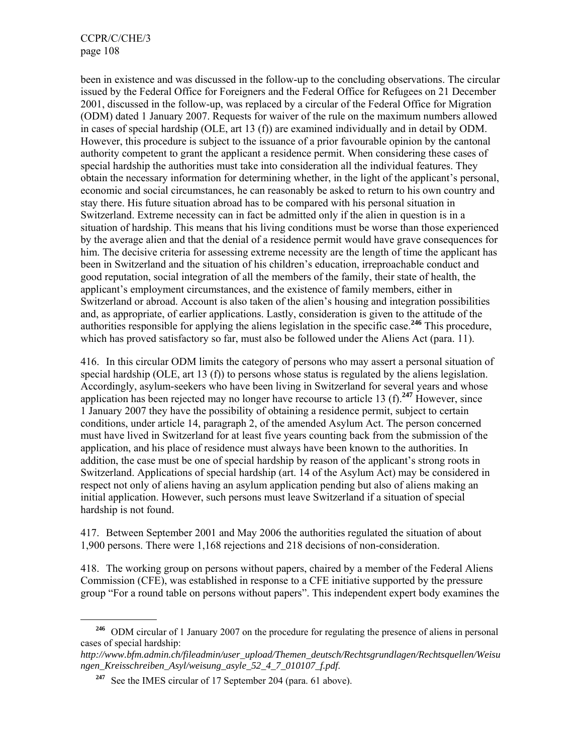been in existence and was discussed in the follow-up to the concluding observations. The circular issued by the Federal Office for Foreigners and the Federal Office for Refugees on 21 December 2001, discussed in the follow-up, was replaced by a circular of the Federal Office for Migration (ODM) dated 1 January 2007. Requests for waiver of the rule on the maximum numbers allowed in cases of special hardship (OLE, art 13 (f)) are examined individually and in detail by ODM. However, this procedure is subject to the issuance of a prior favourable opinion by the cantonal authority competent to grant the applicant a residence permit. When considering these cases of special hardship the authorities must take into consideration all the individual features. They obtain the necessary information for determining whether, in the light of the applicant's personal, economic and social circumstances, he can reasonably be asked to return to his own country and stay there. His future situation abroad has to be compared with his personal situation in Switzerland. Extreme necessity can in fact be admitted only if the alien in question is in a situation of hardship. This means that his living conditions must be worse than those experienced by the average alien and that the denial of a residence permit would have grave consequences for him. The decisive criteria for assessing extreme necessity are the length of time the applicant has been in Switzerland and the situation of his children's education, irreproachable conduct and good reputation, social integration of all the members of the family, their state of health, the applicant's employment circumstances, and the existence of family members, either in Switzerland or abroad. Account is also taken of the alien's housing and integration possibilities and, as appropriate, of earlier applications. Lastly, consideration is given to the attitude of the authorities responsible for applying the aliens legislation in the specific case.[246] This procedure, which has proved satisfactory so far, must also be followed under the Aliens Act (para. 11).

416. In this circular ODM limits the category of persons who may assert a personal situation of special hardship (OLE, art 13 (f)) to persons whose status is regulated by the aliens legislation. Accordingly, asylum-seekers who have been living in Switzerland for several years and whose application has been rejected may no longer have recourse to article 13 (f).[247] However, since 1 January 2007 they have the possibility of obtaining a residence permit, subject to certain conditions, under article 14, paragraph 2, of the amended Asylum Act. The person concerned must have lived in Switzerland for at least five years counting back from the submission of the application, and his place of residence must always have been known to the authorities. In addition, the case must be one of special hardship by reason of the applicant's strong roots in Switzerland. Applications of special hardship (art. 14 of the Asylum Act) may be considered in respect not only of aliens having an asylum application pending but also of aliens making an initial application. However, such persons must leave Switzerland if a situation of special hardship is not found.

417. Between September 2001 and May 2006 the authorities regulated the situation of about 1,900 persons. There were 1,168 rejections and 218 decisions of non-consideration.

418. The working group on persons without papers, chaired by a member of the Federal Aliens Commission (CFE), was established in response to a CFE initiative supported by the pressure group "For a round table on persons without papers". This independent expert body examines the

---

[246] ODM circular of 1 January 2007 on the procedure for regulating the presence of aliens in personal cases of special hardship: *http://www.bfm.admin.ch/fileadmin/user_upload/Themen_deutsch/Rechtsgrundlagen/Rechtsquellen/Weisungen_Kreisschreiben_Asyl/weisung_asyle_52_4_7_010107_f.pdf*.

[247] See the IMES circular of 17 September 204 (para. 61 above).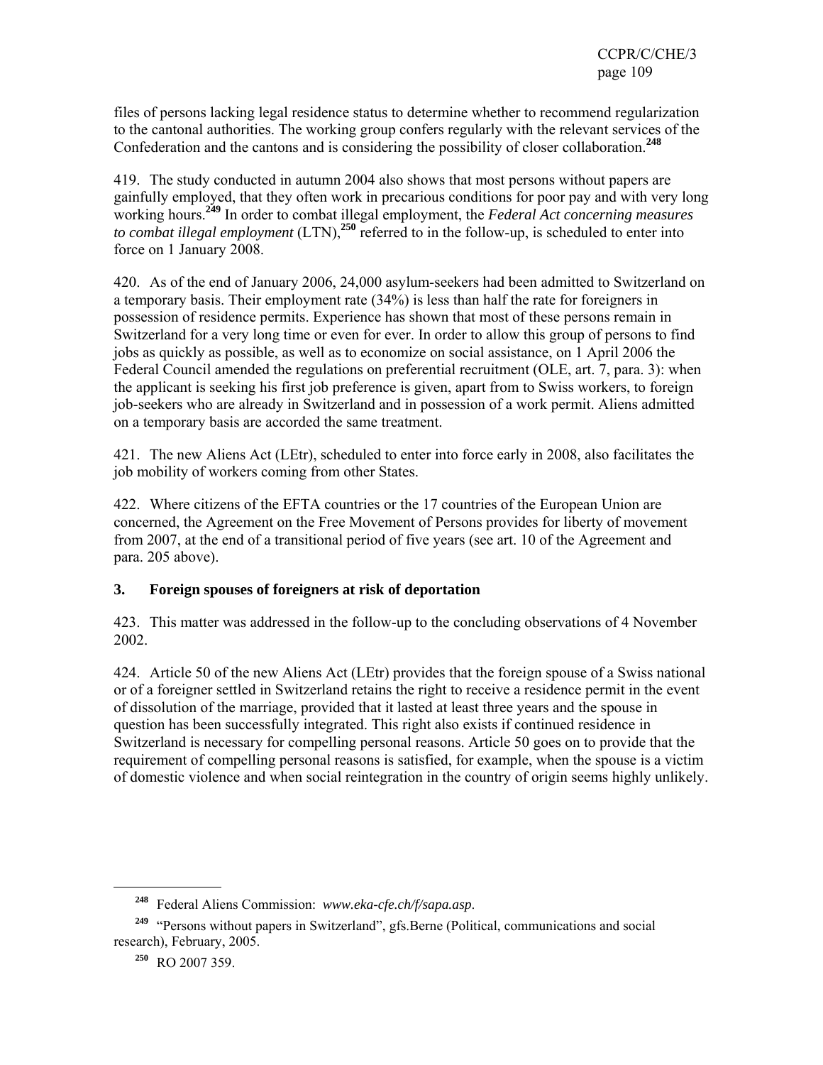files of persons lacking legal residence status to determine whether to recommend regularization to the cantonal authorities. The working group confers regularly with the relevant services of the Confederation and the cantons and is considering the possibility of closer collaboration.[248]

419. The study conducted in autumn 2004 also shows that most persons without papers are gainfully employed, that they often work in precarious conditions for poor pay and with very long working hours.[249] In order to combat illegal employment, the *Federal Act concerning measures to combat illegal employment* (LTN),[250] referred to in the follow-up, is scheduled to enter into force on 1 January 2008.

420. As of the end of January 2006, 24,000 asylum-seekers had been admitted to Switzerland on a temporary basis. Their employment rate (34%) is less than half the rate for foreigners in possession of residence permits. Experience has shown that most of these persons remain in Switzerland for a very long time or even for ever. In order to allow this group of persons to find jobs as quickly as possible, as well as to economize on social assistance, on 1 April 2006 the Federal Council amended the regulations on preferential recruitment (OLE, art. 7, para. 3): when the applicant is seeking his first job preference is given, apart from to Swiss workers, to foreign job-seekers who are already in Switzerland and in possession of a work permit. Aliens admitted on a temporary basis are accorded the same treatment.

421. The new Aliens Act (LEtr), scheduled to enter into force early in 2008, also facilitates the job mobility of workers coming from other States.

422. Where citizens of the EFTA countries or the 17 countries of the European Union are concerned, the Agreement on the Free Movement of Persons provides for liberty of movement from 2007, at the end of a transitional period of five years (see art. 10 of the Agreement and para. 205 above).

### 3. Foreign spouses of foreigners at risk of deportation

423. This matter was addressed in the follow-up to the concluding observations of 4 November 2002.

424. Article 50 of the new Aliens Act (LEtr) provides that the foreign spouse of a Swiss national or of a foreigner settled in Switzerland retains the right to receive a residence permit in the event of dissolution of the marriage, provided that it lasted at least three years and the spouse in question has been successfully integrated. This right also exists if continued residence in Switzerland is necessary for compelling personal reasons. Article 50 goes on to provide that the requirement of compelling personal reasons is satisfied, for example, when the spouse is a victim of domestic violence and when social reintegration in the country of origin seems highly unlikely.

---

[248] Federal Aliens Commission: *www.eka-cfe.ch/f/sapa.asp*.

[249] "Persons without papers in Switzerland", gfs.Berne (Political, communications and social research), February, 2005.

[250] RO 2007 359.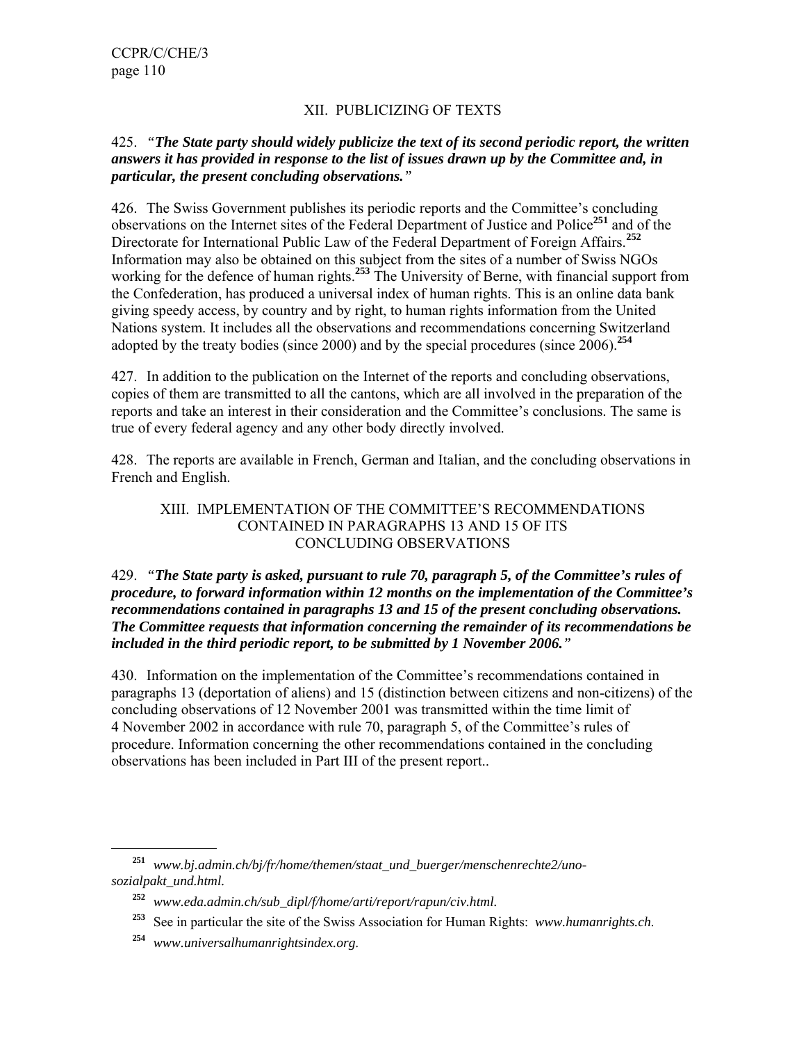## XII. PUBLICIZING OF TEXTS

425. *"**The State party should widely publicize the text of its second periodic report, the written answers it has provided in response to the list of issues drawn up by the Committee and, in particular, the present concluding observations.**"*

426. The Swiss Government publishes its periodic reports and the Committee's concluding observations on the Internet sites of the Federal Department of Justice and Police[251] and of the Directorate for International Public Law of the Federal Department of Foreign Affairs.[252] Information may also be obtained on this subject from the sites of a number of Swiss NGOs working for the defence of human rights.[253] The University of Berne, with financial support from the Confederation, has produced a universal index of human rights. This is an online data bank giving speedy access, by country and by right, to human rights information from the United Nations system. It includes all the observations and recommendations concerning Switzerland adopted by the treaty bodies (since 2000) and by the special procedures (since 2006).[254]

427. In addition to the publication on the Internet of the reports and concluding observations, copies of them are transmitted to all the cantons, which are all involved in the preparation of the reports and take an interest in their consideration and the Committee's conclusions. The same is true of every federal agency and any other body directly involved.

428. The reports are available in French, German and Italian, and the concluding observations in French and English.

## XIII. IMPLEMENTATION OF THE COMMITTEE'S RECOMMENDATIONS CONTAINED IN PARAGRAPHS 13 AND 15 OF ITS CONCLUDING OBSERVATIONS

429. *"**The State party is asked, pursuant to rule 70, paragraph 5, of the Committee's rules of procedure, to forward information within 12 months on the implementation of the Committee's recommendations contained in paragraphs 13 and 15 of the present concluding observations. The Committee requests that information concerning the remainder of its recommendations be included in the third periodic report, to be submitted by 1 November 2006.**"*

430. Information on the implementation of the Committee's recommendations contained in paragraphs 13 (deportation of aliens) and 15 (distinction between citizens and non-citizens) of the concluding observations of 12 November 2001 was transmitted within the time limit of 4 November 2002 in accordance with rule 70, paragraph 5, of the Committee's rules of procedure. Information concerning the other recommendations contained in the concluding observations has been included in Part III of the present report..

---

[251] *www.bj.admin.ch/bj/fr/home/themen/staat_und_buerger/menschenrechte2/uno-sozialpakt_und.html.*

[252] *www.eda.admin.ch/sub_dipl/f/home/arti/report/rapun/civ.html.*

[253] See in particular the site of the Swiss Association for Human Rights: *www.humanrights.ch*.

[254] *www.universalhumanrightsindex.org*.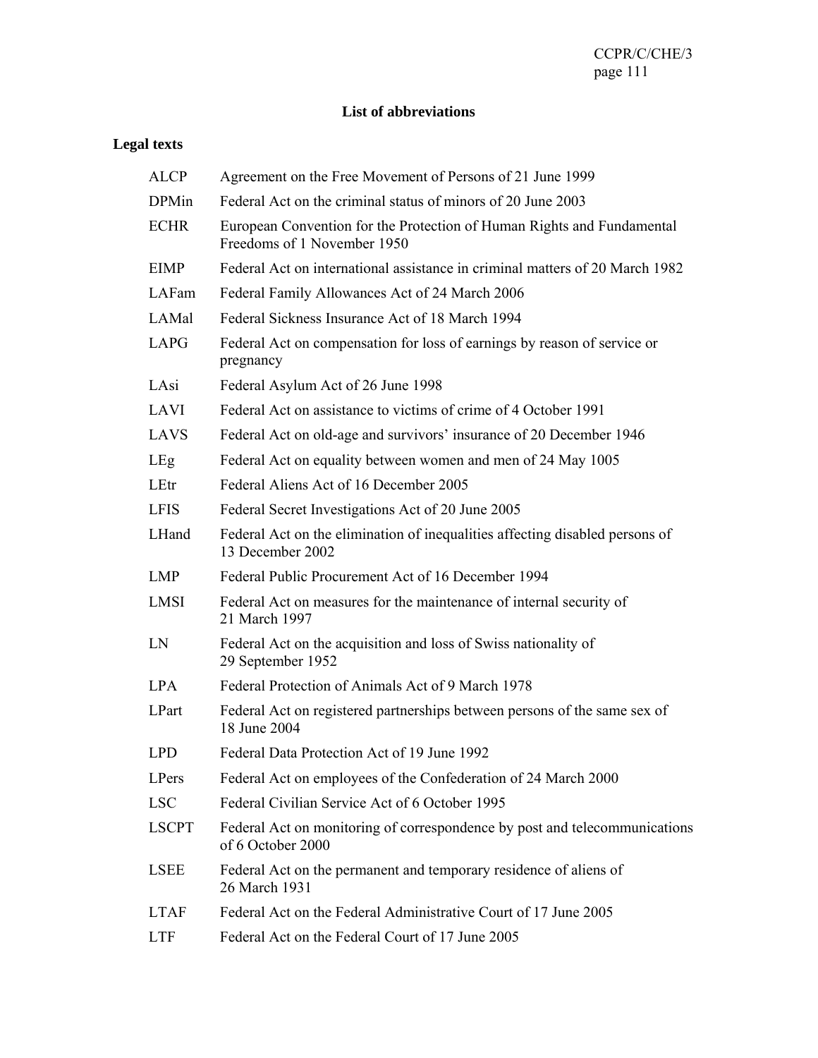## List of abbreviations

### Legal texts

| | |
|---|---|
| ALCP | Agreement on the Free Movement of Persons of 21 June 1999 |
| DPMin | Federal Act on the criminal status of minors of 20 June 2003 |
| ECHR | European Convention for the Protection of Human Rights and Fundamental Freedoms of 1 November 1950 |
| EIMP | Federal Act on international assistance in criminal matters of 20 March 1982 |
| LAFam | Federal Family Allowances Act of 24 March 2006 |
| LAMal | Federal Sickness Insurance Act of 18 March 1994 |
| LAPG | Federal Act on compensation for loss of earnings by reason of service or pregnancy |
| LAsi | Federal Asylum Act of 26 June 1998 |
| LAVI | Federal Act on assistance to victims of crime of 4 October 1991 |
| LAVS | Federal Act on old-age and survivors' insurance of 20 December 1946 |
| LEg | Federal Act on equality between women and men of 24 May 1005 |
| LEtr | Federal Aliens Act of 16 December 2005 |
| LFIS | Federal Secret Investigations Act of 20 June 2005 |
| LHand | Federal Act on the elimination of inequalities affecting disabled persons of 13 December 2002 |
| LMP | Federal Public Procurement Act of 16 December 1994 |
| LMSI | Federal Act on measures for the maintenance of internal security of 21 March 1997 |
| LN | Federal Act on the acquisition and loss of Swiss nationality of 29 September 1952 |
| LPA | Federal Protection of Animals Act of 9 March 1978 |
| LPart | Federal Act on registered partnerships between persons of the same sex of 18 June 2004 |
| LPD | Federal Data Protection Act of 19 June 1992 |
| LPers | Federal Act on employees of the Confederation of 24 March 2000 |
| LSC | Federal Civilian Service Act of 6 October 1995 |
| LSCPT | Federal Act on monitoring of correspondence by post and telecommunications of 6 October 2000 |
| LSEE | Federal Act on the permanent and temporary residence of aliens of 26 March 1931 |
| LTAF | Federal Act on the Federal Administrative Court of 17 June 2005 |
| LTF | Federal Act on the Federal Court of 17 June 2005 |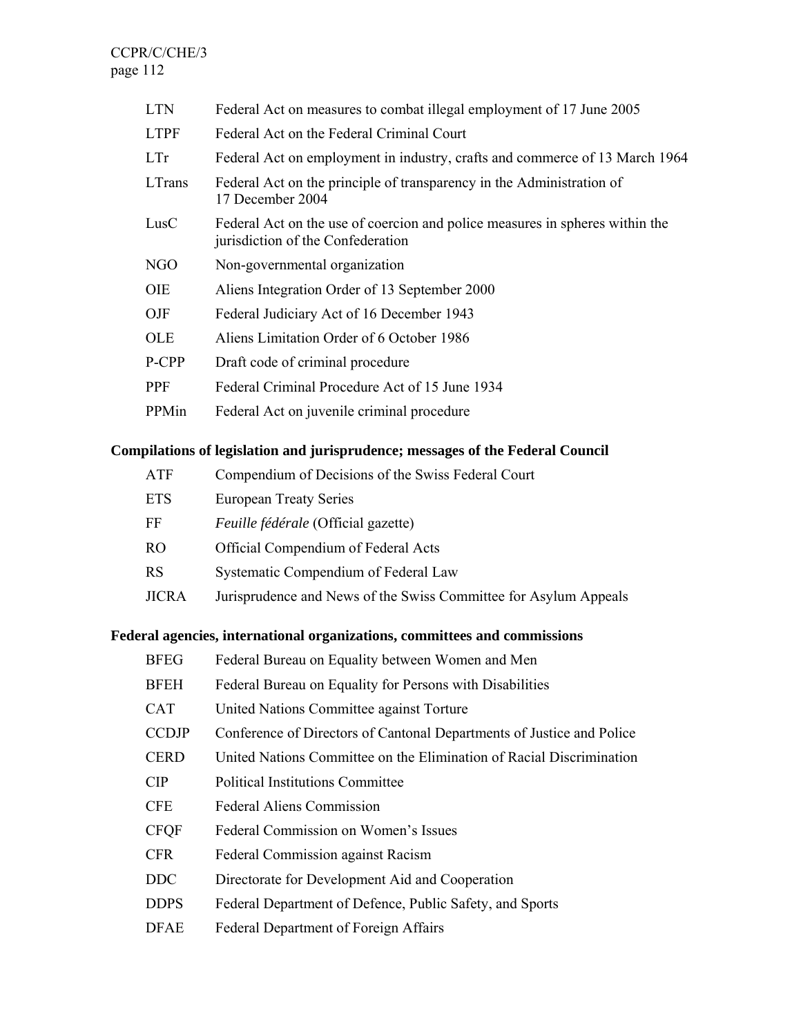| | |
|---|---|
| LTN | Federal Act on measures to combat illegal employment of 17 June 2005 |
| LTPF | Federal Act on the Federal Criminal Court |
| LTr | Federal Act on employment in industry, crafts and commerce of 13 March 1964 |
| LTrans | Federal Act on the principle of transparency in the Administration of 17 December 2004 |
| LusC | Federal Act on the use of coercion and police measures in spheres within the jurisdiction of the Confederation |
| NGO | Non-governmental organization |
| OIE | Aliens Integration Order of 13 September 2000 |
| OJF | Federal Judiciary Act of 16 December 1943 |
| OLE | Aliens Limitation Order of 6 October 1986 |
| P-CPP | Draft code of criminal procedure |
| PPF | Federal Criminal Procedure Act of 15 June 1934 |
| PPMin | Federal Act on juvenile criminal procedure |

**Compilations of legislation and jurisprudence; messages of the Federal Council**

| | |
|---|---|
| ATF | Compendium of Decisions of the Swiss Federal Court |
| ETS | European Treaty Series |
| FF | *Feuille fédérale* (Official gazette) |
| RO | Official Compendium of Federal Acts |
| RS | Systematic Compendium of Federal Law |
| JICRA | Jurisprudence and News of the Swiss Committee for Asylum Appeals |

**Federal agencies, international organizations, committees and commissions**

| | |
|---|---|
| BFEG | Federal Bureau on Equality between Women and Men |
| BFEH | Federal Bureau on Equality for Persons with Disabilities |
| CAT | United Nations Committee against Torture |
| CCDJP | Conference of Directors of Cantonal Departments of Justice and Police |
| CERD | United Nations Committee on the Elimination of Racial Discrimination |
| CIP | Political Institutions Committee |
| CFE | Federal Aliens Commission |
| CFQF | Federal Commission on Women's Issues |
| CFR | Federal Commission against Racism |
| DDC | Directorate for Development Aid and Cooperation |
| DDPS | Federal Department of Defence, Public Safety, and Sports |
| DFAE | Federal Department of Foreign Affairs |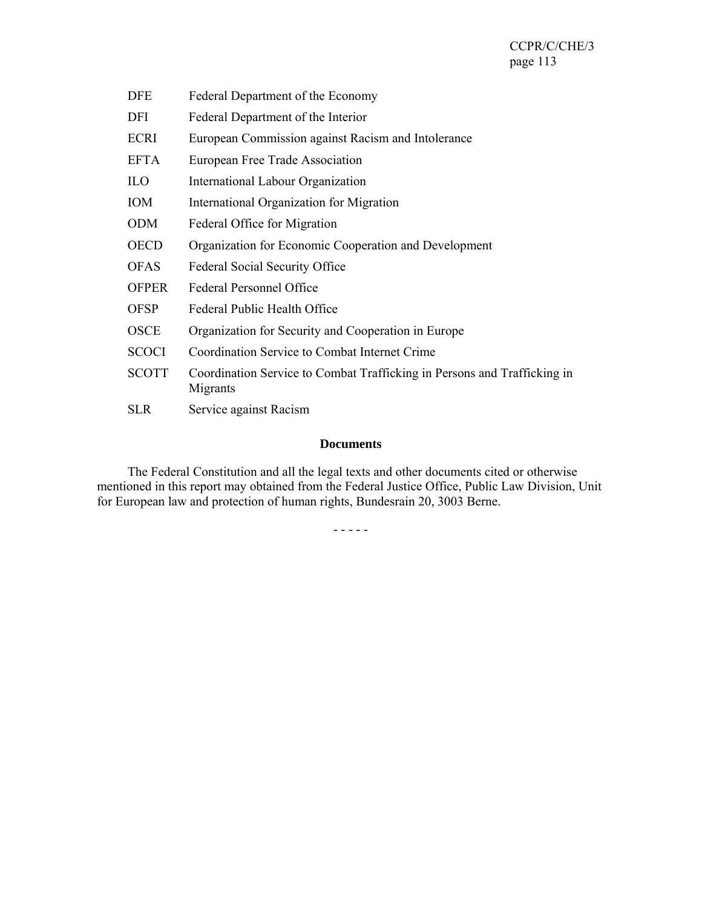| | |
|---|---|
| DFE | Federal Department of the Economy |
| DFI | Federal Department of the Interior |
| ECRI | European Commission against Racism and Intolerance |
| EFTA | European Free Trade Association |
| ILO | International Labour Organization |
| IOM | International Organization for Migration |
| ODM | Federal Office for Migration |
| OECD | Organization for Economic Cooperation and Development |
| OFAS | Federal Social Security Office |
| OFPER | Federal Personnel Office |
| OFSP | Federal Public Health Office |
| OSCE | Organization for Security and Cooperation in Europe |
| SCOCI | Coordination Service to Combat Internet Crime |
| SCOTT | Coordination Service to Combat Trafficking in Persons and Trafficking in Migrants |
| SLR | Service against Racism |

**Documents**

The Federal Constitution and all the legal texts and other documents cited or otherwise mentioned in this report may obtained from the Federal Justice Office, Public Law Division, Unit for European law and protection of human rights, Bundesrain 20, 3003 Berne.

- - - - -